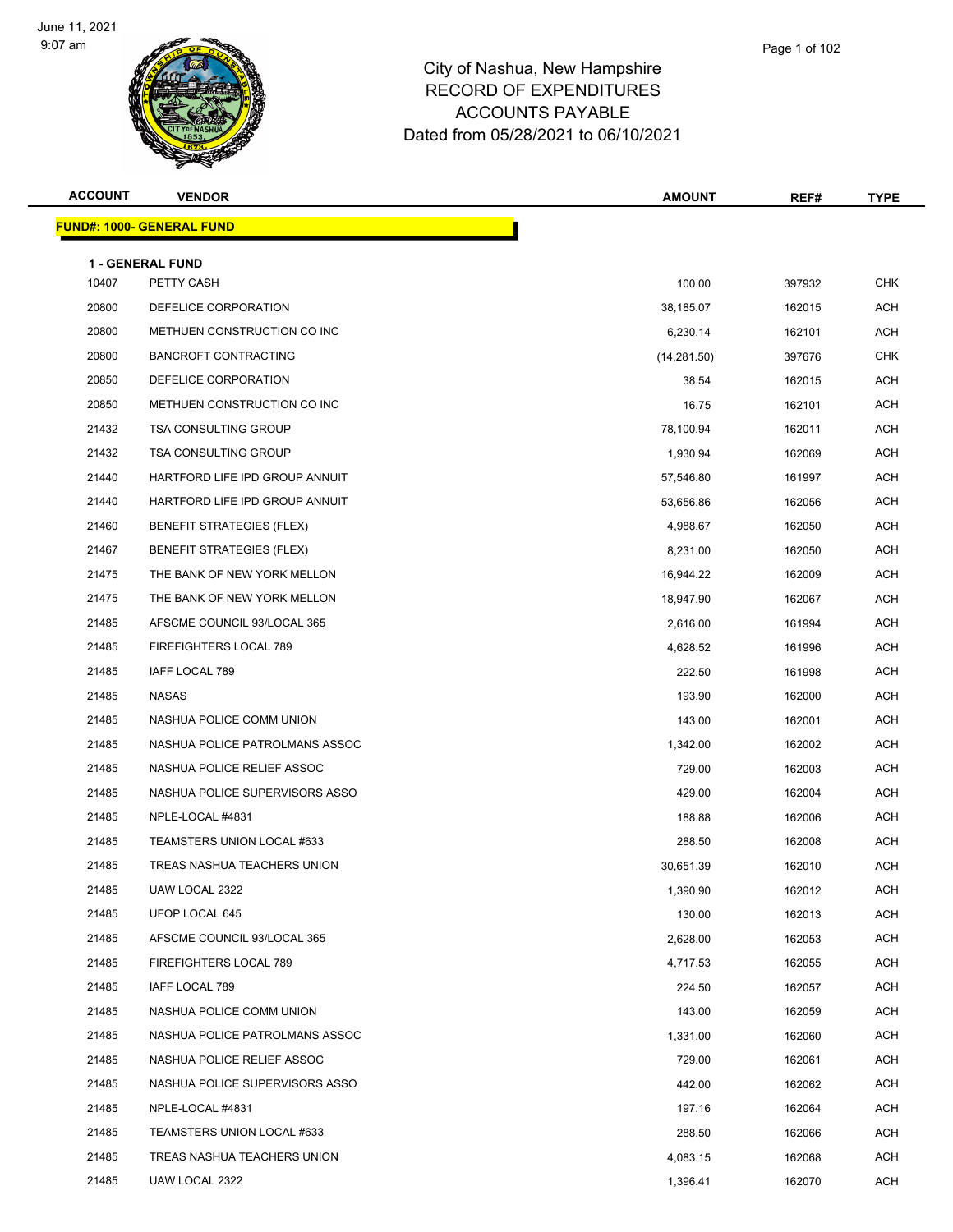# City of Nashua, New Hampshire
## RECORD OF EXPENDITURES
## ACCOUNTS PAYABLE
### Dated from 05/28/2021 to 06/10/2021

June 11, 2021
9:07 am

**FUND#: 1000- GENERAL FUND**

**1 - GENERAL FUND**

| ACCOUNT | VENDOR | AMOUNT | REF# | TYPE |
|---|---|---|---|---|
| 10407 | PETTY CASH | 100.00 | 397932 | CHK |
| 20800 | DEFELICE CORPORATION | 38,185.07 | 162015 | ACH |
| 20800 | METHUEN CONSTRUCTION CO INC | 6,230.14 | 162101 | ACH |
| 20800 | BANCROFT CONTRACTING | (14,281.50) | 397676 | CHK |
| 20850 | DEFELICE CORPORATION | 38.54 | 162015 | ACH |
| 20850 | METHUEN CONSTRUCTION CO INC | 16.75 | 162101 | ACH |
| 21432 | TSA CONSULTING GROUP | 78,100.94 | 162011 | ACH |
| 21432 | TSA CONSULTING GROUP | 1,930.94 | 162069 | ACH |
| 21440 | HARTFORD LIFE IPD GROUP ANNUIT | 57,546.80 | 161997 | ACH |
| 21440 | HARTFORD LIFE IPD GROUP ANNUIT | 53,656.86 | 162056 | ACH |
| 21460 | BENEFIT STRATEGIES (FLEX) | 4,988.67 | 162050 | ACH |
| 21467 | BENEFIT STRATEGIES (FLEX) | 8,231.00 | 162050 | ACH |
| 21475 | THE BANK OF NEW YORK MELLON | 16,944.22 | 162009 | ACH |
| 21475 | THE BANK OF NEW YORK MELLON | 18,947.90 | 162067 | ACH |
| 21485 | AFSCME COUNCIL 93/LOCAL 365 | 2,616.00 | 161994 | ACH |
| 21485 | FIREFIGHTERS LOCAL 789 | 4,628.52 | 161996 | ACH |
| 21485 | IAFF LOCAL 789 | 222.50 | 161998 | ACH |
| 21485 | NASAS | 193.90 | 162000 | ACH |
| 21485 | NASHUA POLICE COMM UNION | 143.00 | 162001 | ACH |
| 21485 | NASHUA POLICE PATROLMANS ASSOC | 1,342.00 | 162002 | ACH |
| 21485 | NASHUA POLICE RELIEF ASSOC | 729.00 | 162003 | ACH |
| 21485 | NASHUA POLICE SUPERVISORS ASSO | 429.00 | 162004 | ACH |
| 21485 | NPLE-LOCAL #4831 | 188.88 | 162006 | ACH |
| 21485 | TEAMSTERS UNION LOCAL #633 | 288.50 | 162008 | ACH |
| 21485 | TREAS NASHUA TEACHERS UNION | 30,651.39 | 162010 | ACH |
| 21485 | UAW LOCAL 2322 | 1,390.90 | 162012 | ACH |
| 21485 | UFOP LOCAL 645 | 130.00 | 162013 | ACH |
| 21485 | AFSCME COUNCIL 93/LOCAL 365 | 2,628.00 | 162053 | ACH |
| 21485 | FIREFIGHTERS LOCAL 789 | 4,717.53 | 162055 | ACH |
| 21485 | IAFF LOCAL 789 | 224.50 | 162057 | ACH |
| 21485 | NASHUA POLICE COMM UNION | 143.00 | 162059 | ACH |
| 21485 | NASHUA POLICE PATROLMANS ASSOC | 1,331.00 | 162060 | ACH |
| 21485 | NASHUA POLICE RELIEF ASSOC | 729.00 | 162061 | ACH |
| 21485 | NASHUA POLICE SUPERVISORS ASSO | 442.00 | 162062 | ACH |
| 21485 | NPLE-LOCAL #4831 | 197.16 | 162064 | ACH |
| 21485 | TEAMSTERS UNION LOCAL #633 | 288.50 | 162066 | ACH |
| 21485 | TREAS NASHUA TEACHERS UNION | 4,083.15 | 162068 | ACH |
| 21485 | UAW LOCAL 2322 | 1,396.41 | 162070 | ACH |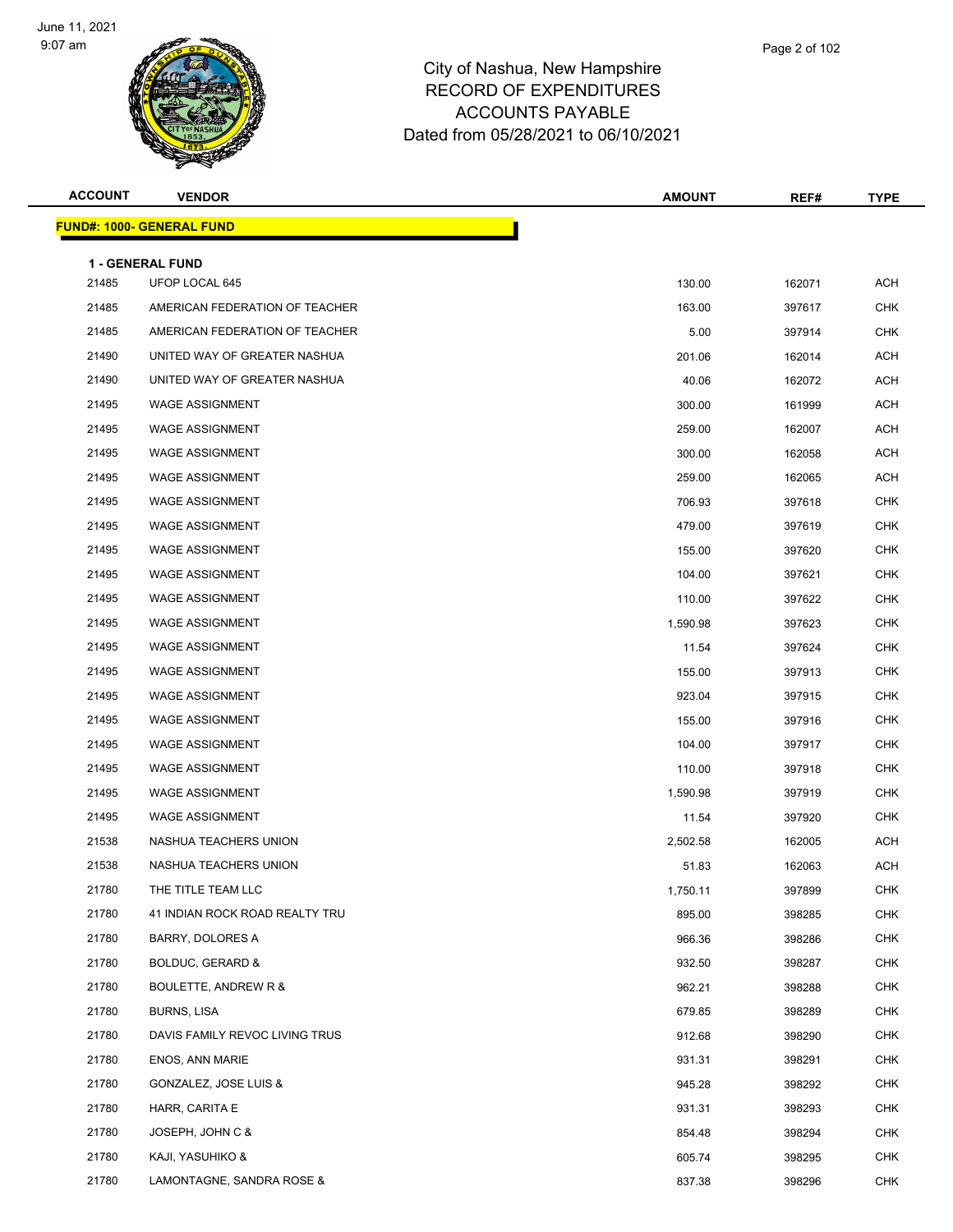# City of Nashua, New Hampshire
## RECORD OF EXPENDITURES
## ACCOUNTS PAYABLE
## Dated from 05/28/2021 to 06/10/2021

| ACCOUNT | VENDOR | AMOUNT | REF# | TYPE |
|---|---|---|---|---|
| **FUND#: 1000- GENERAL FUND** | | | | |
| **1 - GENERAL FUND** | | | | |
| 21485 | UFOP LOCAL 645 | 130.00 | 162071 | ACH |
| 21485 | AMERICAN FEDERATION OF TEACHER | 163.00 | 397617 | CHK |
| 21485 | AMERICAN FEDERATION OF TEACHER | 5.00 | 397914 | CHK |
| 21490 | UNITED WAY OF GREATER NASHUA | 201.06 | 162014 | ACH |
| 21490 | UNITED WAY OF GREATER NASHUA | 40.06 | 162072 | ACH |
| 21495 | WAGE ASSIGNMENT | 300.00 | 161999 | ACH |
| 21495 | WAGE ASSIGNMENT | 259.00 | 162007 | ACH |
| 21495 | WAGE ASSIGNMENT | 300.00 | 162058 | ACH |
| 21495 | WAGE ASSIGNMENT | 259.00 | 162065 | ACH |
| 21495 | WAGE ASSIGNMENT | 706.93 | 397618 | CHK |
| 21495 | WAGE ASSIGNMENT | 479.00 | 397619 | CHK |
| 21495 | WAGE ASSIGNMENT | 155.00 | 397620 | CHK |
| 21495 | WAGE ASSIGNMENT | 104.00 | 397621 | CHK |
| 21495 | WAGE ASSIGNMENT | 110.00 | 397622 | CHK |
| 21495 | WAGE ASSIGNMENT | 1,590.98 | 397623 | CHK |
| 21495 | WAGE ASSIGNMENT | 11.54 | 397624 | CHK |
| 21495 | WAGE ASSIGNMENT | 155.00 | 397913 | CHK |
| 21495 | WAGE ASSIGNMENT | 923.04 | 397915 | CHK |
| 21495 | WAGE ASSIGNMENT | 155.00 | 397916 | CHK |
| 21495 | WAGE ASSIGNMENT | 104.00 | 397917 | CHK |
| 21495 | WAGE ASSIGNMENT | 110.00 | 397918 | CHK |
| 21495 | WAGE ASSIGNMENT | 1,590.98 | 397919 | CHK |
| 21495 | WAGE ASSIGNMENT | 11.54 | 397920 | CHK |
| 21538 | NASHUA TEACHERS UNION | 2,502.58 | 162005 | ACH |
| 21538 | NASHUA TEACHERS UNION | 51.83 | 162063 | ACH |
| 21780 | THE TITLE TEAM LLC | 1,750.11 | 397899 | CHK |
| 21780 | 41 INDIAN ROCK ROAD REALTY TRU | 895.00 | 398285 | CHK |
| 21780 | BARRY, DOLORES A | 966.36 | 398286 | CHK |
| 21780 | BOLDUC, GERARD & | 932.50 | 398287 | CHK |
| 21780 | BOULETTE, ANDREW R & | 962.21 | 398288 | CHK |
| 21780 | BURNS, LISA | 679.85 | 398289 | CHK |
| 21780 | DAVIS FAMILY REVOC LIVING TRUS | 912.68 | 398290 | CHK |
| 21780 | ENOS, ANN MARIE | 931.31 | 398291 | CHK |
| 21780 | GONZALEZ, JOSE LUIS & | 945.28 | 398292 | CHK |
| 21780 | HARR, CARITA E | 931.31 | 398293 | CHK |
| 21780 | JOSEPH, JOHN C & | 854.48 | 398294 | CHK |
| 21780 | KAJI, YASUHIKO & | 605.74 | 398295 | CHK |
| 21780 | LAMONTAGNE, SANDRA ROSE & | 837.38 | 398296 | CHK |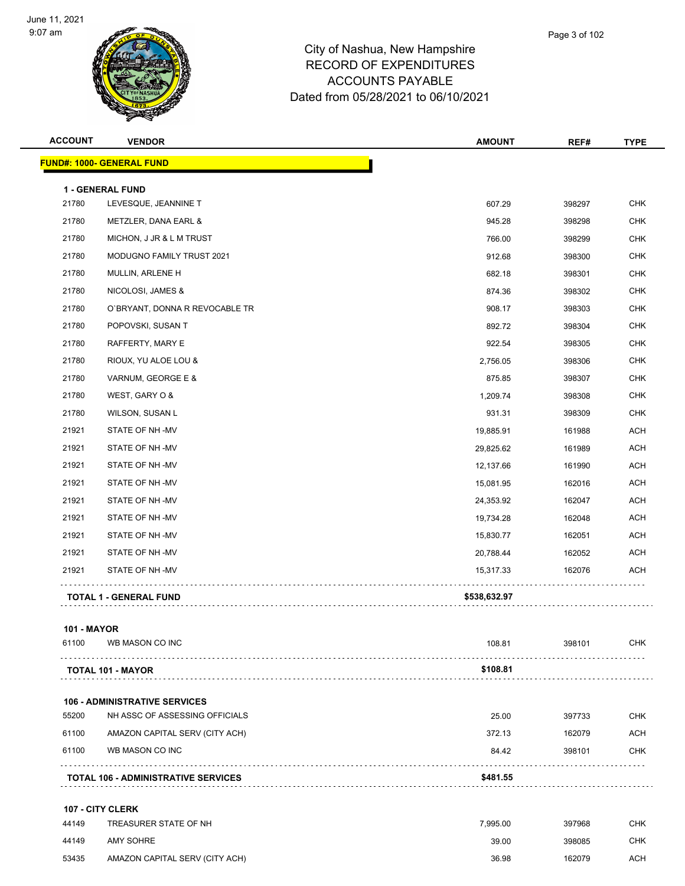City of Nashua, New Hampshire
RECORD OF EXPENDITURES
ACCOUNTS PAYABLE
Dated from 05/28/2021 to 06/10/2021

| ACCOUNT | VENDOR | AMOUNT | REF# | TYPE |
|---|---|---|---|---|
| **FUND#: 1000- GENERAL FUND** | | | | |
| **1 - GENERAL FUND** | | | | |
| 21780 | LEVESQUE, JEANNINE T | 607.29 | 398297 | CHK |
| 21780 | METZLER, DANA EARL & | 945.28 | 398298 | CHK |
| 21780 | MICHON, J JR & L M TRUST | 766.00 | 398299 | CHK |
| 21780 | MODUGNO FAMILY TRUST 2021 | 912.68 | 398300 | CHK |
| 21780 | MULLIN, ARLENE H | 682.18 | 398301 | CHK |
| 21780 | NICOLOSI, JAMES & | 874.36 | 398302 | CHK |
| 21780 | O`BRYANT, DONNA R REVOCABLE TR | 908.17 | 398303 | CHK |
| 21780 | POPOVSKI, SUSAN T | 892.72 | 398304 | CHK |
| 21780 | RAFFERTY, MARY E | 922.54 | 398305 | CHK |
| 21780 | RIOUX, YU ALOE LOU & | 2,756.05 | 398306 | CHK |
| 21780 | VARNUM, GEORGE E & | 875.85 | 398307 | CHK |
| 21780 | WEST, GARY O & | 1,209.74 | 398308 | CHK |
| 21780 | WILSON, SUSAN L | 931.31 | 398309 | CHK |
| 21921 | STATE OF NH -MV | 19,885.91 | 161988 | ACH |
| 21921 | STATE OF NH -MV | 29,825.62 | 161989 | ACH |
| 21921 | STATE OF NH -MV | 12,137.66 | 161990 | ACH |
| 21921 | STATE OF NH -MV | 15,081.95 | 162016 | ACH |
| 21921 | STATE OF NH -MV | 24,353.92 | 162047 | ACH |
| 21921 | STATE OF NH -MV | 19,734.28 | 162048 | ACH |
| 21921 | STATE OF NH -MV | 15,830.77 | 162051 | ACH |
| 21921 | STATE OF NH -MV | 20,788.44 | 162052 | ACH |
| 21921 | STATE OF NH -MV | 15,317.33 | 162076 | ACH |
| | **TOTAL 1 - GENERAL FUND** | **$538,632.97** | | |
| **101 - MAYOR** | | | | |
| 61100 | WB MASON CO INC | 108.81 | 398101 | CHK |
| | **TOTAL 101 - MAYOR** | **$108.81** | | |
| **106 - ADMINISTRATIVE SERVICES** | | | | |
| 55200 | NH ASSC OF ASSESSING OFFICIALS | 25.00 | 397733 | CHK |
| 61100 | AMAZON CAPITAL SERV (CITY ACH) | 372.13 | 162079 | ACH |
| 61100 | WB MASON CO INC | 84.42 | 398101 | CHK |
| | **TOTAL 106 - ADMINISTRATIVE SERVICES** | **$481.55** | | |
| **107 - CITY CLERK** | | | | |
| 44149 | TREASURER STATE OF NH | 7,995.00 | 397968 | CHK |
| 44149 | AMY SOHRE | 39.00 | 398085 | CHK |
| 53435 | AMAZON CAPITAL SERV (CITY ACH) | 36.98 | 162079 | ACH |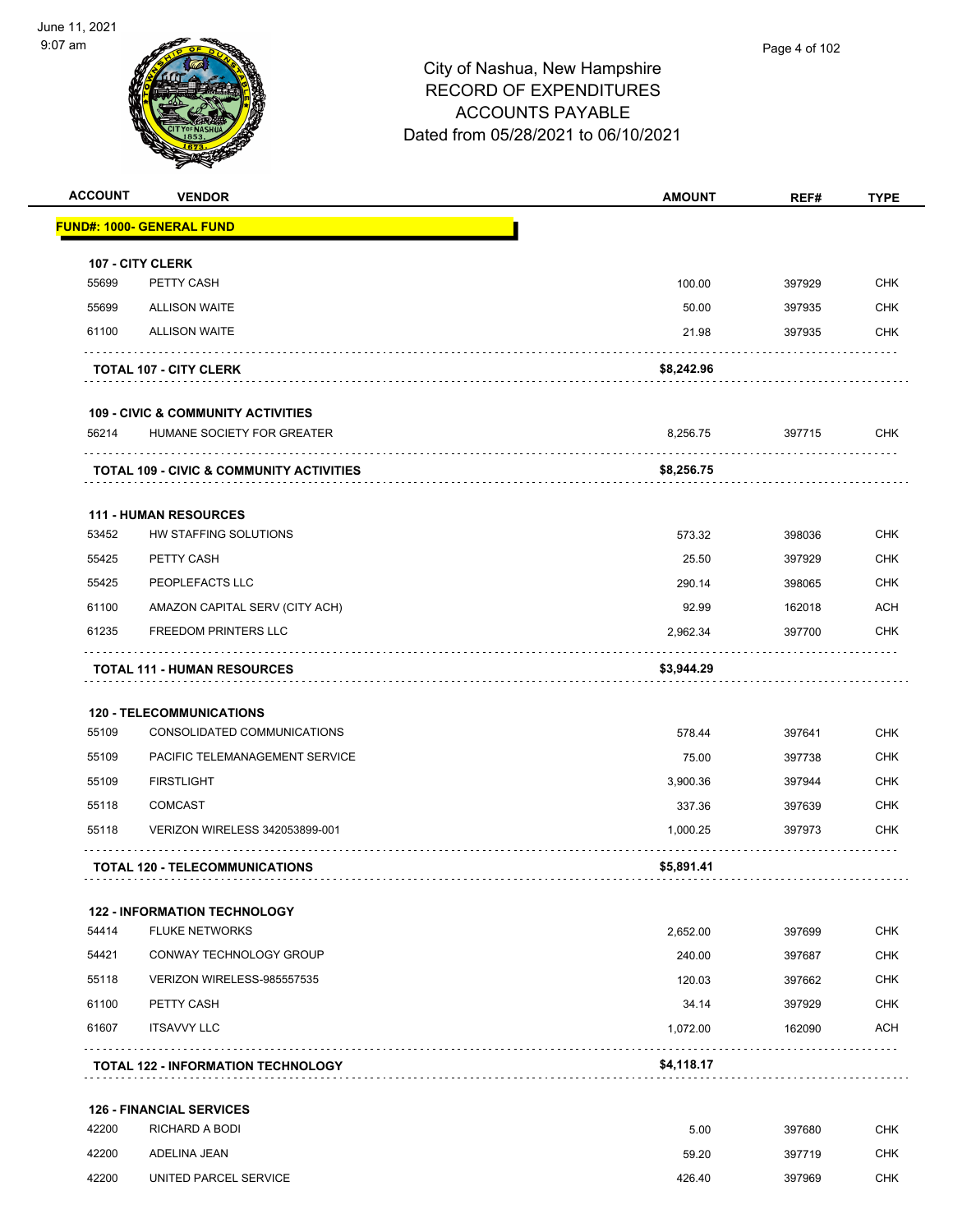City of Nashua, New Hampshire
RECORD OF EXPENDITURES
ACCOUNTS PAYABLE
Dated from 05/28/2021 to 06/10/2021

| ACCOUNT | VENDOR | AMOUNT | REF# | TYPE |
|---|---|---|---|---|
| **FUND#: 1000- GENERAL FUND** | | | | |
| **107 - CITY CLERK** | | | | |
| 55699 | PETTY CASH | 100.00 | 397929 | CHK |
| 55699 | ALLISON WAITE | 50.00 | 397935 | CHK |
| 61100 | ALLISON WAITE | 21.98 | 397935 | CHK |
| | **TOTAL 107 - CITY CLERK** | **$8,242.96** | | |
| **109 - CIVIC & COMMUNITY ACTIVITIES** | | | | |
| 56214 | HUMANE SOCIETY FOR GREATER | 8,256.75 | 397715 | CHK |
| | **TOTAL 109 - CIVIC & COMMUNITY ACTIVITIES** | **$8,256.75** | | |
| **111 - HUMAN RESOURCES** | | | | |
| 53452 | HW STAFFING SOLUTIONS | 573.32 | 398036 | CHK |
| 55425 | PETTY CASH | 25.50 | 397929 | CHK |
| 55425 | PEOPLEFACTS LLC | 290.14 | 398065 | CHK |
| 61100 | AMAZON CAPITAL SERV (CITY ACH) | 92.99 | 162018 | ACH |
| 61235 | FREEDOM PRINTERS LLC | 2,962.34 | 397700 | CHK |
| | **TOTAL 111 - HUMAN RESOURCES** | **$3,944.29** | | |
| **120 - TELECOMMUNICATIONS** | | | | |
| 55109 | CONSOLIDATED COMMUNICATIONS | 578.44 | 397641 | CHK |
| 55109 | PACIFIC TELEMANAGEMENT SERVICE | 75.00 | 397738 | CHK |
| 55109 | FIRSTLIGHT | 3,900.36 | 397944 | CHK |
| 55118 | COMCAST | 337.36 | 397639 | CHK |
| 55118 | VERIZON WIRELESS 342053899-001 | 1,000.25 | 397973 | CHK |
| | **TOTAL 120 - TELECOMMUNICATIONS** | **$5,891.41** | | |
| **122 - INFORMATION TECHNOLOGY** | | | | |
| 54414 | FLUKE NETWORKS | 2,652.00 | 397699 | CHK |
| 54421 | CONWAY TECHNOLOGY GROUP | 240.00 | 397687 | CHK |
| 55118 | VERIZON WIRELESS-985557535 | 120.03 | 397662 | CHK |
| 61100 | PETTY CASH | 34.14 | 397929 | CHK |
| 61607 | ITSAVVY LLC | 1,072.00 | 162090 | ACH |
| | **TOTAL 122 - INFORMATION TECHNOLOGY** | **$4,118.17** | | |
| **126 - FINANCIAL SERVICES** | | | | |
| 42200 | RICHARD A BODI | 5.00 | 397680 | CHK |
| 42200 | ADELINA JEAN | 59.20 | 397719 | CHK |
| 42200 | UNITED PARCEL SERVICE | 426.40 | 397969 | CHK |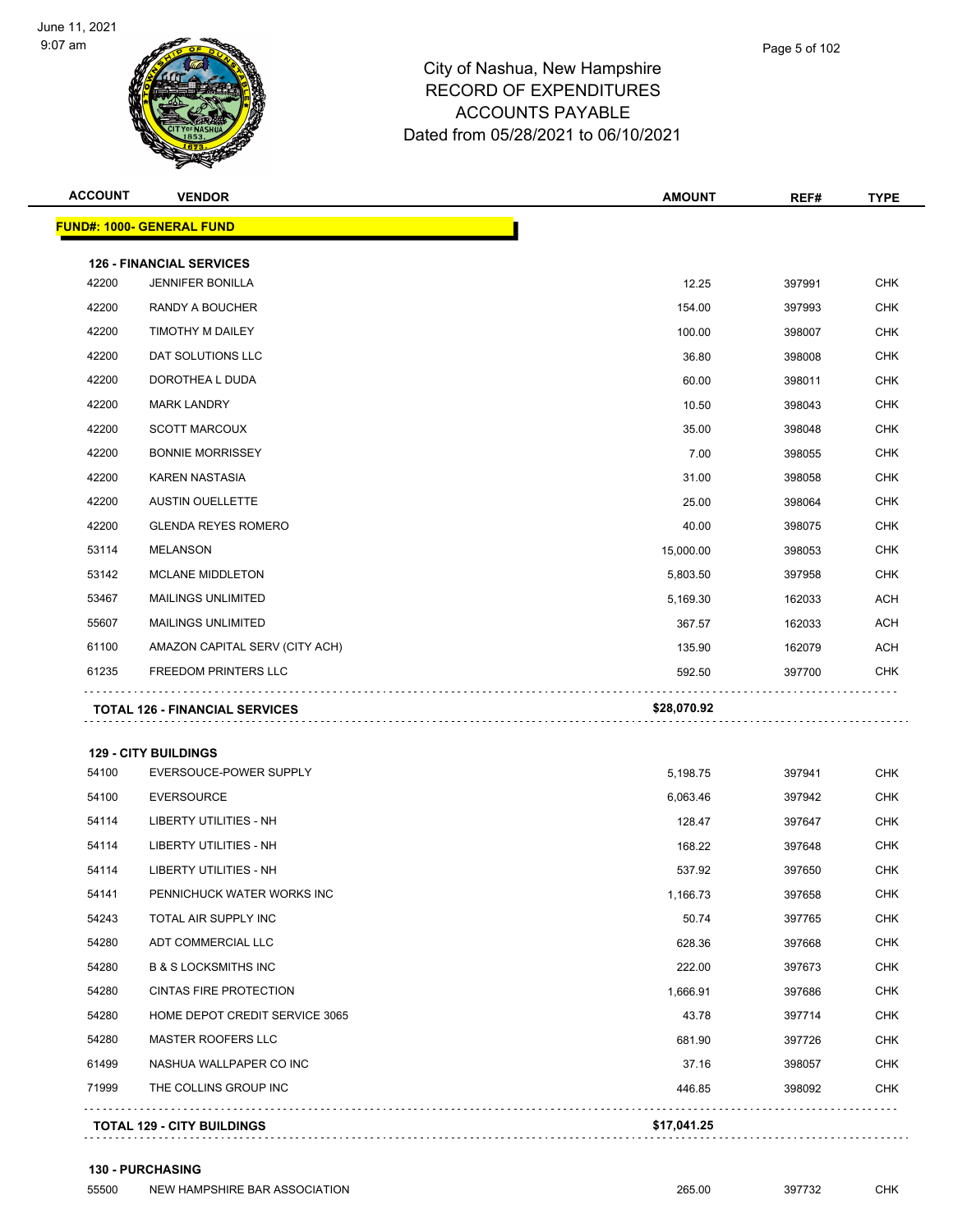# City of Nashua, New Hampshire
## RECORD OF EXPENDITURES
## ACCOUNTS PAYABLE
## Dated from 05/28/2021 to 06/10/2021

June 11, 2021
9:07 am

| ACCOUNT | VENDOR | AMOUNT | REF# | TYPE |
|---|---|---|---|---|
| **FUND#: 1000- GENERAL FUND** | | | | |
| **126 - FINANCIAL SERVICES** | | | | |
| 42200 | JENNIFER BONILLA | 12.25 | 397991 | CHK |
| 42200 | RANDY A BOUCHER | 154.00 | 397993 | CHK |
| 42200 | TIMOTHY M DAILEY | 100.00 | 398007 | CHK |
| 42200 | DAT SOLUTIONS LLC | 36.80 | 398008 | CHK |
| 42200 | DOROTHEA L DUDA | 60.00 | 398011 | CHK |
| 42200 | MARK LANDRY | 10.50 | 398043 | CHK |
| 42200 | SCOTT MARCOUX | 35.00 | 398048 | CHK |
| 42200 | BONNIE MORRISSEY | 7.00 | 398055 | CHK |
| 42200 | KAREN NASTASIA | 31.00 | 398058 | CHK |
| 42200 | AUSTIN OUELLETTE | 25.00 | 398064 | CHK |
| 42200 | GLENDA REYES ROMERO | 40.00 | 398075 | CHK |
| 53114 | MELANSON | 15,000.00 | 398053 | CHK |
| 53142 | MCLANE MIDDLETON | 5,803.50 | 397958 | CHK |
| 53467 | MAILINGS UNLIMITED | 5,169.30 | 162033 | ACH |
| 55607 | MAILINGS UNLIMITED | 367.57 | 162033 | ACH |
| 61100 | AMAZON CAPITAL SERV (CITY ACH) | 135.90 | 162079 | ACH |
| 61235 | FREEDOM PRINTERS LLC | 592.50 | 397700 | CHK |
| **TOTAL 126 - FINANCIAL SERVICES** | | **$28,070.92** | | |
| **129 - CITY BUILDINGS** | | | | |
| 54100 | EVERSOUCE-POWER SUPPLY | 5,198.75 | 397941 | CHK |
| 54100 | EVERSOURCE | 6,063.46 | 397942 | CHK |
| 54114 | LIBERTY UTILITIES - NH | 128.47 | 397647 | CHK |
| 54114 | LIBERTY UTILITIES - NH | 168.22 | 397648 | CHK |
| 54114 | LIBERTY UTILITIES - NH | 537.92 | 397650 | CHK |
| 54141 | PENNICHUCK WATER WORKS INC | 1,166.73 | 397658 | CHK |
| 54243 | TOTAL AIR SUPPLY INC | 50.74 | 397765 | CHK |
| 54280 | ADT COMMERCIAL LLC | 628.36 | 397668 | CHK |
| 54280 | B & S LOCKSMITHS INC | 222.00 | 397673 | CHK |
| 54280 | CINTAS FIRE PROTECTION | 1,666.91 | 397686 | CHK |
| 54280 | HOME DEPOT CREDIT SERVICE 3065 | 43.78 | 397714 | CHK |
| 54280 | MASTER ROOFERS LLC | 681.90 | 397726 | CHK |
| 61499 | NASHUA WALLPAPER CO INC | 37.16 | 398057 | CHK |
| 71999 | THE COLLINS GROUP INC | 446.85 | 398092 | CHK |
| **TOTAL 129 - CITY BUILDINGS** | | **$17,041.25** | | |
| **130 - PURCHASING** | | | | |
| 55500 | NEW HAMPSHIRE BAR ASSOCIATION | 265.00 | 397732 | CHK |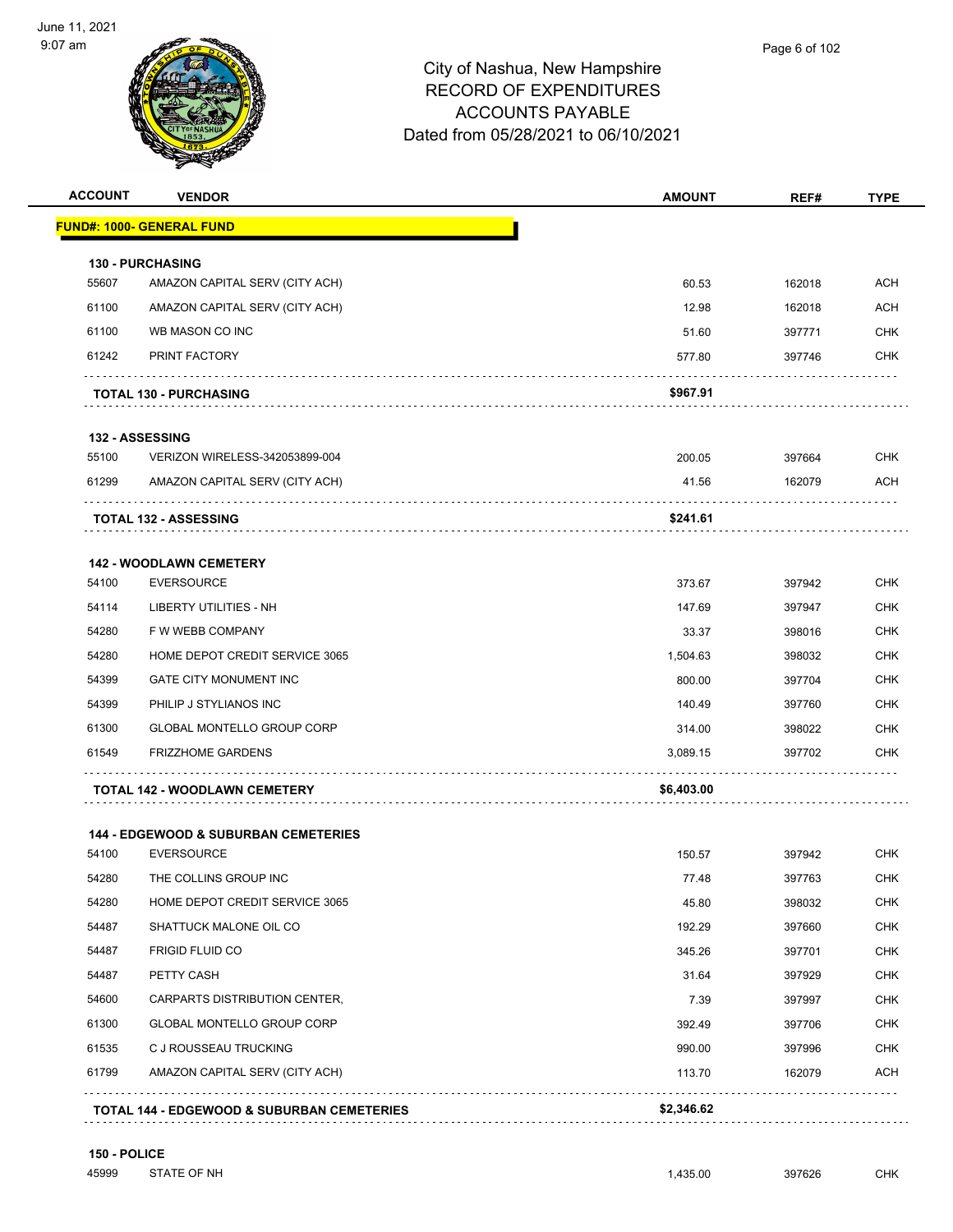# City of Nashua, New Hampshire
## RECORD OF EXPENDITURES
## ACCOUNTS PAYABLE
## Dated from 05/28/2021 to 06/10/2021

| ACCOUNT | VENDOR | AMOUNT | REF# | TYPE |
|---|---|---|---|---|
| **FUND#: 1000- GENERAL FUND** | | | | |
| **130 - PURCHASING** | | | | |
| 55607 | AMAZON CAPITAL SERV (CITY ACH) | 60.53 | 162018 | ACH |
| 61100 | AMAZON CAPITAL SERV (CITY ACH) | 12.98 | 162018 | ACH |
| 61100 | WB MASON CO INC | 51.60 | 397771 | CHK |
| 61242 | PRINT FACTORY | 577.80 | 397746 | CHK |
| | **TOTAL 130 - PURCHASING** | **$967.91** | | |
| **132 - ASSESSING** | | | | |
| 55100 | VERIZON WIRELESS-342053899-004 | 200.05 | 397664 | CHK |
| 61299 | AMAZON CAPITAL SERV (CITY ACH) | 41.56 | 162079 | ACH |
| | **TOTAL 132 - ASSESSING** | **$241.61** | | |
| **142 - WOODLAWN CEMETERY** | | | | |
| 54100 | EVERSOURCE | 373.67 | 397942 | CHK |
| 54114 | LIBERTY UTILITIES - NH | 147.69 | 397947 | CHK |
| 54280 | F W WEBB COMPANY | 33.37 | 398016 | CHK |
| 54280 | HOME DEPOT CREDIT SERVICE 3065 | 1,504.63 | 398032 | CHK |
| 54399 | GATE CITY MONUMENT INC | 800.00 | 397704 | CHK |
| 54399 | PHILIP J STYLIANOS INC | 140.49 | 397760 | CHK |
| 61300 | GLOBAL MONTELLO GROUP CORP | 314.00 | 398022 | CHK |
| 61549 | FRIZZHOME GARDENS | 3,089.15 | 397702 | CHK |
| | **TOTAL 142 - WOODLAWN CEMETERY** | **$6,403.00** | | |
| **144 - EDGEWOOD & SUBURBAN CEMETERIES** | | | | |
| 54100 | EVERSOURCE | 150.57 | 397942 | CHK |
| 54280 | THE COLLINS GROUP INC | 77.48 | 397763 | CHK |
| 54280 | HOME DEPOT CREDIT SERVICE 3065 | 45.80 | 398032 | CHK |
| 54487 | SHATTUCK MALONE OIL CO | 192.29 | 397660 | CHK |
| 54487 | FRIGID FLUID CO | 345.26 | 397701 | CHK |
| 54487 | PETTY CASH | 31.64 | 397929 | CHK |
| 54600 | CARPARTS DISTRIBUTION CENTER, | 7.39 | 397997 | CHK |
| 61300 | GLOBAL MONTELLO GROUP CORP | 392.49 | 397706 | CHK |
| 61535 | C J ROUSSEAU TRUCKING | 990.00 | 397996 | CHK |
| 61799 | AMAZON CAPITAL SERV (CITY ACH) | 113.70 | 162079 | ACH |
| | **TOTAL 144 - EDGEWOOD & SUBURBAN CEMETERIES** | **$2,346.62** | | |
| **150 - POLICE** | | | | |
| 45999 | STATE OF NH | 1,435.00 | 397626 | CHK |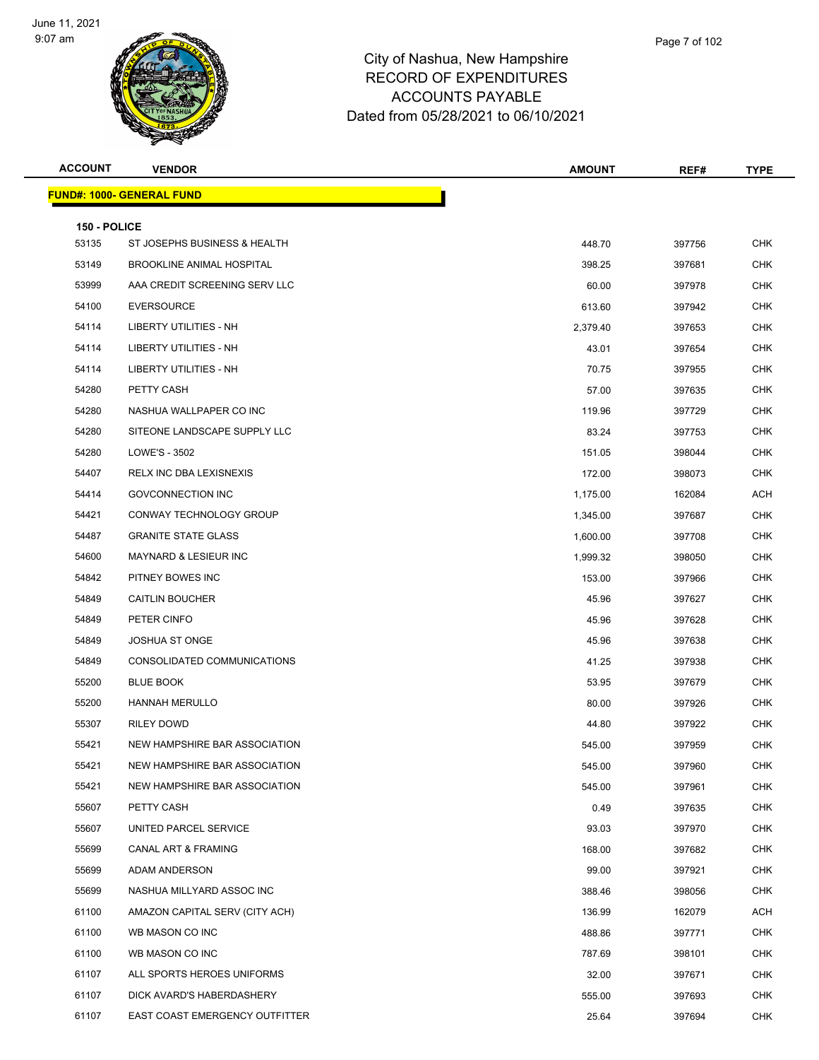# City of Nashua, New Hampshire
## RECORD OF EXPENDITURES
## ACCOUNTS PAYABLE
## Dated from 05/28/2021 to 06/10/2021

| ACCOUNT | VENDOR | AMOUNT | REF# | TYPE |
|---|---|---|---|---|
| **FUND#: 1000- GENERAL FUND** | | | | |
| **150 - POLICE** | | | | |
| 53135 | ST JOSEPHS BUSINESS & HEALTH | 448.70 | 397756 | CHK |
| 53149 | BROOKLINE ANIMAL HOSPITAL | 398.25 | 397681 | CHK |
| 53999 | AAA CREDIT SCREENING SERV LLC | 60.00 | 397978 | CHK |
| 54100 | EVERSOURCE | 613.60 | 397942 | CHK |
| 54114 | LIBERTY UTILITIES - NH | 2,379.40 | 397653 | CHK |
| 54114 | LIBERTY UTILITIES - NH | 43.01 | 397654 | CHK |
| 54114 | LIBERTY UTILITIES - NH | 70.75 | 397955 | CHK |
| 54280 | PETTY CASH | 57.00 | 397635 | CHK |
| 54280 | NASHUA WALLPAPER CO INC | 119.96 | 397729 | CHK |
| 54280 | SITEONE LANDSCAPE SUPPLY LLC | 83.24 | 397753 | CHK |
| 54280 | LOWE'S - 3502 | 151.05 | 398044 | CHK |
| 54407 | RELX INC DBA LEXISNEXIS | 172.00 | 398073 | CHK |
| 54414 | GOVCONNECTION INC | 1,175.00 | 162084 | ACH |
| 54421 | CONWAY TECHNOLOGY GROUP | 1,345.00 | 397687 | CHK |
| 54487 | GRANITE STATE GLASS | 1,600.00 | 397708 | CHK |
| 54600 | MAYNARD & LESIEUR INC | 1,999.32 | 398050 | CHK |
| 54842 | PITNEY BOWES INC | 153.00 | 397966 | CHK |
| 54849 | CAITLIN BOUCHER | 45.96 | 397627 | CHK |
| 54849 | PETER CINFO | 45.96 | 397628 | CHK |
| 54849 | JOSHUA ST ONGE | 45.96 | 397638 | CHK |
| 54849 | CONSOLIDATED COMMUNICATIONS | 41.25 | 397938 | CHK |
| 55200 | BLUE BOOK | 53.95 | 397679 | CHK |
| 55200 | HANNAH MERULLO | 80.00 | 397926 | CHK |
| 55307 | RILEY DOWD | 44.80 | 397922 | CHK |
| 55421 | NEW HAMPSHIRE BAR ASSOCIATION | 545.00 | 397959 | CHK |
| 55421 | NEW HAMPSHIRE BAR ASSOCIATION | 545.00 | 397960 | CHK |
| 55421 | NEW HAMPSHIRE BAR ASSOCIATION | 545.00 | 397961 | CHK |
| 55607 | PETTY CASH | 0.49 | 397635 | CHK |
| 55607 | UNITED PARCEL SERVICE | 93.03 | 397970 | CHK |
| 55699 | CANAL ART & FRAMING | 168.00 | 397682 | CHK |
| 55699 | ADAM ANDERSON | 99.00 | 397921 | CHK |
| 55699 | NASHUA MILLYARD ASSOC INC | 388.46 | 398056 | CHK |
| 61100 | AMAZON CAPITAL SERV (CITY ACH) | 136.99 | 162079 | ACH |
| 61100 | WB MASON CO INC | 488.86 | 397771 | CHK |
| 61100 | WB MASON CO INC | 787.69 | 398101 | CHK |
| 61107 | ALL SPORTS HEROES UNIFORMS | 32.00 | 397671 | CHK |
| 61107 | DICK AVARD'S HABERDASHERY | 555.00 | 397693 | CHK |
| 61107 | EAST COAST EMERGENCY OUTFITTER | 25.64 | 397694 | CHK |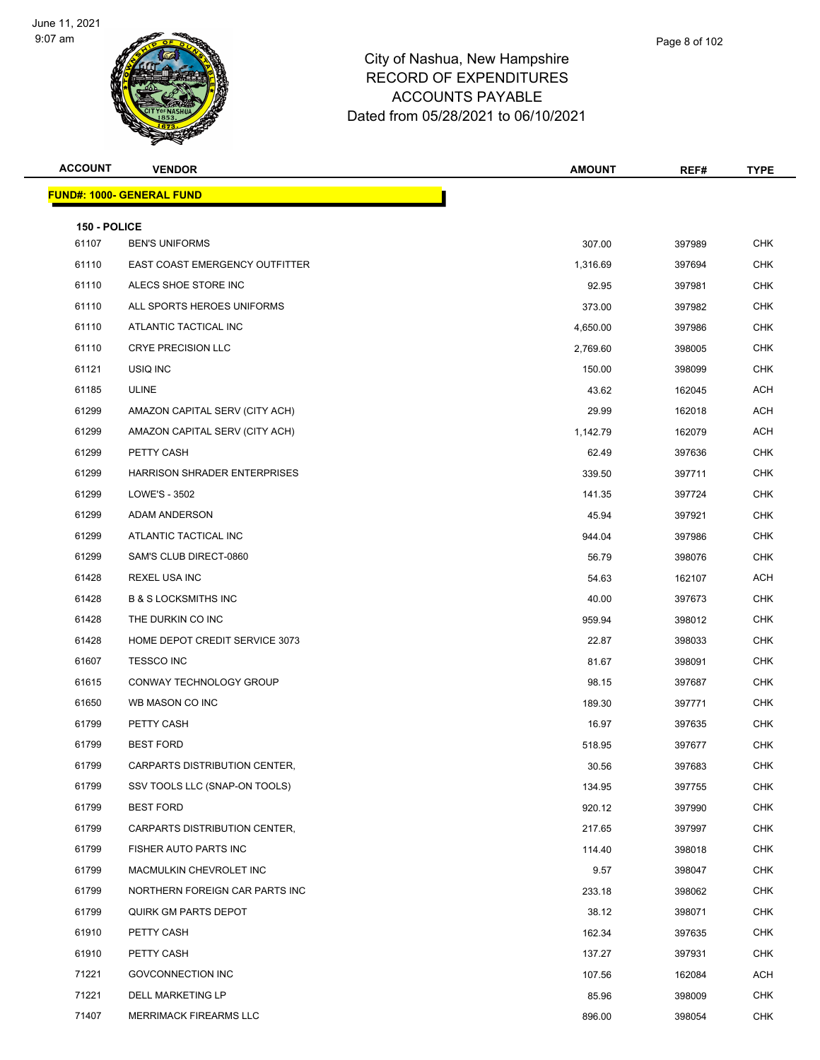# City of Nashua, New Hampshire
## RECORD OF EXPENDITURES
## ACCOUNTS PAYABLE
## Dated from 05/28/2021 to 06/10/2021

| ACCOUNT | VENDOR | AMOUNT | REF# | TYPE |
|---|---|---|---|---|
| **FUND#: 1000- GENERAL FUND** | | | | |
| **150 - POLICE** | | | | |
| 61107 | BEN'S UNIFORMS | 307.00 | 397989 | CHK |
| 61110 | EAST COAST EMERGENCY OUTFITTER | 1,316.69 | 397694 | CHK |
| 61110 | ALECS SHOE STORE INC | 92.95 | 397981 | CHK |
| 61110 | ALL SPORTS HEROES UNIFORMS | 373.00 | 397982 | CHK |
| 61110 | ATLANTIC TACTICAL INC | 4,650.00 | 397986 | CHK |
| 61110 | CRYE PRECISION LLC | 2,769.60 | 398005 | CHK |
| 61121 | USIQ INC | 150.00 | 398099 | CHK |
| 61185 | ULINE | 43.62 | 162045 | ACH |
| 61299 | AMAZON CAPITAL SERV (CITY ACH) | 29.99 | 162018 | ACH |
| 61299 | AMAZON CAPITAL SERV (CITY ACH) | 1,142.79 | 162079 | ACH |
| 61299 | PETTY CASH | 62.49 | 397636 | CHK |
| 61299 | HARRISON SHRADER ENTERPRISES | 339.50 | 397711 | CHK |
| 61299 | LOWE'S - 3502 | 141.35 | 397724 | CHK |
| 61299 | ADAM ANDERSON | 45.94 | 397921 | CHK |
| 61299 | ATLANTIC TACTICAL INC | 944.04 | 397986 | CHK |
| 61299 | SAM'S CLUB DIRECT-0860 | 56.79 | 398076 | CHK |
| 61428 | REXEL USA INC | 54.63 | 162107 | ACH |
| 61428 | B & S LOCKSMITHS INC | 40.00 | 397673 | CHK |
| 61428 | THE DURKIN CO INC | 959.94 | 398012 | CHK |
| 61428 | HOME DEPOT CREDIT SERVICE 3073 | 22.87 | 398033 | CHK |
| 61607 | TESSCO INC | 81.67 | 398091 | CHK |
| 61615 | CONWAY TECHNOLOGY GROUP | 98.15 | 397687 | CHK |
| 61650 | WB MASON CO INC | 189.30 | 397771 | CHK |
| 61799 | PETTY CASH | 16.97 | 397635 | CHK |
| 61799 | BEST FORD | 518.95 | 397677 | CHK |
| 61799 | CARPARTS DISTRIBUTION CENTER, | 30.56 | 397683 | CHK |
| 61799 | SSV TOOLS LLC (SNAP-ON TOOLS) | 134.95 | 397755 | CHK |
| 61799 | BEST FORD | 920.12 | 397990 | CHK |
| 61799 | CARPARTS DISTRIBUTION CENTER, | 217.65 | 397997 | CHK |
| 61799 | FISHER AUTO PARTS INC | 114.40 | 398018 | CHK |
| 61799 | MACMULKIN CHEVROLET INC | 9.57 | 398047 | CHK |
| 61799 | NORTHERN FOREIGN CAR PARTS INC | 233.18 | 398062 | CHK |
| 61799 | QUIRK GM PARTS DEPOT | 38.12 | 398071 | CHK |
| 61910 | PETTY CASH | 162.34 | 397635 | CHK |
| 61910 | PETTY CASH | 137.27 | 397931 | CHK |
| 71221 | GOVCONNECTION INC | 107.56 | 162084 | ACH |
| 71221 | DELL MARKETING LP | 85.96 | 398009 | CHK |
| 71407 | MERRIMACK FIREARMS LLC | 896.00 | 398054 | CHK |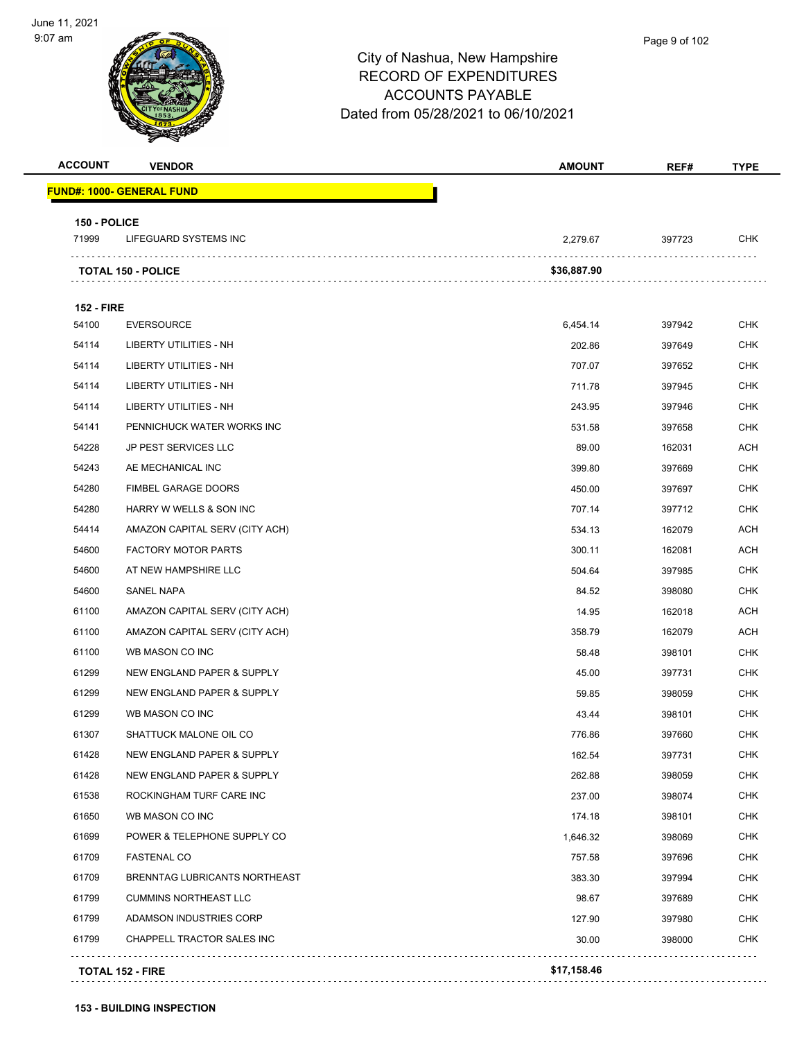# City of Nashua, New Hampshire
## RECORD OF EXPENDITURES
## ACCOUNTS PAYABLE
## Dated from 05/28/2021 to 06/10/2021

June 11, 2021
9:07 am

| ACCOUNT | VENDOR | AMOUNT | REF# | TYPE |
|---|---|---|---|---|
| **FUND#: 1000- GENERAL FUND** | | | | |
| **150 - POLICE** | | | | |
| 71999 | LIFEGUARD SYSTEMS INC | 2,279.67 | 397723 | CHK |
| **TOTAL 150 - POLICE** | | **$36,887.90** | | |
| **152 - FIRE** | | | | |
| 54100 | EVERSOURCE | 6,454.14 | 397942 | CHK |
| 54114 | LIBERTY UTILITIES - NH | 202.86 | 397649 | CHK |
| 54114 | LIBERTY UTILITIES - NH | 707.07 | 397652 | CHK |
| 54114 | LIBERTY UTILITIES - NH | 711.78 | 397945 | CHK |
| 54114 | LIBERTY UTILITIES - NH | 243.95 | 397946 | CHK |
| 54141 | PENNICHUCK WATER WORKS INC | 531.58 | 397658 | CHK |
| 54228 | JP PEST SERVICES LLC | 89.00 | 162031 | ACH |
| 54243 | AE MECHANICAL INC | 399.80 | 397669 | CHK |
| 54280 | FIMBEL GARAGE DOORS | 450.00 | 397697 | CHK |
| 54280 | HARRY W WELLS & SON INC | 707.14 | 397712 | CHK |
| 54414 | AMAZON CAPITAL SERV (CITY ACH) | 534.13 | 162079 | ACH |
| 54600 | FACTORY MOTOR PARTS | 300.11 | 162081 | ACH |
| 54600 | AT NEW HAMPSHIRE LLC | 504.64 | 397985 | CHK |
| 54600 | SANEL NAPA | 84.52 | 398080 | CHK |
| 61100 | AMAZON CAPITAL SERV (CITY ACH) | 14.95 | 162018 | ACH |
| 61100 | AMAZON CAPITAL SERV (CITY ACH) | 358.79 | 162079 | ACH |
| 61100 | WB MASON CO INC | 58.48 | 398101 | CHK |
| 61299 | NEW ENGLAND PAPER & SUPPLY | 45.00 | 397731 | CHK |
| 61299 | NEW ENGLAND PAPER & SUPPLY | 59.85 | 398059 | CHK |
| 61299 | WB MASON CO INC | 43.44 | 398101 | CHK |
| 61307 | SHATTUCK MALONE OIL CO | 776.86 | 397660 | CHK |
| 61428 | NEW ENGLAND PAPER & SUPPLY | 162.54 | 397731 | CHK |
| 61428 | NEW ENGLAND PAPER & SUPPLY | 262.88 | 398059 | CHK |
| 61538 | ROCKINGHAM TURF CARE INC | 237.00 | 398074 | CHK |
| 61650 | WB MASON CO INC | 174.18 | 398101 | CHK |
| 61699 | POWER & TELEPHONE SUPPLY CO | 1,646.32 | 398069 | CHK |
| 61709 | FASTENAL CO | 757.58 | 397696 | CHK |
| 61709 | BRENNTAG LUBRICANTS NORTHEAST | 383.30 | 397994 | CHK |
| 61799 | CUMMINS NORTHEAST LLC | 98.67 | 397689 | CHK |
| 61799 | ADAMSON INDUSTRIES CORP | 127.90 | 397980 | CHK |
| 61799 | CHAPPELL TRACTOR SALES INC | 30.00 | 398000 | CHK |
| **TOTAL 152 - FIRE** | | **$17,158.46** | | |

**153 - BUILDING INSPECTION**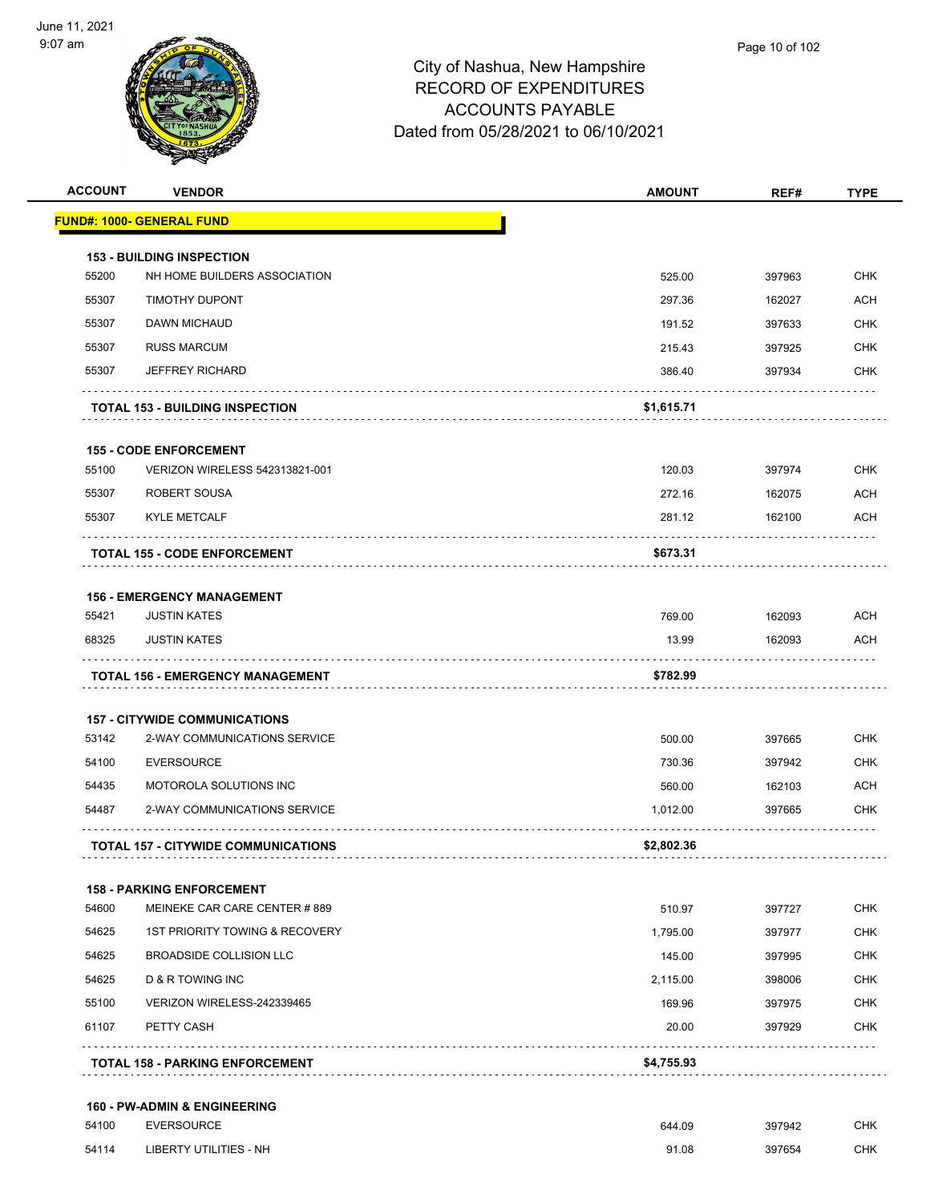# City of Nashua, New Hampshire
## RECORD OF EXPENDITURES
## ACCOUNTS PAYABLE
## Dated from 05/28/2021 to 06/10/2021

| ACCOUNT | VENDOR | AMOUNT | REF# | TYPE |
|---|---|---|---|---|
| **FUND#: 1000- GENERAL FUND** | | | | |
| **153 - BUILDING INSPECTION** | | | | |
| 55200 | NH HOME BUILDERS ASSOCIATION | 525.00 | 397963 | CHK |
| 55307 | TIMOTHY DUPONT | 297.36 | 162027 | ACH |
| 55307 | DAWN MICHAUD | 191.52 | 397633 | CHK |
| 55307 | RUSS MARCUM | 215.43 | 397925 | CHK |
| 55307 | JEFFREY RICHARD | 386.40 | 397934 | CHK |
| | **TOTAL 153 - BUILDING INSPECTION** | **$1,615.71** | | |
| **155 - CODE ENFORCEMENT** | | | | |
| 55100 | VERIZON WIRELESS 542313821-001 | 120.03 | 397974 | CHK |
| 55307 | ROBERT SOUSA | 272.16 | 162075 | ACH |
| 55307 | KYLE METCALF | 281.12 | 162100 | ACH |
| | **TOTAL 155 - CODE ENFORCEMENT** | **$673.31** | | |
| **156 - EMERGENCY MANAGEMENT** | | | | |
| 55421 | JUSTIN KATES | 769.00 | 162093 | ACH |
| 68325 | JUSTIN KATES | 13.99 | 162093 | ACH |
| | **TOTAL 156 - EMERGENCY MANAGEMENT** | **$782.99** | | |
| **157 - CITYWIDE COMMUNICATIONS** | | | | |
| 53142 | 2-WAY COMMUNICATIONS SERVICE | 500.00 | 397665 | CHK |
| 54100 | EVERSOURCE | 730.36 | 397942 | CHK |
| 54435 | MOTOROLA SOLUTIONS INC | 560.00 | 162103 | ACH |
| 54487 | 2-WAY COMMUNICATIONS SERVICE | 1,012.00 | 397665 | CHK |
| | **TOTAL 157 - CITYWIDE COMMUNICATIONS** | **$2,802.36** | | |
| **158 - PARKING ENFORCEMENT** | | | | |
| 54600 | MEINEKE CAR CARE CENTER # 889 | 510.97 | 397727 | CHK |
| 54625 | 1ST PRIORITY TOWING & RECOVERY | 1,795.00 | 397977 | CHK |
| 54625 | BROADSIDE COLLISION LLC | 145.00 | 397995 | CHK |
| 54625 | D & R TOWING INC | 2,115.00 | 398006 | CHK |
| 55100 | VERIZON WIRELESS-242339465 | 169.96 | 397975 | CHK |
| 61107 | PETTY CASH | 20.00 | 397929 | CHK |
| | **TOTAL 158 - PARKING ENFORCEMENT** | **$4,755.93** | | |
| **160 - PW-ADMIN & ENGINEERING** | | | | |
| 54100 | EVERSOURCE | 644.09 | 397942 | CHK |
| 54114 | LIBERTY UTILITIES - NH | 91.08 | 397654 | CHK |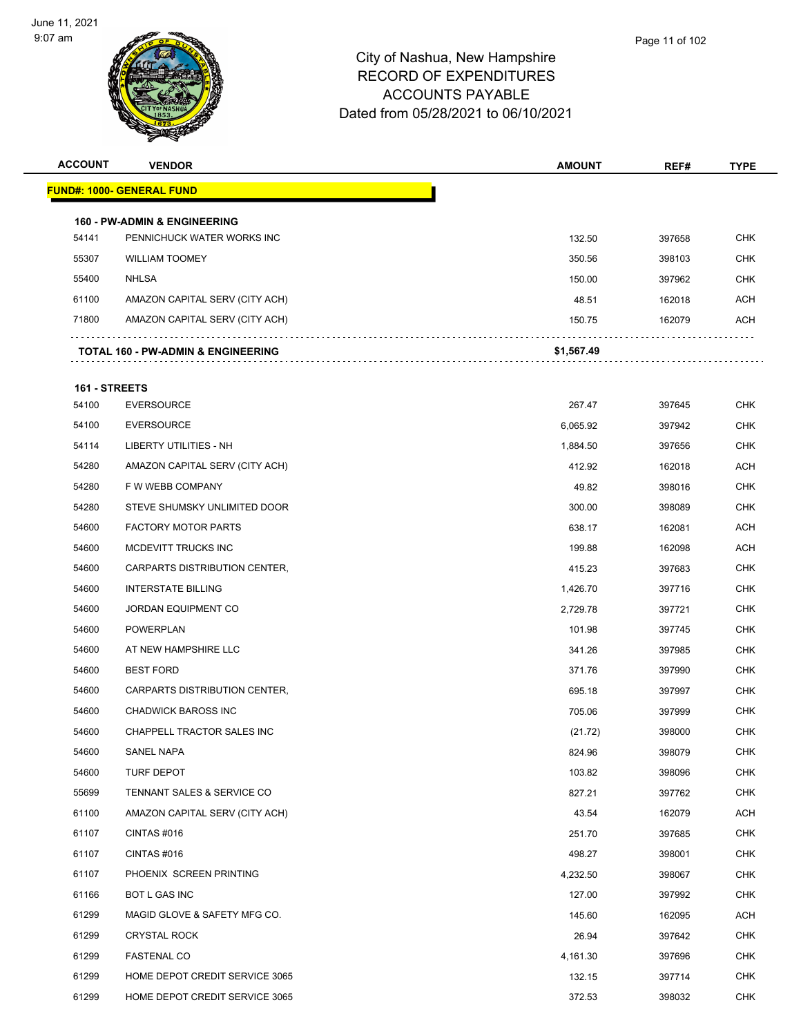# City of Nashua, New Hampshire
## RECORD OF EXPENDITURES
## ACCOUNTS PAYABLE
## Dated from 05/28/2021 to 06/10/2021

| ACCOUNT | VENDOR | AMOUNT | REF# | TYPE |
|---|---|---|---|---|
| **FUND#: 1000- GENERAL FUND** | | | | |
| **160 - PW-ADMIN & ENGINEERING** | | | | |
| 54141 | PENNICHUCK WATER WORKS INC | 132.50 | 397658 | CHK |
| 55307 | WILLIAM TOOMEY | 350.56 | 398103 | CHK |
| 55400 | NHLSA | 150.00 | 397962 | CHK |
| 61100 | AMAZON CAPITAL SERV (CITY ACH) | 48.51 | 162018 | ACH |
| 71800 | AMAZON CAPITAL SERV (CITY ACH) | 150.75 | 162079 | ACH |
| **TOTAL 160 - PW-ADMIN & ENGINEERING** | | **$1,567.49** | | |
| **161 - STREETS** | | | | |
| 54100 | EVERSOURCE | 267.47 | 397645 | CHK |
| 54100 | EVERSOURCE | 6,065.92 | 397942 | CHK |
| 54114 | LIBERTY UTILITIES - NH | 1,884.50 | 397656 | CHK |
| 54280 | AMAZON CAPITAL SERV (CITY ACH) | 412.92 | 162018 | ACH |
| 54280 | F W WEBB COMPANY | 49.82 | 398016 | CHK |
| 54280 | STEVE SHUMSKY UNLIMITED DOOR | 300.00 | 398089 | CHK |
| 54600 | FACTORY MOTOR PARTS | 638.17 | 162081 | ACH |
| 54600 | MCDEVITT TRUCKS INC | 199.88 | 162098 | ACH |
| 54600 | CARPARTS DISTRIBUTION CENTER, | 415.23 | 397683 | CHK |
| 54600 | INTERSTATE BILLING | 1,426.70 | 397716 | CHK |
| 54600 | JORDAN EQUIPMENT CO | 2,729.78 | 397721 | CHK |
| 54600 | POWERPLAN | 101.98 | 397745 | CHK |
| 54600 | AT NEW HAMPSHIRE LLC | 341.26 | 397985 | CHK |
| 54600 | BEST FORD | 371.76 | 397990 | CHK |
| 54600 | CARPARTS DISTRIBUTION CENTER, | 695.18 | 397997 | CHK |
| 54600 | CHADWICK BAROSS INC | 705.06 | 397999 | CHK |
| 54600 | CHAPPELL TRACTOR SALES INC | (21.72) | 398000 | CHK |
| 54600 | SANEL NAPA | 824.96 | 398079 | CHK |
| 54600 | TURF DEPOT | 103.82 | 398096 | CHK |
| 55699 | TENNANT SALES & SERVICE CO | 827.21 | 397762 | CHK |
| 61100 | AMAZON CAPITAL SERV (CITY ACH) | 43.54 | 162079 | ACH |
| 61107 | CINTAS #016 | 251.70 | 397685 | CHK |
| 61107 | CINTAS #016 | 498.27 | 398001 | CHK |
| 61107 | PHOENIX SCREEN PRINTING | 4,232.50 | 398067 | CHK |
| 61166 | BOT L GAS INC | 127.00 | 397992 | CHK |
| 61299 | MAGID GLOVE & SAFETY MFG CO. | 145.60 | 162095 | ACH |
| 61299 | CRYSTAL ROCK | 26.94 | 397642 | CHK |
| 61299 | FASTENAL CO | 4,161.30 | 397696 | CHK |
| 61299 | HOME DEPOT CREDIT SERVICE 3065 | 132.15 | 397714 | CHK |
| 61299 | HOME DEPOT CREDIT SERVICE 3065 | 372.53 | 398032 | CHK |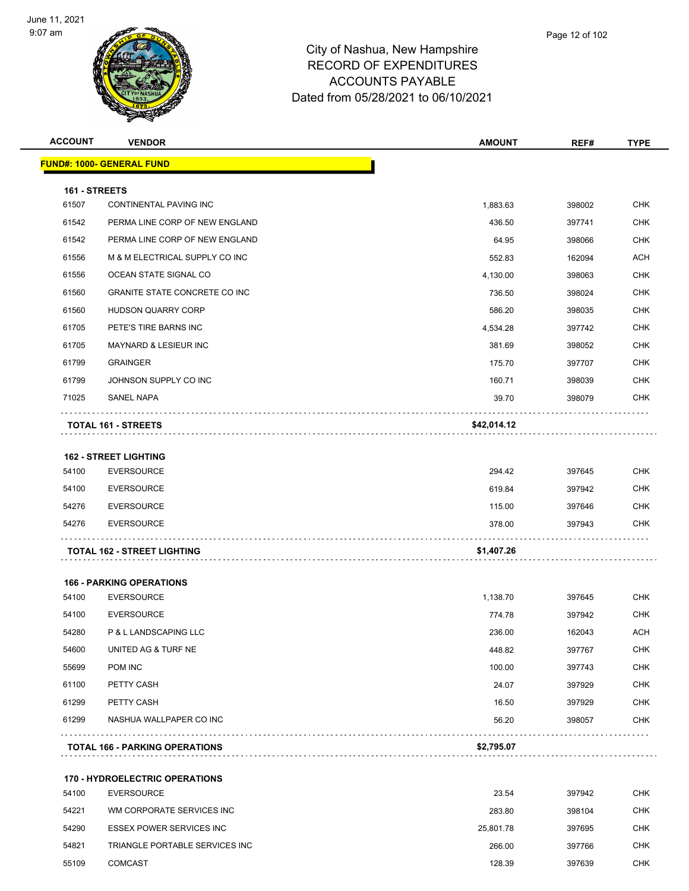City of Nashua, New Hampshire
RECORD OF EXPENDITURES
ACCOUNTS PAYABLE
Dated from 05/28/2021 to 06/10/2021

June 11, 2021
9:07 am

| ACCOUNT | VENDOR | AMOUNT | REF# | TYPE |
|---|---|---|---|---|
| **FUND#: 1000- GENERAL FUND** | | | | |
| **161 - STREETS** | | | | |
| 61507 | CONTINENTAL PAVING INC | 1,883.63 | 398002 | CHK |
| 61542 | PERMA LINE CORP OF NEW ENGLAND | 436.50 | 397741 | CHK |
| 61542 | PERMA LINE CORP OF NEW ENGLAND | 64.95 | 398066 | CHK |
| 61556 | M & M ELECTRICAL SUPPLY CO INC | 552.83 | 162094 | ACH |
| 61556 | OCEAN STATE SIGNAL CO | 4,130.00 | 398063 | CHK |
| 61560 | GRANITE STATE CONCRETE CO INC | 736.50 | 398024 | CHK |
| 61560 | HUDSON QUARRY CORP | 586.20 | 398035 | CHK |
| 61705 | PETE'S TIRE BARNS INC | 4,534.28 | 397742 | CHK |
| 61705 | MAYNARD & LESIEUR INC | 381.69 | 398052 | CHK |
| 61799 | GRAINGER | 175.70 | 397707 | CHK |
| 61799 | JOHNSON SUPPLY CO INC | 160.71 | 398039 | CHK |
| 71025 | SANEL NAPA | 39.70 | 398079 | CHK |
| **TOTAL 161 - STREETS** | | **$42,014.12** | | |
| **162 - STREET LIGHTING** | | | | |
| 54100 | EVERSOURCE | 294.42 | 397645 | CHK |
| 54100 | EVERSOURCE | 619.84 | 397942 | CHK |
| 54276 | EVERSOURCE | 115.00 | 397646 | CHK |
| 54276 | EVERSOURCE | 378.00 | 397943 | CHK |
| **TOTAL 162 - STREET LIGHTING** | | **$1,407.26** | | |
| **166 - PARKING OPERATIONS** | | | | |
| 54100 | EVERSOURCE | 1,138.70 | 397645 | CHK |
| 54100 | EVERSOURCE | 774.78 | 397942 | CHK |
| 54280 | P & L LANDSCAPING LLC | 236.00 | 162043 | ACH |
| 54600 | UNITED AG & TURF NE | 448.82 | 397767 | CHK |
| 55699 | POM INC | 100.00 | 397743 | CHK |
| 61100 | PETTY CASH | 24.07 | 397929 | CHK |
| 61299 | PETTY CASH | 16.50 | 397929 | CHK |
| 61299 | NASHUA WALLPAPER CO INC | 56.20 | 398057 | CHK |
| **TOTAL 166 - PARKING OPERATIONS** | | **$2,795.07** | | |
| **170 - HYDROELECTRIC OPERATIONS** | | | | |
| 54100 | EVERSOURCE | 23.54 | 397942 | CHK |
| 54221 | WM CORPORATE SERVICES INC | 283.80 | 398104 | CHK |
| 54290 | ESSEX POWER SERVICES INC | 25,801.78 | 397695 | CHK |
| 54821 | TRIANGLE PORTABLE SERVICES INC | 266.00 | 397766 | CHK |
| 55109 | COMCAST | 128.39 | 397639 | CHK |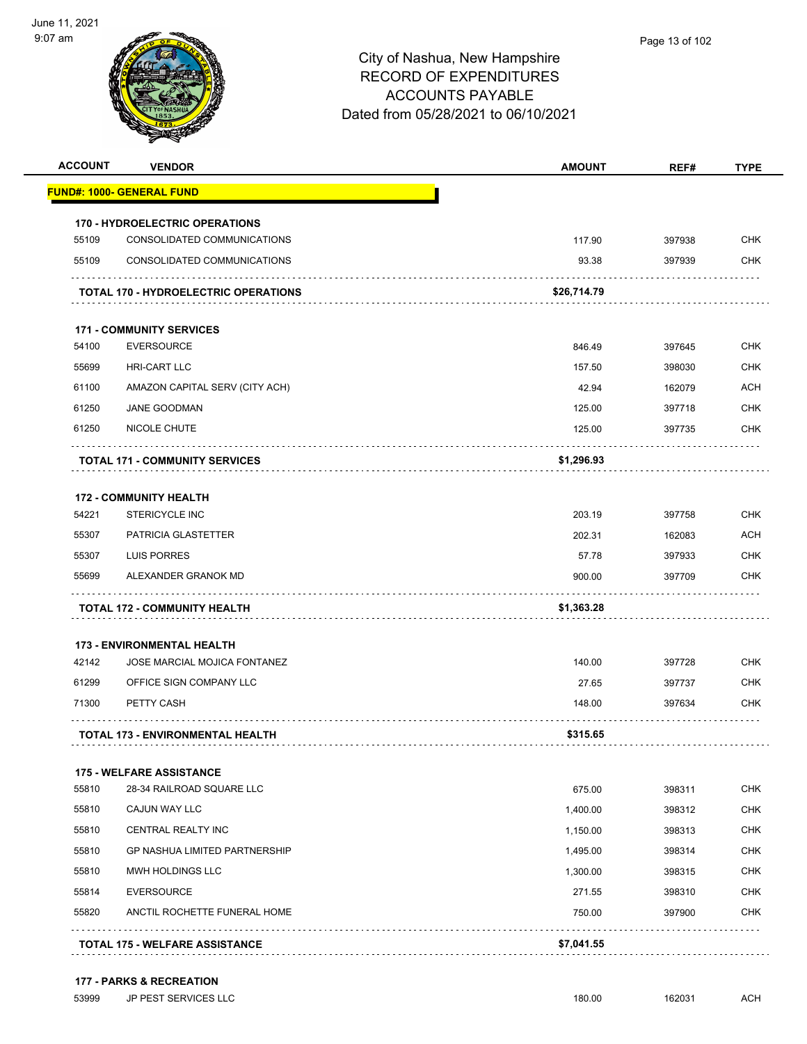City of Nashua, New Hampshire
RECORD OF EXPENDITURES
ACCOUNTS PAYABLE
Dated from 05/28/2021 to 06/10/2021

| ACCOUNT | VENDOR | AMOUNT | REF# | TYPE |
|---|---|---|---|---|
| **FUND#: 1000- GENERAL FUND** | | | | |
| **170 - HYDROELECTRIC OPERATIONS** | | | | |
| 55109 | CONSOLIDATED COMMUNICATIONS | 117.90 | 397938 | CHK |
| 55109 | CONSOLIDATED COMMUNICATIONS | 93.38 | 397939 | CHK |
| | **TOTAL 170 - HYDROELECTRIC OPERATIONS** | **$26,714.79** | | |
| **171 - COMMUNITY SERVICES** | | | | |
| 54100 | EVERSOURCE | 846.49 | 397645 | CHK |
| 55699 | HRI-CART LLC | 157.50 | 398030 | CHK |
| 61100 | AMAZON CAPITAL SERV (CITY ACH) | 42.94 | 162079 | ACH |
| 61250 | JANE GOODMAN | 125.00 | 397718 | CHK |
| 61250 | NICOLE CHUTE | 125.00 | 397735 | CHK |
| | **TOTAL 171 - COMMUNITY SERVICES** | **$1,296.93** | | |
| **172 - COMMUNITY HEALTH** | | | | |
| 54221 | STERICYCLE INC | 203.19 | 397758 | CHK |
| 55307 | PATRICIA GLASTETTER | 202.31 | 162083 | ACH |
| 55307 | LUIS PORRES | 57.78 | 397933 | CHK |
| 55699 | ALEXANDER GRANOK MD | 900.00 | 397709 | CHK |
| | **TOTAL 172 - COMMUNITY HEALTH** | **$1,363.28** | | |
| **173 - ENVIRONMENTAL HEALTH** | | | | |
| 42142 | JOSE MARCIAL MOJICA FONTANEZ | 140.00 | 397728 | CHK |
| 61299 | OFFICE SIGN COMPANY LLC | 27.65 | 397737 | CHK |
| 71300 | PETTY CASH | 148.00 | 397634 | CHK |
| | **TOTAL 173 - ENVIRONMENTAL HEALTH** | **$315.65** | | |
| **175 - WELFARE ASSISTANCE** | | | | |
| 55810 | 28-34 RAILROAD SQUARE LLC | 675.00 | 398311 | CHK |
| 55810 | CAJUN WAY LLC | 1,400.00 | 398312 | CHK |
| 55810 | CENTRAL REALTY INC | 1,150.00 | 398313 | CHK |
| 55810 | GP NASHUA LIMITED PARTNERSHIP | 1,495.00 | 398314 | CHK |
| 55810 | MWH HOLDINGS LLC | 1,300.00 | 398315 | CHK |
| 55814 | EVERSOURCE | 271.55 | 398310 | CHK |
| 55820 | ANCTIL ROCHETTE FUNERAL HOME | 750.00 | 397900 | CHK |
| | **TOTAL 175 - WELFARE ASSISTANCE** | **$7,041.55** | | |
| **177 - PARKS & RECREATION** | | | | |
| 53999 | JP PEST SERVICES LLC | 180.00 | 162031 | ACH |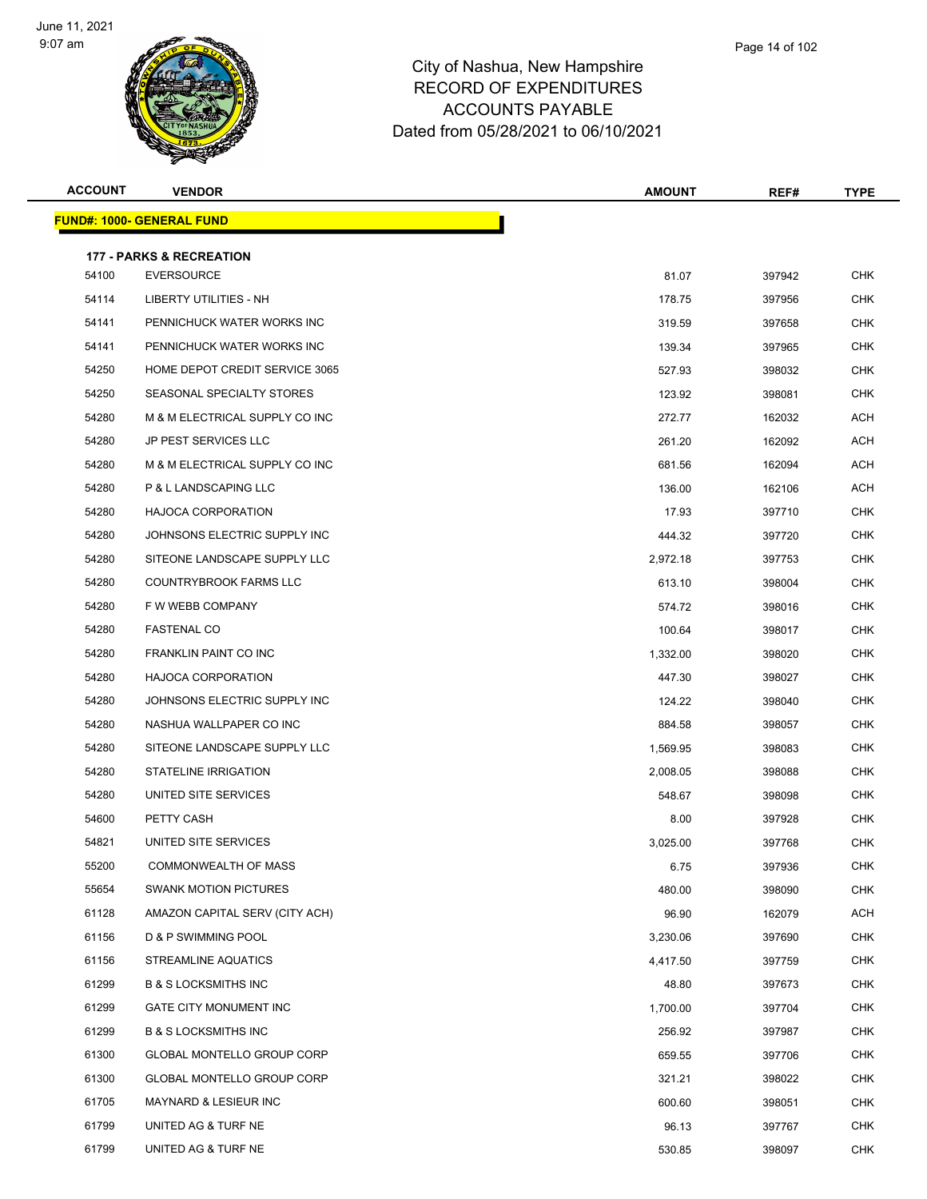# City of Nashua, New Hampshire
## RECORD OF EXPENDITURES
## ACCOUNTS PAYABLE
### Dated from 05/28/2021 to 06/10/2021

| ACCOUNT | VENDOR | AMOUNT | REF# | TYPE |
|---|---|---|---|---|
| **FUND#: 1000- GENERAL FUND** | | | | |
| **177 - PARKS & RECREATION** | | | | |
| 54100 | EVERSOURCE | 81.07 | 397942 | CHK |
| 54114 | LIBERTY UTILITIES - NH | 178.75 | 397956 | CHK |
| 54141 | PENNICHUCK WATER WORKS INC | 319.59 | 397658 | CHK |
| 54141 | PENNICHUCK WATER WORKS INC | 139.34 | 397965 | CHK |
| 54250 | HOME DEPOT CREDIT SERVICE 3065 | 527.93 | 398032 | CHK |
| 54250 | SEASONAL SPECIALTY STORES | 123.92 | 398081 | CHK |
| 54280 | M & M ELECTRICAL SUPPLY CO INC | 272.77 | 162032 | ACH |
| 54280 | JP PEST SERVICES LLC | 261.20 | 162092 | ACH |
| 54280 | M & M ELECTRICAL SUPPLY CO INC | 681.56 | 162094 | ACH |
| 54280 | P & L LANDSCAPING LLC | 136.00 | 162106 | ACH |
| 54280 | HAJOCA CORPORATION | 17.93 | 397710 | CHK |
| 54280 | JOHNSONS ELECTRIC SUPPLY INC | 444.32 | 397720 | CHK |
| 54280 | SITEONE LANDSCAPE SUPPLY LLC | 2,972.18 | 397753 | CHK |
| 54280 | COUNTRYBROOK FARMS LLC | 613.10 | 398004 | CHK |
| 54280 | F W WEBB COMPANY | 574.72 | 398016 | CHK |
| 54280 | FASTENAL CO | 100.64 | 398017 | CHK |
| 54280 | FRANKLIN PAINT CO INC | 1,332.00 | 398020 | CHK |
| 54280 | HAJOCA CORPORATION | 447.30 | 398027 | CHK |
| 54280 | JOHNSONS ELECTRIC SUPPLY INC | 124.22 | 398040 | CHK |
| 54280 | NASHUA WALLPAPER CO INC | 884.58 | 398057 | CHK |
| 54280 | SITEONE LANDSCAPE SUPPLY LLC | 1,569.95 | 398083 | CHK |
| 54280 | STATELINE IRRIGATION | 2,008.05 | 398088 | CHK |
| 54280 | UNITED SITE SERVICES | 548.67 | 398098 | CHK |
| 54600 | PETTY CASH | 8.00 | 397928 | CHK |
| 54821 | UNITED SITE SERVICES | 3,025.00 | 397768 | CHK |
| 55200 | COMMONWEALTH OF MASS | 6.75 | 397936 | CHK |
| 55654 | SWANK MOTION PICTURES | 480.00 | 398090 | CHK |
| 61128 | AMAZON CAPITAL SERV (CITY ACH) | 96.90 | 162079 | ACH |
| 61156 | D & P SWIMMING POOL | 3,230.06 | 397690 | CHK |
| 61156 | STREAMLINE AQUATICS | 4,417.50 | 397759 | CHK |
| 61299 | B & S LOCKSMITHS INC | 48.80 | 397673 | CHK |
| 61299 | GATE CITY MONUMENT INC | 1,700.00 | 397704 | CHK |
| 61299 | B & S LOCKSMITHS INC | 256.92 | 397987 | CHK |
| 61300 | GLOBAL MONTELLO GROUP CORP | 659.55 | 397706 | CHK |
| 61300 | GLOBAL MONTELLO GROUP CORP | 321.21 | 398022 | CHK |
| 61705 | MAYNARD & LESIEUR INC | 600.60 | 398051 | CHK |
| 61799 | UNITED AG & TURF NE | 96.13 | 397767 | CHK |
| 61799 | UNITED AG & TURF NE | 530.85 | 398097 | CHK |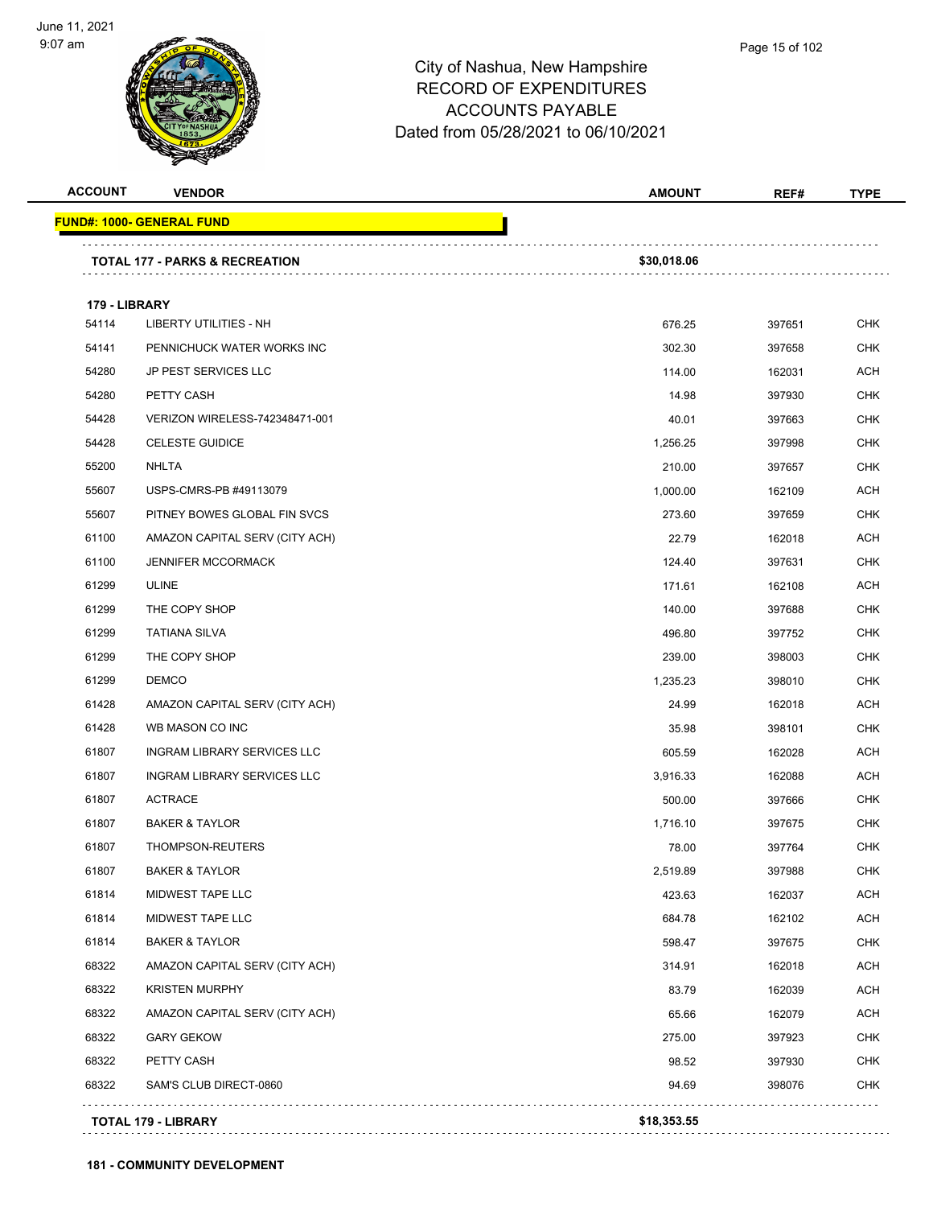# City of Nashua, New Hampshire
## RECORD OF EXPENDITURES
## ACCOUNTS PAYABLE
## Dated from 05/28/2021 to 06/10/2021

| ACCOUNT | VENDOR | AMOUNT | REF# | TYPE |
|---|---|---|---|---|
| **FUND#: 1000- GENERAL FUND** | | | | |
| **TOTAL 177 - PARKS & RECREATION** | | **$30,018.06** | | |
| **179 - LIBRARY** | | | | |
| 54114 | LIBERTY UTILITIES - NH | 676.25 | 397651 | CHK |
| 54141 | PENNICHUCK WATER WORKS INC | 302.30 | 397658 | CHK |
| 54280 | JP PEST SERVICES LLC | 114.00 | 162031 | ACH |
| 54280 | PETTY CASH | 14.98 | 397930 | CHK |
| 54428 | VERIZON WIRELESS-742348471-001 | 40.01 | 397663 | CHK |
| 54428 | CELESTE GUIDICE | 1,256.25 | 397998 | CHK |
| 55200 | NHLTA | 210.00 | 397657 | CHK |
| 55607 | USPS-CMRS-PB #49113079 | 1,000.00 | 162109 | ACH |
| 55607 | PITNEY BOWES GLOBAL FIN SVCS | 273.60 | 397659 | CHK |
| 61100 | AMAZON CAPITAL SERV (CITY ACH) | 22.79 | 162018 | ACH |
| 61100 | JENNIFER MCCORMACK | 124.40 | 397631 | CHK |
| 61299 | ULINE | 171.61 | 162108 | ACH |
| 61299 | THE COPY SHOP | 140.00 | 397688 | CHK |
| 61299 | TATIANA SILVA | 496.80 | 397752 | CHK |
| 61299 | THE COPY SHOP | 239.00 | 398003 | CHK |
| 61299 | DEMCO | 1,235.23 | 398010 | CHK |
| 61428 | AMAZON CAPITAL SERV (CITY ACH) | 24.99 | 162018 | ACH |
| 61428 | WB MASON CO INC | 35.98 | 398101 | CHK |
| 61807 | INGRAM LIBRARY SERVICES LLC | 605.59 | 162028 | ACH |
| 61807 | INGRAM LIBRARY SERVICES LLC | 3,916.33 | 162088 | ACH |
| 61807 | ACTRACE | 500.00 | 397666 | CHK |
| 61807 | BAKER & TAYLOR | 1,716.10 | 397675 | CHK |
| 61807 | THOMPSON-REUTERS | 78.00 | 397764 | CHK |
| 61807 | BAKER & TAYLOR | 2,519.89 | 397988 | CHK |
| 61814 | MIDWEST TAPE LLC | 423.63 | 162037 | ACH |
| 61814 | MIDWEST TAPE LLC | 684.78 | 162102 | ACH |
| 61814 | BAKER & TAYLOR | 598.47 | 397675 | CHK |
| 68322 | AMAZON CAPITAL SERV (CITY ACH) | 314.91 | 162018 | ACH |
| 68322 | KRISTEN MURPHY | 83.79 | 162039 | ACH |
| 68322 | AMAZON CAPITAL SERV (CITY ACH) | 65.66 | 162079 | ACH |
| 68322 | GARY GEKOW | 275.00 | 397923 | CHK |
| 68322 | PETTY CASH | 98.52 | 397930 | CHK |
| 68322 | SAM'S CLUB DIRECT-0860 | 94.69 | 398076 | CHK |
| **TOTAL 179 - LIBRARY** | | **$18,353.55** | | |

**181 - COMMUNITY DEVELOPMENT**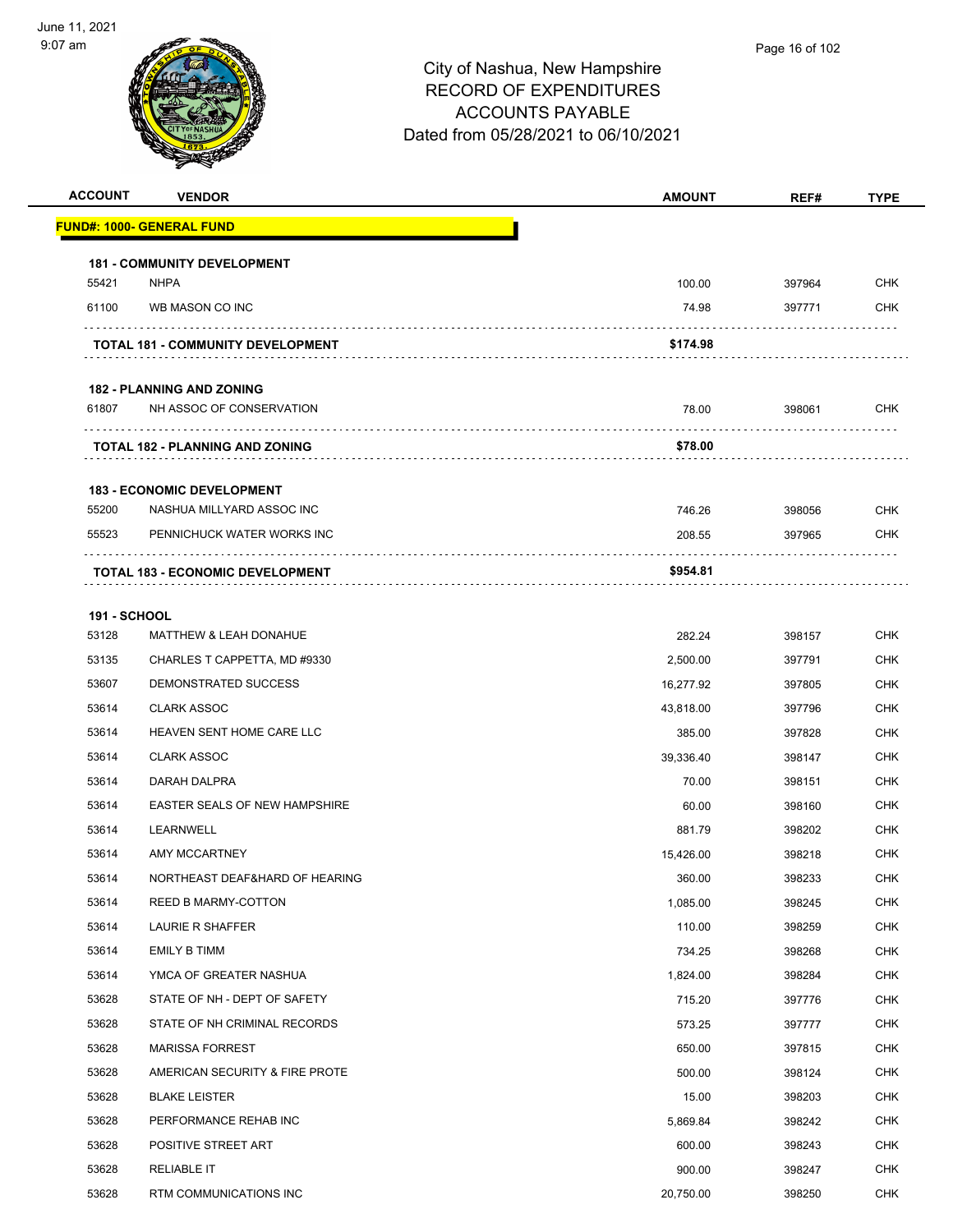City of Nashua, New Hampshire
RECORD OF EXPENDITURES
ACCOUNTS PAYABLE
Dated from 05/28/2021 to 06/10/2021

| ACCOUNT | VENDOR | AMOUNT | REF# | TYPE |
|---|---|---|---|---|
| **FUND#: 1000- GENERAL FUND** | | | | |
| **181 - COMMUNITY DEVELOPMENT** | | | | |
| 55421 | NHPA | 100.00 | 397964 | CHK |
| 61100 | WB MASON CO INC | 74.98 | 397771 | CHK |
| | **TOTAL 181 - COMMUNITY DEVELOPMENT** | **$174.98** | | |
| **182 - PLANNING AND ZONING** | | | | |
| 61807 | NH ASSOC OF CONSERVATION | 78.00 | 398061 | CHK |
| | **TOTAL 182 - PLANNING AND ZONING** | **$78.00** | | |
| **183 - ECONOMIC DEVELOPMENT** | | | | |
| 55200 | NASHUA MILLYARD ASSOC INC | 746.26 | 398056 | CHK |
| 55523 | PENNICHUCK WATER WORKS INC | 208.55 | 397965 | CHK |
| | **TOTAL 183 - ECONOMIC DEVELOPMENT** | **$954.81** | | |
| **191 - SCHOOL** | | | | |
| 53128 | MATTHEW & LEAH DONAHUE | 282.24 | 398157 | CHK |
| 53135 | CHARLES T CAPPETTA, MD #9330 | 2,500.00 | 397791 | CHK |
| 53607 | DEMONSTRATED SUCCESS | 16,277.92 | 397805 | CHK |
| 53614 | CLARK ASSOC | 43,818.00 | 397796 | CHK |
| 53614 | HEAVEN SENT HOME CARE LLC | 385.00 | 397828 | CHK |
| 53614 | CLARK ASSOC | 39,336.40 | 398147 | CHK |
| 53614 | DARAH DALPRA | 70.00 | 398151 | CHK |
| 53614 | EASTER SEALS OF NEW HAMPSHIRE | 60.00 | 398160 | CHK |
| 53614 | LEARNWELL | 881.79 | 398202 | CHK |
| 53614 | AMY MCCARTNEY | 15,426.00 | 398218 | CHK |
| 53614 | NORTHEAST DEAF&HARD OF HEARING | 360.00 | 398233 | CHK |
| 53614 | REED B MARMY-COTTON | 1,085.00 | 398245 | CHK |
| 53614 | LAURIE R SHAFFER | 110.00 | 398259 | CHK |
| 53614 | EMILY B TIMM | 734.25 | 398268 | CHK |
| 53614 | YMCA OF GREATER NASHUA | 1,824.00 | 398284 | CHK |
| 53628 | STATE OF NH - DEPT OF SAFETY | 715.20 | 397776 | CHK |
| 53628 | STATE OF NH CRIMINAL RECORDS | 573.25 | 397777 | CHK |
| 53628 | MARISSA FORREST | 650.00 | 397815 | CHK |
| 53628 | AMERICAN SECURITY & FIRE PROTE | 500.00 | 398124 | CHK |
| 53628 | BLAKE LEISTER | 15.00 | 398203 | CHK |
| 53628 | PERFORMANCE REHAB INC | 5,869.84 | 398242 | CHK |
| 53628 | POSITIVE STREET ART | 600.00 | 398243 | CHK |
| 53628 | RELIABLE IT | 900.00 | 398247 | CHK |
| 53628 | RTM COMMUNICATIONS INC | 20,750.00 | 398250 | CHK |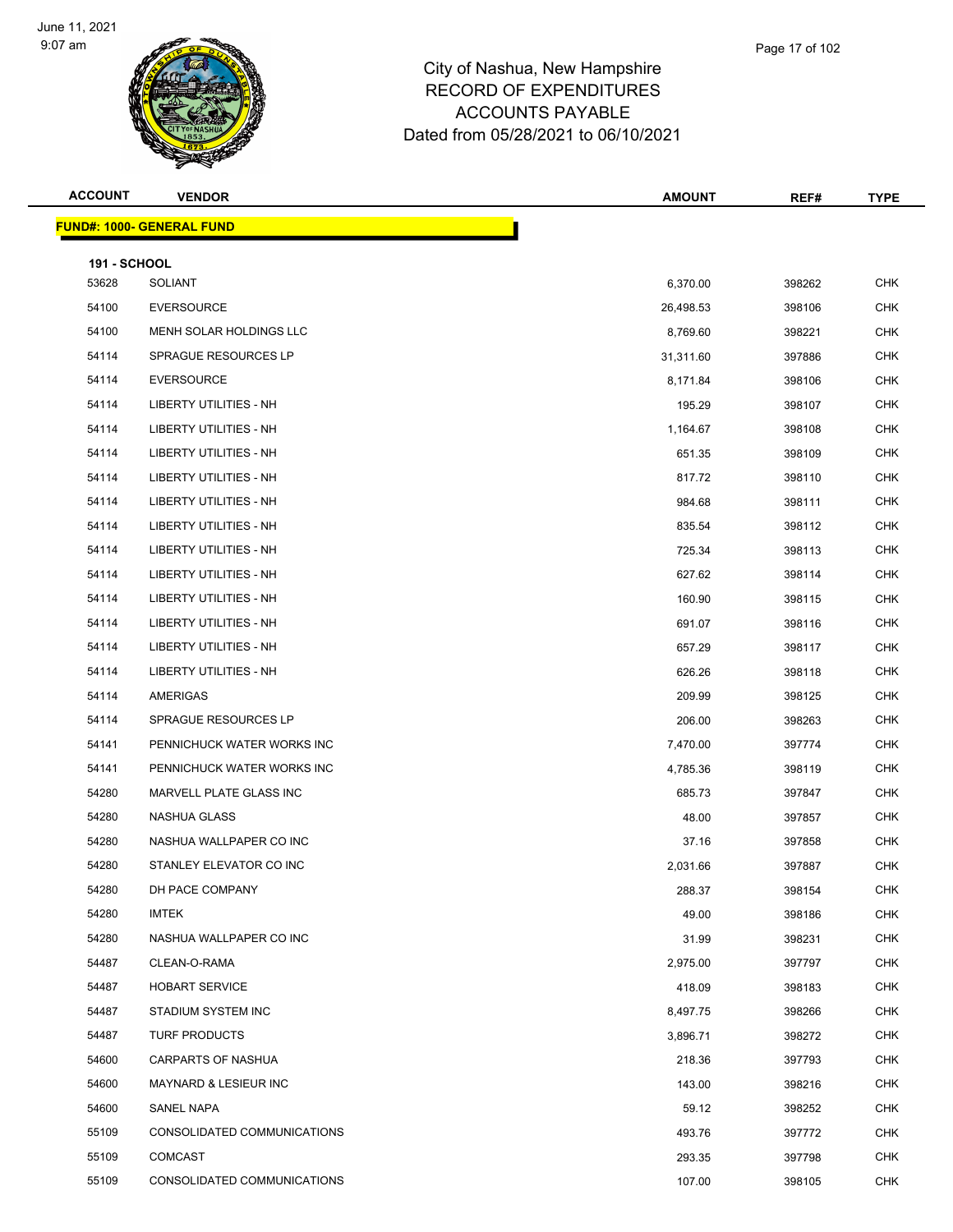# City of Nashua, New Hampshire
## RECORD OF EXPENDITURES
## ACCOUNTS PAYABLE
## Dated from 05/28/2021 to 06/10/2021

June 11, 2021
9:07 am

**FUND#: 1000- GENERAL FUND**

**191 - SCHOOL**

| ACCOUNT | VENDOR | AMOUNT | REF# | TYPE |
|---|---|---|---|---|
| 53628 | SOLIANT | 6,370.00 | 398262 | CHK |
| 54100 | EVERSOURCE | 26,498.53 | 398106 | CHK |
| 54100 | MENH SOLAR HOLDINGS LLC | 8,769.60 | 398221 | CHK |
| 54114 | SPRAGUE RESOURCES LP | 31,311.60 | 397886 | CHK |
| 54114 | EVERSOURCE | 8,171.84 | 398106 | CHK |
| 54114 | LIBERTY UTILITIES - NH | 195.29 | 398107 | CHK |
| 54114 | LIBERTY UTILITIES - NH | 1,164.67 | 398108 | CHK |
| 54114 | LIBERTY UTILITIES - NH | 651.35 | 398109 | CHK |
| 54114 | LIBERTY UTILITIES - NH | 817.72 | 398110 | CHK |
| 54114 | LIBERTY UTILITIES - NH | 984.68 | 398111 | CHK |
| 54114 | LIBERTY UTILITIES - NH | 835.54 | 398112 | CHK |
| 54114 | LIBERTY UTILITIES - NH | 725.34 | 398113 | CHK |
| 54114 | LIBERTY UTILITIES - NH | 627.62 | 398114 | CHK |
| 54114 | LIBERTY UTILITIES - NH | 160.90 | 398115 | CHK |
| 54114 | LIBERTY UTILITIES - NH | 691.07 | 398116 | CHK |
| 54114 | LIBERTY UTILITIES - NH | 657.29 | 398117 | CHK |
| 54114 | LIBERTY UTILITIES - NH | 626.26 | 398118 | CHK |
| 54114 | AMERIGAS | 209.99 | 398125 | CHK |
| 54114 | SPRAGUE RESOURCES LP | 206.00 | 398263 | CHK |
| 54141 | PENNICHUCK WATER WORKS INC | 7,470.00 | 397774 | CHK |
| 54141 | PENNICHUCK WATER WORKS INC | 4,785.36 | 398119 | CHK |
| 54280 | MARVELL PLATE GLASS INC | 685.73 | 397847 | CHK |
| 54280 | NASHUA GLASS | 48.00 | 397857 | CHK |
| 54280 | NASHUA WALLPAPER CO INC | 37.16 | 397858 | CHK |
| 54280 | STANLEY ELEVATOR CO INC | 2,031.66 | 397887 | CHK |
| 54280 | DH PACE COMPANY | 288.37 | 398154 | CHK |
| 54280 | IMTEK | 49.00 | 398186 | CHK |
| 54280 | NASHUA WALLPAPER CO INC | 31.99 | 398231 | CHK |
| 54487 | CLEAN-O-RAMA | 2,975.00 | 397797 | CHK |
| 54487 | HOBART SERVICE | 418.09 | 398183 | CHK |
| 54487 | STADIUM SYSTEM INC | 8,497.75 | 398266 | CHK |
| 54487 | TURF PRODUCTS | 3,896.71 | 398272 | CHK |
| 54600 | CARPARTS OF NASHUA | 218.36 | 397793 | CHK |
| 54600 | MAYNARD & LESIEUR INC | 143.00 | 398216 | CHK |
| 54600 | SANEL NAPA | 59.12 | 398252 | CHK |
| 55109 | CONSOLIDATED COMMUNICATIONS | 493.76 | 397772 | CHK |
| 55109 | COMCAST | 293.35 | 397798 | CHK |
| 55109 | CONSOLIDATED COMMUNICATIONS | 107.00 | 398105 | CHK |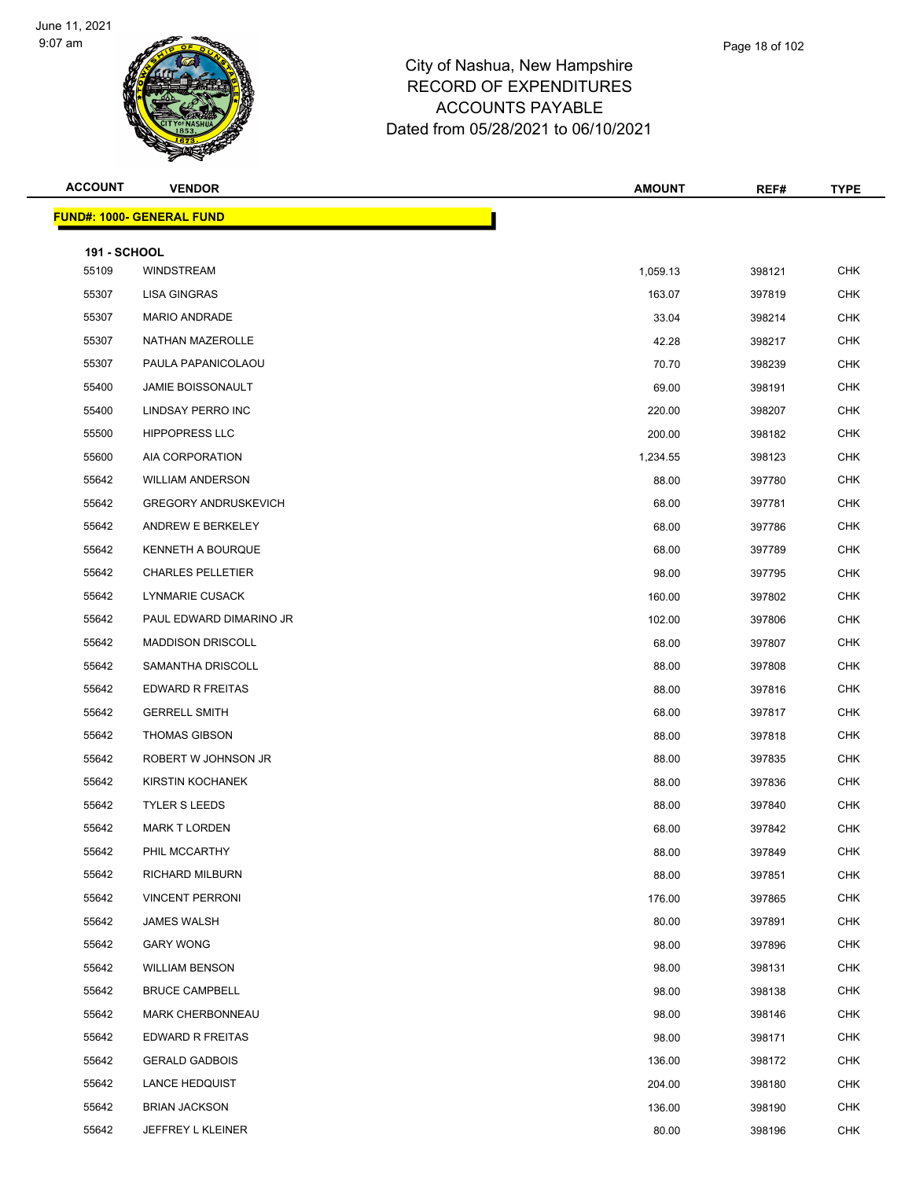# City of Nashua, New Hampshire
## RECORD OF EXPENDITURES
## ACCOUNTS PAYABLE
## Dated from 05/28/2021 to 06/10/2021

| ACCOUNT | VENDOR | AMOUNT | REF# | TYPE |
|---|---|---|---|---|
| **FUND#: 1000- GENERAL FUND** | | | | |
| **191 - SCHOOL** | | | | |
| 55109 | WINDSTREAM | 1,059.13 | 398121 | CHK |
| 55307 | LISA GINGRAS | 163.07 | 397819 | CHK |
| 55307 | MARIO ANDRADE | 33.04 | 398214 | CHK |
| 55307 | NATHAN MAZEROLLE | 42.28 | 398217 | CHK |
| 55307 | PAULA PAPANICOLAOU | 70.70 | 398239 | CHK |
| 55400 | JAMIE BOISSONAULT | 69.00 | 398191 | CHK |
| 55400 | LINDSAY PERRO INC | 220.00 | 398207 | CHK |
| 55500 | HIPPOPRESS LLC | 200.00 | 398182 | CHK |
| 55600 | AIA CORPORATION | 1,234.55 | 398123 | CHK |
| 55642 | WILLIAM ANDERSON | 88.00 | 397780 | CHK |
| 55642 | GREGORY ANDRUSKEVICH | 68.00 | 397781 | CHK |
| 55642 | ANDREW E BERKELEY | 68.00 | 397786 | CHK |
| 55642 | KENNETH A BOURQUE | 68.00 | 397789 | CHK |
| 55642 | CHARLES PELLETIER | 98.00 | 397795 | CHK |
| 55642 | LYNMARIE CUSACK | 160.00 | 397802 | CHK |
| 55642 | PAUL EDWARD DIMARINO JR | 102.00 | 397806 | CHK |
| 55642 | MADDISON DRISCOLL | 68.00 | 397807 | CHK |
| 55642 | SAMANTHA DRISCOLL | 88.00 | 397808 | CHK |
| 55642 | EDWARD R FREITAS | 88.00 | 397816 | CHK |
| 55642 | GERRELL SMITH | 68.00 | 397817 | CHK |
| 55642 | THOMAS GIBSON | 88.00 | 397818 | CHK |
| 55642 | ROBERT W JOHNSON JR | 88.00 | 397835 | CHK |
| 55642 | KIRSTIN KOCHANEK | 88.00 | 397836 | CHK |
| 55642 | TYLER S LEEDS | 88.00 | 397840 | CHK |
| 55642 | MARK T LORDEN | 68.00 | 397842 | CHK |
| 55642 | PHIL MCCARTHY | 88.00 | 397849 | CHK |
| 55642 | RICHARD MILBURN | 88.00 | 397851 | CHK |
| 55642 | VINCENT PERRONI | 176.00 | 397865 | CHK |
| 55642 | JAMES WALSH | 80.00 | 397891 | CHK |
| 55642 | GARY WONG | 98.00 | 397896 | CHK |
| 55642 | WILLIAM BENSON | 98.00 | 398131 | CHK |
| 55642 | BRUCE CAMPBELL | 98.00 | 398138 | CHK |
| 55642 | MARK CHERBONNEAU | 98.00 | 398146 | CHK |
| 55642 | EDWARD R FREITAS | 98.00 | 398171 | CHK |
| 55642 | GERALD GADBOIS | 136.00 | 398172 | CHK |
| 55642 | LANCE HEDQUIST | 204.00 | 398180 | CHK |
| 55642 | BRIAN JACKSON | 136.00 | 398190 | CHK |
| 55642 | JEFFREY L KLEINER | 80.00 | 398196 | CHK |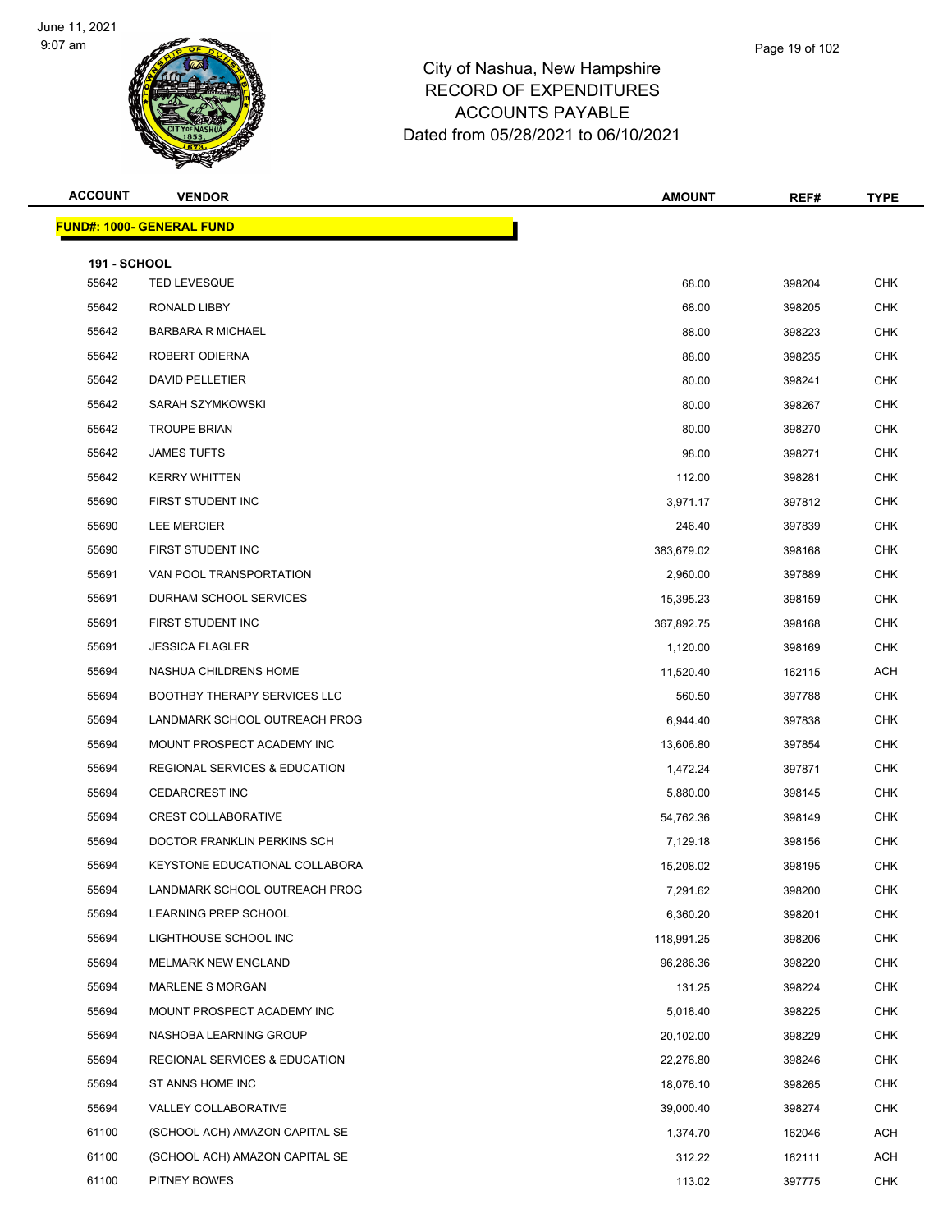# City of Nashua, New Hampshire
## RECORD OF EXPENDITURES
## ACCOUNTS PAYABLE
## Dated from 05/28/2021 to 06/10/2021

| ACCOUNT | VENDOR | AMOUNT | REF# | TYPE |
|---|---|---|---|---|
| **FUND#: 1000- GENERAL FUND** | | | | |
| **191 - SCHOOL** | | | | |
| 55642 | TED LEVESQUE | 68.00 | 398204 | CHK |
| 55642 | RONALD LIBBY | 68.00 | 398205 | CHK |
| 55642 | BARBARA R MICHAEL | 88.00 | 398223 | CHK |
| 55642 | ROBERT ODIERNA | 88.00 | 398235 | CHK |
| 55642 | DAVID PELLETIER | 80.00 | 398241 | CHK |
| 55642 | SARAH SZYMKOWSKI | 80.00 | 398267 | CHK |
| 55642 | TROUPE BRIAN | 80.00 | 398270 | CHK |
| 55642 | JAMES TUFTS | 98.00 | 398271 | CHK |
| 55642 | KERRY WHITTEN | 112.00 | 398281 | CHK |
| 55690 | FIRST STUDENT INC | 3,971.17 | 397812 | CHK |
| 55690 | LEE MERCIER | 246.40 | 397839 | CHK |
| 55690 | FIRST STUDENT INC | 383,679.02 | 398168 | CHK |
| 55691 | VAN POOL TRANSPORTATION | 2,960.00 | 397889 | CHK |
| 55691 | DURHAM SCHOOL SERVICES | 15,395.23 | 398159 | CHK |
| 55691 | FIRST STUDENT INC | 367,892.75 | 398168 | CHK |
| 55691 | JESSICA FLAGLER | 1,120.00 | 398169 | CHK |
| 55694 | NASHUA CHILDRENS HOME | 11,520.40 | 162115 | ACH |
| 55694 | BOOTHBY THERAPY SERVICES LLC | 560.50 | 397788 | CHK |
| 55694 | LANDMARK SCHOOL OUTREACH PROG | 6,944.40 | 397838 | CHK |
| 55694 | MOUNT PROSPECT ACADEMY INC | 13,606.80 | 397854 | CHK |
| 55694 | REGIONAL SERVICES & EDUCATION | 1,472.24 | 397871 | CHK |
| 55694 | CEDARCREST INC | 5,880.00 | 398145 | CHK |
| 55694 | CREST COLLABORATIVE | 54,762.36 | 398149 | CHK |
| 55694 | DOCTOR FRANKLIN PERKINS SCH | 7,129.18 | 398156 | CHK |
| 55694 | KEYSTONE EDUCATIONAL COLLABORA | 15,208.02 | 398195 | CHK |
| 55694 | LANDMARK SCHOOL OUTREACH PROG | 7,291.62 | 398200 | CHK |
| 55694 | LEARNING PREP SCHOOL | 6,360.20 | 398201 | CHK |
| 55694 | LIGHTHOUSE SCHOOL INC | 118,991.25 | 398206 | CHK |
| 55694 | MELMARK NEW ENGLAND | 96,286.36 | 398220 | CHK |
| 55694 | MARLENE S MORGAN | 131.25 | 398224 | CHK |
| 55694 | MOUNT PROSPECT ACADEMY INC | 5,018.40 | 398225 | CHK |
| 55694 | NASHOBA LEARNING GROUP | 20,102.00 | 398229 | CHK |
| 55694 | REGIONAL SERVICES & EDUCATION | 22,276.80 | 398246 | CHK |
| 55694 | ST ANNS HOME INC | 18,076.10 | 398265 | CHK |
| 55694 | VALLEY COLLABORATIVE | 39,000.40 | 398274 | CHK |
| 61100 | (SCHOOL ACH) AMAZON CAPITAL SE | 1,374.70 | 162046 | ACH |
| 61100 | (SCHOOL ACH) AMAZON CAPITAL SE | 312.22 | 162111 | ACH |
| 61100 | PITNEY BOWES | 113.02 | 397775 | CHK |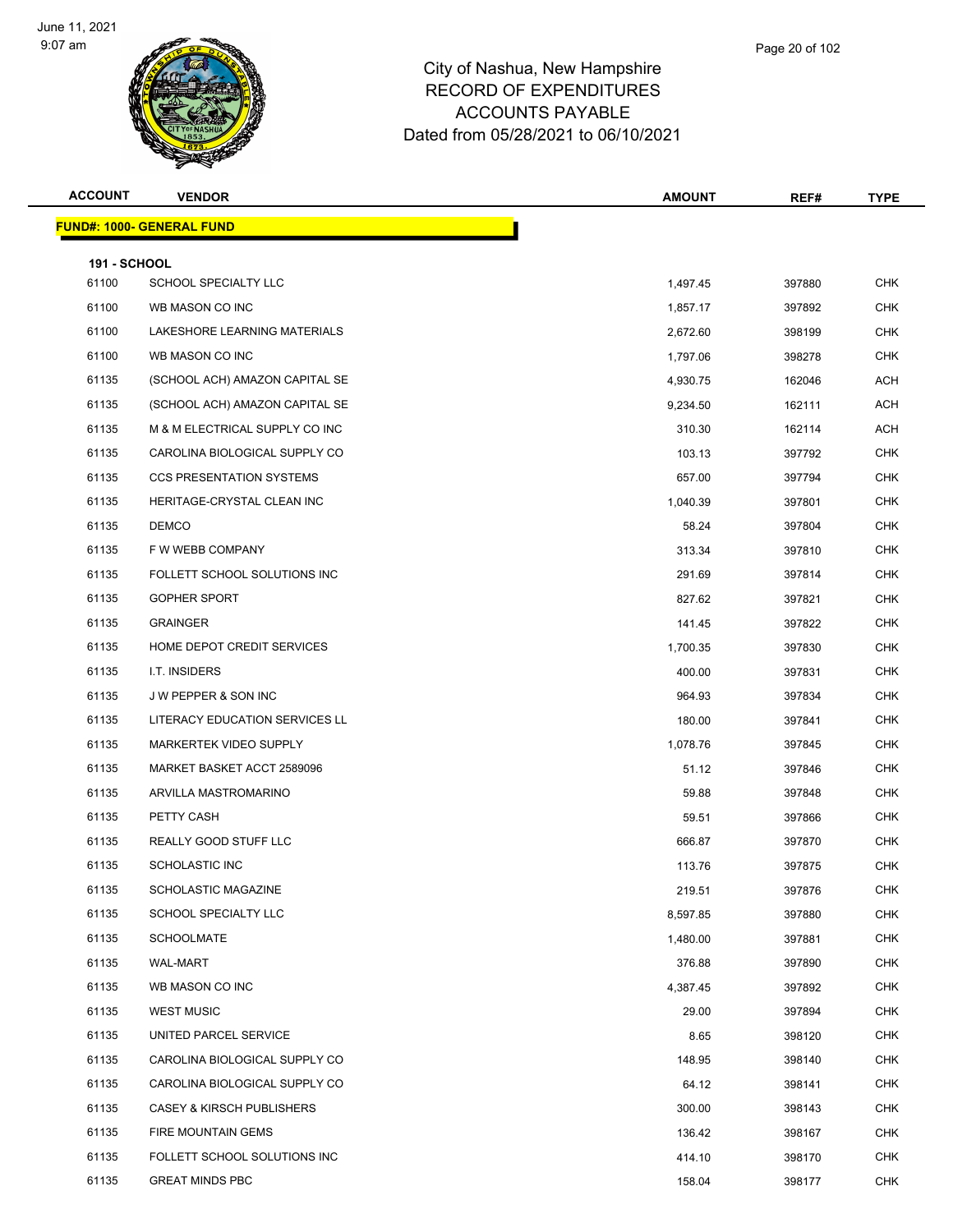# City of Nashua, New Hampshire
## RECORD OF EXPENDITURES
## ACCOUNTS PAYABLE
## Dated from 05/28/2021 to 06/10/2021

| ACCOUNT | VENDOR | AMOUNT | REF# | TYPE |
|---|---|---|---|---|

**FUND#: 1000- GENERAL FUND**

**191 - SCHOOL**

| ACCOUNT | VENDOR | AMOUNT | REF# | TYPE |
|---|---|---|---|---|
| 61100 | SCHOOL SPECIALTY LLC | 1,497.45 | 397880 | CHK |
| 61100 | WB MASON CO INC | 1,857.17 | 397892 | CHK |
| 61100 | LAKESHORE LEARNING MATERIALS | 2,672.60 | 398199 | CHK |
| 61100 | WB MASON CO INC | 1,797.06 | 398278 | CHK |
| 61135 | (SCHOOL ACH) AMAZON CAPITAL SE | 4,930.75 | 162046 | ACH |
| 61135 | (SCHOOL ACH) AMAZON CAPITAL SE | 9,234.50 | 162111 | ACH |
| 61135 | M & M ELECTRICAL SUPPLY CO INC | 310.30 | 162114 | ACH |
| 61135 | CAROLINA BIOLOGICAL SUPPLY CO | 103.13 | 397792 | CHK |
| 61135 | CCS PRESENTATION SYSTEMS | 657.00 | 397794 | CHK |
| 61135 | HERITAGE-CRYSTAL CLEAN INC | 1,040.39 | 397801 | CHK |
| 61135 | DEMCO | 58.24 | 397804 | CHK |
| 61135 | F W WEBB COMPANY | 313.34 | 397810 | CHK |
| 61135 | FOLLETT SCHOOL SOLUTIONS INC | 291.69 | 397814 | CHK |
| 61135 | GOPHER SPORT | 827.62 | 397821 | CHK |
| 61135 | GRAINGER | 141.45 | 397822 | CHK |
| 61135 | HOME DEPOT CREDIT SERVICES | 1,700.35 | 397830 | CHK |
| 61135 | I.T. INSIDERS | 400.00 | 397831 | CHK |
| 61135 | J W PEPPER & SON INC | 964.93 | 397834 | CHK |
| 61135 | LITERACY EDUCATION SERVICES LL | 180.00 | 397841 | CHK |
| 61135 | MARKERTEK VIDEO SUPPLY | 1,078.76 | 397845 | CHK |
| 61135 | MARKET BASKET ACCT 2589096 | 51.12 | 397846 | CHK |
| 61135 | ARVILLA MASTROMARINO | 59.88 | 397848 | CHK |
| 61135 | PETTY CASH | 59.51 | 397866 | CHK |
| 61135 | REALLY GOOD STUFF LLC | 666.87 | 397870 | CHK |
| 61135 | SCHOLASTIC INC | 113.76 | 397875 | CHK |
| 61135 | SCHOLASTIC MAGAZINE | 219.51 | 397876 | CHK |
| 61135 | SCHOOL SPECIALTY LLC | 8,597.85 | 397880 | CHK |
| 61135 | SCHOOLMATE | 1,480.00 | 397881 | CHK |
| 61135 | WAL-MART | 376.88 | 397890 | CHK |
| 61135 | WB MASON CO INC | 4,387.45 | 397892 | CHK |
| 61135 | WEST MUSIC | 29.00 | 397894 | CHK |
| 61135 | UNITED PARCEL SERVICE | 8.65 | 398120 | CHK |
| 61135 | CAROLINA BIOLOGICAL SUPPLY CO | 148.95 | 398140 | CHK |
| 61135 | CAROLINA BIOLOGICAL SUPPLY CO | 64.12 | 398141 | CHK |
| 61135 | CASEY & KIRSCH PUBLISHERS | 300.00 | 398143 | CHK |
| 61135 | FIRE MOUNTAIN GEMS | 136.42 | 398167 | CHK |
| 61135 | FOLLETT SCHOOL SOLUTIONS INC | 414.10 | 398170 | CHK |
| 61135 | GREAT MINDS PBC | 158.04 | 398177 | CHK |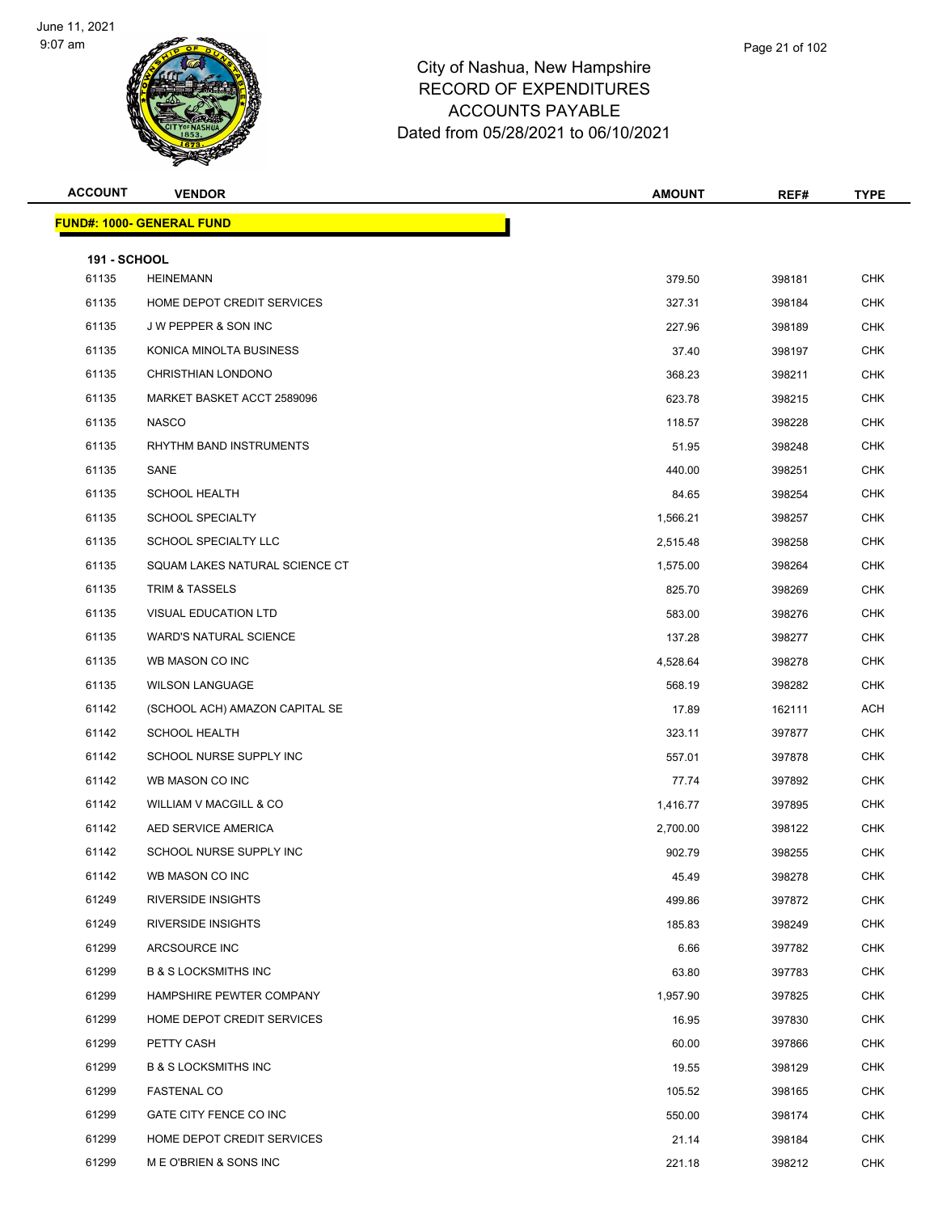City of Nashua, New Hampshire
RECORD OF EXPENDITURES
ACCOUNTS PAYABLE
Dated from 05/28/2021 to 06/10/2021

| ACCOUNT | VENDOR | AMOUNT | REF# | TYPE |
|---|---|---|---|---|
| **FUND#: 1000- GENERAL FUND** | | | | |
| **191 - SCHOOL** | | | | |
| 61135 | HEINEMANN | 379.50 | 398181 | CHK |
| 61135 | HOME DEPOT CREDIT SERVICES | 327.31 | 398184 | CHK |
| 61135 | J W PEPPER & SON INC | 227.96 | 398189 | CHK |
| 61135 | KONICA MINOLTA BUSINESS | 37.40 | 398197 | CHK |
| 61135 | CHRISTHIAN LONDONO | 368.23 | 398211 | CHK |
| 61135 | MARKET BASKET ACCT 2589096 | 623.78 | 398215 | CHK |
| 61135 | NASCO | 118.57 | 398228 | CHK |
| 61135 | RHYTHM BAND INSTRUMENTS | 51.95 | 398248 | CHK |
| 61135 | SANE | 440.00 | 398251 | CHK |
| 61135 | SCHOOL HEALTH | 84.65 | 398254 | CHK |
| 61135 | SCHOOL SPECIALTY | 1,566.21 | 398257 | CHK |
| 61135 | SCHOOL SPECIALTY LLC | 2,515.48 | 398258 | CHK |
| 61135 | SQUAM LAKES NATURAL SCIENCE CT | 1,575.00 | 398264 | CHK |
| 61135 | TRIM & TASSELS | 825.70 | 398269 | CHK |
| 61135 | VISUAL EDUCATION LTD | 583.00 | 398276 | CHK |
| 61135 | WARD'S NATURAL SCIENCE | 137.28 | 398277 | CHK |
| 61135 | WB MASON CO INC | 4,528.64 | 398278 | CHK |
| 61135 | WILSON LANGUAGE | 568.19 | 398282 | CHK |
| 61142 | (SCHOOL ACH) AMAZON CAPITAL SE | 17.89 | 162111 | ACH |
| 61142 | SCHOOL HEALTH | 323.11 | 397877 | CHK |
| 61142 | SCHOOL NURSE SUPPLY INC | 557.01 | 397878 | CHK |
| 61142 | WB MASON CO INC | 77.74 | 397892 | CHK |
| 61142 | WILLIAM V MACGILL & CO | 1,416.77 | 397895 | CHK |
| 61142 | AED SERVICE AMERICA | 2,700.00 | 398122 | CHK |
| 61142 | SCHOOL NURSE SUPPLY INC | 902.79 | 398255 | CHK |
| 61142 | WB MASON CO INC | 45.49 | 398278 | CHK |
| 61249 | RIVERSIDE INSIGHTS | 499.86 | 397872 | CHK |
| 61249 | RIVERSIDE INSIGHTS | 185.83 | 398249 | CHK |
| 61299 | ARCSOURCE INC | 6.66 | 397782 | CHK |
| 61299 | B & S LOCKSMITHS INC | 63.80 | 397783 | CHK |
| 61299 | HAMPSHIRE PEWTER COMPANY | 1,957.90 | 397825 | CHK |
| 61299 | HOME DEPOT CREDIT SERVICES | 16.95 | 397830 | CHK |
| 61299 | PETTY CASH | 60.00 | 397866 | CHK |
| 61299 | B & S LOCKSMITHS INC | 19.55 | 398129 | CHK |
| 61299 | FASTENAL CO | 105.52 | 398165 | CHK |
| 61299 | GATE CITY FENCE CO INC | 550.00 | 398174 | CHK |
| 61299 | HOME DEPOT CREDIT SERVICES | 21.14 | 398184 | CHK |
| 61299 | M E O'BRIEN & SONS INC | 221.18 | 398212 | CHK |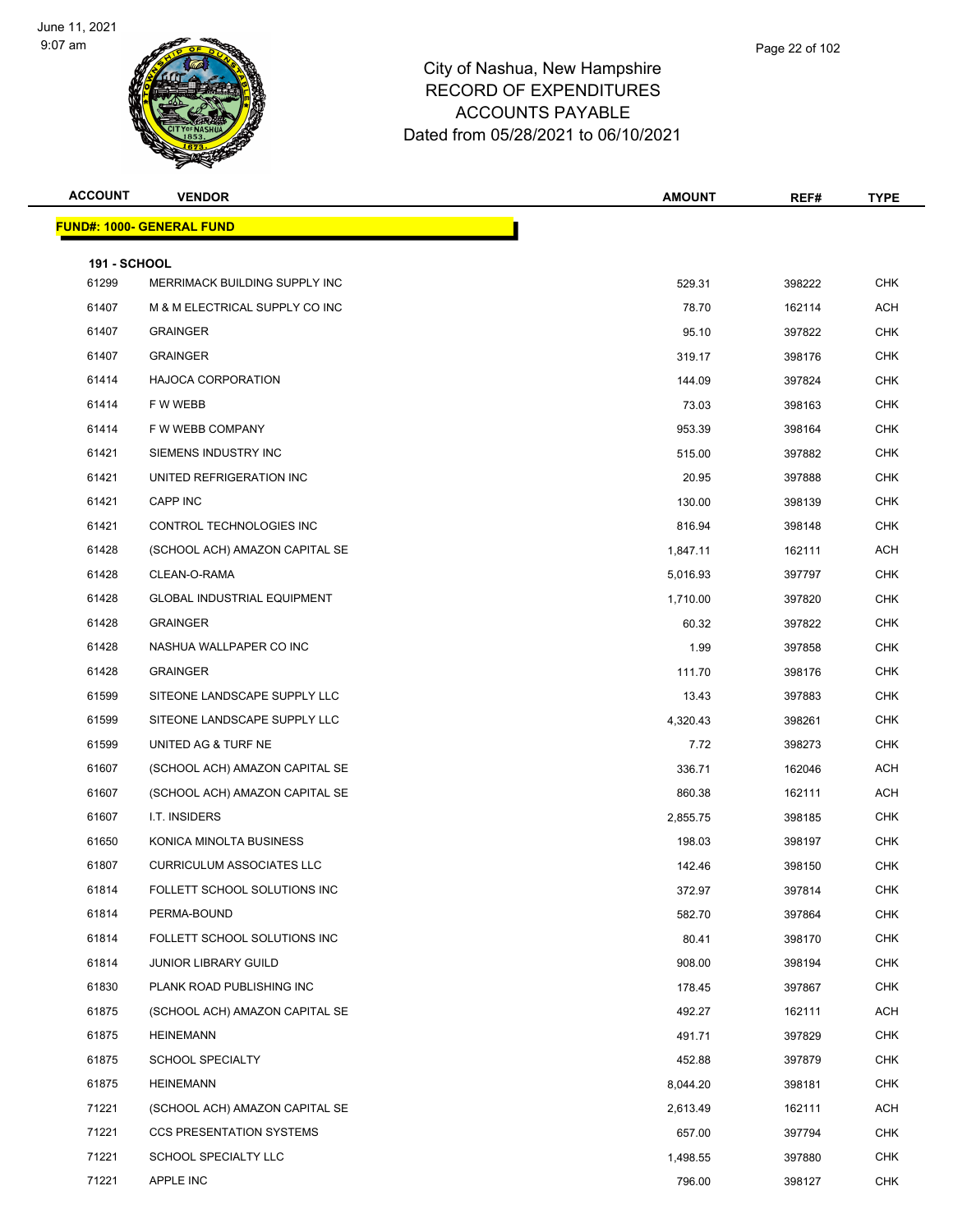# City of Nashua, New Hampshire
## RECORD OF EXPENDITURES
## ACCOUNTS PAYABLE
## Dated from 05/28/2021 to 06/10/2021

June 11, 2021
9:07 am

**FUND#: 1000- GENERAL FUND**

**191 - SCHOOL**

| ACCOUNT | VENDOR | AMOUNT | REF# | TYPE |
|---|---|---|---|---|
| 61299 | MERRIMACK BUILDING SUPPLY INC | 529.31 | 398222 | CHK |
| 61407 | M & M ELECTRICAL SUPPLY CO INC | 78.70 | 162114 | ACH |
| 61407 | GRAINGER | 95.10 | 397822 | CHK |
| 61407 | GRAINGER | 319.17 | 398176 | CHK |
| 61414 | HAJOCA CORPORATION | 144.09 | 397824 | CHK |
| 61414 | F W WEBB | 73.03 | 398163 | CHK |
| 61414 | F W WEBB COMPANY | 953.39 | 398164 | CHK |
| 61421 | SIEMENS INDUSTRY INC | 515.00 | 397882 | CHK |
| 61421 | UNITED REFRIGERATION INC | 20.95 | 397888 | CHK |
| 61421 | CAPP INC | 130.00 | 398139 | CHK |
| 61421 | CONTROL TECHNOLOGIES INC | 816.94 | 398148 | CHK |
| 61428 | (SCHOOL ACH) AMAZON CAPITAL SE | 1,847.11 | 162111 | ACH |
| 61428 | CLEAN-O-RAMA | 5,016.93 | 397797 | CHK |
| 61428 | GLOBAL INDUSTRIAL EQUIPMENT | 1,710.00 | 397820 | CHK |
| 61428 | GRAINGER | 60.32 | 397822 | CHK |
| 61428 | NASHUA WALLPAPER CO INC | 1.99 | 397858 | CHK |
| 61428 | GRAINGER | 111.70 | 398176 | CHK |
| 61599 | SITEONE LANDSCAPE SUPPLY LLC | 13.43 | 397883 | CHK |
| 61599 | SITEONE LANDSCAPE SUPPLY LLC | 4,320.43 | 398261 | CHK |
| 61599 | UNITED AG & TURF NE | 7.72 | 398273 | CHK |
| 61607 | (SCHOOL ACH) AMAZON CAPITAL SE | 336.71 | 162046 | ACH |
| 61607 | (SCHOOL ACH) AMAZON CAPITAL SE | 860.38 | 162111 | ACH |
| 61607 | I.T. INSIDERS | 2,855.75 | 398185 | CHK |
| 61650 | KONICA MINOLTA BUSINESS | 198.03 | 398197 | CHK |
| 61807 | CURRICULUM ASSOCIATES LLC | 142.46 | 398150 | CHK |
| 61814 | FOLLETT SCHOOL SOLUTIONS INC | 372.97 | 397814 | CHK |
| 61814 | PERMA-BOUND | 582.70 | 397864 | CHK |
| 61814 | FOLLETT SCHOOL SOLUTIONS INC | 80.41 | 398170 | CHK |
| 61814 | JUNIOR LIBRARY GUILD | 908.00 | 398194 | CHK |
| 61830 | PLANK ROAD PUBLISHING INC | 178.45 | 397867 | CHK |
| 61875 | (SCHOOL ACH) AMAZON CAPITAL SE | 492.27 | 162111 | ACH |
| 61875 | HEINEMANN | 491.71 | 397829 | CHK |
| 61875 | SCHOOL SPECIALTY | 452.88 | 397879 | CHK |
| 61875 | HEINEMANN | 8,044.20 | 398181 | CHK |
| 71221 | (SCHOOL ACH) AMAZON CAPITAL SE | 2,613.49 | 162111 | ACH |
| 71221 | CCS PRESENTATION SYSTEMS | 657.00 | 397794 | CHK |
| 71221 | SCHOOL SPECIALTY LLC | 1,498.55 | 397880 | CHK |
| 71221 | APPLE INC | 796.00 | 398127 | CHK |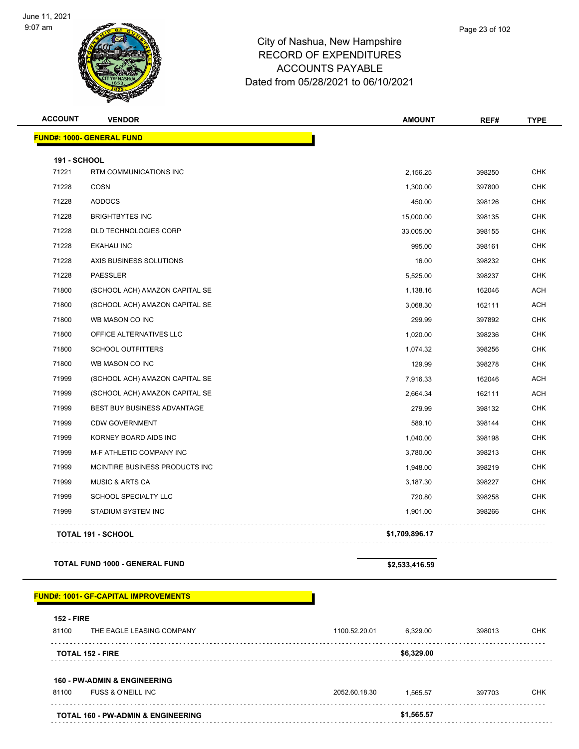City of Nashua, New Hampshire
RECORD OF EXPENDITURES
ACCOUNTS PAYABLE
Dated from 05/28/2021 to 06/10/2021

| ACCOUNT | VENDOR | | AMOUNT | REF# | TYPE |
|---|---|---|---|---|---|
| **FUND#: 1000- GENERAL FUND** | | | | | |
| **191 - SCHOOL** | | | | | |
| 71221 | RTM COMMUNICATIONS INC | | 2,156.25 | 398250 | CHK |
| 71228 | COSN | | 1,300.00 | 397800 | CHK |
| 71228 | AODOCS | | 450.00 | 398126 | CHK |
| 71228 | BRIGHTBYTES INC | | 15,000.00 | 398135 | CHK |
| 71228 | DLD TECHNOLOGIES CORP | | 33,005.00 | 398155 | CHK |
| 71228 | EKAHAU INC | | 995.00 | 398161 | CHK |
| 71228 | AXIS BUSINESS SOLUTIONS | | 16.00 | 398232 | CHK |
| 71228 | PAESSLER | | 5,525.00 | 398237 | CHK |
| 71800 | (SCHOOL ACH) AMAZON CAPITAL SE | | 1,138.16 | 162046 | ACH |
| 71800 | (SCHOOL ACH) AMAZON CAPITAL SE | | 3,068.30 | 162111 | ACH |
| 71800 | WB MASON CO INC | | 299.99 | 397892 | CHK |
| 71800 | OFFICE ALTERNATIVES LLC | | 1,020.00 | 398236 | CHK |
| 71800 | SCHOOL OUTFITTERS | | 1,074.32 | 398256 | CHK |
| 71800 | WB MASON CO INC | | 129.99 | 398278 | CHK |
| 71999 | (SCHOOL ACH) AMAZON CAPITAL SE | | 7,916.33 | 162046 | ACH |
| 71999 | (SCHOOL ACH) AMAZON CAPITAL SE | | 2,664.34 | 162111 | ACH |
| 71999 | BEST BUY BUSINESS ADVANTAGE | | 279.99 | 398132 | CHK |
| 71999 | CDW GOVERNMENT | | 589.10 | 398144 | CHK |
| 71999 | KORNEY BOARD AIDS INC | | 1,040.00 | 398198 | CHK |
| 71999 | M-F ATHLETIC COMPANY INC | | 3,780.00 | 398213 | CHK |
| 71999 | MCINTIRE BUSINESS PRODUCTS INC | | 1,948.00 | 398219 | CHK |
| 71999 | MUSIC & ARTS CA | | 3,187.30 | 398227 | CHK |
| 71999 | SCHOOL SPECIALTY LLC | | 720.80 | 398258 | CHK |
| 71999 | STADIUM SYSTEM INC | | 1,901.00 | 398266 | CHK |
| **TOTAL 191 - SCHOOL** | | | **$1,709,896.17** | | |
| **TOTAL FUND 1000 - GENERAL FUND** | | | **$2,533,416.59** | | |
| **FUND#: 1001- GF-CAPITAL IMPROVEMENTS** | | | | | |
| **152 - FIRE** | | | | | |
| 81100 | THE EAGLE LEASING COMPANY | 1100.52.20.01 | 6,329.00 | 398013 | CHK |
| **TOTAL 152 - FIRE** | | | **$6,329.00** | | |
| **160 - PW-ADMIN & ENGINEERING** | | | | | |
| 81100 | FUSS & O'NEILL INC | 2052.60.18.30 | 1,565.57 | 397703 | CHK |
| **TOTAL 160 - PW-ADMIN & ENGINEERING** | | | **$1,565.57** | | |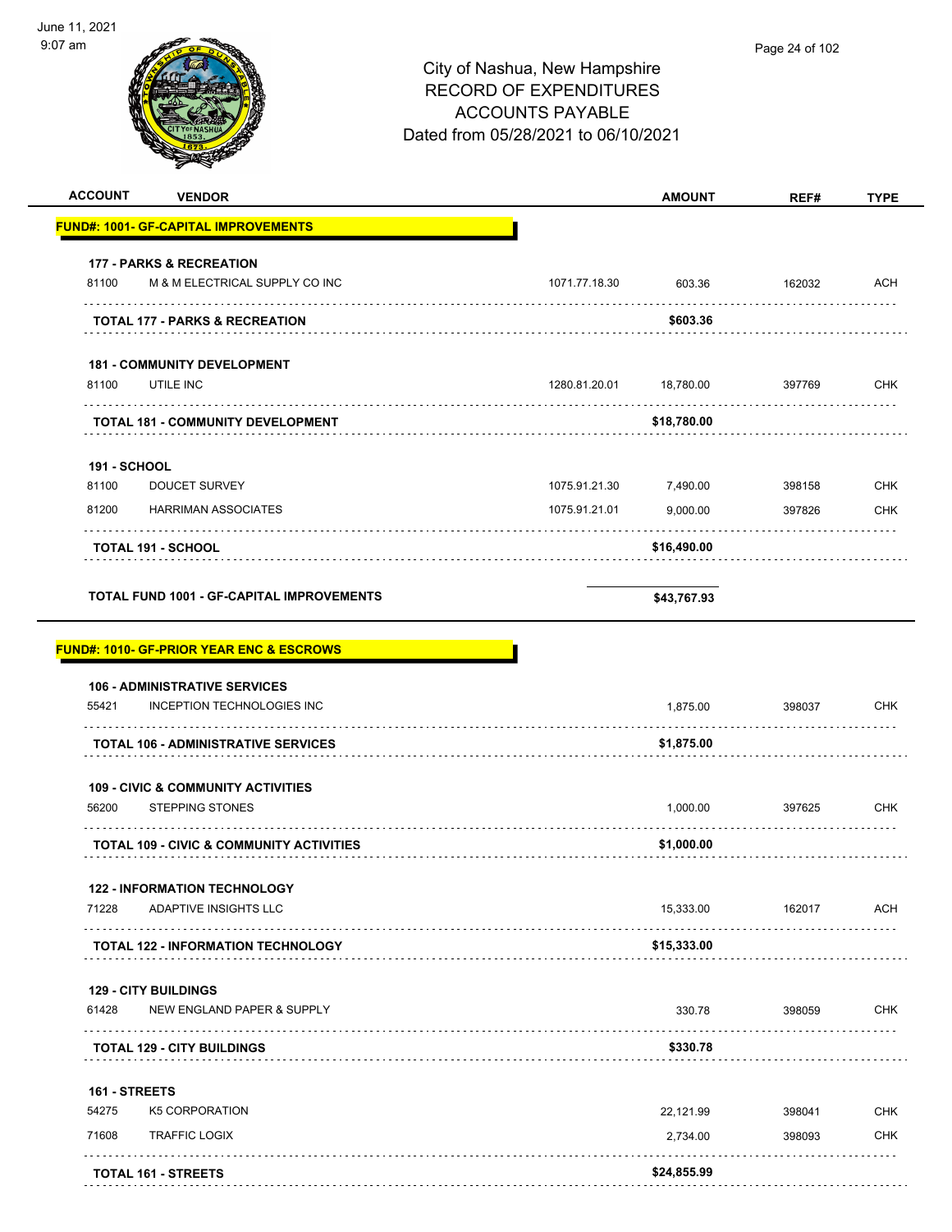# City of Nashua, New Hampshire
## RECORD OF EXPENDITURES
## ACCOUNTS PAYABLE
## Dated from 05/28/2021 to 06/10/2021

June 11, 2021
9:07 am

| ACCOUNT | VENDOR | | AMOUNT | REF# | TYPE |
|---|---|---|---|---|---|
| **FUND#: 1001- GF-CAPITAL IMPROVEMENTS** | | | | | |
| **177 - PARKS & RECREATION** | | | | | |
| 81100 | M & M ELECTRICAL SUPPLY CO INC | 1071.77.18.30 | 603.36 | 162032 | ACH |
| | **TOTAL 177 - PARKS & RECREATION** | | **$603.36** | | |
| **181 - COMMUNITY DEVELOPMENT** | | | | | |
| 81100 | UTILE INC | 1280.81.20.01 | 18,780.00 | 397769 | CHK |
| | **TOTAL 181 - COMMUNITY DEVELOPMENT** | | **$18,780.00** | | |
| **191 - SCHOOL** | | | | | |
| 81100 | DOUCET SURVEY | 1075.91.21.30 | 7,490.00 | 398158 | CHK |
| 81200 | HARRIMAN ASSOCIATES | 1075.91.21.01 | 9,000.00 | 397826 | CHK |
| | **TOTAL 191 - SCHOOL** | | **$16,490.00** | | |
| | **TOTAL FUND 1001 - GF-CAPITAL IMPROVEMENTS** | | **$43,767.93** | | |
| **FUND#: 1010- GF-PRIOR YEAR ENC & ESCROWS** | | | | | |
| **106 - ADMINISTRATIVE SERVICES** | | | | | |
| 55421 | INCEPTION TECHNOLOGIES INC | | 1,875.00 | 398037 | CHK |
| | **TOTAL 106 - ADMINISTRATIVE SERVICES** | | **$1,875.00** | | |
| **109 - CIVIC & COMMUNITY ACTIVITIES** | | | | | |
| 56200 | STEPPING STONES | | 1,000.00 | 397625 | CHK |
| | **TOTAL 109 - CIVIC & COMMUNITY ACTIVITIES** | | **$1,000.00** | | |
| **122 - INFORMATION TECHNOLOGY** | | | | | |
| 71228 | ADAPTIVE INSIGHTS LLC | | 15,333.00 | 162017 | ACH |
| | **TOTAL 122 - INFORMATION TECHNOLOGY** | | **$15,333.00** | | |
| **129 - CITY BUILDINGS** | | | | | |
| 61428 | NEW ENGLAND PAPER & SUPPLY | | 330.78 | 398059 | CHK |
| | **TOTAL 129 - CITY BUILDINGS** | | **$330.78** | | |
| **161 - STREETS** | | | | | |
| 54275 | K5 CORPORATION | | 22,121.99 | 398041 | CHK |
| 71608 | TRAFFIC LOGIX | | 2,734.00 | 398093 | CHK |
| | **TOTAL 161 - STREETS** | | **$24,855.99** | | |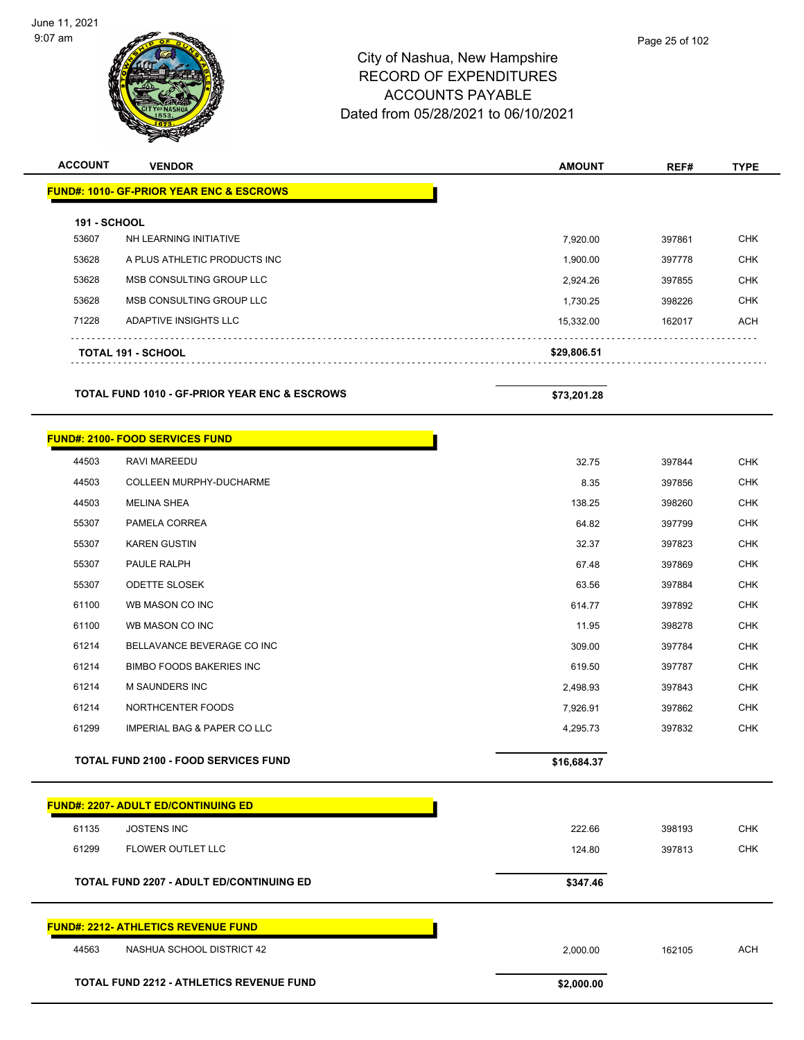# City of Nashua, New Hampshire
## RECORD OF EXPENDITURES
## ACCOUNTS PAYABLE
## Dated from 05/28/2021 to 06/10/2021

| ACCOUNT | VENDOR | AMOUNT | REF# | TYPE |
|---|---|---|---|---|
| **FUND#: 1010- GF-PRIOR YEAR ENC & ESCROWS** | | | | |
| **191 - SCHOOL** | | | | |
| 53607 | NH LEARNING INITIATIVE | 7,920.00 | 397861 | CHK |
| 53628 | A PLUS ATHLETIC PRODUCTS INC | 1,900.00 | 397778 | CHK |
| 53628 | MSB CONSULTING GROUP LLC | 2,924.26 | 397855 | CHK |
| 53628 | MSB CONSULTING GROUP LLC | 1,730.25 | 398226 | CHK |
| 71228 | ADAPTIVE INSIGHTS LLC | 15,332.00 | 162017 | ACH |
| | **TOTAL 191 - SCHOOL** | **$29,806.51** | | |
| | **TOTAL FUND 1010 - GF-PRIOR YEAR ENC & ESCROWS** | **$73,201.28** | | |
| **FUND#: 2100- FOOD SERVICES FUND** | | | | |
| 44503 | RAVI MAREEDU | 32.75 | 397844 | CHK |
| 44503 | COLLEEN MURPHY-DUCHARME | 8.35 | 397856 | CHK |
| 44503 | MELINA SHEA | 138.25 | 398260 | CHK |
| 55307 | PAMELA CORREA | 64.82 | 397799 | CHK |
| 55307 | KAREN GUSTIN | 32.37 | 397823 | CHK |
| 55307 | PAULE RALPH | 67.48 | 397869 | CHK |
| 55307 | ODETTE SLOSEK | 63.56 | 397884 | CHK |
| 61100 | WB MASON CO INC | 614.77 | 397892 | CHK |
| 61100 | WB MASON CO INC | 11.95 | 398278 | CHK |
| 61214 | BELLAVANCE BEVERAGE CO INC | 309.00 | 397784 | CHK |
| 61214 | BIMBO FOODS BAKERIES INC | 619.50 | 397787 | CHK |
| 61214 | M SAUNDERS INC | 2,498.93 | 397843 | CHK |
| 61214 | NORTHCENTER FOODS | 7,926.91 | 397862 | CHK |
| 61299 | IMPERIAL BAG & PAPER CO LLC | 4,295.73 | 397832 | CHK |
| | **TOTAL FUND 2100 - FOOD SERVICES FUND** | **$16,684.37** | | |
| **FUND#: 2207- ADULT ED/CONTINUING ED** | | | | |
| 61135 | JOSTENS INC | 222.66 | 398193 | CHK |
| 61299 | FLOWER OUTLET LLC | 124.80 | 397813 | CHK |
| | **TOTAL FUND 2207 - ADULT ED/CONTINUING ED** | **$347.46** | | |
| **FUND#: 2212- ATHLETICS REVENUE FUND** | | | | |
| 44563 | NASHUA SCHOOL DISTRICT 42 | 2,000.00 | 162105 | ACH |
| | **TOTAL FUND 2212 - ATHLETICS REVENUE FUND** | **$2,000.00** | | |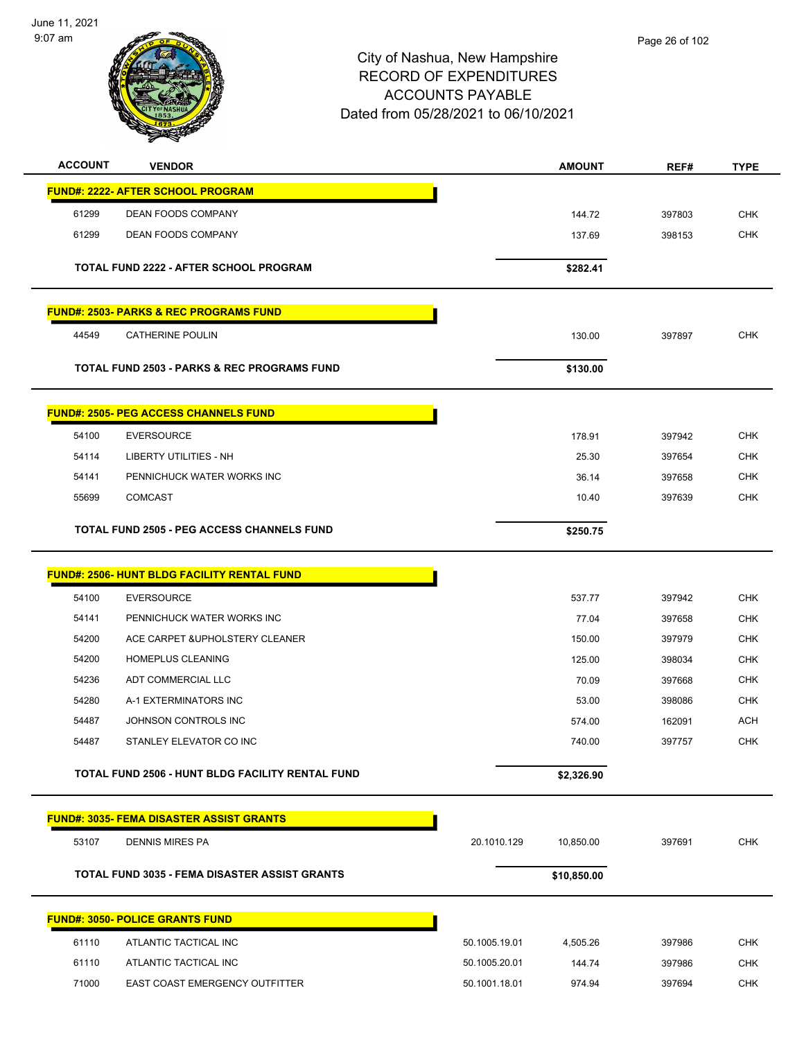City of Nashua, New Hampshire
RECORD OF EXPENDITURES
ACCOUNTS PAYABLE
Dated from 05/28/2021 to 06/10/2021

| ACCOUNT | VENDOR | | AMOUNT | REF# | TYPE |
|---|---|---|---|---|---|
| **FUND#: 2222- AFTER SCHOOL PROGRAM** | | | | | |
| 61299 | DEAN FOODS COMPANY | | 144.72 | 397803 | CHK |
| 61299 | DEAN FOODS COMPANY | | 137.69 | 398153 | CHK |
| **TOTAL FUND 2222 - AFTER SCHOOL PROGRAM** | | | **$282.41** | | |
| **FUND#: 2503- PARKS & REC PROGRAMS FUND** | | | | | |
| 44549 | CATHERINE POULIN | | 130.00 | 397897 | CHK |
| **TOTAL FUND 2503 - PARKS & REC PROGRAMS FUND** | | | **$130.00** | | |
| **FUND#: 2505- PEG ACCESS CHANNELS FUND** | | | | | |
| 54100 | EVERSOURCE | | 178.91 | 397942 | CHK |
| 54114 | LIBERTY UTILITIES - NH | | 25.30 | 397654 | CHK |
| 54141 | PENNICHUCK WATER WORKS INC | | 36.14 | 397658 | CHK |
| 55699 | COMCAST | | 10.40 | 397639 | CHK |
| **TOTAL FUND 2505 - PEG ACCESS CHANNELS FUND** | | | **$250.75** | | |
| **FUND#: 2506- HUNT BLDG FACILITY RENTAL FUND** | | | | | |
| 54100 | EVERSOURCE | | 537.77 | 397942 | CHK |
| 54141 | PENNICHUCK WATER WORKS INC | | 77.04 | 397658 | CHK |
| 54200 | ACE CARPET &UPHOLSTERY CLEANER | | 150.00 | 397979 | CHK |
| 54200 | HOMEPLUS CLEANING | | 125.00 | 398034 | CHK |
| 54236 | ADT COMMERCIAL LLC | | 70.09 | 397668 | CHK |
| 54280 | A-1 EXTERMINATORS INC | | 53.00 | 398086 | CHK |
| 54487 | JOHNSON CONTROLS INC | | 574.00 | 162091 | ACH |
| 54487 | STANLEY ELEVATOR CO INC | | 740.00 | 397757 | CHK |
| **TOTAL FUND 2506 - HUNT BLDG FACILITY RENTAL FUND** | | | **$2,326.90** | | |
| **FUND#: 3035- FEMA DISASTER ASSIST GRANTS** | | | | | |
| 53107 | DENNIS MIRES PA | 20.1010.129 | 10,850.00 | 397691 | CHK |
| **TOTAL FUND 3035 - FEMA DISASTER ASSIST GRANTS** | | | **$10,850.00** | | |
| **FUND#: 3050- POLICE GRANTS FUND** | | | | | |
| 61110 | ATLANTIC TACTICAL INC | 50.1005.19.01 | 4,505.26 | 397986 | CHK |
| 61110 | ATLANTIC TACTICAL INC | 50.1005.20.01 | 144.74 | 397986 | CHK |
| 71000 | EAST COAST EMERGENCY OUTFITTER | 50.1001.18.01 | 974.94 | 397694 | CHK |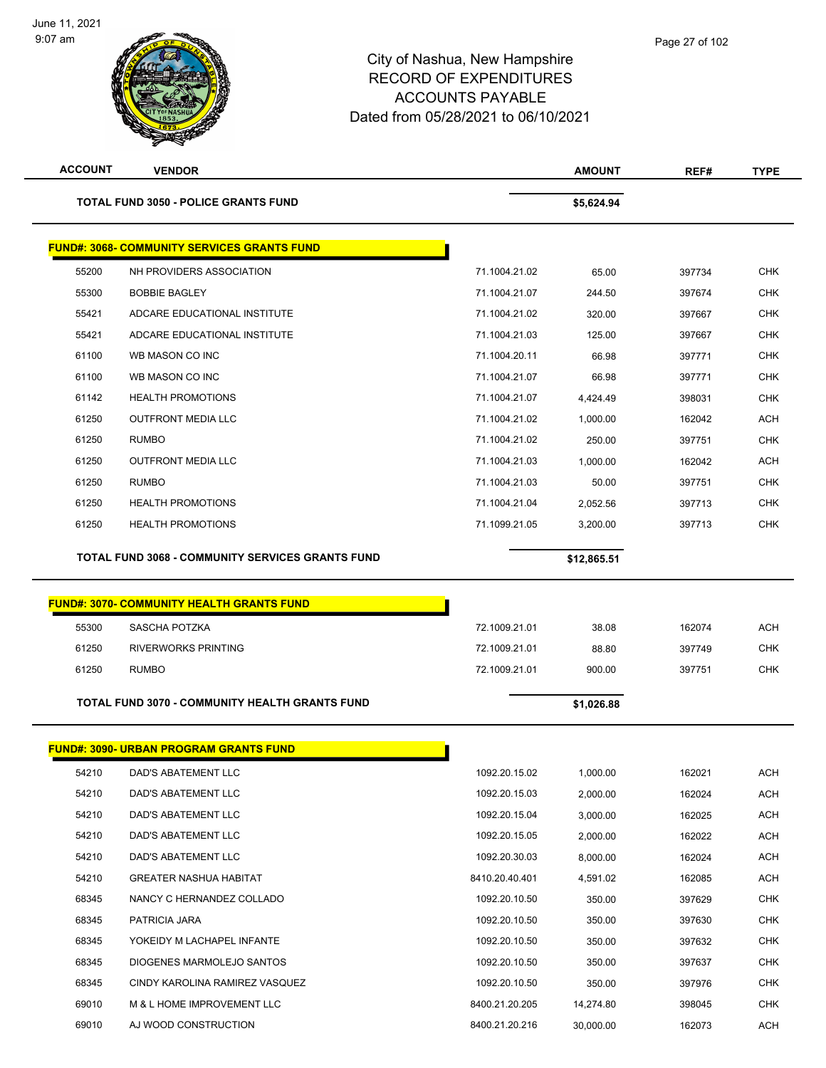City of Nashua, New Hampshire
RECORD OF EXPENDITURES
ACCOUNTS PAYABLE
Dated from 05/28/2021 to 06/10/2021

| ACCOUNT | VENDOR | | AMOUNT | REF# | TYPE |
|---|---|---|---|---|---|
| | **TOTAL FUND 3050 - POLICE GRANTS FUND** | | **$5,624.94** | | |
| | **FUND#: 3068- COMMUNITY SERVICES GRANTS FUND** | | | | |
| 55200 | NH PROVIDERS ASSOCIATION | 71.1004.21.02 | 65.00 | 397734 | CHK |
| 55300 | BOBBIE BAGLEY | 71.1004.21.07 | 244.50 | 397674 | CHK |
| 55421 | ADCARE EDUCATIONAL INSTITUTE | 71.1004.21.02 | 320.00 | 397667 | CHK |
| 55421 | ADCARE EDUCATIONAL INSTITUTE | 71.1004.21.03 | 125.00 | 397667 | CHK |
| 61100 | WB MASON CO INC | 71.1004.20.11 | 66.98 | 397771 | CHK |
| 61100 | WB MASON CO INC | 71.1004.21.07 | 66.98 | 397771 | CHK |
| 61142 | HEALTH PROMOTIONS | 71.1004.21.07 | 4,424.49 | 398031 | CHK |
| 61250 | OUTFRONT MEDIA LLC | 71.1004.21.02 | 1,000.00 | 162042 | ACH |
| 61250 | RUMBO | 71.1004.21.02 | 250.00 | 397751 | CHK |
| 61250 | OUTFRONT MEDIA LLC | 71.1004.21.03 | 1,000.00 | 162042 | ACH |
| 61250 | RUMBO | 71.1004.21.03 | 50.00 | 397751 | CHK |
| 61250 | HEALTH PROMOTIONS | 71.1004.21.04 | 2,052.56 | 397713 | CHK |
| 61250 | HEALTH PROMOTIONS | 71.1099.21.05 | 3,200.00 | 397713 | CHK |
| | **TOTAL FUND 3068 - COMMUNITY SERVICES GRANTS FUND** | | **$12,865.51** | | |
| | **FUND#: 3070- COMMUNITY HEALTH GRANTS FUND** | | | | |
| 55300 | SASCHA POTZKA | 72.1009.21.01 | 38.08 | 162074 | ACH |
| 61250 | RIVERWORKS PRINTING | 72.1009.21.01 | 88.80 | 397749 | CHK |
| 61250 | RUMBO | 72.1009.21.01 | 900.00 | 397751 | CHK |
| | **TOTAL FUND 3070 - COMMUNITY HEALTH GRANTS FUND** | | **$1,026.88** | | |
| | **FUND#: 3090- URBAN PROGRAM GRANTS FUND** | | | | |
| 54210 | DAD'S ABATEMENT LLC | 1092.20.15.02 | 1,000.00 | 162021 | ACH |
| 54210 | DAD'S ABATEMENT LLC | 1092.20.15.03 | 2,000.00 | 162024 | ACH |
| 54210 | DAD'S ABATEMENT LLC | 1092.20.15.04 | 3,000.00 | 162025 | ACH |
| 54210 | DAD'S ABATEMENT LLC | 1092.20.15.05 | 2,000.00 | 162022 | ACH |
| 54210 | DAD'S ABATEMENT LLC | 1092.20.30.03 | 8,000.00 | 162024 | ACH |
| 54210 | GREATER NASHUA HABITAT | 8410.20.40.401 | 4,591.02 | 162085 | ACH |
| 68345 | NANCY C HERNANDEZ COLLADO | 1092.20.10.50 | 350.00 | 397629 | CHK |
| 68345 | PATRICIA JARA | 1092.20.10.50 | 350.00 | 397630 | CHK |
| 68345 | YOKEIDY M LACHAPEL INFANTE | 1092.20.10.50 | 350.00 | 397632 | CHK |
| 68345 | DIOGENES MARMOLEJO SANTOS | 1092.20.10.50 | 350.00 | 397637 | CHK |
| 68345 | CINDY KAROLINA RAMIREZ VASQUEZ | 1092.20.10.50 | 350.00 | 397976 | CHK |
| 69010 | M & L HOME IMPROVEMENT LLC | 8400.21.20.205 | 14,274.80 | 398045 | CHK |
| 69010 | AJ WOOD CONSTRUCTION | 8400.21.20.216 | 30,000.00 | 162073 | ACH |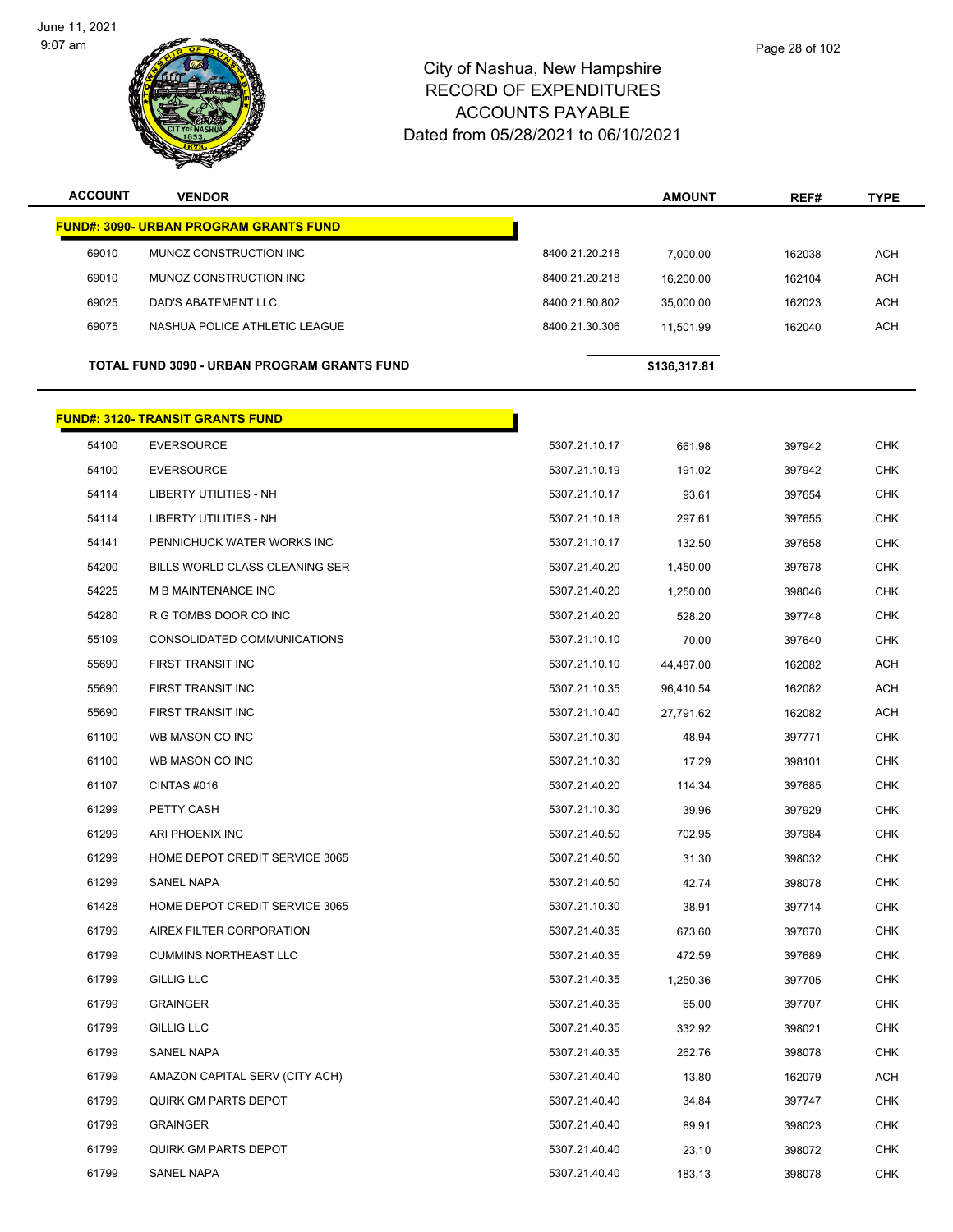# City of Nashua, New Hampshire
## RECORD OF EXPENDITURES
## ACCOUNTS PAYABLE
## Dated from 05/28/2021 to 06/10/2021

| ACCOUNT | VENDOR | | AMOUNT | REF# | TYPE |
|---|---|---|---|---|---|
| **FUND#: 3090- URBAN PROGRAM GRANTS FUND** | | | | | |
| 69010 | MUNOZ CONSTRUCTION INC | 8400.21.20.218 | 7,000.00 | 162038 | ACH |
| 69010 | MUNOZ CONSTRUCTION INC | 8400.21.20.218 | 16,200.00 | 162104 | ACH |
| 69025 | DAD'S ABATEMENT LLC | 8400.21.80.802 | 35,000.00 | 162023 | ACH |
| 69075 | NASHUA POLICE ATHLETIC LEAGUE | 8400.21.30.306 | 11,501.99 | 162040 | ACH |
| **TOTAL FUND 3090 - URBAN PROGRAM GRANTS FUND** | | | **$136,317.81** | | |

| ACCOUNT | VENDOR | | AMOUNT | REF# | TYPE |
|---|---|---|---|---|---|
| **FUND#: 3120- TRANSIT GRANTS FUND** | | | | | |
| 54100 | EVERSOURCE | 5307.21.10.17 | 661.98 | 397942 | CHK |
| 54100 | EVERSOURCE | 5307.21.10.19 | 191.02 | 397942 | CHK |
| 54114 | LIBERTY UTILITIES - NH | 5307.21.10.17 | 93.61 | 397654 | CHK |
| 54114 | LIBERTY UTILITIES - NH | 5307.21.10.18 | 297.61 | 397655 | CHK |
| 54141 | PENNICHUCK WATER WORKS INC | 5307.21.10.17 | 132.50 | 397658 | CHK |
| 54200 | BILLS WORLD CLASS CLEANING SER | 5307.21.40.20 | 1,450.00 | 397678 | CHK |
| 54225 | M B MAINTENANCE INC | 5307.21.40.20 | 1,250.00 | 398046 | CHK |
| 54280 | R G TOMBS DOOR CO INC | 5307.21.40.20 | 528.20 | 397748 | CHK |
| 55109 | CONSOLIDATED COMMUNICATIONS | 5307.21.10.10 | 70.00 | 397640 | CHK |
| 55690 | FIRST TRANSIT INC | 5307.21.10.10 | 44,487.00 | 162082 | ACH |
| 55690 | FIRST TRANSIT INC | 5307.21.10.35 | 96,410.54 | 162082 | ACH |
| 55690 | FIRST TRANSIT INC | 5307.21.10.40 | 27,791.62 | 162082 | ACH |
| 61100 | WB MASON CO INC | 5307.21.10.30 | 48.94 | 397771 | CHK |
| 61100 | WB MASON CO INC | 5307.21.10.30 | 17.29 | 398101 | CHK |
| 61107 | CINTAS #016 | 5307.21.40.20 | 114.34 | 397685 | CHK |
| 61299 | PETTY CASH | 5307.21.10.30 | 39.96 | 397929 | CHK |
| 61299 | ARI PHOENIX INC | 5307.21.40.50 | 702.95 | 397984 | CHK |
| 61299 | HOME DEPOT CREDIT SERVICE 3065 | 5307.21.40.50 | 31.30 | 398032 | CHK |
| 61299 | SANEL NAPA | 5307.21.40.50 | 42.74 | 398078 | CHK |
| 61428 | HOME DEPOT CREDIT SERVICE 3065 | 5307.21.10.30 | 38.91 | 397714 | CHK |
| 61799 | AIREX FILTER CORPORATION | 5307.21.40.35 | 673.60 | 397670 | CHK |
| 61799 | CUMMINS NORTHEAST LLC | 5307.21.40.35 | 472.59 | 397689 | CHK |
| 61799 | GILLIG LLC | 5307.21.40.35 | 1,250.36 | 397705 | CHK |
| 61799 | GRAINGER | 5307.21.40.35 | 65.00 | 397707 | CHK |
| 61799 | GILLIG LLC | 5307.21.40.35 | 332.92 | 398021 | CHK |
| 61799 | SANEL NAPA | 5307.21.40.35 | 262.76 | 398078 | CHK |
| 61799 | AMAZON CAPITAL SERV (CITY ACH) | 5307.21.40.40 | 13.80 | 162079 | ACH |
| 61799 | QUIRK GM PARTS DEPOT | 5307.21.40.40 | 34.84 | 397747 | CHK |
| 61799 | GRAINGER | 5307.21.40.40 | 89.91 | 398023 | CHK |
| 61799 | QUIRK GM PARTS DEPOT | 5307.21.40.40 | 23.10 | 398072 | CHK |
| 61799 | SANEL NAPA | 5307.21.40.40 | 183.13 | 398078 | CHK |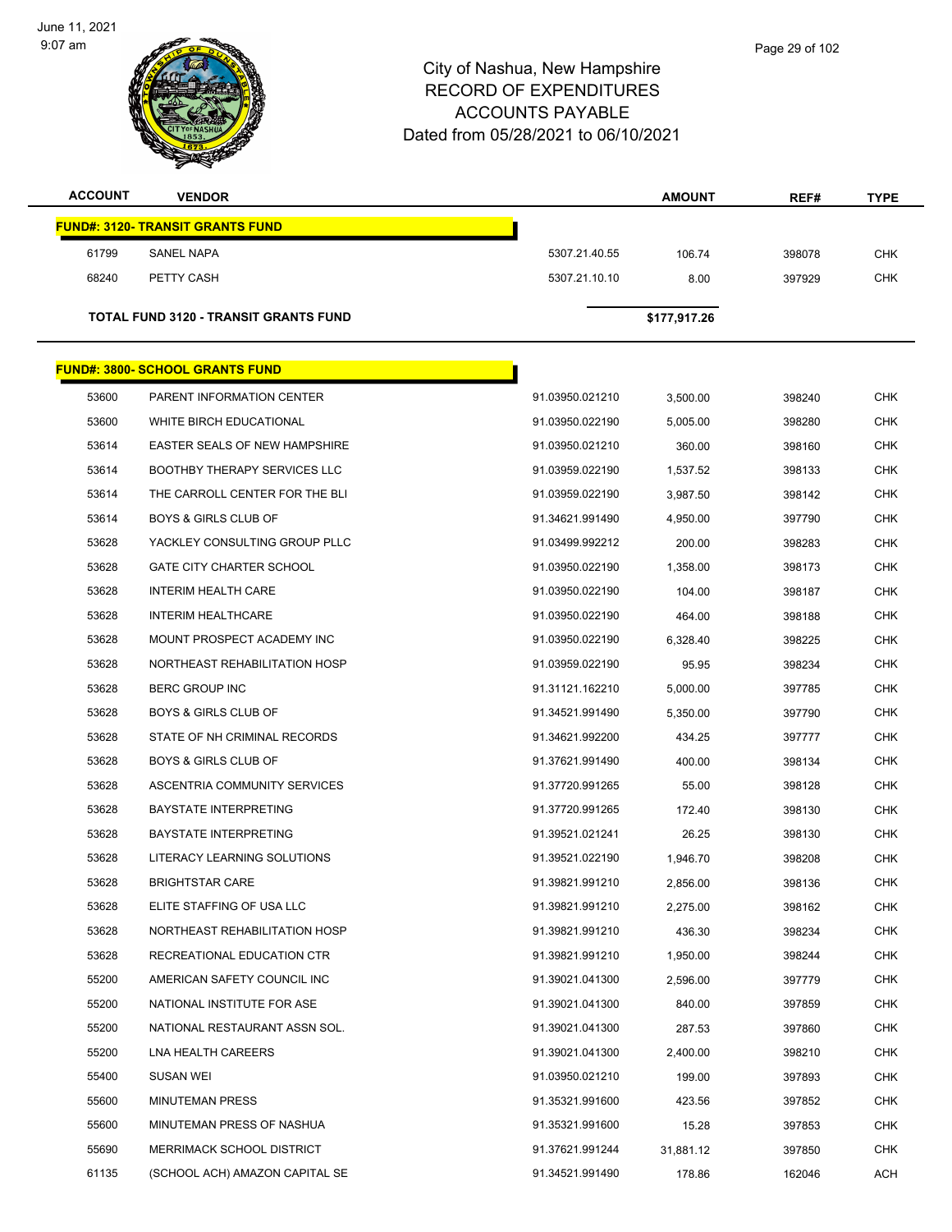# City of Nashua, New Hampshire
## RECORD OF EXPENDITURES
## ACCOUNTS PAYABLE
## Dated from 05/28/2021 to 06/10/2021

| ACCOUNT | VENDOR | | AMOUNT | REF# | TYPE |
|---|---|---|---|---|---|
| **FUND#: 3120- TRANSIT GRANTS FUND** | | | | | |
| 61799 | SANEL NAPA | 5307.21.40.55 | 106.74 | 398078 | CHK |
| 68240 | PETTY CASH | 5307.21.10.10 | 8.00 | 397929 | CHK |
| **TOTAL FUND 3120 - TRANSIT GRANTS FUND** | | | **$177,917.26** | | |
| **FUND#: 3800- SCHOOL GRANTS FUND** | | | | | |
| 53600 | PARENT INFORMATION CENTER | 91.03950.021210 | 3,500.00 | 398240 | CHK |
| 53600 | WHITE BIRCH EDUCATIONAL | 91.03950.022190 | 5,005.00 | 398280 | CHK |
| 53614 | EASTER SEALS OF NEW HAMPSHIRE | 91.03950.021210 | 360.00 | 398160 | CHK |
| 53614 | BOOTHBY THERAPY SERVICES LLC | 91.03959.022190 | 1,537.52 | 398133 | CHK |
| 53614 | THE CARROLL CENTER FOR THE BLI | 91.03959.022190 | 3,987.50 | 398142 | CHK |
| 53614 | BOYS & GIRLS CLUB OF | 91.34621.991490 | 4,950.00 | 397790 | CHK |
| 53628 | YACKLEY CONSULTING GROUP PLLC | 91.03499.992212 | 200.00 | 398283 | CHK |
| 53628 | GATE CITY CHARTER SCHOOL | 91.03950.022190 | 1,358.00 | 398173 | CHK |
| 53628 | INTERIM HEALTH CARE | 91.03950.022190 | 104.00 | 398187 | CHK |
| 53628 | INTERIM HEALTHCARE | 91.03950.022190 | 464.00 | 398188 | CHK |
| 53628 | MOUNT PROSPECT ACADEMY INC | 91.03950.022190 | 6,328.40 | 398225 | CHK |
| 53628 | NORTHEAST REHABILITATION HOSP | 91.03959.022190 | 95.95 | 398234 | CHK |
| 53628 | BERC GROUP INC | 91.31121.162210 | 5,000.00 | 397785 | CHK |
| 53628 | BOYS & GIRLS CLUB OF | 91.34521.991490 | 5,350.00 | 397790 | CHK |
| 53628 | STATE OF NH CRIMINAL RECORDS | 91.34621.992200 | 434.25 | 397777 | CHK |
| 53628 | BOYS & GIRLS CLUB OF | 91.37621.991490 | 400.00 | 398134 | CHK |
| 53628 | ASCENTRIA COMMUNITY SERVICES | 91.37720.991265 | 55.00 | 398128 | CHK |
| 53628 | BAYSTATE INTERPRETING | 91.37720.991265 | 172.40 | 398130 | CHK |
| 53628 | BAYSTATE INTERPRETING | 91.39521.021241 | 26.25 | 398130 | CHK |
| 53628 | LITERACY LEARNING SOLUTIONS | 91.39521.022190 | 1,946.70 | 398208 | CHK |
| 53628 | BRIGHTSTAR CARE | 91.39821.991210 | 2,856.00 | 398136 | CHK |
| 53628 | ELITE STAFFING OF USA LLC | 91.39821.991210 | 2,275.00 | 398162 | CHK |
| 53628 | NORTHEAST REHABILITATION HOSP | 91.39821.991210 | 436.30 | 398234 | CHK |
| 53628 | RECREATIONAL EDUCATION CTR | 91.39821.991210 | 1,950.00 | 398244 | CHK |
| 55200 | AMERICAN SAFETY COUNCIL INC | 91.39021.041300 | 2,596.00 | 397779 | CHK |
| 55200 | NATIONAL INSTITUTE FOR ASE | 91.39021.041300 | 840.00 | 397859 | CHK |
| 55200 | NATIONAL RESTAURANT ASSN SOL. | 91.39021.041300 | 287.53 | 397860 | CHK |
| 55200 | LNA HEALTH CAREERS | 91.39021.041300 | 2,400.00 | 398210 | CHK |
| 55400 | SUSAN WEI | 91.03950.021210 | 199.00 | 397893 | CHK |
| 55600 | MINUTEMAN PRESS | 91.35321.991600 | 423.56 | 397852 | CHK |
| 55600 | MINUTEMAN PRESS OF NASHUA | 91.35321.991600 | 15.28 | 397853 | CHK |
| 55690 | MERRIMACK SCHOOL DISTRICT | 91.37621.991244 | 31,881.12 | 397850 | CHK |
| 61135 | (SCHOOL ACH) AMAZON CAPITAL SE | 91.34521.991490 | 178.86 | 162046 | ACH |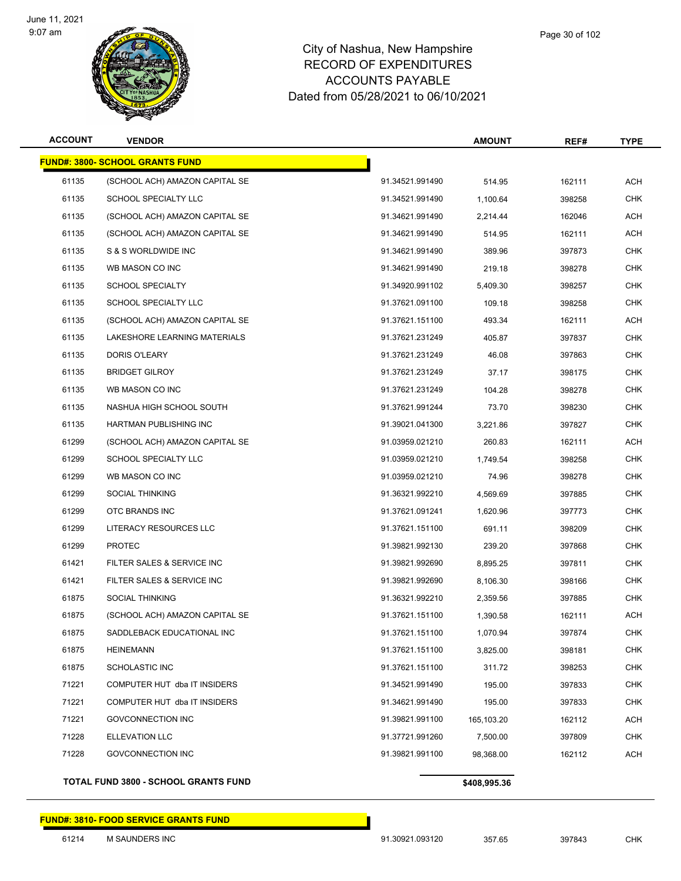# City of Nashua, New Hampshire
## RECORD OF EXPENDITURES
## ACCOUNTS PAYABLE
## Dated from 05/28/2021 to 06/10/2021

| ACCOUNT | VENDOR | | AMOUNT | REF# | TYPE |
|---|---|---|---|---|---|
| **FUND#: 3800- SCHOOL GRANTS FUND** | | | | | |
| 61135 | (SCHOOL ACH) AMAZON CAPITAL SE | 91.34521.991490 | 514.95 | 162111 | ACH |
| 61135 | SCHOOL SPECIALTY LLC | 91.34521.991490 | 1,100.64 | 398258 | CHK |
| 61135 | (SCHOOL ACH) AMAZON CAPITAL SE | 91.34621.991490 | 2,214.44 | 162046 | ACH |
| 61135 | (SCHOOL ACH) AMAZON CAPITAL SE | 91.34621.991490 | 514.95 | 162111 | ACH |
| 61135 | S & S WORLDWIDE INC | 91.34621.991490 | 389.96 | 397873 | CHK |
| 61135 | WB MASON CO INC | 91.34621.991490 | 219.18 | 398278 | CHK |
| 61135 | SCHOOL SPECIALTY | 91.34920.991102 | 5,409.30 | 398257 | CHK |
| 61135 | SCHOOL SPECIALTY LLC | 91.37621.091100 | 109.18 | 398258 | CHK |
| 61135 | (SCHOOL ACH) AMAZON CAPITAL SE | 91.37621.151100 | 493.34 | 162111 | ACH |
| 61135 | LAKESHORE LEARNING MATERIALS | 91.37621.231249 | 405.87 | 397837 | CHK |
| 61135 | DORIS O'LEARY | 91.37621.231249 | 46.08 | 397863 | CHK |
| 61135 | BRIDGET GILROY | 91.37621.231249 | 37.17 | 398175 | CHK |
| 61135 | WB MASON CO INC | 91.37621.231249 | 104.28 | 398278 | CHK |
| 61135 | NASHUA HIGH SCHOOL SOUTH | 91.37621.991244 | 73.70 | 398230 | CHK |
| 61135 | HARTMAN PUBLISHING INC | 91.39021.041300 | 3,221.86 | 397827 | CHK |
| 61299 | (SCHOOL ACH) AMAZON CAPITAL SE | 91.03959.021210 | 260.83 | 162111 | ACH |
| 61299 | SCHOOL SPECIALTY LLC | 91.03959.021210 | 1,749.54 | 398258 | CHK |
| 61299 | WB MASON CO INC | 91.03959.021210 | 74.96 | 398278 | CHK |
| 61299 | SOCIAL THINKING | 91.36321.992210 | 4,569.69 | 397885 | CHK |
| 61299 | OTC BRANDS INC | 91.37621.091241 | 1,620.96 | 397773 | CHK |
| 61299 | LITERACY RESOURCES LLC | 91.37621.151100 | 691.11 | 398209 | CHK |
| 61299 | PROTEC | 91.39821.992130 | 239.20 | 397868 | CHK |
| 61421 | FILTER SALES & SERVICE INC | 91.39821.992690 | 8,895.25 | 397811 | CHK |
| 61421 | FILTER SALES & SERVICE INC | 91.39821.992690 | 8,106.30 | 398166 | CHK |
| 61875 | SOCIAL THINKING | 91.36321.992210 | 2,359.56 | 397885 | CHK |
| 61875 | (SCHOOL ACH) AMAZON CAPITAL SE | 91.37621.151100 | 1,390.58 | 162111 | ACH |
| 61875 | SADDLEBACK EDUCATIONAL INC | 91.37621.151100 | 1,070.94 | 397874 | CHK |
| 61875 | HEINEMANN | 91.37621.151100 | 3,825.00 | 398181 | CHK |
| 61875 | SCHOLASTIC INC | 91.37621.151100 | 311.72 | 398253 | CHK |
| 71221 | COMPUTER HUT dba IT INSIDERS | 91.34521.991490 | 195.00 | 397833 | CHK |
| 71221 | COMPUTER HUT dba IT INSIDERS | 91.34621.991490 | 195.00 | 397833 | CHK |
| 71221 | GOVCONNECTION INC | 91.39821.991100 | 165,103.20 | 162112 | ACH |
| 71228 | ELLEVATION LLC | 91.37721.991260 | 7,500.00 | 397809 | CHK |
| 71228 | GOVCONNECTION INC | 91.39821.991100 | 98,368.00 | 162112 | ACH |
| **TOTAL FUND 3800 - SCHOOL GRANTS FUND** | | | **$408,995.36** | | |

| ACCOUNT | VENDOR | | AMOUNT | REF# | TYPE |
|---|---|---|---|---|---|
| **FUND#: 3810- FOOD SERVICE GRANTS FUND** | | | | | |
| 61214 | M SAUNDERS INC | 91.30921.093120 | 357.65 | 397843 | CHK |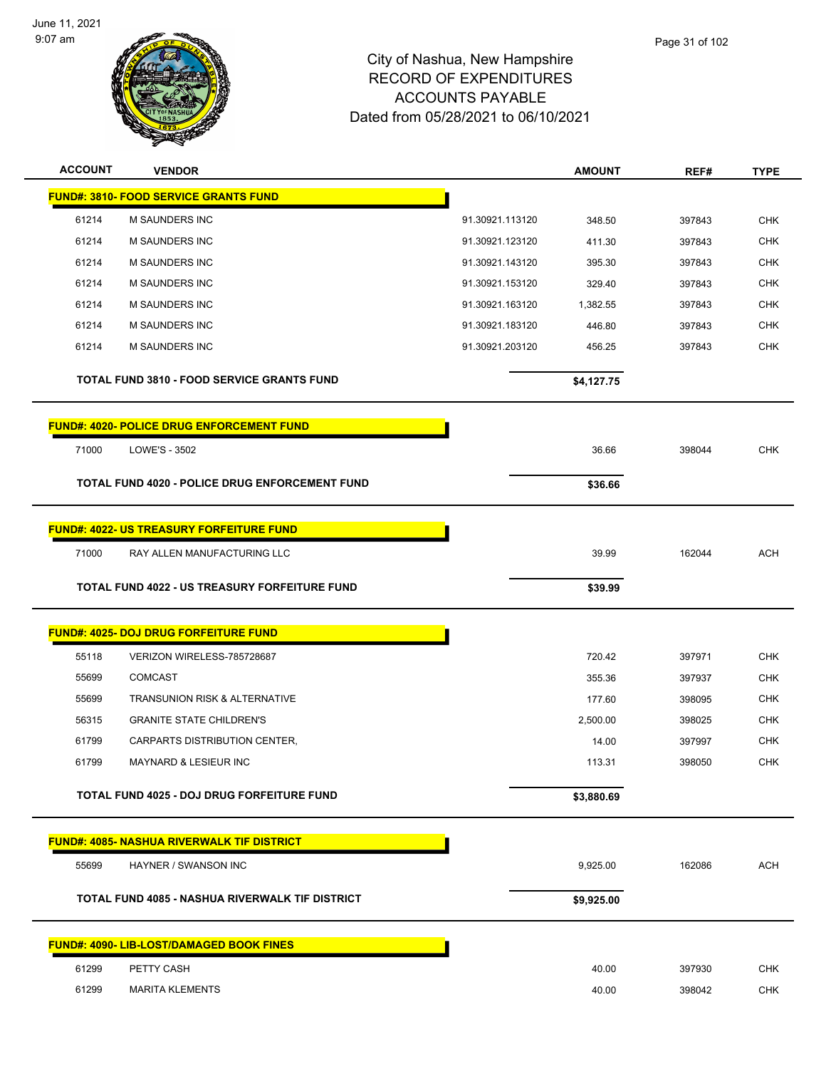# City of Nashua, New Hampshire
## RECORD OF EXPENDITURES
## ACCOUNTS PAYABLE
### Dated from 05/28/2021 to 06/10/2021

| ACCOUNT | VENDOR | | AMOUNT | REF# | TYPE |
|---|---|---|---|---|---|
| **FUND#: 3810- FOOD SERVICE GRANTS FUND** | | | | | |
| 61214 | M SAUNDERS INC | 91.30921.113120 | 348.50 | 397843 | CHK |
| 61214 | M SAUNDERS INC | 91.30921.123120 | 411.30 | 397843 | CHK |
| 61214 | M SAUNDERS INC | 91.30921.143120 | 395.30 | 397843 | CHK |
| 61214 | M SAUNDERS INC | 91.30921.153120 | 329.40 | 397843 | CHK |
| 61214 | M SAUNDERS INC | 91.30921.163120 | 1,382.55 | 397843 | CHK |
| 61214 | M SAUNDERS INC | 91.30921.183120 | 446.80 | 397843 | CHK |
| 61214 | M SAUNDERS INC | 91.30921.203120 | 456.25 | 397843 | CHK |
| | **TOTAL FUND 3810 - FOOD SERVICE GRANTS FUND** | | **$4,127.75** | | |
| **FUND#: 4020- POLICE DRUG ENFORCEMENT FUND** | | | | | |
| 71000 | LOWE'S - 3502 | | 36.66 | 398044 | CHK |
| | **TOTAL FUND 4020 - POLICE DRUG ENFORCEMENT FUND** | | **$36.66** | | |
| **FUND#: 4022- US TREASURY FORFEITURE FUND** | | | | | |
| 71000 | RAY ALLEN MANUFACTURING LLC | | 39.99 | 162044 | ACH |
| | **TOTAL FUND 4022 - US TREASURY FORFEITURE FUND** | | **$39.99** | | |
| **FUND#: 4025- DOJ DRUG FORFEITURE FUND** | | | | | |
| 55118 | VERIZON WIRELESS-785728687 | | 720.42 | 397971 | CHK |
| 55699 | COMCAST | | 355.36 | 397937 | CHK |
| 55699 | TRANSUNION RISK & ALTERNATIVE | | 177.60 | 398095 | CHK |
| 56315 | GRANITE STATE CHILDREN'S | | 2,500.00 | 398025 | CHK |
| 61799 | CARPARTS DISTRIBUTION CENTER, | | 14.00 | 397997 | CHK |
| 61799 | MAYNARD & LESIEUR INC | | 113.31 | 398050 | CHK |
| | **TOTAL FUND 4025 - DOJ DRUG FORFEITURE FUND** | | **$3,880.69** | | |
| **FUND#: 4085- NASHUA RIVERWALK TIF DISTRICT** | | | | | |
| 55699 | HAYNER / SWANSON INC | | 9,925.00 | 162086 | ACH |
| | **TOTAL FUND 4085 - NASHUA RIVERWALK TIF DISTRICT** | | **$9,925.00** | | |
| **FUND#: 4090- LIB-LOST/DAMAGED BOOK FINES** | | | | | |
| 61299 | PETTY CASH | | 40.00 | 397930 | CHK |
| 61299 | MARITA KLEMENTS | | 40.00 | 398042 | CHK |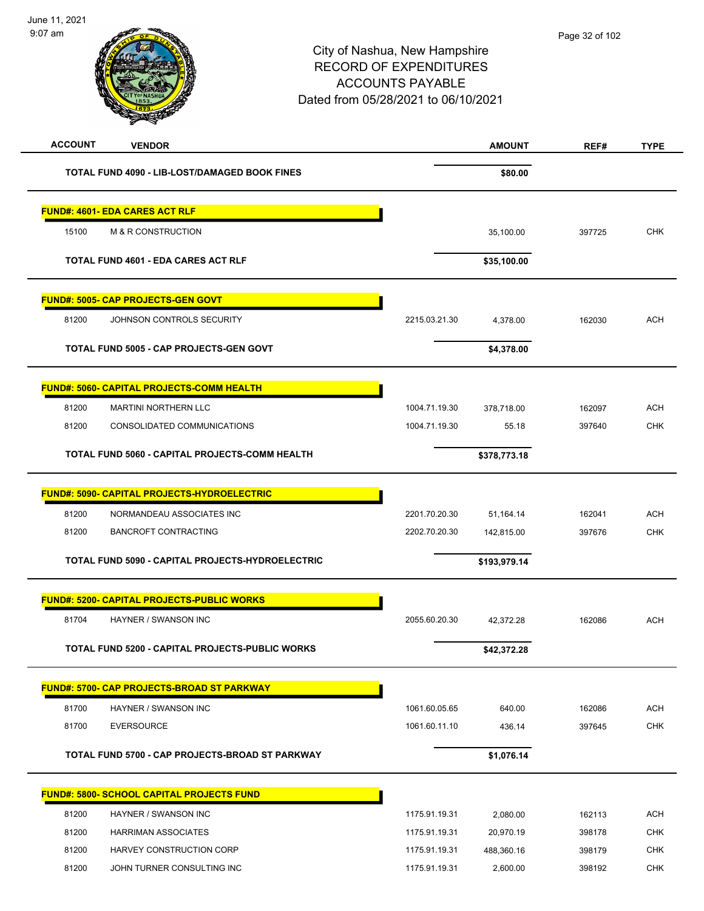City of Nashua, New Hampshire
RECORD OF EXPENDITURES
ACCOUNTS PAYABLE
Dated from 05/28/2021 to 06/10/2021

June 11, 2021
9:07 am

| ACCOUNT | VENDOR | | AMOUNT | REF# | TYPE |
|---|---|---|---|---|---|
| | **TOTAL FUND 4090 - LIB-LOST/DAMAGED BOOK FINES** | | **$80.00** | | |
| **FUND#: 4601- EDA CARES ACT RLF** | | | | | |
| 15100 | M & R CONSTRUCTION | | 35,100.00 | 397725 | CHK |
| | **TOTAL FUND 4601 - EDA CARES ACT RLF** | | **$35,100.00** | | |
| **FUND#: 5005- CAP PROJECTS-GEN GOVT** | | | | | |
| 81200 | JOHNSON CONTROLS SECURITY | 2215.03.21.30 | 4,378.00 | 162030 | ACH |
| | **TOTAL FUND 5005 - CAP PROJECTS-GEN GOVT** | | **$4,378.00** | | |
| **FUND#: 5060- CAPITAL PROJECTS-COMM HEALTH** | | | | | |
| 81200 | MARTINI NORTHERN LLC | 1004.71.19.30 | 378,718.00 | 162097 | ACH |
| 81200 | CONSOLIDATED COMMUNICATIONS | 1004.71.19.30 | 55.18 | 397640 | CHK |
| | **TOTAL FUND 5060 - CAPITAL PROJECTS-COMM HEALTH** | | **$378,773.18** | | |
| **FUND#: 5090- CAPITAL PROJECTS-HYDROELECTRIC** | | | | | |
| 81200 | NORMANDEAU ASSOCIATES INC | 2201.70.20.30 | 51,164.14 | 162041 | ACH |
| 81200 | BANCROFT CONTRACTING | 2202.70.20.30 | 142,815.00 | 397676 | CHK |
| | **TOTAL FUND 5090 - CAPITAL PROJECTS-HYDROELECTRIC** | | **$193,979.14** | | |
| **FUND#: 5200- CAPITAL PROJECTS-PUBLIC WORKS** | | | | | |
| 81704 | HAYNER / SWANSON INC | 2055.60.20.30 | 42,372.28 | 162086 | ACH |
| | **TOTAL FUND 5200 - CAPITAL PROJECTS-PUBLIC WORKS** | | **$42,372.28** | | |
| **FUND#: 5700- CAP PROJECTS-BROAD ST PARKWAY** | | | | | |
| 81700 | HAYNER / SWANSON INC | 1061.60.05.65 | 640.00 | 162086 | ACH |
| 81700 | EVERSOURCE | 1061.60.11.10 | 436.14 | 397645 | CHK |
| | **TOTAL FUND 5700 - CAP PROJECTS-BROAD ST PARKWAY** | | **$1,076.14** | | |
| **FUND#: 5800- SCHOOL CAPITAL PROJECTS FUND** | | | | | |
| 81200 | HAYNER / SWANSON INC | 1175.91.19.31 | 2,080.00 | 162113 | ACH |
| 81200 | HARRIMAN ASSOCIATES | 1175.91.19.31 | 20,970.19 | 398178 | CHK |
| 81200 | HARVEY CONSTRUCTION CORP | 1175.91.19.31 | 488,360.16 | 398179 | CHK |
| 81200 | JOHN TURNER CONSULTING INC | 1175.91.19.31 | 2,600.00 | 398192 | CHK |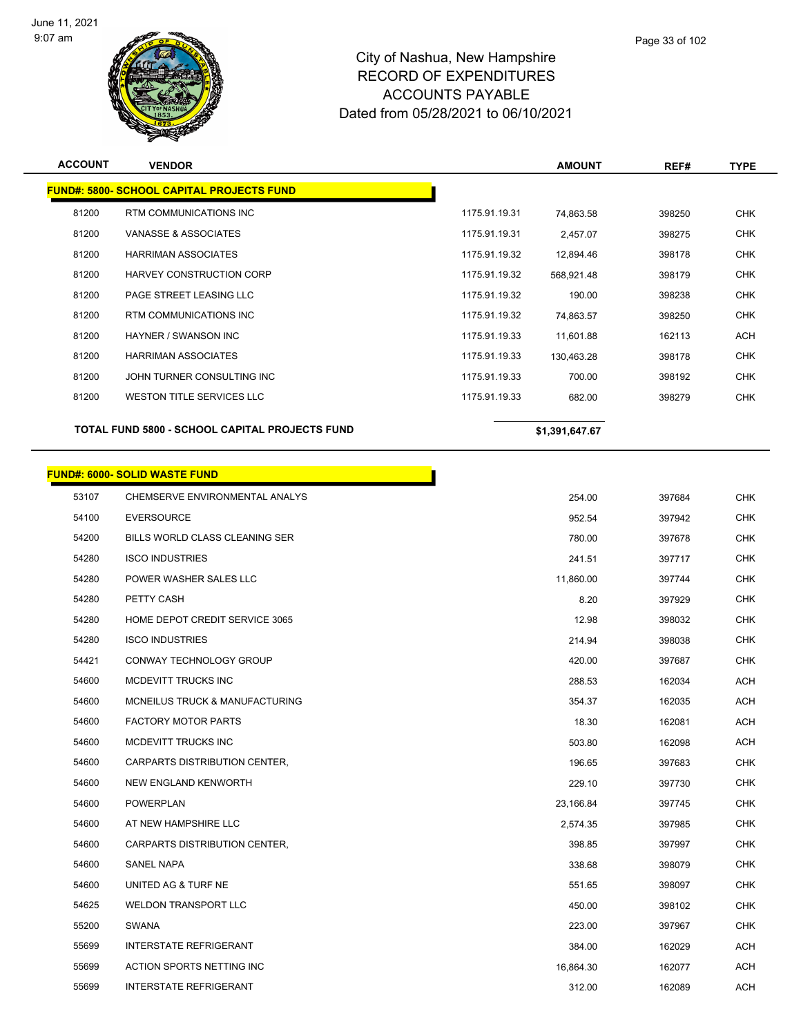# City of Nashua, New Hampshire
## RECORD OF EXPENDITURES
## ACCOUNTS PAYABLE
### Dated from 05/28/2021 to 06/10/2021

June 11, 2021
9:07 am

| ACCOUNT | VENDOR | | AMOUNT | REF# | TYPE |
|---|---|---|---|---|---|
| **FUND#: 5800- SCHOOL CAPITAL PROJECTS FUND** | | | | | |
| 81200 | RTM COMMUNICATIONS INC | 1175.91.19.31 | 74,863.58 | 398250 | CHK |
| 81200 | VANASSE & ASSOCIATES | 1175.91.19.31 | 2,457.07 | 398275 | CHK |
| 81200 | HARRIMAN ASSOCIATES | 1175.91.19.32 | 12,894.46 | 398178 | CHK |
| 81200 | HARVEY CONSTRUCTION CORP | 1175.91.19.32 | 568,921.48 | 398179 | CHK |
| 81200 | PAGE STREET LEASING LLC | 1175.91.19.32 | 190.00 | 398238 | CHK |
| 81200 | RTM COMMUNICATIONS INC | 1175.91.19.32 | 74,863.57 | 398250 | CHK |
| 81200 | HAYNER / SWANSON INC | 1175.91.19.33 | 11,601.88 | 162113 | ACH |
| 81200 | HARRIMAN ASSOCIATES | 1175.91.19.33 | 130,463.28 | 398178 | CHK |
| 81200 | JOHN TURNER CONSULTING INC | 1175.91.19.33 | 700.00 | 398192 | CHK |
| 81200 | WESTON TITLE SERVICES LLC | 1175.91.19.33 | 682.00 | 398279 | CHK |
| | **TOTAL FUND 5800 - SCHOOL CAPITAL PROJECTS FUND** | | **$1,391,647.67** | | |

| ACCOUNT | VENDOR | AMOUNT | REF# | TYPE |
|---|---|---|---|---|
| **FUND#: 6000- SOLID WASTE FUND** | | | | |
| 53107 | CHEMSERVE ENVIRONMENTAL ANALYS | 254.00 | 397684 | CHK |
| 54100 | EVERSOURCE | 952.54 | 397942 | CHK |
| 54200 | BILLS WORLD CLASS CLEANING SER | 780.00 | 397678 | CHK |
| 54280 | ISCO INDUSTRIES | 241.51 | 397717 | CHK |
| 54280 | POWER WASHER SALES LLC | 11,860.00 | 397744 | CHK |
| 54280 | PETTY CASH | 8.20 | 397929 | CHK |
| 54280 | HOME DEPOT CREDIT SERVICE 3065 | 12.98 | 398032 | CHK |
| 54280 | ISCO INDUSTRIES | 214.94 | 398038 | CHK |
| 54421 | CONWAY TECHNOLOGY GROUP | 420.00 | 397687 | CHK |
| 54600 | MCDEVITT TRUCKS INC | 288.53 | 162034 | ACH |
| 54600 | MCNEILUS TRUCK & MANUFACTURING | 354.37 | 162035 | ACH |
| 54600 | FACTORY MOTOR PARTS | 18.30 | 162081 | ACH |
| 54600 | MCDEVITT TRUCKS INC | 503.80 | 162098 | ACH |
| 54600 | CARPARTS DISTRIBUTION CENTER, | 196.65 | 397683 | CHK |
| 54600 | NEW ENGLAND KENWORTH | 229.10 | 397730 | CHK |
| 54600 | POWERPLAN | 23,166.84 | 397745 | CHK |
| 54600 | AT NEW HAMPSHIRE LLC | 2,574.35 | 397985 | CHK |
| 54600 | CARPARTS DISTRIBUTION CENTER, | 398.85 | 397997 | CHK |
| 54600 | SANEL NAPA | 338.68 | 398079 | CHK |
| 54600 | UNITED AG & TURF NE | 551.65 | 398097 | CHK |
| 54625 | WELDON TRANSPORT LLC | 450.00 | 398102 | CHK |
| 55200 | SWANA | 223.00 | 397967 | CHK |
| 55699 | INTERSTATE REFRIGERANT | 384.00 | 162029 | ACH |
| 55699 | ACTION SPORTS NETTING INC | 16,864.30 | 162077 | ACH |
| 55699 | INTERSTATE REFRIGERANT | 312.00 | 162089 | ACH |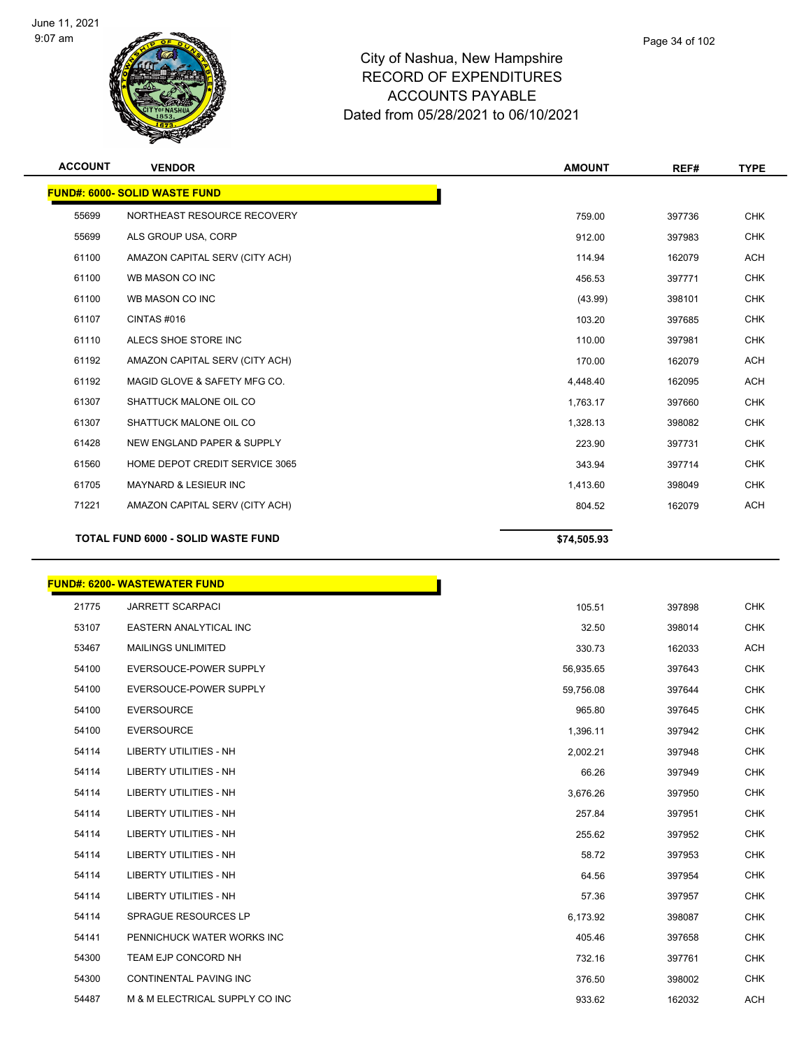# City of Nashua, New Hampshire
# RECORD OF EXPENDITURES
# ACCOUNTS PAYABLE
# Dated from 05/28/2021 to 06/10/2021

| ACCOUNT | VENDOR | AMOUNT | REF# | TYPE |
|---|---|---|---|---|
| **FUND#: 6000- SOLID WASTE FUND** | | | | |
| 55699 | NORTHEAST RESOURCE RECOVERY | 759.00 | 397736 | CHK |
| 55699 | ALS GROUP USA, CORP | 912.00 | 397983 | CHK |
| 61100 | AMAZON CAPITAL SERV (CITY ACH) | 114.94 | 162079 | ACH |
| 61100 | WB MASON CO INC | 456.53 | 397771 | CHK |
| 61100 | WB MASON CO INC | (43.99) | 398101 | CHK |
| 61107 | CINTAS #016 | 103.20 | 397685 | CHK |
| 61110 | ALECS SHOE STORE INC | 110.00 | 397981 | CHK |
| 61192 | AMAZON CAPITAL SERV (CITY ACH) | 170.00 | 162079 | ACH |
| 61192 | MAGID GLOVE & SAFETY MFG CO. | 4,448.40 | 162095 | ACH |
| 61307 | SHATTUCK MALONE OIL CO | 1,763.17 | 397660 | CHK |
| 61307 | SHATTUCK MALONE OIL CO | 1,328.13 | 398082 | CHK |
| 61428 | NEW ENGLAND PAPER & SUPPLY | 223.90 | 397731 | CHK |
| 61560 | HOME DEPOT CREDIT SERVICE 3065 | 343.94 | 397714 | CHK |
| 61705 | MAYNARD & LESIEUR INC | 1,413.60 | 398049 | CHK |
| 71221 | AMAZON CAPITAL SERV (CITY ACH) | 804.52 | 162079 | ACH |
| **TOTAL FUND 6000 - SOLID WASTE FUND** | | **$74,505.93** | | |

| ACCOUNT | VENDOR | AMOUNT | REF# | TYPE |
|---|---|---|---|---|
| **FUND#: 6200- WASTEWATER FUND** | | | | |
| 21775 | JARRETT SCARPACI | 105.51 | 397898 | CHK |
| 53107 | EASTERN ANALYTICAL INC | 32.50 | 398014 | CHK |
| 53467 | MAILINGS UNLIMITED | 330.73 | 162033 | ACH |
| 54100 | EVERSOUCE-POWER SUPPLY | 56,935.65 | 397643 | CHK |
| 54100 | EVERSOUCE-POWER SUPPLY | 59,756.08 | 397644 | CHK |
| 54100 | EVERSOURCE | 965.80 | 397645 | CHK |
| 54100 | EVERSOURCE | 1,396.11 | 397942 | CHK |
| 54114 | LIBERTY UTILITIES - NH | 2,002.21 | 397948 | CHK |
| 54114 | LIBERTY UTILITIES - NH | 66.26 | 397949 | CHK |
| 54114 | LIBERTY UTILITIES - NH | 3,676.26 | 397950 | CHK |
| 54114 | LIBERTY UTILITIES - NH | 257.84 | 397951 | CHK |
| 54114 | LIBERTY UTILITIES - NH | 255.62 | 397952 | CHK |
| 54114 | LIBERTY UTILITIES - NH | 58.72 | 397953 | CHK |
| 54114 | LIBERTY UTILITIES - NH | 64.56 | 397954 | CHK |
| 54114 | LIBERTY UTILITIES - NH | 57.36 | 397957 | CHK |
| 54114 | SPRAGUE RESOURCES LP | 6,173.92 | 398087 | CHK |
| 54141 | PENNICHUCK WATER WORKS INC | 405.46 | 397658 | CHK |
| 54300 | TEAM EJP CONCORD NH | 732.16 | 397761 | CHK |
| 54300 | CONTINENTAL PAVING INC | 376.50 | 398002 | CHK |
| 54487 | M & M ELECTRICAL SUPPLY CO INC | 933.62 | 162032 | ACH |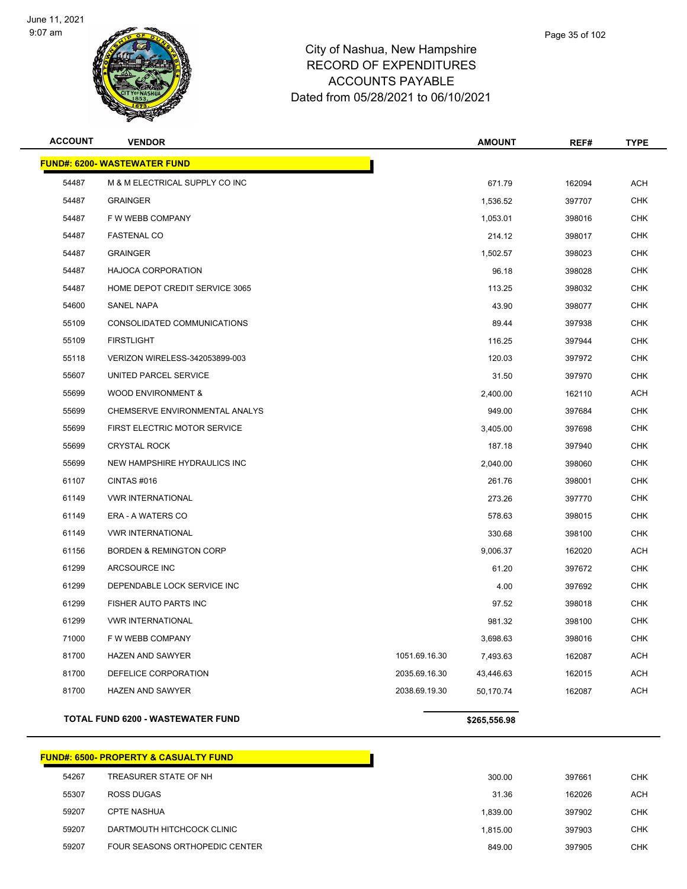City of Nashua, New Hampshire
RECORD OF EXPENDITURES
ACCOUNTS PAYABLE
Dated from 05/28/2021 to 06/10/2021

| ACCOUNT | VENDOR | | AMOUNT | REF# | TYPE |
|---|---|---|---|---|---|
| **FUND#: 6200- WASTEWATER FUND** | | | | | |
| 54487 | M & M ELECTRICAL SUPPLY CO INC | | 671.79 | 162094 | ACH |
| 54487 | GRAINGER | | 1,536.52 | 397707 | CHK |
| 54487 | F W WEBB COMPANY | | 1,053.01 | 398016 | CHK |
| 54487 | FASTENAL CO | | 214.12 | 398017 | CHK |
| 54487 | GRAINGER | | 1,502.57 | 398023 | CHK |
| 54487 | HAJOCA CORPORATION | | 96.18 | 398028 | CHK |
| 54487 | HOME DEPOT CREDIT SERVICE 3065 | | 113.25 | 398032 | CHK |
| 54600 | SANEL NAPA | | 43.90 | 398077 | CHK |
| 55109 | CONSOLIDATED COMMUNICATIONS | | 89.44 | 397938 | CHK |
| 55109 | FIRSTLIGHT | | 116.25 | 397944 | CHK |
| 55118 | VERIZON WIRELESS-342053899-003 | | 120.03 | 397972 | CHK |
| 55607 | UNITED PARCEL SERVICE | | 31.50 | 397970 | CHK |
| 55699 | WOOD ENVIRONMENT & | | 2,400.00 | 162110 | ACH |
| 55699 | CHEMSERVE ENVIRONMENTAL ANALYS | | 949.00 | 397684 | CHK |
| 55699 | FIRST ELECTRIC MOTOR SERVICE | | 3,405.00 | 397698 | CHK |
| 55699 | CRYSTAL ROCK | | 187.18 | 397940 | CHK |
| 55699 | NEW HAMPSHIRE HYDRAULICS INC | | 2,040.00 | 398060 | CHK |
| 61107 | CINTAS #016 | | 261.76 | 398001 | CHK |
| 61149 | VWR INTERNATIONAL | | 273.26 | 397770 | CHK |
| 61149 | ERA - A WATERS CO | | 578.63 | 398015 | CHK |
| 61149 | VWR INTERNATIONAL | | 330.68 | 398100 | CHK |
| 61156 | BORDEN & REMINGTON CORP | | 9,006.37 | 162020 | ACH |
| 61299 | ARCSOURCE INC | | 61.20 | 397672 | CHK |
| 61299 | DEPENDABLE LOCK SERVICE INC | | 4.00 | 397692 | CHK |
| 61299 | FISHER AUTO PARTS INC | | 97.52 | 398018 | CHK |
| 61299 | VWR INTERNATIONAL | | 981.32 | 398100 | CHK |
| 71000 | F W WEBB COMPANY | | 3,698.63 | 398016 | CHK |
| 81700 | HAZEN AND SAWYER | 1051.69.16.30 | 7,493.63 | 162087 | ACH |
| 81700 | DEFELICE CORPORATION | 2035.69.16.30 | 43,446.63 | 162015 | ACH |
| 81700 | HAZEN AND SAWYER | 2038.69.19.30 | 50,170.74 | 162087 | ACH |
| **TOTAL FUND 6200 - WASTEWATER FUND** | | | **$265,556.98** | | |

| ACCOUNT | VENDOR | AMOUNT | REF# | TYPE |
|---|---|---|---|---|
| **FUND#: 6500- PROPERTY & CASUALTY FUND** | | | | |
| 54267 | TREASURER STATE OF NH | 300.00 | 397661 | CHK |
| 55307 | ROSS DUGAS | 31.36 | 162026 | ACH |
| 59207 | CPTE NASHUA | 1,839.00 | 397902 | CHK |
| 59207 | DARTMOUTH HITCHCOCK CLINIC | 1,815.00 | 397903 | CHK |
| 59207 | FOUR SEASONS ORTHOPEDIC CENTER | 849.00 | 397905 | CHK |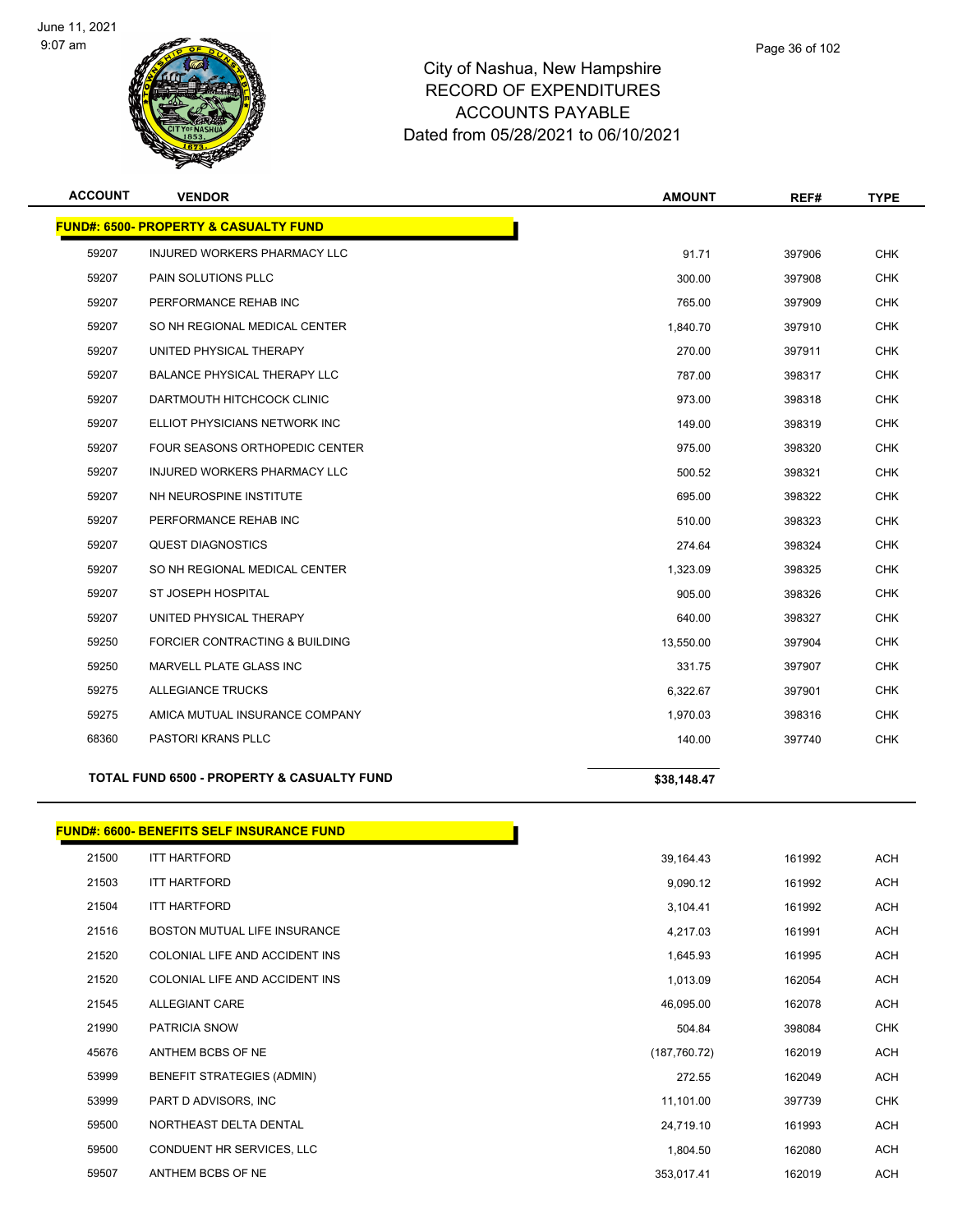# City of Nashua, New Hampshire
## RECORD OF EXPENDITURES
## ACCOUNTS PAYABLE
## Dated from 05/28/2021 to 06/10/2021

| ACCOUNT | VENDOR | AMOUNT | REF# | TYPE |
|---|---|---|---|---|
| **FUND#: 6500- PROPERTY & CASUALTY FUND** | | | | |
| 59207 | INJURED WORKERS PHARMACY LLC | 91.71 | 397906 | CHK |
| 59207 | PAIN SOLUTIONS PLLC | 300.00 | 397908 | CHK |
| 59207 | PERFORMANCE REHAB INC | 765.00 | 397909 | CHK |
| 59207 | SO NH REGIONAL MEDICAL CENTER | 1,840.70 | 397910 | CHK |
| 59207 | UNITED PHYSICAL THERAPY | 270.00 | 397911 | CHK |
| 59207 | BALANCE PHYSICAL THERAPY LLC | 787.00 | 398317 | CHK |
| 59207 | DARTMOUTH HITCHCOCK CLINIC | 973.00 | 398318 | CHK |
| 59207 | ELLIOT PHYSICIANS NETWORK INC | 149.00 | 398319 | CHK |
| 59207 | FOUR SEASONS ORTHOPEDIC CENTER | 975.00 | 398320 | CHK |
| 59207 | INJURED WORKERS PHARMACY LLC | 500.52 | 398321 | CHK |
| 59207 | NH NEUROSPINE INSTITUTE | 695.00 | 398322 | CHK |
| 59207 | PERFORMANCE REHAB INC | 510.00 | 398323 | CHK |
| 59207 | QUEST DIAGNOSTICS | 274.64 | 398324 | CHK |
| 59207 | SO NH REGIONAL MEDICAL CENTER | 1,323.09 | 398325 | CHK |
| 59207 | ST JOSEPH HOSPITAL | 905.00 | 398326 | CHK |
| 59207 | UNITED PHYSICAL THERAPY | 640.00 | 398327 | CHK |
| 59250 | FORCIER CONTRACTING & BUILDING | 13,550.00 | 397904 | CHK |
| 59250 | MARVELL PLATE GLASS INC | 331.75 | 397907 | CHK |
| 59275 | ALLEGIANCE TRUCKS | 6,322.67 | 397901 | CHK |
| 59275 | AMICA MUTUAL INSURANCE COMPANY | 1,970.03 | 398316 | CHK |
| 68360 | PASTORI KRANS PLLC | 140.00 | 397740 | CHK |
| | **TOTAL FUND 6500 - PROPERTY & CASUALTY FUND** | **$38,148.47** | | |

| ACCOUNT | VENDOR | AMOUNT | REF# | TYPE |
|---|---|---|---|---|
| **FUND#: 6600- BENEFITS SELF INSURANCE FUND** | | | | |
| 21500 | ITT HARTFORD | 39,164.43 | 161992 | ACH |
| 21503 | ITT HARTFORD | 9,090.12 | 161992 | ACH |
| 21504 | ITT HARTFORD | 3,104.41 | 161992 | ACH |
| 21516 | BOSTON MUTUAL LIFE INSURANCE | 4,217.03 | 161991 | ACH |
| 21520 | COLONIAL LIFE AND ACCIDENT INS | 1,645.93 | 161995 | ACH |
| 21520 | COLONIAL LIFE AND ACCIDENT INS | 1,013.09 | 162054 | ACH |
| 21545 | ALLEGIANT CARE | 46,095.00 | 162078 | ACH |
| 21990 | PATRICIA SNOW | 504.84 | 398084 | CHK |
| 45676 | ANTHEM BCBS OF NE | (187,760.72) | 162019 | ACH |
| 53999 | BENEFIT STRATEGIES (ADMIN) | 272.55 | 162049 | ACH |
| 53999 | PART D ADVISORS, INC | 11,101.00 | 397739 | CHK |
| 59500 | NORTHEAST DELTA DENTAL | 24,719.10 | 161993 | ACH |
| 59500 | CONDUENT HR SERVICES, LLC | 1,804.50 | 162080 | ACH |
| 59507 | ANTHEM BCBS OF NE | 353,017.41 | 162019 | ACH |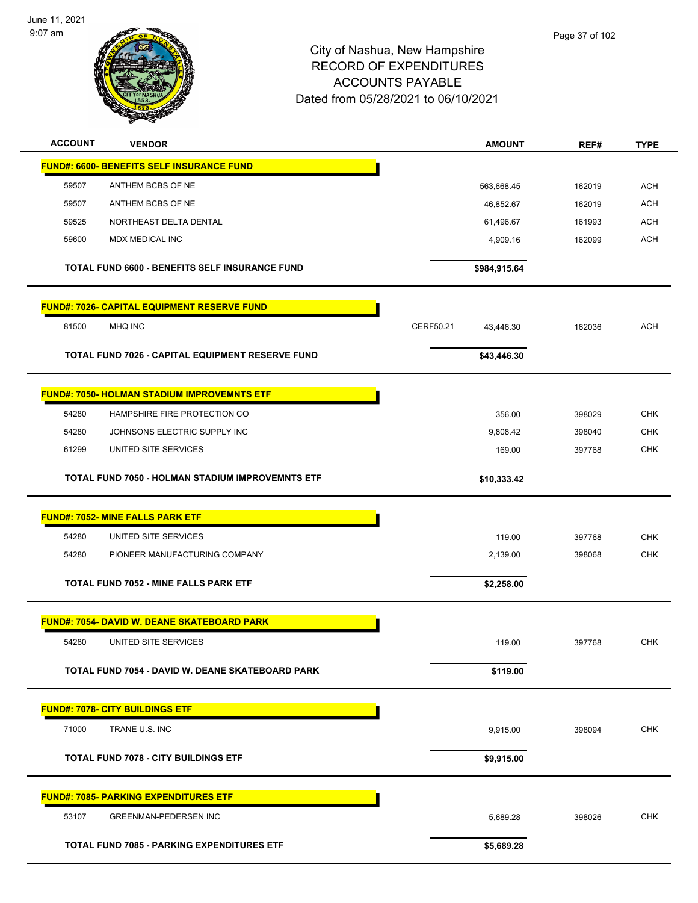City of Nashua, New Hampshire
RECORD OF EXPENDITURES
ACCOUNTS PAYABLE
Dated from 05/28/2021 to 06/10/2021

| ACCOUNT | VENDOR | | AMOUNT | REF# | TYPE |
|---|---|---|---|---|---|
| **FUND#: 6600- BENEFITS SELF INSURANCE FUND** | | | | | |
| 59507 | ANTHEM BCBS OF NE | | 563,668.45 | 162019 | ACH |
| 59507 | ANTHEM BCBS OF NE | | 46,852.67 | 162019 | ACH |
| 59525 | NORTHEAST DELTA DENTAL | | 61,496.67 | 161993 | ACH |
| 59600 | MDX MEDICAL INC | | 4,909.16 | 162099 | ACH |
| | **TOTAL FUND 6600 - BENEFITS SELF INSURANCE FUND** | | **$984,915.64** | | |
| **FUND#: 7026- CAPITAL EQUIPMENT RESERVE FUND** | | | | | |
| 81500 | MHQ INC | CERF50.21 | 43,446.30 | 162036 | ACH |
| | **TOTAL FUND 7026 - CAPITAL EQUIPMENT RESERVE FUND** | | **$43,446.30** | | |
| **FUND#: 7050- HOLMAN STADIUM IMPROVEMNTS ETF** | | | | | |
| 54280 | HAMPSHIRE FIRE PROTECTION CO | | 356.00 | 398029 | CHK |
| 54280 | JOHNSONS ELECTRIC SUPPLY INC | | 9,808.42 | 398040 | CHK |
| 61299 | UNITED SITE SERVICES | | 169.00 | 397768 | CHK |
| | **TOTAL FUND 7050 - HOLMAN STADIUM IMPROVEMNTS ETF** | | **$10,333.42** | | |
| **FUND#: 7052- MINE FALLS PARK ETF** | | | | | |
| 54280 | UNITED SITE SERVICES | | 119.00 | 397768 | CHK |
| 54280 | PIONEER MANUFACTURING COMPANY | | 2,139.00 | 398068 | CHK |
| | **TOTAL FUND 7052 - MINE FALLS PARK ETF** | | **$2,258.00** | | |
| **FUND#: 7054- DAVID W. DEANE SKATEBOARD PARK** | | | | | |
| 54280 | UNITED SITE SERVICES | | 119.00 | 397768 | CHK |
| | **TOTAL FUND 7054 - DAVID W. DEANE SKATEBOARD PARK** | | **$119.00** | | |
| **FUND#: 7078- CITY BUILDINGS ETF** | | | | | |
| 71000 | TRANE U.S. INC | | 9,915.00 | 398094 | CHK |
| | **TOTAL FUND 7078 - CITY BUILDINGS ETF** | | **$9,915.00** | | |
| **FUND#: 7085- PARKING EXPENDITURES ETF** | | | | | |
| 53107 | GREENMAN-PEDERSEN INC | | 5,689.28 | 398026 | CHK |
| | **TOTAL FUND 7085 - PARKING EXPENDITURES ETF** | | **$5,689.28** | | |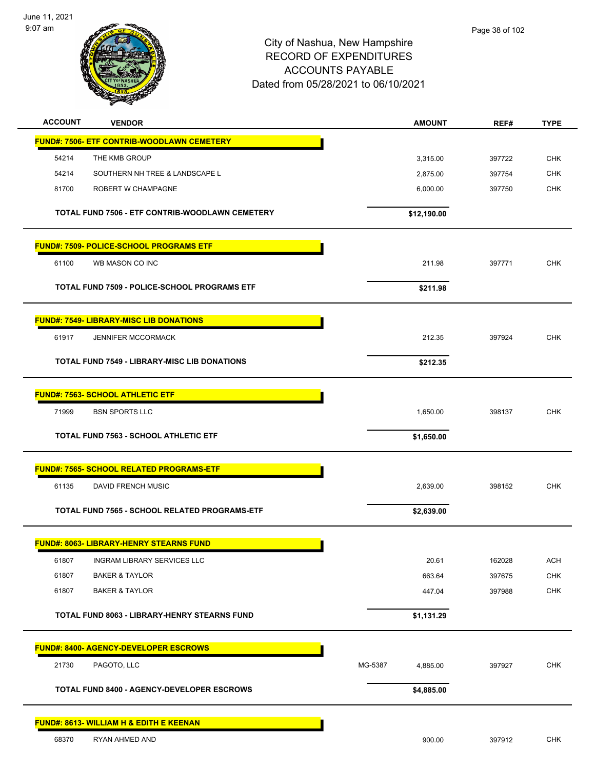City of Nashua, New Hampshire
RECORD OF EXPENDITURES
ACCOUNTS PAYABLE
Dated from 05/28/2021 to 06/10/2021

| ACCOUNT | VENDOR | | AMOUNT | REF# | TYPE |
|---|---|---|---|---|---|
| **FUND#: 7506- ETF CONTRIB-WOODLAWN CEMETERY** | | | | | |
| 54214 | THE KMB GROUP | | 3,315.00 | 397722 | CHK |
| 54214 | SOUTHERN NH TREE & LANDSCAPE L | | 2,875.00 | 397754 | CHK |
| 81700 | ROBERT W CHAMPAGNE | | 6,000.00 | 397750 | CHK |
| **TOTAL FUND 7506 - ETF CONTRIB-WOODLAWN CEMETERY** | | | **$12,190.00** | | |
| **FUND#: 7509- POLICE-SCHOOL PROGRAMS ETF** | | | | | |
| 61100 | WB MASON CO INC | | 211.98 | 397771 | CHK |
| **TOTAL FUND 7509 - POLICE-SCHOOL PROGRAMS ETF** | | | **$211.98** | | |
| **FUND#: 7549- LIBRARY-MISC LIB DONATIONS** | | | | | |
| 61917 | JENNIFER MCCORMACK | | 212.35 | 397924 | CHK |
| **TOTAL FUND 7549 - LIBRARY-MISC LIB DONATIONS** | | | **$212.35** | | |
| **FUND#: 7563- SCHOOL ATHLETIC ETF** | | | | | |
| 71999 | BSN SPORTS LLC | | 1,650.00 | 398137 | CHK |
| **TOTAL FUND 7563 - SCHOOL ATHLETIC ETF** | | | **$1,650.00** | | |
| **FUND#: 7565- SCHOOL RELATED PROGRAMS-ETF** | | | | | |
| 61135 | DAVID FRENCH MUSIC | | 2,639.00 | 398152 | CHK |
| **TOTAL FUND 7565 - SCHOOL RELATED PROGRAMS-ETF** | | | **$2,639.00** | | |
| **FUND#: 8063- LIBRARY-HENRY STEARNS FUND** | | | | | |
| 61807 | INGRAM LIBRARY SERVICES LLC | | 20.61 | 162028 | ACH |
| 61807 | BAKER & TAYLOR | | 663.64 | 397675 | CHK |
| 61807 | BAKER & TAYLOR | | 447.04 | 397988 | CHK |
| **TOTAL FUND 8063 - LIBRARY-HENRY STEARNS FUND** | | | **$1,131.29** | | |
| **FUND#: 8400- AGENCY-DEVELOPER ESCROWS** | | | | | |
| 21730 | PAGOTO, LLC | MG-5387 | 4,885.00 | 397927 | CHK |
| **TOTAL FUND 8400 - AGENCY-DEVELOPER ESCROWS** | | | **$4,885.00** | | |
| **FUND#: 8613- WILLIAM H & EDITH E KEENAN** | | | | | |
| 68370 | RYAN AHMED AND | | 900.00 | 397912 | CHK |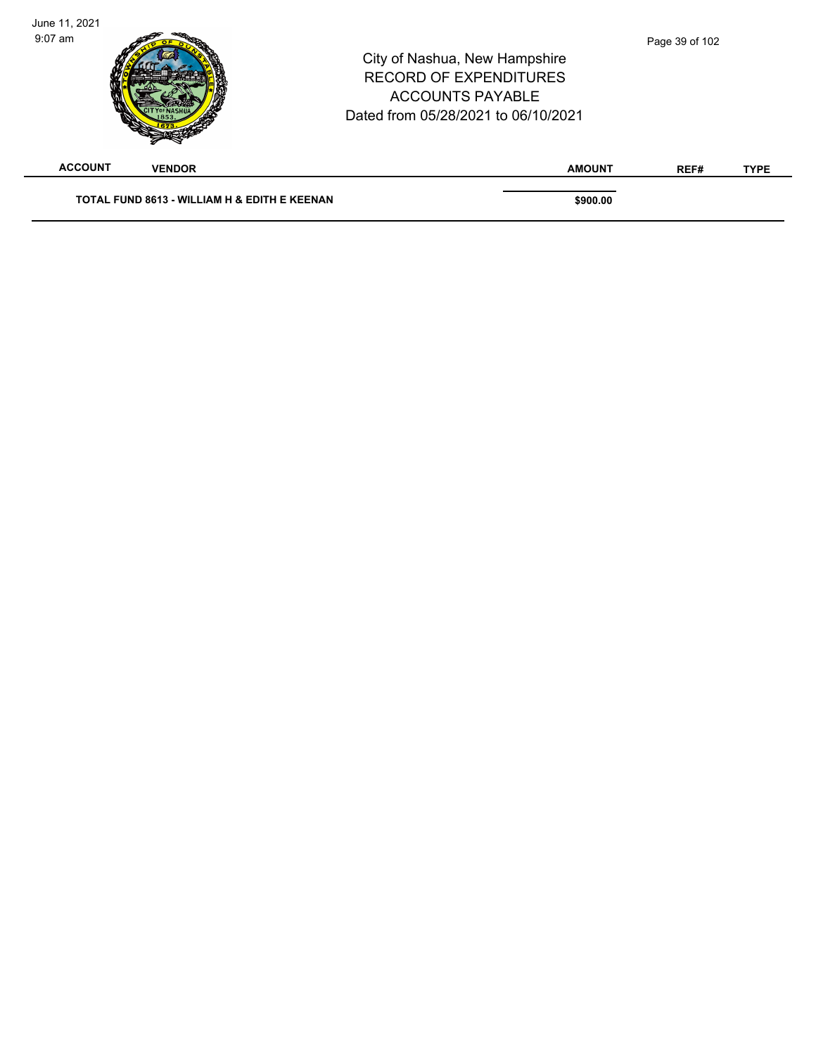| ACCOUNT | VENDOR | AMOUNT | REF# | TYPE |
|---|---|---|---|---|
| **TOTAL FUND 8613 - WILLIAM H & EDITH E KEENAN** | | **$900.00** | | |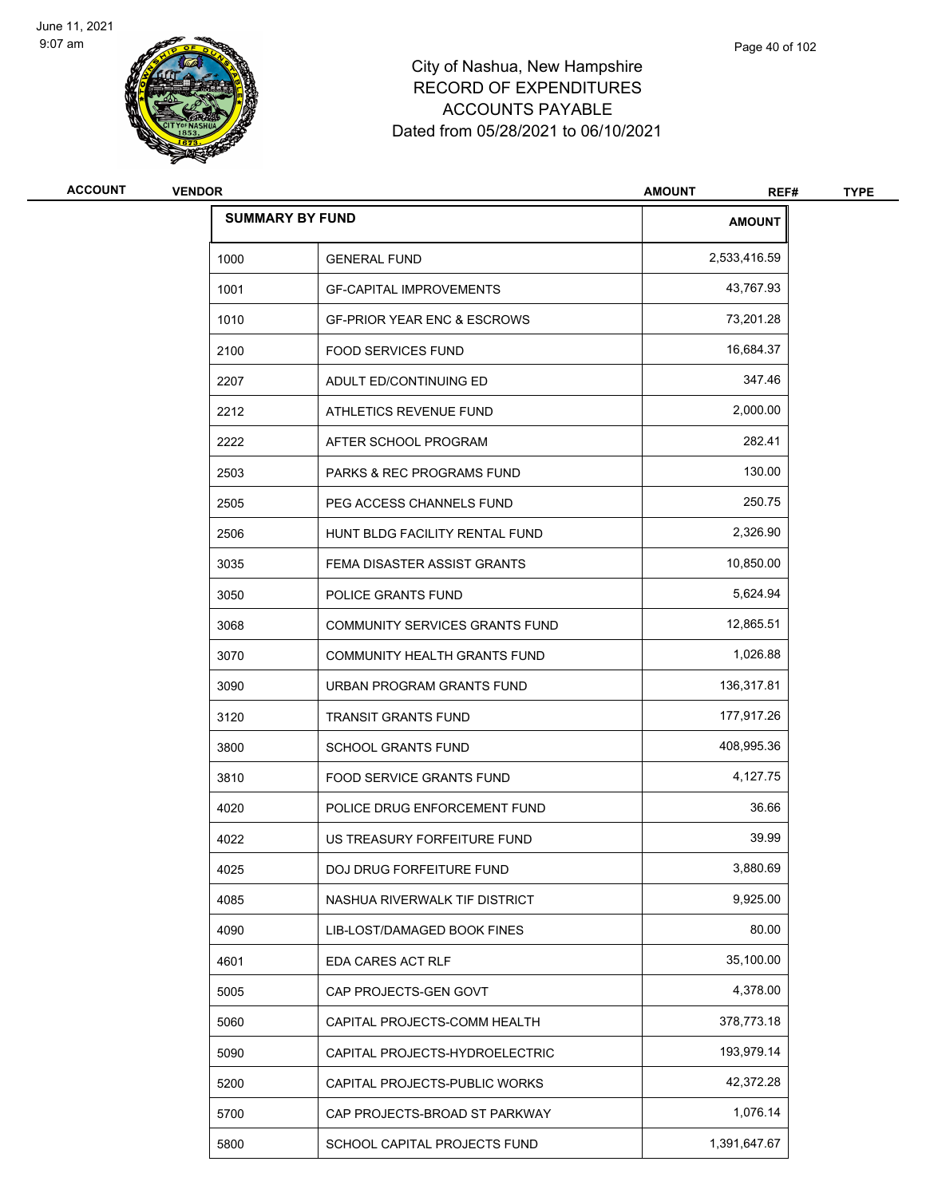# City of Nashua, New Hampshire
## RECORD OF EXPENDITURES
## ACCOUNTS PAYABLE
### Dated from 05/28/2021 to 06/10/2021

| ACCOUNT | VENDOR | AMOUNT | REF# | TYPE |
|---|---|---|---|---|

| SUMMARY BY FUND | | AMOUNT |
|---|---|---|
| 1000 | GENERAL FUND | 2,533,416.59 |
| 1001 | GF-CAPITAL IMPROVEMENTS | 43,767.93 |
| 1010 | GF-PRIOR YEAR ENC & ESCROWS | 73,201.28 |
| 2100 | FOOD SERVICES FUND | 16,684.37 |
| 2207 | ADULT ED/CONTINUING ED | 347.46 |
| 2212 | ATHLETICS REVENUE FUND | 2,000.00 |
| 2222 | AFTER SCHOOL PROGRAM | 282.41 |
| 2503 | PARKS & REC PROGRAMS FUND | 130.00 |
| 2505 | PEG ACCESS CHANNELS FUND | 250.75 |
| 2506 | HUNT BLDG FACILITY RENTAL FUND | 2,326.90 |
| 3035 | FEMA DISASTER ASSIST GRANTS | 10,850.00 |
| 3050 | POLICE GRANTS FUND | 5,624.94 |
| 3068 | COMMUNITY SERVICES GRANTS FUND | 12,865.51 |
| 3070 | COMMUNITY HEALTH GRANTS FUND | 1,026.88 |
| 3090 | URBAN PROGRAM GRANTS FUND | 136,317.81 |
| 3120 | TRANSIT GRANTS FUND | 177,917.26 |
| 3800 | SCHOOL GRANTS FUND | 408,995.36 |
| 3810 | FOOD SERVICE GRANTS FUND | 4,127.75 |
| 4020 | POLICE DRUG ENFORCEMENT FUND | 36.66 |
| 4022 | US TREASURY FORFEITURE FUND | 39.99 |
| 4025 | DOJ DRUG FORFEITURE FUND | 3,880.69 |
| 4085 | NASHUA RIVERWALK TIF DISTRICT | 9,925.00 |
| 4090 | LIB-LOST/DAMAGED BOOK FINES | 80.00 |
| 4601 | EDA CARES ACT RLF | 35,100.00 |
| 5005 | CAP PROJECTS-GEN GOVT | 4,378.00 |
| 5060 | CAPITAL PROJECTS-COMM HEALTH | 378,773.18 |
| 5090 | CAPITAL PROJECTS-HYDROELECTRIC | 193,979.14 |
| 5200 | CAPITAL PROJECTS-PUBLIC WORKS | 42,372.28 |
| 5700 | CAP PROJECTS-BROAD ST PARKWAY | 1,076.14 |
| 5800 | SCHOOL CAPITAL PROJECTS FUND | 1,391,647.67 |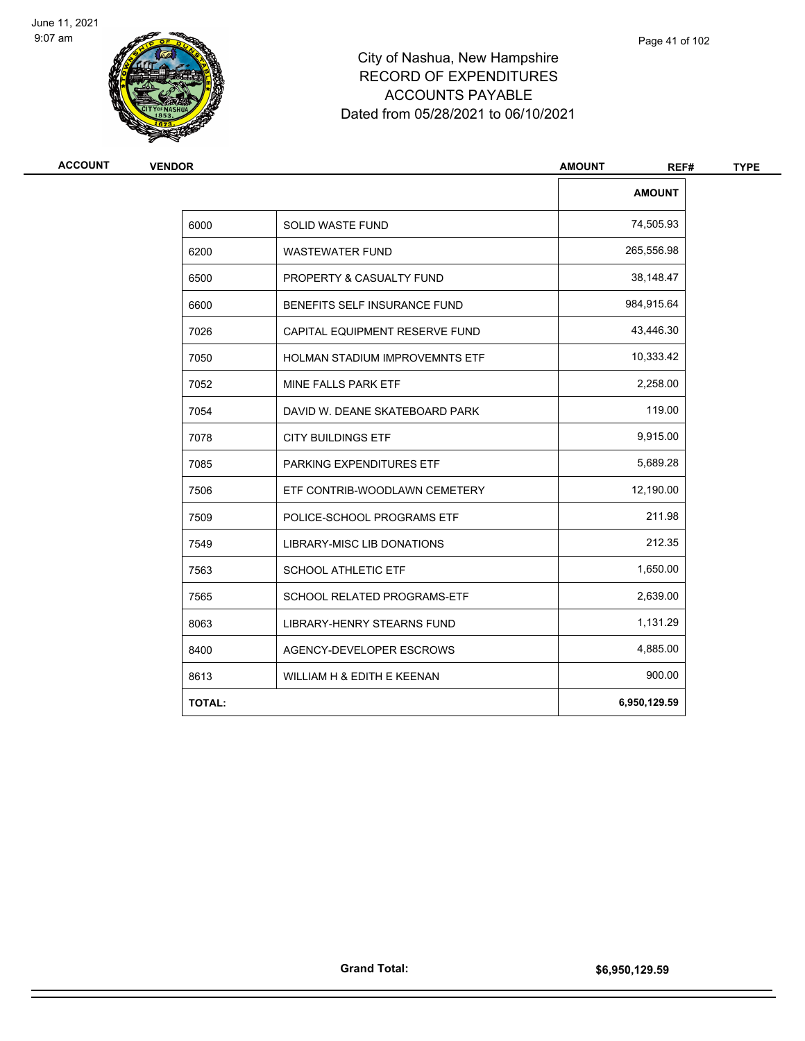# City of Nashua, New Hampshire
## RECORD OF EXPENDITURES
## ACCOUNTS PAYABLE
## Dated from 05/28/2021 to 06/10/2021

| ACCOUNT | VENDOR | AMOUNT | REF# | TYPE |
|---|---|---|---|---|

| | | AMOUNT |
|---|---|---|
| 6000 | SOLID WASTE FUND | 74,505.93 |
| 6200 | WASTEWATER FUND | 265,556.98 |
| 6500 | PROPERTY & CASUALTY FUND | 38,148.47 |
| 6600 | BENEFITS SELF INSURANCE FUND | 984,915.64 |
| 7026 | CAPITAL EQUIPMENT RESERVE FUND | 43,446.30 |
| 7050 | HOLMAN STADIUM IMPROVEMNTS ETF | 10,333.42 |
| 7052 | MINE FALLS PARK ETF | 2,258.00 |
| 7054 | DAVID W. DEANE SKATEBOARD PARK | 119.00 |
| 7078 | CITY BUILDINGS ETF | 9,915.00 |
| 7085 | PARKING EXPENDITURES ETF | 5,689.28 |
| 7506 | ETF CONTRIB-WOODLAWN CEMETERY | 12,190.00 |
| 7509 | POLICE-SCHOOL PROGRAMS ETF | 211.98 |
| 7549 | LIBRARY-MISC LIB DONATIONS | 212.35 |
| 7563 | SCHOOL ATHLETIC ETF | 1,650.00 |
| 7565 | SCHOOL RELATED PROGRAMS-ETF | 2,639.00 |
| 8063 | LIBRARY-HENRY STEARNS FUND | 1,131.29 |
| 8400 | AGENCY-DEVELOPER ESCROWS | 4,885.00 |
| 8613 | WILLIAM H & EDITH E KEENAN | 900.00 |
| **TOTAL:** | | **6,950,129.59** |

**Grand Total:** **$6,950,129.59**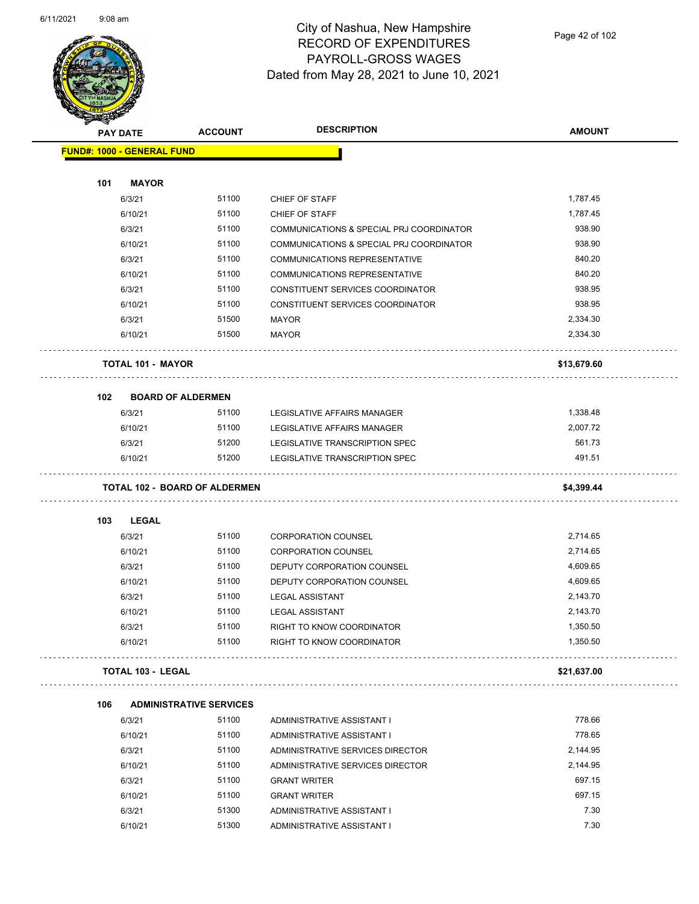# City of Nashua, New Hampshire
## RECORD OF EXPENDITURES
## PAYROLL-GROSS WAGES
### Dated from May 28, 2021 to June 10, 2021

| PAY DATE | ACCOUNT | DESCRIPTION | AMOUNT |
|---|---|---|---|
| **FUND#: 1000 - GENERAL FUND** | | | |
| **101 MAYOR** | | | |
| 6/3/21 | 51100 | CHIEF OF STAFF | 1,787.45 |
| 6/10/21 | 51100 | CHIEF OF STAFF | 1,787.45 |
| 6/3/21 | 51100 | COMMUNICATIONS & SPECIAL PRJ COORDINATOR | 938.90 |
| 6/10/21 | 51100 | COMMUNICATIONS & SPECIAL PRJ COORDINATOR | 938.90 |
| 6/3/21 | 51100 | COMMUNICATIONS REPRESENTATIVE | 840.20 |
| 6/10/21 | 51100 | COMMUNICATIONS REPRESENTATIVE | 840.20 |
| 6/3/21 | 51100 | CONSTITUENT SERVICES COORDINATOR | 938.95 |
| 6/10/21 | 51100 | CONSTITUENT SERVICES COORDINATOR | 938.95 |
| 6/3/21 | 51500 | MAYOR | 2,334.30 |
| 6/10/21 | 51500 | MAYOR | 2,334.30 |
| **TOTAL 101 - MAYOR** | | | **$13,679.60** |
| **102 BOARD OF ALDERMEN** | | | |
| 6/3/21 | 51100 | LEGISLATIVE AFFAIRS MANAGER | 1,338.48 |
| 6/10/21 | 51100 | LEGISLATIVE AFFAIRS MANAGER | 2,007.72 |
| 6/3/21 | 51200 | LEGISLATIVE TRANSCRIPTION SPEC | 561.73 |
| 6/10/21 | 51200 | LEGISLATIVE TRANSCRIPTION SPEC | 491.51 |
| **TOTAL 102 - BOARD OF ALDERMEN** | | | **$4,399.44** |
| **103 LEGAL** | | | |
| 6/3/21 | 51100 | CORPORATION COUNSEL | 2,714.65 |
| 6/10/21 | 51100 | CORPORATION COUNSEL | 2,714.65 |
| 6/3/21 | 51100 | DEPUTY CORPORATION COUNSEL | 4,609.65 |
| 6/10/21 | 51100 | DEPUTY CORPORATION COUNSEL | 4,609.65 |
| 6/3/21 | 51100 | LEGAL ASSISTANT | 2,143.70 |
| 6/10/21 | 51100 | LEGAL ASSISTANT | 2,143.70 |
| 6/3/21 | 51100 | RIGHT TO KNOW COORDINATOR | 1,350.50 |
| 6/10/21 | 51100 | RIGHT TO KNOW COORDINATOR | 1,350.50 |
| **TOTAL 103 - LEGAL** | | | **$21,637.00** |
| **106 ADMINISTRATIVE SERVICES** | | | |
| 6/3/21 | 51100 | ADMINISTRATIVE ASSISTANT I | 778.66 |
| 6/10/21 | 51100 | ADMINISTRATIVE ASSISTANT I | 778.65 |
| 6/3/21 | 51100 | ADMINISTRATIVE SERVICES DIRECTOR | 2,144.95 |
| 6/10/21 | 51100 | ADMINISTRATIVE SERVICES DIRECTOR | 2,144.95 |
| 6/3/21 | 51100 | GRANT WRITER | 697.15 |
| 6/10/21 | 51100 | GRANT WRITER | 697.15 |
| 6/3/21 | 51300 | ADMINISTRATIVE ASSISTANT I | 7.30 |
| 6/10/21 | 51300 | ADMINISTRATIVE ASSISTANT I | 7.30 |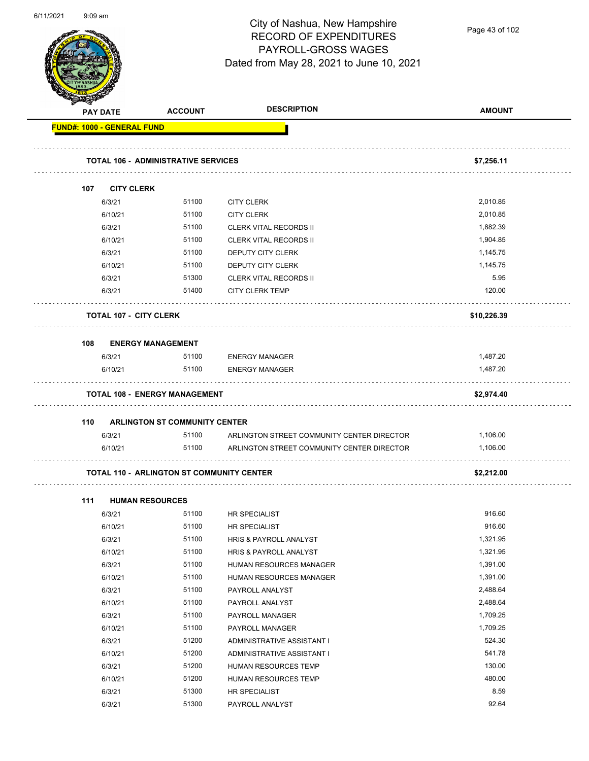# City of Nashua, New Hampshire
## RECORD OF EXPENDITURES
## PAYROLL-GROSS WAGES
### Dated from May 28, 2021 to June 10, 2021

| PAY DATE | ACCOUNT | DESCRIPTION | AMOUNT |
|---|---|---|---|
| **FUND#: 1000 - GENERAL FUND** | | | |
| **TOTAL 106 - ADMINISTRATIVE SERVICES** | | | **$7,256.11** |
| **107 CITY CLERK** | | | |
| 6/3/21 | 51100 | CITY CLERK | 2,010.85 |
| 6/10/21 | 51100 | CITY CLERK | 2,010.85 |
| 6/3/21 | 51100 | CLERK VITAL RECORDS II | 1,882.39 |
| 6/10/21 | 51100 | CLERK VITAL RECORDS II | 1,904.85 |
| 6/3/21 | 51100 | DEPUTY CITY CLERK | 1,145.75 |
| 6/10/21 | 51100 | DEPUTY CITY CLERK | 1,145.75 |
| 6/3/21 | 51300 | CLERK VITAL RECORDS II | 5.95 |
| 6/3/21 | 51400 | CITY CLERK TEMP | 120.00 |
| **TOTAL 107 - CITY CLERK** | | | **$10,226.39** |
| **108 ENERGY MANAGEMENT** | | | |
| 6/3/21 | 51100 | ENERGY MANAGER | 1,487.20 |
| 6/10/21 | 51100 | ENERGY MANAGER | 1,487.20 |
| **TOTAL 108 - ENERGY MANAGEMENT** | | | **$2,974.40** |
| **110 ARLINGTON ST COMMUNITY CENTER** | | | |
| 6/3/21 | 51100 | ARLINGTON STREET COMMUNITY CENTER DIRECTOR | 1,106.00 |
| 6/10/21 | 51100 | ARLINGTON STREET COMMUNITY CENTER DIRECTOR | 1,106.00 |
| **TOTAL 110 - ARLINGTON ST COMMUNITY CENTER** | | | **$2,212.00** |
| **111 HUMAN RESOURCES** | | | |
| 6/3/21 | 51100 | HR SPECIALIST | 916.60 |
| 6/10/21 | 51100 | HR SPECIALIST | 916.60 |
| 6/3/21 | 51100 | HRIS & PAYROLL ANALYST | 1,321.95 |
| 6/10/21 | 51100 | HRIS & PAYROLL ANALYST | 1,321.95 |
| 6/3/21 | 51100 | HUMAN RESOURCES MANAGER | 1,391.00 |
| 6/10/21 | 51100 | HUMAN RESOURCES MANAGER | 1,391.00 |
| 6/3/21 | 51100 | PAYROLL ANALYST | 2,488.64 |
| 6/10/21 | 51100 | PAYROLL ANALYST | 2,488.64 |
| 6/3/21 | 51100 | PAYROLL MANAGER | 1,709.25 |
| 6/10/21 | 51100 | PAYROLL MANAGER | 1,709.25 |
| 6/3/21 | 51200 | ADMINISTRATIVE ASSISTANT I | 524.30 |
| 6/10/21 | 51200 | ADMINISTRATIVE ASSISTANT I | 541.78 |
| 6/3/21 | 51200 | HUMAN RESOURCES TEMP | 130.00 |
| 6/10/21 | 51200 | HUMAN RESOURCES TEMP | 480.00 |
| 6/3/21 | 51300 | HR SPECIALIST | 8.59 |
| 6/3/21 | 51300 | PAYROLL ANALYST | 92.64 |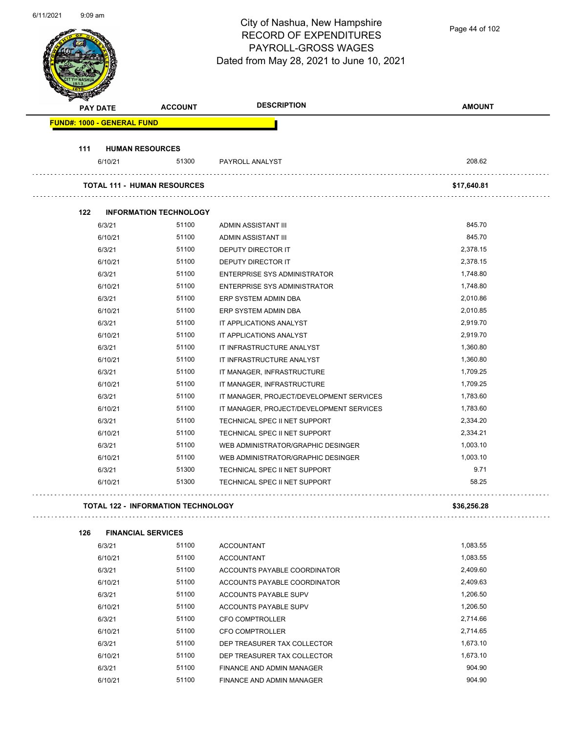# City of Nashua, New Hampshire
## RECORD OF EXPENDITURES
## PAYROLL-GROSS WAGES
## Dated from May 28, 2021 to June 10, 2021

| PAY DATE | ACCOUNT | DESCRIPTION | AMOUNT |
|---|---|---|---|
| **FUND#: 1000 - GENERAL FUND** | | | |
| **111 HUMAN RESOURCES** | | | |
| 6/10/21 | 51300 | PAYROLL ANALYST | 208.62 |
| **TOTAL 111 - HUMAN RESOURCES** | | | **$17,640.81** |
| **122 INFORMATION TECHNOLOGY** | | | |
| 6/3/21 | 51100 | ADMIN ASSISTANT III | 845.70 |
| 6/10/21 | 51100 | ADMIN ASSISTANT III | 845.70 |
| 6/3/21 | 51100 | DEPUTY DIRECTOR IT | 2,378.15 |
| 6/10/21 | 51100 | DEPUTY DIRECTOR IT | 2,378.15 |
| 6/3/21 | 51100 | ENTERPRISE SYS ADMINISTRATOR | 1,748.80 |
| 6/10/21 | 51100 | ENTERPRISE SYS ADMINISTRATOR | 1,748.80 |
| 6/3/21 | 51100 | ERP SYSTEM ADMIN DBA | 2,010.86 |
| 6/10/21 | 51100 | ERP SYSTEM ADMIN DBA | 2,010.85 |
| 6/3/21 | 51100 | IT APPLICATIONS ANALYST | 2,919.70 |
| 6/10/21 | 51100 | IT APPLICATIONS ANALYST | 2,919.70 |
| 6/3/21 | 51100 | IT INFRASTRUCTURE ANALYST | 1,360.80 |
| 6/10/21 | 51100 | IT INFRASTRUCTURE ANALYST | 1,360.80 |
| 6/3/21 | 51100 | IT MANAGER, INFRASTRUCTURE | 1,709.25 |
| 6/10/21 | 51100 | IT MANAGER, INFRASTRUCTURE | 1,709.25 |
| 6/3/21 | 51100 | IT MANAGER, PROJECT/DEVELOPMENT SERVICES | 1,783.60 |
| 6/10/21 | 51100 | IT MANAGER, PROJECT/DEVELOPMENT SERVICES | 1,783.60 |
| 6/3/21 | 51100 | TECHNICAL SPEC II NET SUPPORT | 2,334.20 |
| 6/10/21 | 51100 | TECHNICAL SPEC II NET SUPPORT | 2,334.21 |
| 6/3/21 | 51100 | WEB ADMINISTRATOR/GRAPHIC DESINGER | 1,003.10 |
| 6/10/21 | 51100 | WEB ADMINISTRATOR/GRAPHIC DESINGER | 1,003.10 |
| 6/3/21 | 51300 | TECHNICAL SPEC II NET SUPPORT | 9.71 |
| 6/10/21 | 51300 | TECHNICAL SPEC II NET SUPPORT | 58.25 |
| **TOTAL 122 - INFORMATION TECHNOLOGY** | | | **$36,256.28** |
| **126 FINANCIAL SERVICES** | | | |
| 6/3/21 | 51100 | ACCOUNTANT | 1,083.55 |
| 6/10/21 | 51100 | ACCOUNTANT | 1,083.55 |
| 6/3/21 | 51100 | ACCOUNTS PAYABLE COORDINATOR | 2,409.60 |
| 6/10/21 | 51100 | ACCOUNTS PAYABLE COORDINATOR | 2,409.63 |
| 6/3/21 | 51100 | ACCOUNTS PAYABLE SUPV | 1,206.50 |
| 6/10/21 | 51100 | ACCOUNTS PAYABLE SUPV | 1,206.50 |
| 6/3/21 | 51100 | CFO COMPTROLLER | 2,714.66 |
| 6/10/21 | 51100 | CFO COMPTROLLER | 2,714.65 |
| 6/3/21 | 51100 | DEP TREASURER TAX COLLECTOR | 1,673.10 |
| 6/10/21 | 51100 | DEP TREASURER TAX COLLECTOR | 1,673.10 |
| 6/3/21 | 51100 | FINANCE AND ADMIN MANAGER | 904.90 |
| 6/10/21 | 51100 | FINANCE AND ADMIN MANAGER | 904.90 |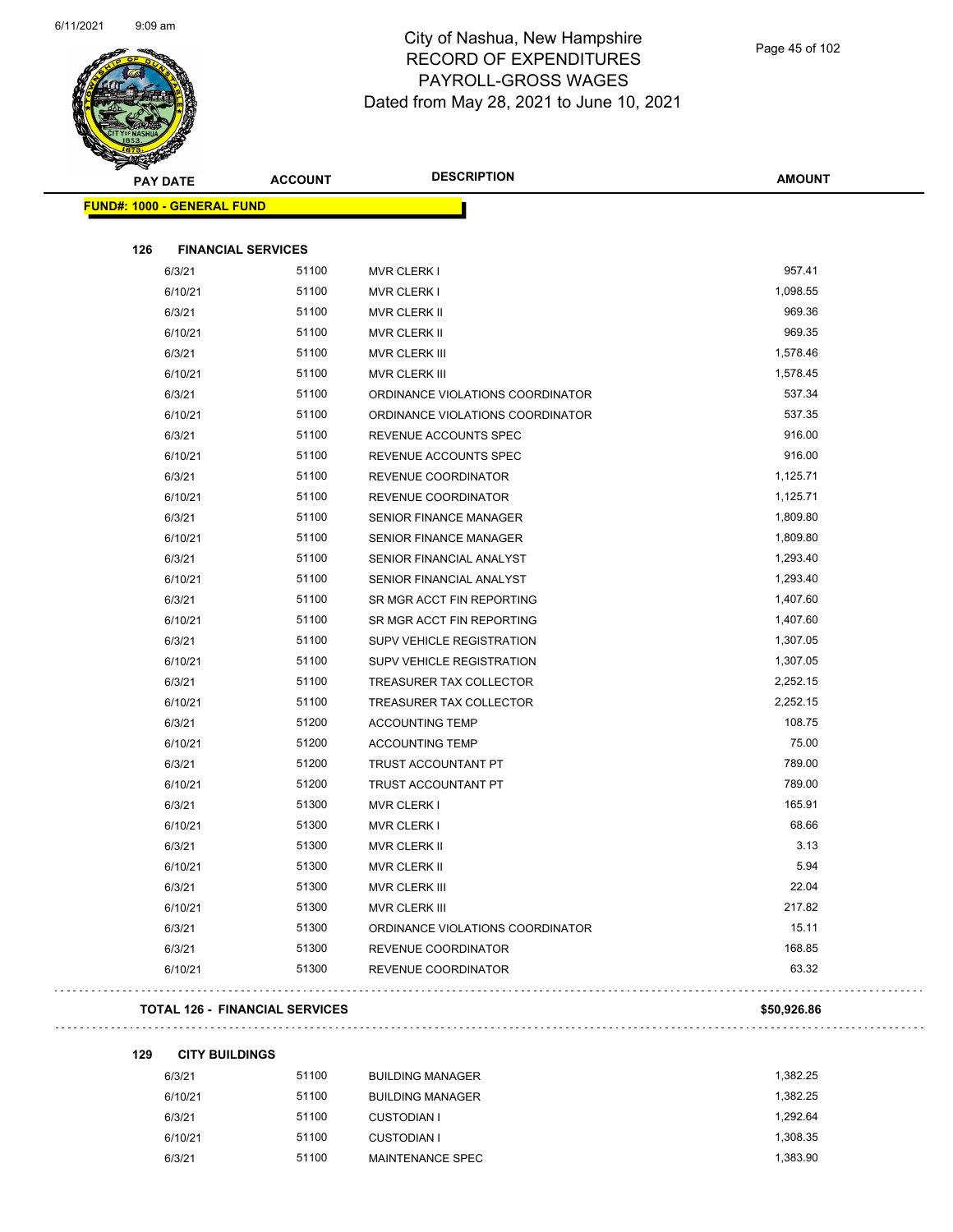# City of Nashua, New Hampshire
## RECORD OF EXPENDITURES
## PAYROLL-GROSS WAGES
## Dated from May 28, 2021 to June 10, 2021

| PAY DATE | ACCOUNT | DESCRIPTION | AMOUNT |
|---|---|---|---|
| **FUND#: 1000 - GENERAL FUND** | | | |
| **126 FINANCIAL SERVICES** | | | |
| 6/3/21 | 51100 | MVR CLERK I | 957.41 |
| 6/10/21 | 51100 | MVR CLERK I | 1,098.55 |
| 6/3/21 | 51100 | MVR CLERK II | 969.36 |
| 6/10/21 | 51100 | MVR CLERK II | 969.35 |
| 6/3/21 | 51100 | MVR CLERK III | 1,578.46 |
| 6/10/21 | 51100 | MVR CLERK III | 1,578.45 |
| 6/3/21 | 51100 | ORDINANCE VIOLATIONS COORDINATOR | 537.34 |
| 6/10/21 | 51100 | ORDINANCE VIOLATIONS COORDINATOR | 537.35 |
| 6/3/21 | 51100 | REVENUE ACCOUNTS SPEC | 916.00 |
| 6/10/21 | 51100 | REVENUE ACCOUNTS SPEC | 916.00 |
| 6/3/21 | 51100 | REVENUE COORDINATOR | 1,125.71 |
| 6/10/21 | 51100 | REVENUE COORDINATOR | 1,125.71 |
| 6/3/21 | 51100 | SENIOR FINANCE MANAGER | 1,809.80 |
| 6/10/21 | 51100 | SENIOR FINANCE MANAGER | 1,809.80 |
| 6/3/21 | 51100 | SENIOR FINANCIAL ANALYST | 1,293.40 |
| 6/10/21 | 51100 | SENIOR FINANCIAL ANALYST | 1,293.40 |
| 6/3/21 | 51100 | SR MGR ACCT FIN REPORTING | 1,407.60 |
| 6/10/21 | 51100 | SR MGR ACCT FIN REPORTING | 1,407.60 |
| 6/3/21 | 51100 | SUPV VEHICLE REGISTRATION | 1,307.05 |
| 6/10/21 | 51100 | SUPV VEHICLE REGISTRATION | 1,307.05 |
| 6/3/21 | 51100 | TREASURER TAX COLLECTOR | 2,252.15 |
| 6/10/21 | 51100 | TREASURER TAX COLLECTOR | 2,252.15 |
| 6/3/21 | 51200 | ACCOUNTING TEMP | 108.75 |
| 6/10/21 | 51200 | ACCOUNTING TEMP | 75.00 |
| 6/3/21 | 51200 | TRUST ACCOUNTANT PT | 789.00 |
| 6/10/21 | 51200 | TRUST ACCOUNTANT PT | 789.00 |
| 6/3/21 | 51300 | MVR CLERK I | 165.91 |
| 6/10/21 | 51300 | MVR CLERK I | 68.66 |
| 6/3/21 | 51300 | MVR CLERK II | 3.13 |
| 6/10/21 | 51300 | MVR CLERK II | 5.94 |
| 6/3/21 | 51300 | MVR CLERK III | 22.04 |
| 6/10/21 | 51300 | MVR CLERK III | 217.82 |
| 6/3/21 | 51300 | ORDINANCE VIOLATIONS COORDINATOR | 15.11 |
| 6/3/21 | 51300 | REVENUE COORDINATOR | 168.85 |
| 6/10/21 | 51300 | REVENUE COORDINATOR | 63.32 |
| **TOTAL 126 - FINANCIAL SERVICES** | | | **$50,926.86** |
| **129 CITY BUILDINGS** | | | |
| 6/3/21 | 51100 | BUILDING MANAGER | 1,382.25 |
| 6/10/21 | 51100 | BUILDING MANAGER | 1,382.25 |
| 6/3/21 | 51100 | CUSTODIAN I | 1,292.64 |
| 6/10/21 | 51100 | CUSTODIAN I | 1,308.35 |
| 6/3/21 | 51100 | MAINTENANCE SPEC | 1,383.90 |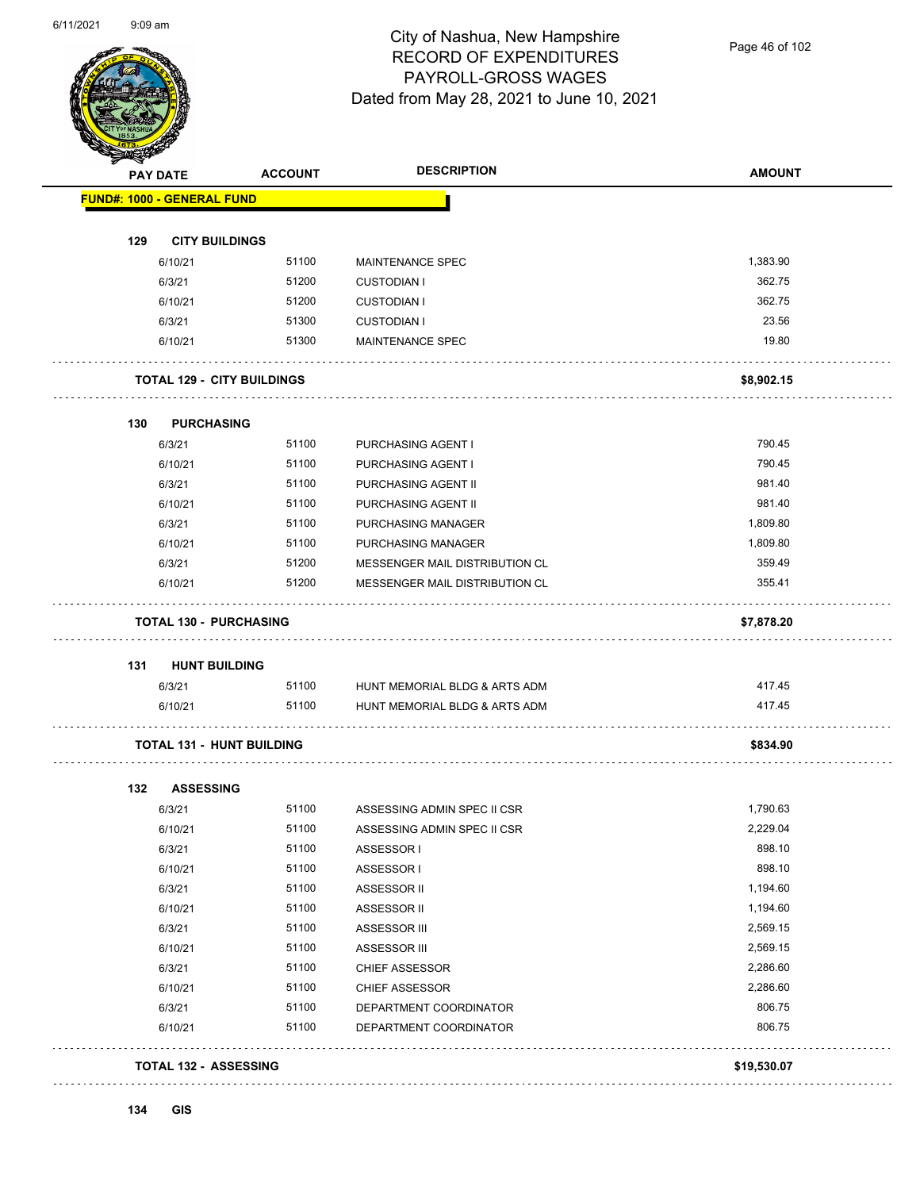# City of Nashua, New Hampshire
## RECORD OF EXPENDITURES
## PAYROLL-GROSS WAGES
### Dated from May 28, 2021 to June 10, 2021

| PAY DATE | ACCOUNT | DESCRIPTION | AMOUNT |
|---|---|---|---|
| **FUND#: 1000 - GENERAL FUND** | | | |
| **129 CITY BUILDINGS** | | | |
| 6/10/21 | 51100 | MAINTENANCE SPEC | 1,383.90 |
| 6/3/21 | 51200 | CUSTODIAN I | 362.75 |
| 6/10/21 | 51200 | CUSTODIAN I | 362.75 |
| 6/3/21 | 51300 | CUSTODIAN I | 23.56 |
| 6/10/21 | 51300 | MAINTENANCE SPEC | 19.80 |
| **TOTAL 129 - CITY BUILDINGS** | | | **$8,902.15** |
| **130 PURCHASING** | | | |
| 6/3/21 | 51100 | PURCHASING AGENT I | 790.45 |
| 6/10/21 | 51100 | PURCHASING AGENT I | 790.45 |
| 6/3/21 | 51100 | PURCHASING AGENT II | 981.40 |
| 6/10/21 | 51100 | PURCHASING AGENT II | 981.40 |
| 6/3/21 | 51100 | PURCHASING MANAGER | 1,809.80 |
| 6/10/21 | 51100 | PURCHASING MANAGER | 1,809.80 |
| 6/3/21 | 51200 | MESSENGER MAIL DISTRIBUTION CL | 359.49 |
| 6/10/21 | 51200 | MESSENGER MAIL DISTRIBUTION CL | 355.41 |
| **TOTAL 130 - PURCHASING** | | | **$7,878.20** |
| **131 HUNT BUILDING** | | | |
| 6/3/21 | 51100 | HUNT MEMORIAL BLDG & ARTS ADM | 417.45 |
| 6/10/21 | 51100 | HUNT MEMORIAL BLDG & ARTS ADM | 417.45 |
| **TOTAL 131 - HUNT BUILDING** | | | **$834.90** |
| **132 ASSESSING** | | | |
| 6/3/21 | 51100 | ASSESSING ADMIN SPEC II CSR | 1,790.63 |
| 6/10/21 | 51100 | ASSESSING ADMIN SPEC II CSR | 2,229.04 |
| 6/3/21 | 51100 | ASSESSOR I | 898.10 |
| 6/10/21 | 51100 | ASSESSOR I | 898.10 |
| 6/3/21 | 51100 | ASSESSOR II | 1,194.60 |
| 6/10/21 | 51100 | ASSESSOR II | 1,194.60 |
| 6/3/21 | 51100 | ASSESSOR III | 2,569.15 |
| 6/10/21 | 51100 | ASSESSOR III | 2,569.15 |
| 6/3/21 | 51100 | CHIEF ASSESSOR | 2,286.60 |
| 6/10/21 | 51100 | CHIEF ASSESSOR | 2,286.60 |
| 6/3/21 | 51100 | DEPARTMENT COORDINATOR | 806.75 |
| 6/10/21 | 51100 | DEPARTMENT COORDINATOR | 806.75 |
| **TOTAL 132 - ASSESSING** | | | **$19,530.07** |
| **134 GIS** | | | |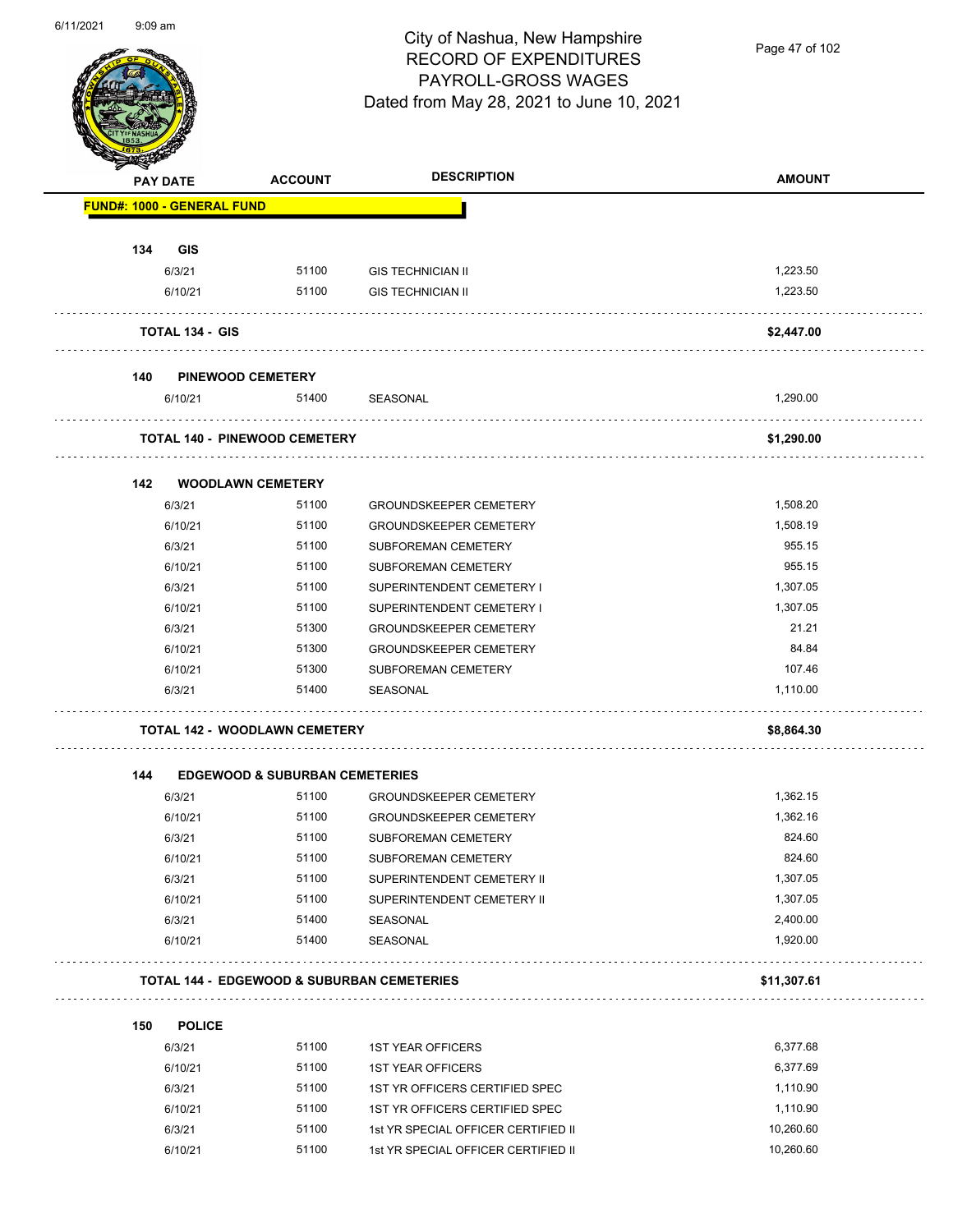# City of Nashua, New Hampshire
## RECORD OF EXPENDITURES
## PAYROLL-GROSS WAGES
## Dated from May 28, 2021 to June 10, 2021

| PAY DATE | ACCOUNT | DESCRIPTION | AMOUNT |
|---|---|---|---|
| **FUND#: 1000 - GENERAL FUND** | | | |
| **134 GIS** | | | |
| 6/3/21 | 51100 | GIS TECHNICIAN II | 1,223.50 |
| 6/10/21 | 51100 | GIS TECHNICIAN II | 1,223.50 |
| **TOTAL 134 - GIS** | | | **$2,447.00** |
| **140 PINEWOOD CEMETERY** | | | |
| 6/10/21 | 51400 | SEASONAL | 1,290.00 |
| **TOTAL 140 - PINEWOOD CEMETERY** | | | **$1,290.00** |
| **142 WOODLAWN CEMETERY** | | | |
| 6/3/21 | 51100 | GROUNDSKEEPER CEMETERY | 1,508.20 |
| 6/10/21 | 51100 | GROUNDSKEEPER CEMETERY | 1,508.19 |
| 6/3/21 | 51100 | SUBFOREMAN CEMETERY | 955.15 |
| 6/10/21 | 51100 | SUBFOREMAN CEMETERY | 955.15 |
| 6/3/21 | 51100 | SUPERINTENDENT CEMETERY I | 1,307.05 |
| 6/10/21 | 51100 | SUPERINTENDENT CEMETERY I | 1,307.05 |
| 6/3/21 | 51300 | GROUNDSKEEPER CEMETERY | 21.21 |
| 6/10/21 | 51300 | GROUNDSKEEPER CEMETERY | 84.84 |
| 6/10/21 | 51300 | SUBFOREMAN CEMETERY | 107.46 |
| 6/3/21 | 51400 | SEASONAL | 1,110.00 |
| **TOTAL 142 - WOODLAWN CEMETERY** | | | **$8,864.30** |
| **144 EDGEWOOD & SUBURBAN CEMETERIES** | | | |
| 6/3/21 | 51100 | GROUNDSKEEPER CEMETERY | 1,362.15 |
| 6/10/21 | 51100 | GROUNDSKEEPER CEMETERY | 1,362.16 |
| 6/3/21 | 51100 | SUBFOREMAN CEMETERY | 824.60 |
| 6/10/21 | 51100 | SUBFOREMAN CEMETERY | 824.60 |
| 6/3/21 | 51100 | SUPERINTENDENT CEMETERY II | 1,307.05 |
| 6/10/21 | 51100 | SUPERINTENDENT CEMETERY II | 1,307.05 |
| 6/3/21 | 51400 | SEASONAL | 2,400.00 |
| 6/10/21 | 51400 | SEASONAL | 1,920.00 |
| **TOTAL 144 - EDGEWOOD & SUBURBAN CEMETERIES** | | | **$11,307.61** |
| **150 POLICE** | | | |
| 6/3/21 | 51100 | 1ST YEAR OFFICERS | 6,377.68 |
| 6/10/21 | 51100 | 1ST YEAR OFFICERS | 6,377.69 |
| 6/3/21 | 51100 | 1ST YR OFFICERS CERTIFIED SPEC | 1,110.90 |
| 6/10/21 | 51100 | 1ST YR OFFICERS CERTIFIED SPEC | 1,110.90 |
| 6/3/21 | 51100 | 1st YR SPECIAL OFFICER CERTIFIED II | 10,260.60 |
| 6/10/21 | 51100 | 1st YR SPECIAL OFFICER CERTIFIED II | 10,260.60 |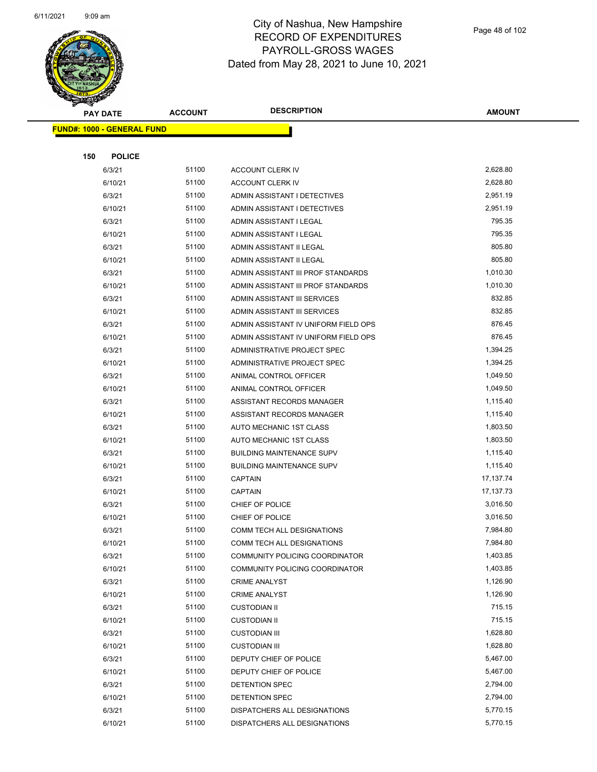# City of Nashua, New Hampshire
## RECORD OF EXPENDITURES
## PAYROLL-GROSS WAGES
## Dated from May 28, 2021 to June 10, 2021

| PAY DATE | ACCOUNT | DESCRIPTION | AMOUNT |
|---|---|---|---|
| **FUND#: 1000 - GENERAL FUND** | | | |
| **150 POLICE** | | | |
| 6/3/21 | 51100 | ACCOUNT CLERK IV | 2,628.80 |
| 6/10/21 | 51100 | ACCOUNT CLERK IV | 2,628.80 |
| 6/3/21 | 51100 | ADMIN ASSISTANT I DETECTIVES | 2,951.19 |
| 6/10/21 | 51100 | ADMIN ASSISTANT I DETECTIVES | 2,951.19 |
| 6/3/21 | 51100 | ADMIN ASSISTANT I LEGAL | 795.35 |
| 6/10/21 | 51100 | ADMIN ASSISTANT I LEGAL | 795.35 |
| 6/3/21 | 51100 | ADMIN ASSISTANT II LEGAL | 805.80 |
| 6/10/21 | 51100 | ADMIN ASSISTANT II LEGAL | 805.80 |
| 6/3/21 | 51100 | ADMIN ASSISTANT III PROF STANDARDS | 1,010.30 |
| 6/10/21 | 51100 | ADMIN ASSISTANT III PROF STANDARDS | 1,010.30 |
| 6/3/21 | 51100 | ADMIN ASSISTANT III SERVICES | 832.85 |
| 6/10/21 | 51100 | ADMIN ASSISTANT III SERVICES | 832.85 |
| 6/3/21 | 51100 | ADMIN ASSISTANT IV UNIFORM FIELD OPS | 876.45 |
| 6/10/21 | 51100 | ADMIN ASSISTANT IV UNIFORM FIELD OPS | 876.45 |
| 6/3/21 | 51100 | ADMINISTRATIVE PROJECT SPEC | 1,394.25 |
| 6/10/21 | 51100 | ADMINISTRATIVE PROJECT SPEC | 1,394.25 |
| 6/3/21 | 51100 | ANIMAL CONTROL OFFICER | 1,049.50 |
| 6/10/21 | 51100 | ANIMAL CONTROL OFFICER | 1,049.50 |
| 6/3/21 | 51100 | ASSISTANT RECORDS MANAGER | 1,115.40 |
| 6/10/21 | 51100 | ASSISTANT RECORDS MANAGER | 1,115.40 |
| 6/3/21 | 51100 | AUTO MECHANIC 1ST CLASS | 1,803.50 |
| 6/10/21 | 51100 | AUTO MECHANIC 1ST CLASS | 1,803.50 |
| 6/3/21 | 51100 | BUILDING MAINTENANCE SUPV | 1,115.40 |
| 6/10/21 | 51100 | BUILDING MAINTENANCE SUPV | 1,115.40 |
| 6/3/21 | 51100 | CAPTAIN | 17,137.74 |
| 6/10/21 | 51100 | CAPTAIN | 17,137.73 |
| 6/3/21 | 51100 | CHIEF OF POLICE | 3,016.50 |
| 6/10/21 | 51100 | CHIEF OF POLICE | 3,016.50 |
| 6/3/21 | 51100 | COMM TECH ALL DESIGNATIONS | 7,984.80 |
| 6/10/21 | 51100 | COMM TECH ALL DESIGNATIONS | 7,984.80 |
| 6/3/21 | 51100 | COMMUNITY POLICING COORDINATOR | 1,403.85 |
| 6/10/21 | 51100 | COMMUNITY POLICING COORDINATOR | 1,403.85 |
| 6/3/21 | 51100 | CRIME ANALYST | 1,126.90 |
| 6/10/21 | 51100 | CRIME ANALYST | 1,126.90 |
| 6/3/21 | 51100 | CUSTODIAN II | 715.15 |
| 6/10/21 | 51100 | CUSTODIAN II | 715.15 |
| 6/3/21 | 51100 | CUSTODIAN III | 1,628.80 |
| 6/10/21 | 51100 | CUSTODIAN III | 1,628.80 |
| 6/3/21 | 51100 | DEPUTY CHIEF OF POLICE | 5,467.00 |
| 6/10/21 | 51100 | DEPUTY CHIEF OF POLICE | 5,467.00 |
| 6/3/21 | 51100 | DETENTION SPEC | 2,794.00 |
| 6/10/21 | 51100 | DETENTION SPEC | 2,794.00 |
| 6/3/21 | 51100 | DISPATCHERS ALL DESIGNATIONS | 5,770.15 |
| 6/10/21 | 51100 | DISPATCHERS ALL DESIGNATIONS | 5,770.15 |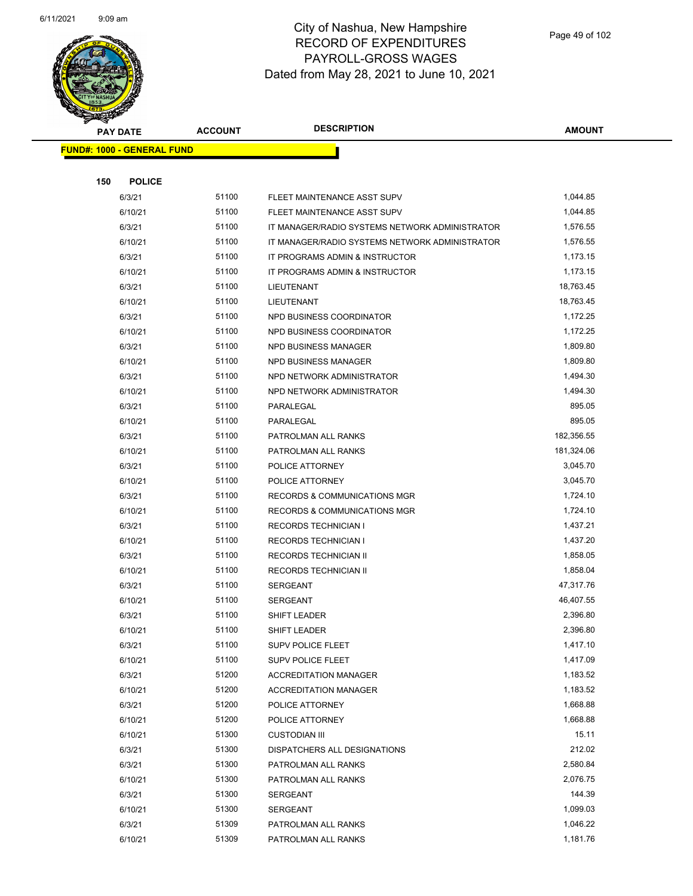# City of Nashua, New Hampshire
## RECORD OF EXPENDITURES
## PAYROLL-GROSS WAGES
### Dated from May 28, 2021 to June 10, 2021

**FUND#: 1000 - GENERAL FUND**

**150 POLICE**

| PAY DATE | ACCOUNT | DESCRIPTION | AMOUNT |
|---|---|---|---|
| 6/3/21 | 51100 | FLEET MAINTENANCE ASST SUPV | 1,044.85 |
| 6/10/21 | 51100 | FLEET MAINTENANCE ASST SUPV | 1,044.85 |
| 6/3/21 | 51100 | IT MANAGER/RADIO SYSTEMS NETWORK ADMINISTRATOR | 1,576.55 |
| 6/10/21 | 51100 | IT MANAGER/RADIO SYSTEMS NETWORK ADMINISTRATOR | 1,576.55 |
| 6/3/21 | 51100 | IT PROGRAMS ADMIN & INSTRUCTOR | 1,173.15 |
| 6/10/21 | 51100 | IT PROGRAMS ADMIN & INSTRUCTOR | 1,173.15 |
| 6/3/21 | 51100 | LIEUTENANT | 18,763.45 |
| 6/10/21 | 51100 | LIEUTENANT | 18,763.45 |
| 6/3/21 | 51100 | NPD BUSINESS COORDINATOR | 1,172.25 |
| 6/10/21 | 51100 | NPD BUSINESS COORDINATOR | 1,172.25 |
| 6/3/21 | 51100 | NPD BUSINESS MANAGER | 1,809.80 |
| 6/10/21 | 51100 | NPD BUSINESS MANAGER | 1,809.80 |
| 6/3/21 | 51100 | NPD NETWORK ADMINISTRATOR | 1,494.30 |
| 6/10/21 | 51100 | NPD NETWORK ADMINISTRATOR | 1,494.30 |
| 6/3/21 | 51100 | PARALEGAL | 895.05 |
| 6/10/21 | 51100 | PARALEGAL | 895.05 |
| 6/3/21 | 51100 | PATROLMAN ALL RANKS | 182,356.55 |
| 6/10/21 | 51100 | PATROLMAN ALL RANKS | 181,324.06 |
| 6/3/21 | 51100 | POLICE ATTORNEY | 3,045.70 |
| 6/10/21 | 51100 | POLICE ATTORNEY | 3,045.70 |
| 6/3/21 | 51100 | RECORDS & COMMUNICATIONS MGR | 1,724.10 |
| 6/10/21 | 51100 | RECORDS & COMMUNICATIONS MGR | 1,724.10 |
| 6/3/21 | 51100 | RECORDS TECHNICIAN I | 1,437.21 |
| 6/10/21 | 51100 | RECORDS TECHNICIAN I | 1,437.20 |
| 6/3/21 | 51100 | RECORDS TECHNICIAN II | 1,858.05 |
| 6/10/21 | 51100 | RECORDS TECHNICIAN II | 1,858.04 |
| 6/3/21 | 51100 | SERGEANT | 47,317.76 |
| 6/10/21 | 51100 | SERGEANT | 46,407.55 |
| 6/3/21 | 51100 | SHIFT LEADER | 2,396.80 |
| 6/10/21 | 51100 | SHIFT LEADER | 2,396.80 |
| 6/3/21 | 51100 | SUPV POLICE FLEET | 1,417.10 |
| 6/10/21 | 51100 | SUPV POLICE FLEET | 1,417.09 |
| 6/3/21 | 51200 | ACCREDITATION MANAGER | 1,183.52 |
| 6/10/21 | 51200 | ACCREDITATION MANAGER | 1,183.52 |
| 6/3/21 | 51200 | POLICE ATTORNEY | 1,668.88 |
| 6/10/21 | 51200 | POLICE ATTORNEY | 1,668.88 |
| 6/10/21 | 51300 | CUSTODIAN III | 15.11 |
| 6/3/21 | 51300 | DISPATCHERS ALL DESIGNATIONS | 212.02 |
| 6/3/21 | 51300 | PATROLMAN ALL RANKS | 2,580.84 |
| 6/10/21 | 51300 | PATROLMAN ALL RANKS | 2,076.75 |
| 6/3/21 | 51300 | SERGEANT | 144.39 |
| 6/10/21 | 51300 | SERGEANT | 1,099.03 |
| 6/3/21 | 51309 | PATROLMAN ALL RANKS | 1,046.22 |
| 6/10/21 | 51309 | PATROLMAN ALL RANKS | 1,181.76 |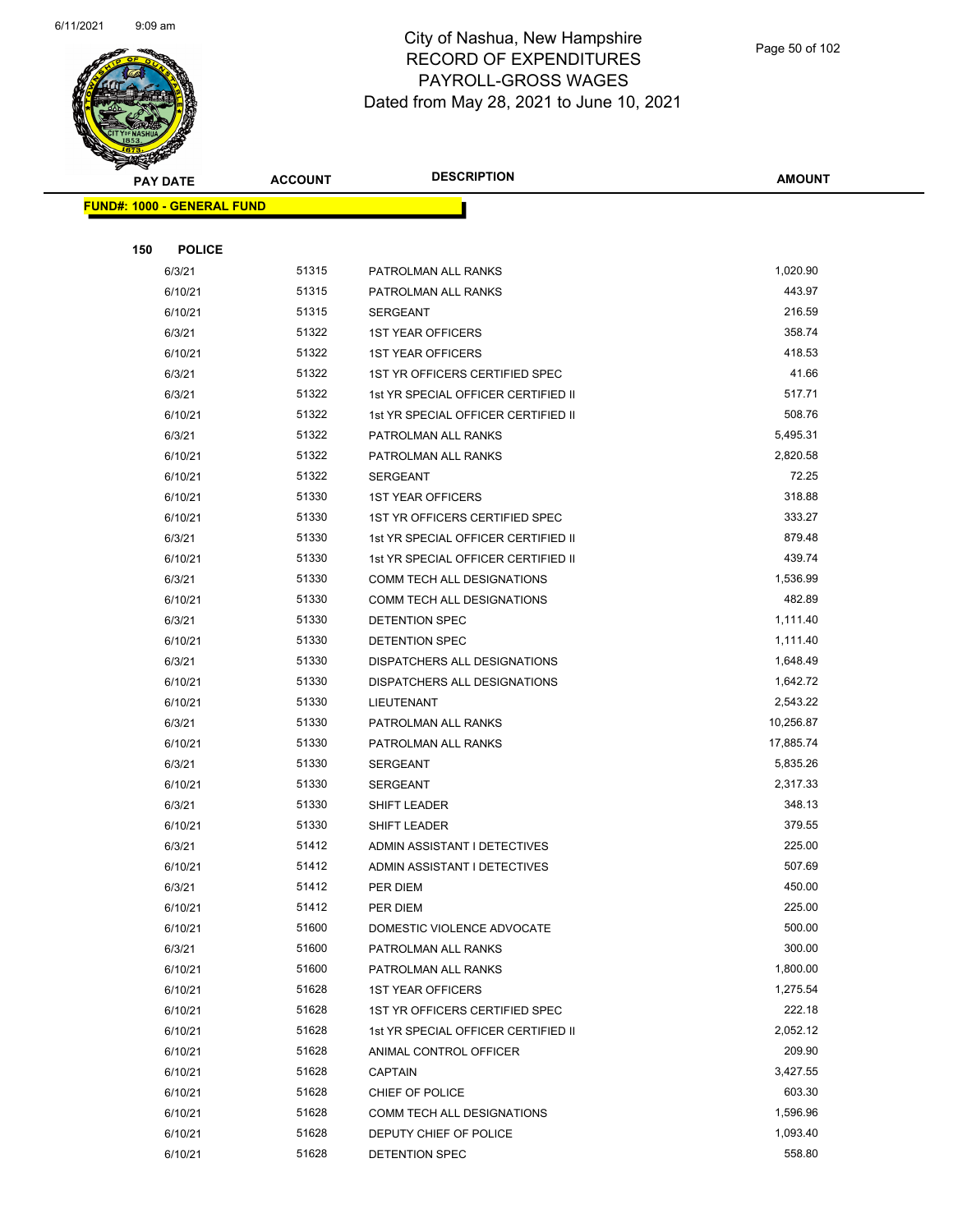# City of Nashua, New Hampshire
## RECORD OF EXPENDITURES
## PAYROLL-GROSS WAGES
## Dated from May 28, 2021 to June 10, 2021

**FUND#: 1000 - GENERAL FUND**

**150 POLICE**

| PAY DATE | ACCOUNT | DESCRIPTION | AMOUNT |
|---|---|---|---|
| 6/3/21 | 51315 | PATROLMAN ALL RANKS | 1,020.90 |
| 6/10/21 | 51315 | PATROLMAN ALL RANKS | 443.97 |
| 6/10/21 | 51315 | SERGEANT | 216.59 |
| 6/3/21 | 51322 | 1ST YEAR OFFICERS | 358.74 |
| 6/10/21 | 51322 | 1ST YEAR OFFICERS | 418.53 |
| 6/3/21 | 51322 | 1ST YR OFFICERS CERTIFIED SPEC | 41.66 |
| 6/3/21 | 51322 | 1st YR SPECIAL OFFICER CERTIFIED II | 517.71 |
| 6/10/21 | 51322 | 1st YR SPECIAL OFFICER CERTIFIED II | 508.76 |
| 6/3/21 | 51322 | PATROLMAN ALL RANKS | 5,495.31 |
| 6/10/21 | 51322 | PATROLMAN ALL RANKS | 2,820.58 |
| 6/10/21 | 51322 | SERGEANT | 72.25 |
| 6/10/21 | 51330 | 1ST YEAR OFFICERS | 318.88 |
| 6/10/21 | 51330 | 1ST YR OFFICERS CERTIFIED SPEC | 333.27 |
| 6/3/21 | 51330 | 1st YR SPECIAL OFFICER CERTIFIED II | 879.48 |
| 6/10/21 | 51330 | 1st YR SPECIAL OFFICER CERTIFIED II | 439.74 |
| 6/3/21 | 51330 | COMM TECH ALL DESIGNATIONS | 1,536.99 |
| 6/10/21 | 51330 | COMM TECH ALL DESIGNATIONS | 482.89 |
| 6/3/21 | 51330 | DETENTION SPEC | 1,111.40 |
| 6/10/21 | 51330 | DETENTION SPEC | 1,111.40 |
| 6/3/21 | 51330 | DISPATCHERS ALL DESIGNATIONS | 1,648.49 |
| 6/10/21 | 51330 | DISPATCHERS ALL DESIGNATIONS | 1,642.72 |
| 6/10/21 | 51330 | LIEUTENANT | 2,543.22 |
| 6/3/21 | 51330 | PATROLMAN ALL RANKS | 10,256.87 |
| 6/10/21 | 51330 | PATROLMAN ALL RANKS | 17,885.74 |
| 6/3/21 | 51330 | SERGEANT | 5,835.26 |
| 6/10/21 | 51330 | SERGEANT | 2,317.33 |
| 6/3/21 | 51330 | SHIFT LEADER | 348.13 |
| 6/10/21 | 51330 | SHIFT LEADER | 379.55 |
| 6/3/21 | 51412 | ADMIN ASSISTANT I DETECTIVES | 225.00 |
| 6/10/21 | 51412 | ADMIN ASSISTANT I DETECTIVES | 507.69 |
| 6/3/21 | 51412 | PER DIEM | 450.00 |
| 6/10/21 | 51412 | PER DIEM | 225.00 |
| 6/10/21 | 51600 | DOMESTIC VIOLENCE ADVOCATE | 500.00 |
| 6/3/21 | 51600 | PATROLMAN ALL RANKS | 300.00 |
| 6/10/21 | 51600 | PATROLMAN ALL RANKS | 1,800.00 |
| 6/10/21 | 51628 | 1ST YEAR OFFICERS | 1,275.54 |
| 6/10/21 | 51628 | 1ST YR OFFICERS CERTIFIED SPEC | 222.18 |
| 6/10/21 | 51628 | 1st YR SPECIAL OFFICER CERTIFIED II | 2,052.12 |
| 6/10/21 | 51628 | ANIMAL CONTROL OFFICER | 209.90 |
| 6/10/21 | 51628 | CAPTAIN | 3,427.55 |
| 6/10/21 | 51628 | CHIEF OF POLICE | 603.30 |
| 6/10/21 | 51628 | COMM TECH ALL DESIGNATIONS | 1,596.96 |
| 6/10/21 | 51628 | DEPUTY CHIEF OF POLICE | 1,093.40 |
| 6/10/21 | 51628 | DETENTION SPEC | 558.80 |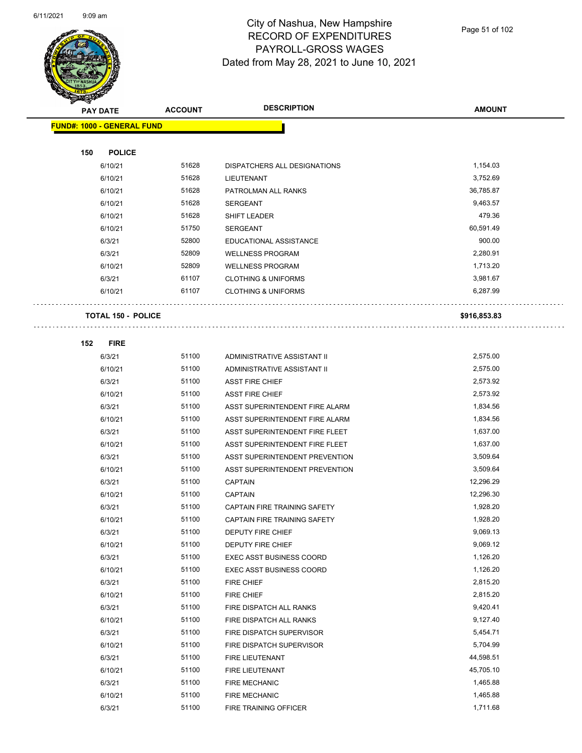# City of Nashua, New Hampshire
# RECORD OF EXPENDITURES
# PAYROLL-GROSS WAGES
# Dated from May 28, 2021 to June 10, 2021

| PAY DATE | ACCOUNT | DESCRIPTION | AMOUNT |
|---|---|---|---|
| **FUND#: 1000 - GENERAL FUND** | | | |
| **150 POLICE** | | | |
| 6/10/21 | 51628 | DISPATCHERS ALL DESIGNATIONS | 1,154.03 |
| 6/10/21 | 51628 | LIEUTENANT | 3,752.69 |
| 6/10/21 | 51628 | PATROLMAN ALL RANKS | 36,785.87 |
| 6/10/21 | 51628 | SERGEANT | 9,463.57 |
| 6/10/21 | 51628 | SHIFT LEADER | 479.36 |
| 6/10/21 | 51750 | SERGEANT | 60,591.49 |
| 6/3/21 | 52800 | EDUCATIONAL ASSISTANCE | 900.00 |
| 6/3/21 | 52809 | WELLNESS PROGRAM | 2,280.91 |
| 6/10/21 | 52809 | WELLNESS PROGRAM | 1,713.20 |
| 6/3/21 | 61107 | CLOTHING & UNIFORMS | 3,981.67 |
| 6/10/21 | 61107 | CLOTHING & UNIFORMS | 6,287.99 |
| **TOTAL 150 - POLICE** | | | **$916,853.83** |
| **152 FIRE** | | | |
| 6/3/21 | 51100 | ADMINISTRATIVE ASSISTANT II | 2,575.00 |
| 6/10/21 | 51100 | ADMINISTRATIVE ASSISTANT II | 2,575.00 |
| 6/3/21 | 51100 | ASST FIRE CHIEF | 2,573.92 |
| 6/10/21 | 51100 | ASST FIRE CHIEF | 2,573.92 |
| 6/3/21 | 51100 | ASST SUPERINTENDENT FIRE ALARM | 1,834.56 |
| 6/10/21 | 51100 | ASST SUPERINTENDENT FIRE ALARM | 1,834.56 |
| 6/3/21 | 51100 | ASST SUPERINTENDENT FIRE FLEET | 1,637.00 |
| 6/10/21 | 51100 | ASST SUPERINTENDENT FIRE FLEET | 1,637.00 |
| 6/3/21 | 51100 | ASST SUPERINTENDENT PREVENTION | 3,509.64 |
| 6/10/21 | 51100 | ASST SUPERINTENDENT PREVENTION | 3,509.64 |
| 6/3/21 | 51100 | CAPTAIN | 12,296.29 |
| 6/10/21 | 51100 | CAPTAIN | 12,296.30 |
| 6/3/21 | 51100 | CAPTAIN FIRE TRAINING SAFETY | 1,928.20 |
| 6/10/21 | 51100 | CAPTAIN FIRE TRAINING SAFETY | 1,928.20 |
| 6/3/21 | 51100 | DEPUTY FIRE CHIEF | 9,069.13 |
| 6/10/21 | 51100 | DEPUTY FIRE CHIEF | 9,069.12 |
| 6/3/21 | 51100 | EXEC ASST BUSINESS COORD | 1,126.20 |
| 6/10/21 | 51100 | EXEC ASST BUSINESS COORD | 1,126.20 |
| 6/3/21 | 51100 | FIRE CHIEF | 2,815.20 |
| 6/10/21 | 51100 | FIRE CHIEF | 2,815.20 |
| 6/3/21 | 51100 | FIRE DISPATCH ALL RANKS | 9,420.41 |
| 6/10/21 | 51100 | FIRE DISPATCH ALL RANKS | 9,127.40 |
| 6/3/21 | 51100 | FIRE DISPATCH SUPERVISOR | 5,454.71 |
| 6/10/21 | 51100 | FIRE DISPATCH SUPERVISOR | 5,704.99 |
| 6/3/21 | 51100 | FIRE LIEUTENANT | 44,598.51 |
| 6/10/21 | 51100 | FIRE LIEUTENANT | 45,705.10 |
| 6/3/21 | 51100 | FIRE MECHANIC | 1,465.88 |
| 6/10/21 | 51100 | FIRE MECHANIC | 1,465.88 |
| 6/3/21 | 51100 | FIRE TRAINING OFFICER | 1,711.68 |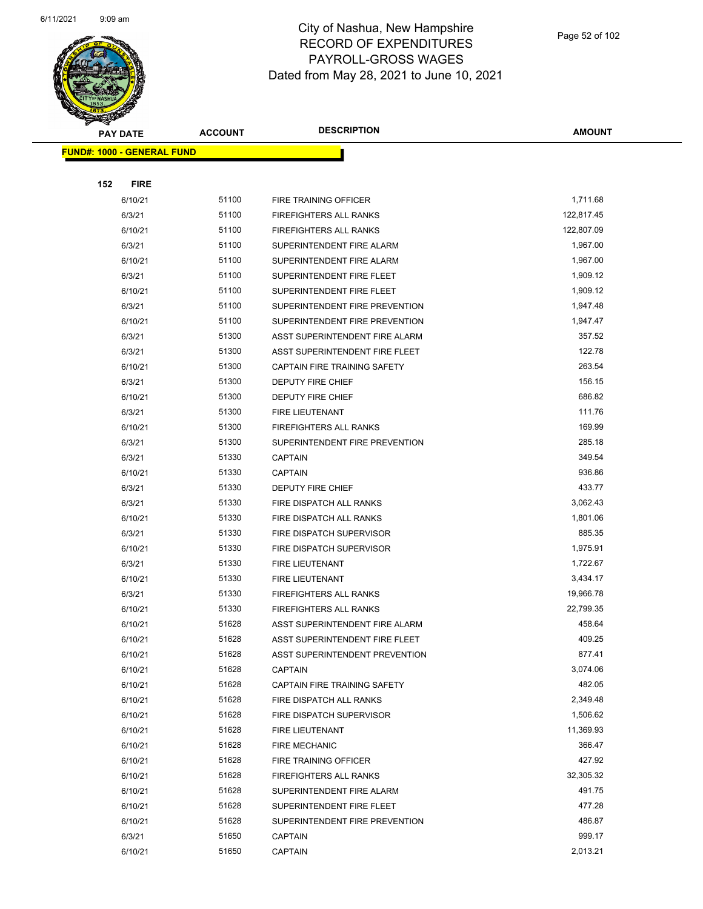# City of Nashua, New Hampshire
## RECORD OF EXPENDITURES
## PAYROLL-GROSS WAGES
## Dated from May 28, 2021 to June 10, 2021

| PAY DATE | ACCOUNT | DESCRIPTION | AMOUNT |
|---|---|---|---|
| **FUND#: 1000 - GENERAL FUND** | | | |
| **152 FIRE** | | | |
| 6/10/21 | 51100 | FIRE TRAINING OFFICER | 1,711.68 |
| 6/3/21 | 51100 | FIREFIGHTERS ALL RANKS | 122,817.45 |
| 6/10/21 | 51100 | FIREFIGHTERS ALL RANKS | 122,807.09 |
| 6/3/21 | 51100 | SUPERINTENDENT FIRE ALARM | 1,967.00 |
| 6/10/21 | 51100 | SUPERINTENDENT FIRE ALARM | 1,967.00 |
| 6/3/21 | 51100 | SUPERINTENDENT FIRE FLEET | 1,909.12 |
| 6/10/21 | 51100 | SUPERINTENDENT FIRE FLEET | 1,909.12 |
| 6/3/21 | 51100 | SUPERINTENDENT FIRE PREVENTION | 1,947.48 |
| 6/10/21 | 51100 | SUPERINTENDENT FIRE PREVENTION | 1,947.47 |
| 6/3/21 | 51300 | ASST SUPERINTENDENT FIRE ALARM | 357.52 |
| 6/3/21 | 51300 | ASST SUPERINTENDENT FIRE FLEET | 122.78 |
| 6/10/21 | 51300 | CAPTAIN FIRE TRAINING SAFETY | 263.54 |
| 6/3/21 | 51300 | DEPUTY FIRE CHIEF | 156.15 |
| 6/10/21 | 51300 | DEPUTY FIRE CHIEF | 686.82 |
| 6/3/21 | 51300 | FIRE LIEUTENANT | 111.76 |
| 6/10/21 | 51300 | FIREFIGHTERS ALL RANKS | 169.99 |
| 6/3/21 | 51300 | SUPERINTENDENT FIRE PREVENTION | 285.18 |
| 6/3/21 | 51330 | CAPTAIN | 349.54 |
| 6/10/21 | 51330 | CAPTAIN | 936.86 |
| 6/3/21 | 51330 | DEPUTY FIRE CHIEF | 433.77 |
| 6/3/21 | 51330 | FIRE DISPATCH ALL RANKS | 3,062.43 |
| 6/10/21 | 51330 | FIRE DISPATCH ALL RANKS | 1,801.06 |
| 6/3/21 | 51330 | FIRE DISPATCH SUPERVISOR | 885.35 |
| 6/10/21 | 51330 | FIRE DISPATCH SUPERVISOR | 1,975.91 |
| 6/3/21 | 51330 | FIRE LIEUTENANT | 1,722.67 |
| 6/10/21 | 51330 | FIRE LIEUTENANT | 3,434.17 |
| 6/3/21 | 51330 | FIREFIGHTERS ALL RANKS | 19,966.78 |
| 6/10/21 | 51330 | FIREFIGHTERS ALL RANKS | 22,799.35 |
| 6/10/21 | 51628 | ASST SUPERINTENDENT FIRE ALARM | 458.64 |
| 6/10/21 | 51628 | ASST SUPERINTENDENT FIRE FLEET | 409.25 |
| 6/10/21 | 51628 | ASST SUPERINTENDENT PREVENTION | 877.41 |
| 6/10/21 | 51628 | CAPTAIN | 3,074.06 |
| 6/10/21 | 51628 | CAPTAIN FIRE TRAINING SAFETY | 482.05 |
| 6/10/21 | 51628 | FIRE DISPATCH ALL RANKS | 2,349.48 |
| 6/10/21 | 51628 | FIRE DISPATCH SUPERVISOR | 1,506.62 |
| 6/10/21 | 51628 | FIRE LIEUTENANT | 11,369.93 |
| 6/10/21 | 51628 | FIRE MECHANIC | 366.47 |
| 6/10/21 | 51628 | FIRE TRAINING OFFICER | 427.92 |
| 6/10/21 | 51628 | FIREFIGHTERS ALL RANKS | 32,305.32 |
| 6/10/21 | 51628 | SUPERINTENDENT FIRE ALARM | 491.75 |
| 6/10/21 | 51628 | SUPERINTENDENT FIRE FLEET | 477.28 |
| 6/10/21 | 51628 | SUPERINTENDENT FIRE PREVENTION | 486.87 |
| 6/3/21 | 51650 | CAPTAIN | 999.17 |
| 6/10/21 | 51650 | CAPTAIN | 2,013.21 |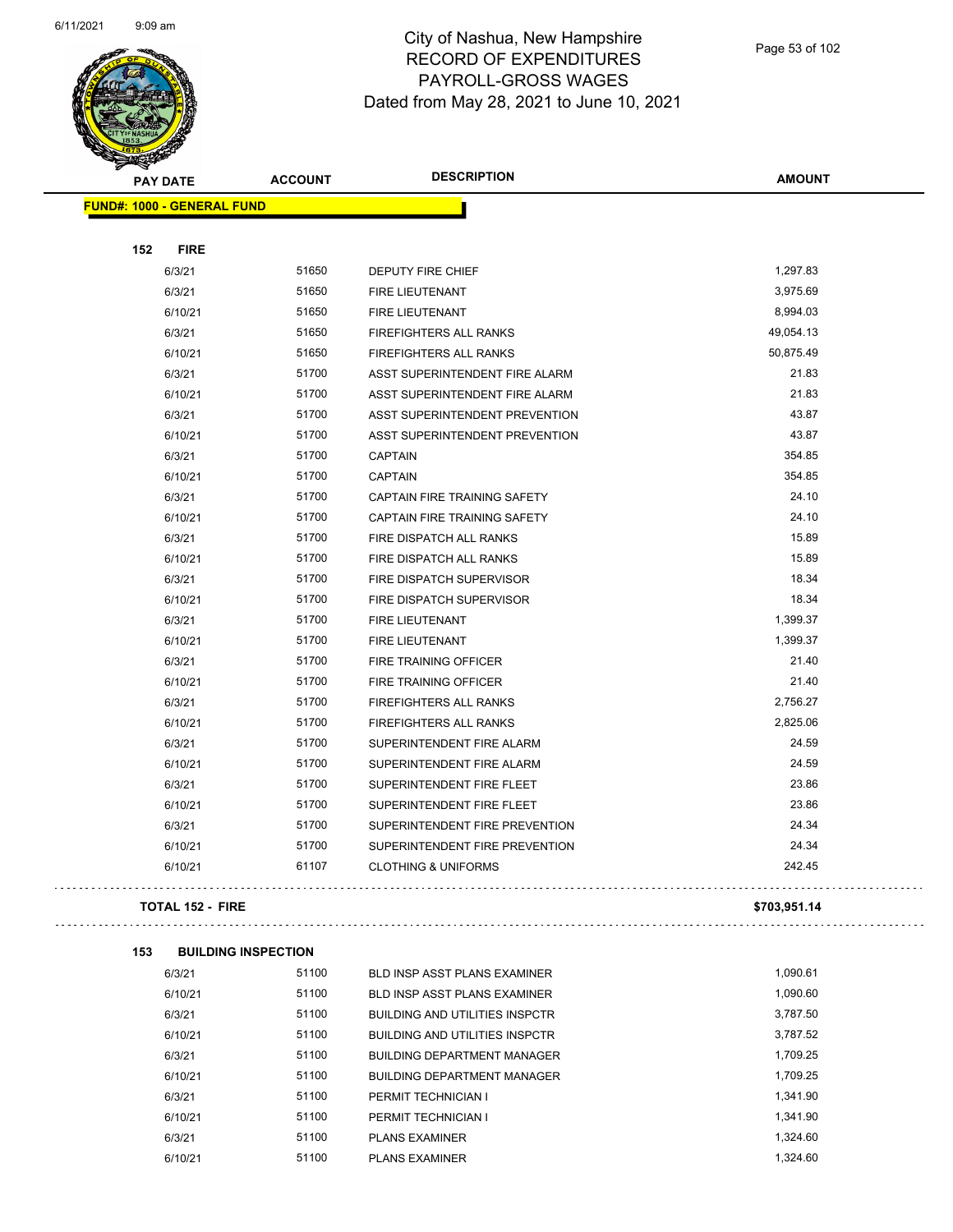# City of Nashua, New Hampshire
## RECORD OF EXPENDITURES
## PAYROLL-GROSS WAGES
### Dated from May 28, 2021 to June 10, 2021

| PAY DATE | ACCOUNT | DESCRIPTION | AMOUNT |
|---|---|---|---|
| **FUND#: 1000 - GENERAL FUND** | | | |
| **152 FIRE** | | | |
| 6/3/21 | 51650 | DEPUTY FIRE CHIEF | 1,297.83 |
| 6/3/21 | 51650 | FIRE LIEUTENANT | 3,975.69 |
| 6/10/21 | 51650 | FIRE LIEUTENANT | 8,994.03 |
| 6/3/21 | 51650 | FIREFIGHTERS ALL RANKS | 49,054.13 |
| 6/10/21 | 51650 | FIREFIGHTERS ALL RANKS | 50,875.49 |
| 6/3/21 | 51700 | ASST SUPERINTENDENT FIRE ALARM | 21.83 |
| 6/10/21 | 51700 | ASST SUPERINTENDENT FIRE ALARM | 21.83 |
| 6/3/21 | 51700 | ASST SUPERINTENDENT PREVENTION | 43.87 |
| 6/10/21 | 51700 | ASST SUPERINTENDENT PREVENTION | 43.87 |
| 6/3/21 | 51700 | CAPTAIN | 354.85 |
| 6/10/21 | 51700 | CAPTAIN | 354.85 |
| 6/3/21 | 51700 | CAPTAIN FIRE TRAINING SAFETY | 24.10 |
| 6/10/21 | 51700 | CAPTAIN FIRE TRAINING SAFETY | 24.10 |
| 6/3/21 | 51700 | FIRE DISPATCH ALL RANKS | 15.89 |
| 6/10/21 | 51700 | FIRE DISPATCH ALL RANKS | 15.89 |
| 6/3/21 | 51700 | FIRE DISPATCH SUPERVISOR | 18.34 |
| 6/10/21 | 51700 | FIRE DISPATCH SUPERVISOR | 18.34 |
| 6/3/21 | 51700 | FIRE LIEUTENANT | 1,399.37 |
| 6/10/21 | 51700 | FIRE LIEUTENANT | 1,399.37 |
| 6/3/21 | 51700 | FIRE TRAINING OFFICER | 21.40 |
| 6/10/21 | 51700 | FIRE TRAINING OFFICER | 21.40 |
| 6/3/21 | 51700 | FIREFIGHTERS ALL RANKS | 2,756.27 |
| 6/10/21 | 51700 | FIREFIGHTERS ALL RANKS | 2,825.06 |
| 6/3/21 | 51700 | SUPERINTENDENT FIRE ALARM | 24.59 |
| 6/10/21 | 51700 | SUPERINTENDENT FIRE ALARM | 24.59 |
| 6/3/21 | 51700 | SUPERINTENDENT FIRE FLEET | 23.86 |
| 6/10/21 | 51700 | SUPERINTENDENT FIRE FLEET | 23.86 |
| 6/3/21 | 51700 | SUPERINTENDENT FIRE PREVENTION | 24.34 |
| 6/10/21 | 51700 | SUPERINTENDENT FIRE PREVENTION | 24.34 |
| 6/10/21 | 61107 | CLOTHING & UNIFORMS | 242.45 |
| **TOTAL 152 - FIRE** | | | **$703,951.14** |
| **153 BUILDING INSPECTION** | | | |
| 6/3/21 | 51100 | BLD INSP ASST PLANS EXAMINER | 1,090.61 |
| 6/10/21 | 51100 | BLD INSP ASST PLANS EXAMINER | 1,090.60 |
| 6/3/21 | 51100 | BUILDING AND UTILITIES INSPCTR | 3,787.50 |
| 6/10/21 | 51100 | BUILDING AND UTILITIES INSPCTR | 3,787.52 |
| 6/3/21 | 51100 | BUILDING DEPARTMENT MANAGER | 1,709.25 |
| 6/10/21 | 51100 | BUILDING DEPARTMENT MANAGER | 1,709.25 |
| 6/3/21 | 51100 | PERMIT TECHNICIAN I | 1,341.90 |
| 6/10/21 | 51100 | PERMIT TECHNICIAN I | 1,341.90 |
| 6/3/21 | 51100 | PLANS EXAMINER | 1,324.60 |
| 6/10/21 | 51100 | PLANS EXAMINER | 1,324.60 |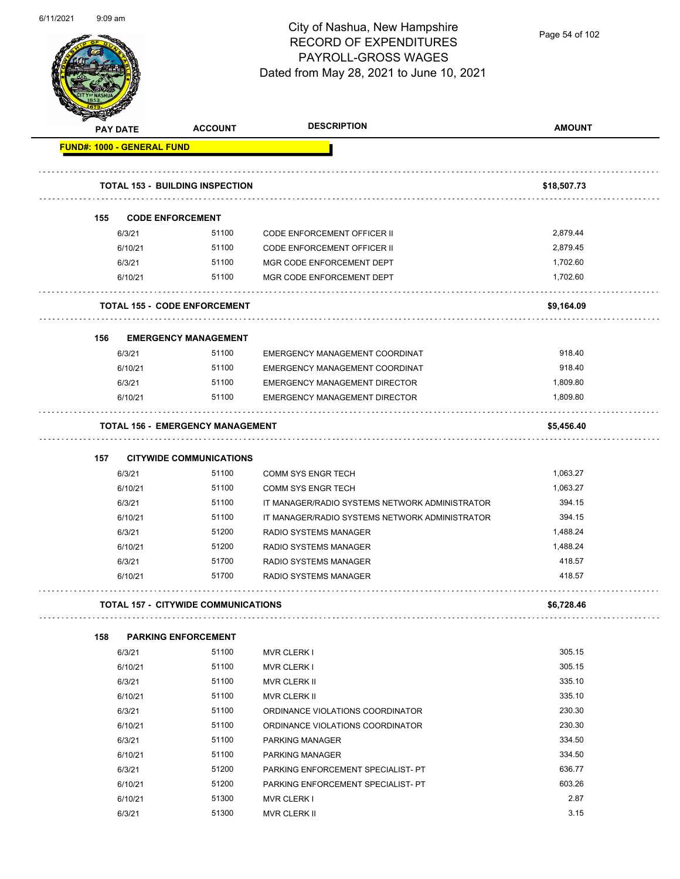# City of Nashua, New Hampshire
## RECORD OF EXPENDITURES
## PAYROLL-GROSS WAGES
### Dated from May 28, 2021 to June 10, 2021

| PAY DATE | ACCOUNT | DESCRIPTION | AMOUNT |
|---|---|---|---|
| **FUND#: 1000 - GENERAL FUND** | | | |
| **TOTAL 153 - BUILDING INSPECTION** | | | **$18,507.73** |
| **155 CODE ENFORCEMENT** | | | |
| 6/3/21 | 51100 | CODE ENFORCEMENT OFFICER II | 2,879.44 |
| 6/10/21 | 51100 | CODE ENFORCEMENT OFFICER II | 2,879.45 |
| 6/3/21 | 51100 | MGR CODE ENFORCEMENT DEPT | 1,702.60 |
| 6/10/21 | 51100 | MGR CODE ENFORCEMENT DEPT | 1,702.60 |
| **TOTAL 155 - CODE ENFORCEMENT** | | | **$9,164.09** |
| **156 EMERGENCY MANAGEMENT** | | | |
| 6/3/21 | 51100 | EMERGENCY MANAGEMENT COORDINAT | 918.40 |
| 6/10/21 | 51100 | EMERGENCY MANAGEMENT COORDINAT | 918.40 |
| 6/3/21 | 51100 | EMERGENCY MANAGEMENT DIRECTOR | 1,809.80 |
| 6/10/21 | 51100 | EMERGENCY MANAGEMENT DIRECTOR | 1,809.80 |
| **TOTAL 156 - EMERGENCY MANAGEMENT** | | | **$5,456.40** |
| **157 CITYWIDE COMMUNICATIONS** | | | |
| 6/3/21 | 51100 | COMM SYS ENGR TECH | 1,063.27 |
| 6/10/21 | 51100 | COMM SYS ENGR TECH | 1,063.27 |
| 6/3/21 | 51100 | IT MANAGER/RADIO SYSTEMS NETWORK ADMINISTRATOR | 394.15 |
| 6/10/21 | 51100 | IT MANAGER/RADIO SYSTEMS NETWORK ADMINISTRATOR | 394.15 |
| 6/3/21 | 51200 | RADIO SYSTEMS MANAGER | 1,488.24 |
| 6/10/21 | 51200 | RADIO SYSTEMS MANAGER | 1,488.24 |
| 6/3/21 | 51700 | RADIO SYSTEMS MANAGER | 418.57 |
| 6/10/21 | 51700 | RADIO SYSTEMS MANAGER | 418.57 |
| **TOTAL 157 - CITYWIDE COMMUNICATIONS** | | | **$6,728.46** |
| **158 PARKING ENFORCEMENT** | | | |
| 6/3/21 | 51100 | MVR CLERK I | 305.15 |
| 6/10/21 | 51100 | MVR CLERK I | 305.15 |
| 6/3/21 | 51100 | MVR CLERK II | 335.10 |
| 6/10/21 | 51100 | MVR CLERK II | 335.10 |
| 6/3/21 | 51100 | ORDINANCE VIOLATIONS COORDINATOR | 230.30 |
| 6/10/21 | 51100 | ORDINANCE VIOLATIONS COORDINATOR | 230.30 |
| 6/3/21 | 51100 | PARKING MANAGER | 334.50 |
| 6/10/21 | 51100 | PARKING MANAGER | 334.50 |
| 6/3/21 | 51200 | PARKING ENFORCEMENT SPECIALIST- PT | 636.77 |
| 6/10/21 | 51200 | PARKING ENFORCEMENT SPECIALIST- PT | 603.26 |
| 6/10/21 | 51300 | MVR CLERK I | 2.87 |
| 6/3/21 | 51300 | MVR CLERK II | 3.15 |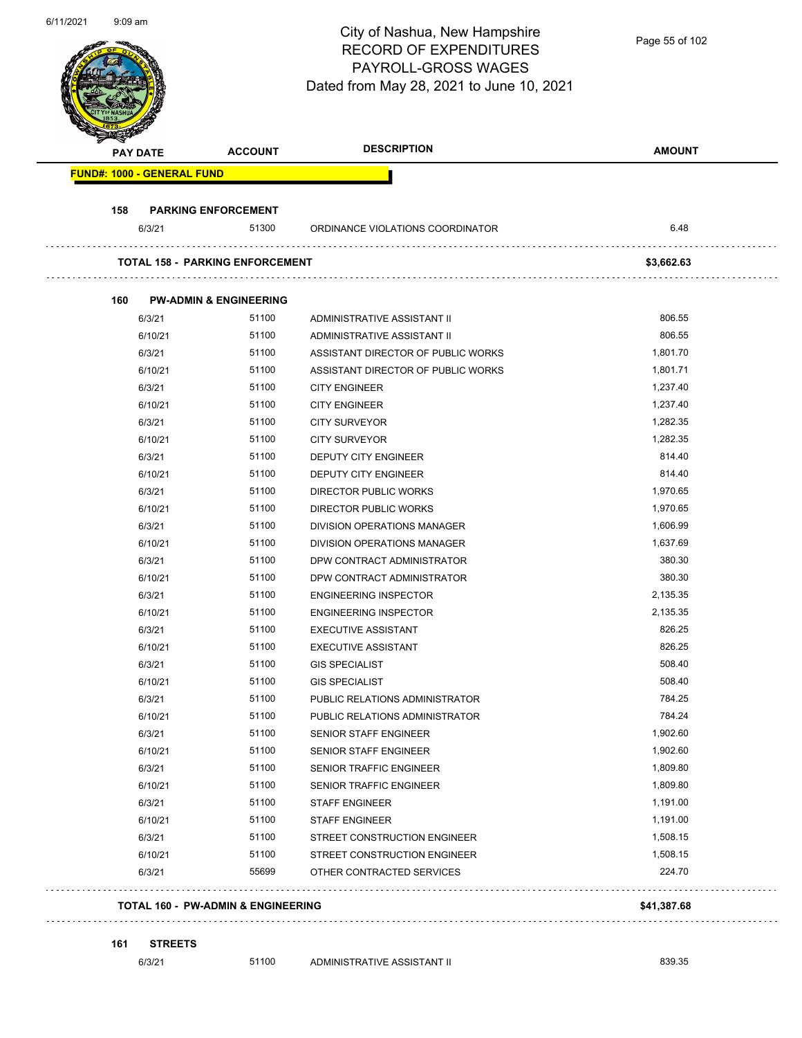# City of Nashua, New Hampshire
## RECORD OF EXPENDITURES
## PAYROLL-GROSS WAGES
### Dated from May 28, 2021 to June 10, 2021

| PAY DATE | ACCOUNT | DESCRIPTION | AMOUNT |
|---|---|---|---|
| **FUND#: 1000 - GENERAL FUND** | | | |
| **158 PARKING ENFORCEMENT** | | | |
| 6/3/21 | 51300 | ORDINANCE VIOLATIONS COORDINATOR | 6.48 |
| **TOTAL 158 - PARKING ENFORCEMENT** | | | **$3,662.63** |
| **160 PW-ADMIN & ENGINEERING** | | | |
| 6/3/21 | 51100 | ADMINISTRATIVE ASSISTANT II | 806.55 |
| 6/10/21 | 51100 | ADMINISTRATIVE ASSISTANT II | 806.55 |
| 6/3/21 | 51100 | ASSISTANT DIRECTOR OF PUBLIC WORKS | 1,801.70 |
| 6/10/21 | 51100 | ASSISTANT DIRECTOR OF PUBLIC WORKS | 1,801.71 |
| 6/3/21 | 51100 | CITY ENGINEER | 1,237.40 |
| 6/10/21 | 51100 | CITY ENGINEER | 1,237.40 |
| 6/3/21 | 51100 | CITY SURVEYOR | 1,282.35 |
| 6/10/21 | 51100 | CITY SURVEYOR | 1,282.35 |
| 6/3/21 | 51100 | DEPUTY CITY ENGINEER | 814.40 |
| 6/10/21 | 51100 | DEPUTY CITY ENGINEER | 814.40 |
| 6/3/21 | 51100 | DIRECTOR PUBLIC WORKS | 1,970.65 |
| 6/10/21 | 51100 | DIRECTOR PUBLIC WORKS | 1,970.65 |
| 6/3/21 | 51100 | DIVISION OPERATIONS MANAGER | 1,606.99 |
| 6/10/21 | 51100 | DIVISION OPERATIONS MANAGER | 1,637.69 |
| 6/3/21 | 51100 | DPW CONTRACT ADMINISTRATOR | 380.30 |
| 6/10/21 | 51100 | DPW CONTRACT ADMINISTRATOR | 380.30 |
| 6/3/21 | 51100 | ENGINEERING INSPECTOR | 2,135.35 |
| 6/10/21 | 51100 | ENGINEERING INSPECTOR | 2,135.35 |
| 6/3/21 | 51100 | EXECUTIVE ASSISTANT | 826.25 |
| 6/10/21 | 51100 | EXECUTIVE ASSISTANT | 826.25 |
| 6/3/21 | 51100 | GIS SPECIALIST | 508.40 |
| 6/10/21 | 51100 | GIS SPECIALIST | 508.40 |
| 6/3/21 | 51100 | PUBLIC RELATIONS ADMINISTRATOR | 784.25 |
| 6/10/21 | 51100 | PUBLIC RELATIONS ADMINISTRATOR | 784.24 |
| 6/3/21 | 51100 | SENIOR STAFF ENGINEER | 1,902.60 |
| 6/10/21 | 51100 | SENIOR STAFF ENGINEER | 1,902.60 |
| 6/3/21 | 51100 | SENIOR TRAFFIC ENGINEER | 1,809.80 |
| 6/10/21 | 51100 | SENIOR TRAFFIC ENGINEER | 1,809.80 |
| 6/3/21 | 51100 | STAFF ENGINEER | 1,191.00 |
| 6/10/21 | 51100 | STAFF ENGINEER | 1,191.00 |
| 6/3/21 | 51100 | STREET CONSTRUCTION ENGINEER | 1,508.15 |
| 6/10/21 | 51100 | STREET CONSTRUCTION ENGINEER | 1,508.15 |
| 6/3/21 | 55699 | OTHER CONTRACTED SERVICES | 224.70 |
| **TOTAL 160 - PW-ADMIN & ENGINEERING** | | | **$41,387.68** |
| **161 STREETS** | | | |
| 6/3/21 | 51100 | ADMINISTRATIVE ASSISTANT II | 839.35 |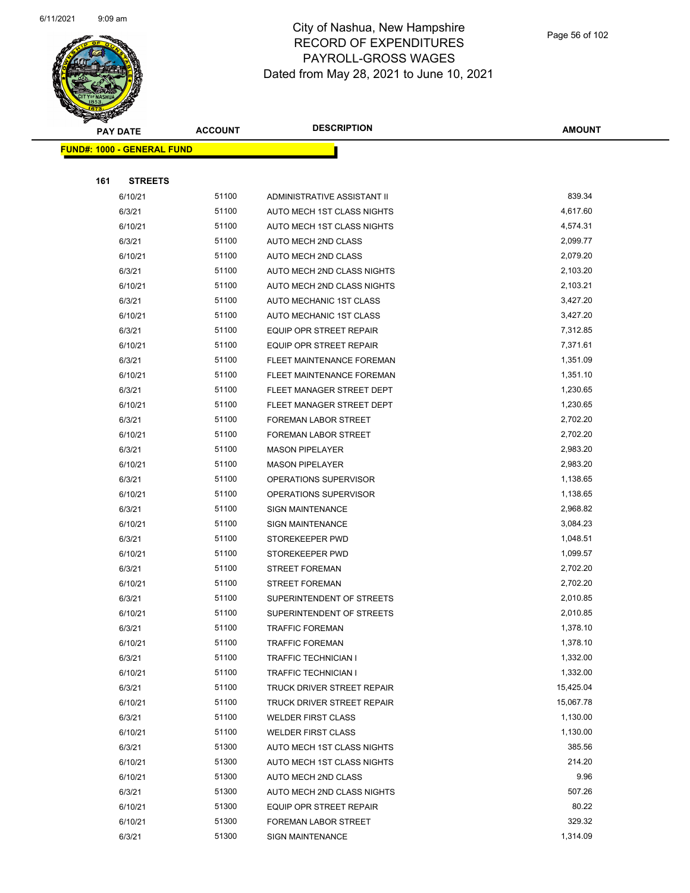# City of Nashua, New Hampshire
## RECORD OF EXPENDITURES
## PAYROLL-GROSS WAGES
### Dated from May 28, 2021 to June 10, 2021

**FUND#: 1000 - GENERAL FUND**

**161 STREETS**

| PAY DATE | ACCOUNT | DESCRIPTION | AMOUNT |
|---|---|---|---|
| 6/10/21 | 51100 | ADMINISTRATIVE ASSISTANT II | 839.34 |
| 6/3/21 | 51100 | AUTO MECH 1ST CLASS NIGHTS | 4,617.60 |
| 6/10/21 | 51100 | AUTO MECH 1ST CLASS NIGHTS | 4,574.31 |
| 6/3/21 | 51100 | AUTO MECH 2ND CLASS | 2,099.77 |
| 6/10/21 | 51100 | AUTO MECH 2ND CLASS | 2,079.20 |
| 6/3/21 | 51100 | AUTO MECH 2ND CLASS NIGHTS | 2,103.20 |
| 6/10/21 | 51100 | AUTO MECH 2ND CLASS NIGHTS | 2,103.21 |
| 6/3/21 | 51100 | AUTO MECHANIC 1ST CLASS | 3,427.20 |
| 6/10/21 | 51100 | AUTO MECHANIC 1ST CLASS | 3,427.20 |
| 6/3/21 | 51100 | EQUIP OPR STREET REPAIR | 7,312.85 |
| 6/10/21 | 51100 | EQUIP OPR STREET REPAIR | 7,371.61 |
| 6/3/21 | 51100 | FLEET MAINTENANCE FOREMAN | 1,351.09 |
| 6/10/21 | 51100 | FLEET MAINTENANCE FOREMAN | 1,351.10 |
| 6/3/21 | 51100 | FLEET MANAGER STREET DEPT | 1,230.65 |
| 6/10/21 | 51100 | FLEET MANAGER STREET DEPT | 1,230.65 |
| 6/3/21 | 51100 | FOREMAN LABOR STREET | 2,702.20 |
| 6/10/21 | 51100 | FOREMAN LABOR STREET | 2,702.20 |
| 6/3/21 | 51100 | MASON PIPELAYER | 2,983.20 |
| 6/10/21 | 51100 | MASON PIPELAYER | 2,983.20 |
| 6/3/21 | 51100 | OPERATIONS SUPERVISOR | 1,138.65 |
| 6/10/21 | 51100 | OPERATIONS SUPERVISOR | 1,138.65 |
| 6/3/21 | 51100 | SIGN MAINTENANCE | 2,968.82 |
| 6/10/21 | 51100 | SIGN MAINTENANCE | 3,084.23 |
| 6/3/21 | 51100 | STOREKEEPER PWD | 1,048.51 |
| 6/10/21 | 51100 | STOREKEEPER PWD | 1,099.57 |
| 6/3/21 | 51100 | STREET FOREMAN | 2,702.20 |
| 6/10/21 | 51100 | STREET FOREMAN | 2,702.20 |
| 6/3/21 | 51100 | SUPERINTENDENT OF STREETS | 2,010.85 |
| 6/10/21 | 51100 | SUPERINTENDENT OF STREETS | 2,010.85 |
| 6/3/21 | 51100 | TRAFFIC FOREMAN | 1,378.10 |
| 6/10/21 | 51100 | TRAFFIC FOREMAN | 1,378.10 |
| 6/3/21 | 51100 | TRAFFIC TECHNICIAN I | 1,332.00 |
| 6/10/21 | 51100 | TRAFFIC TECHNICIAN I | 1,332.00 |
| 6/3/21 | 51100 | TRUCK DRIVER STREET REPAIR | 15,425.04 |
| 6/10/21 | 51100 | TRUCK DRIVER STREET REPAIR | 15,067.78 |
| 6/3/21 | 51100 | WELDER FIRST CLASS | 1,130.00 |
| 6/10/21 | 51100 | WELDER FIRST CLASS | 1,130.00 |
| 6/3/21 | 51300 | AUTO MECH 1ST CLASS NIGHTS | 385.56 |
| 6/10/21 | 51300 | AUTO MECH 1ST CLASS NIGHTS | 214.20 |
| 6/10/21 | 51300 | AUTO MECH 2ND CLASS | 9.96 |
| 6/3/21 | 51300 | AUTO MECH 2ND CLASS NIGHTS | 507.26 |
| 6/10/21 | 51300 | EQUIP OPR STREET REPAIR | 80.22 |
| 6/10/21 | 51300 | FOREMAN LABOR STREET | 329.32 |
| 6/3/21 | 51300 | SIGN MAINTENANCE | 1,314.09 |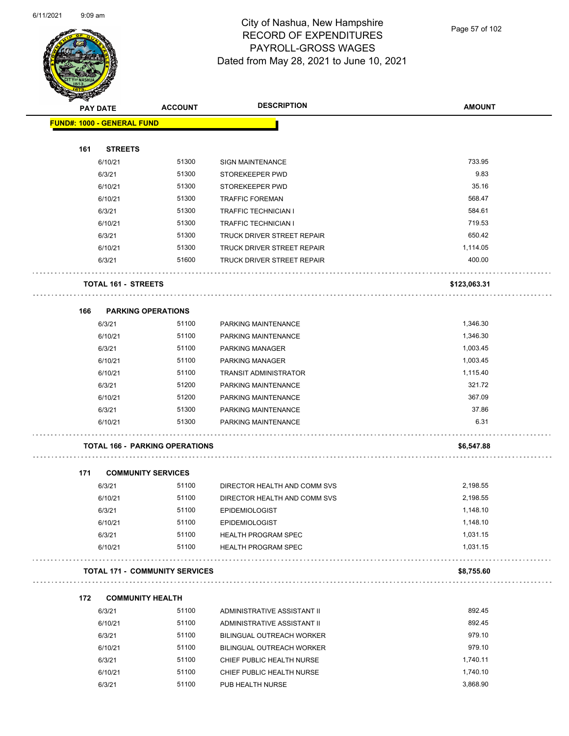# City of Nashua, New Hampshire
## RECORD OF EXPENDITURES
## PAYROLL-GROSS WAGES
## Dated from May 28, 2021 to June 10, 2021

| PAY DATE | ACCOUNT | DESCRIPTION | AMOUNT |
|---|---|---|---|
| **FUND#: 1000 - GENERAL FUND** | | | |
| **161 STREETS** | | | |
| 6/10/21 | 51300 | SIGN MAINTENANCE | 733.95 |
| 6/3/21 | 51300 | STOREKEEPER PWD | 9.83 |
| 6/10/21 | 51300 | STOREKEEPER PWD | 35.16 |
| 6/10/21 | 51300 | TRAFFIC FOREMAN | 568.47 |
| 6/3/21 | 51300 | TRAFFIC TECHNICIAN I | 584.61 |
| 6/10/21 | 51300 | TRAFFIC TECHNICIAN I | 719.53 |
| 6/3/21 | 51300 | TRUCK DRIVER STREET REPAIR | 650.42 |
| 6/10/21 | 51300 | TRUCK DRIVER STREET REPAIR | 1,114.05 |
| 6/3/21 | 51600 | TRUCK DRIVER STREET REPAIR | 400.00 |
| **TOTAL 161 - STREETS** | | | **$123,063.31** |
| **166 PARKING OPERATIONS** | | | |
| 6/3/21 | 51100 | PARKING MAINTENANCE | 1,346.30 |
| 6/10/21 | 51100 | PARKING MAINTENANCE | 1,346.30 |
| 6/3/21 | 51100 | PARKING MANAGER | 1,003.45 |
| 6/10/21 | 51100 | PARKING MANAGER | 1,003.45 |
| 6/10/21 | 51100 | TRANSIT ADMINISTRATOR | 1,115.40 |
| 6/3/21 | 51200 | PARKING MAINTENANCE | 321.72 |
| 6/10/21 | 51200 | PARKING MAINTENANCE | 367.09 |
| 6/3/21 | 51300 | PARKING MAINTENANCE | 37.86 |
| 6/10/21 | 51300 | PARKING MAINTENANCE | 6.31 |
| **TOTAL 166 - PARKING OPERATIONS** | | | **$6,547.88** |
| **171 COMMUNITY SERVICES** | | | |
| 6/3/21 | 51100 | DIRECTOR HEALTH AND COMM SVS | 2,198.55 |
| 6/10/21 | 51100 | DIRECTOR HEALTH AND COMM SVS | 2,198.55 |
| 6/3/21 | 51100 | EPIDEMIOLOGIST | 1,148.10 |
| 6/10/21 | 51100 | EPIDEMIOLOGIST | 1,148.10 |
| 6/3/21 | 51100 | HEALTH PROGRAM SPEC | 1,031.15 |
| 6/10/21 | 51100 | HEALTH PROGRAM SPEC | 1,031.15 |
| **TOTAL 171 - COMMUNITY SERVICES** | | | **$8,755.60** |
| **172 COMMUNITY HEALTH** | | | |
| 6/3/21 | 51100 | ADMINISTRATIVE ASSISTANT II | 892.45 |
| 6/10/21 | 51100 | ADMINISTRATIVE ASSISTANT II | 892.45 |
| 6/3/21 | 51100 | BILINGUAL OUTREACH WORKER | 979.10 |
| 6/10/21 | 51100 | BILINGUAL OUTREACH WORKER | 979.10 |
| 6/3/21 | 51100 | CHIEF PUBLIC HEALTH NURSE | 1,740.11 |
| 6/10/21 | 51100 | CHIEF PUBLIC HEALTH NURSE | 1,740.10 |
| 6/3/21 | 51100 | PUB HEALTH NURSE | 3,868.90 |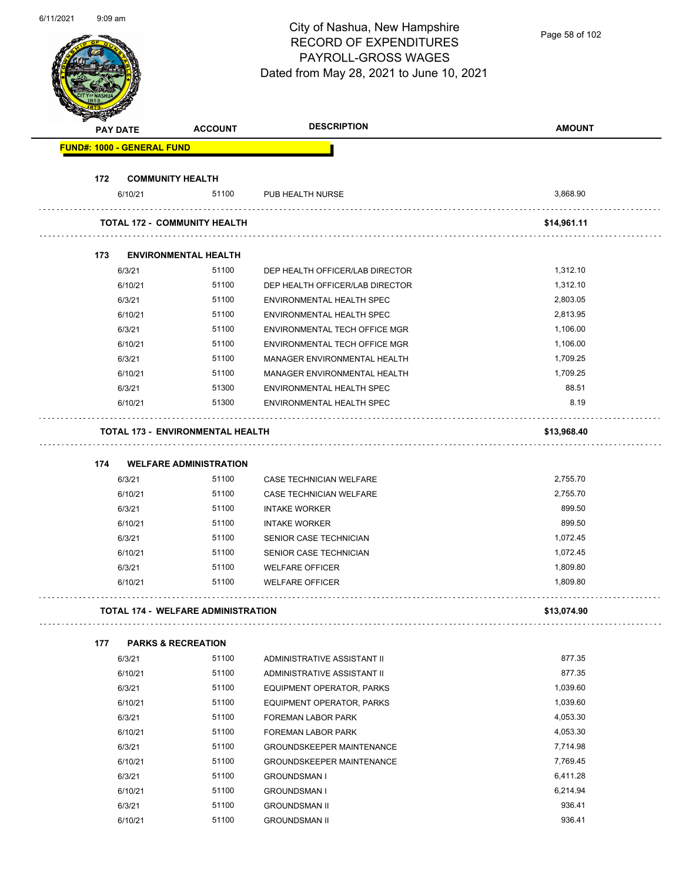# City of Nashua, New Hampshire
## RECORD OF EXPENDITURES
## PAYROLL-GROSS WAGES
### Dated from May 28, 2021 to June 10, 2021

| PAY DATE | ACCOUNT | DESCRIPTION | AMOUNT |
|---|---|---|---|
| **FUND#: 1000 - GENERAL FUND** | | | |
| **172 COMMUNITY HEALTH** | | | |
| 6/10/21 | 51100 | PUB HEALTH NURSE | 3,868.90 |
| **TOTAL 172 - COMMUNITY HEALTH** | | | **$14,961.11** |
| **173 ENVIRONMENTAL HEALTH** | | | |
| 6/3/21 | 51100 | DEP HEALTH OFFICER/LAB DIRECTOR | 1,312.10 |
| 6/10/21 | 51100 | DEP HEALTH OFFICER/LAB DIRECTOR | 1,312.10 |
| 6/3/21 | 51100 | ENVIRONMENTAL HEALTH SPEC | 2,803.05 |
| 6/10/21 | 51100 | ENVIRONMENTAL HEALTH SPEC | 2,813.95 |
| 6/3/21 | 51100 | ENVIRONMENTAL TECH OFFICE MGR | 1,106.00 |
| 6/10/21 | 51100 | ENVIRONMENTAL TECH OFFICE MGR | 1,106.00 |
| 6/3/21 | 51100 | MANAGER ENVIRONMENTAL HEALTH | 1,709.25 |
| 6/10/21 | 51100 | MANAGER ENVIRONMENTAL HEALTH | 1,709.25 |
| 6/3/21 | 51300 | ENVIRONMENTAL HEALTH SPEC | 88.51 |
| 6/10/21 | 51300 | ENVIRONMENTAL HEALTH SPEC | 8.19 |
| **TOTAL 173 - ENVIRONMENTAL HEALTH** | | | **$13,968.40** |
| **174 WELFARE ADMINISTRATION** | | | |
| 6/3/21 | 51100 | CASE TECHNICIAN WELFARE | 2,755.70 |
| 6/10/21 | 51100 | CASE TECHNICIAN WELFARE | 2,755.70 |
| 6/3/21 | 51100 | INTAKE WORKER | 899.50 |
| 6/10/21 | 51100 | INTAKE WORKER | 899.50 |
| 6/3/21 | 51100 | SENIOR CASE TECHNICIAN | 1,072.45 |
| 6/10/21 | 51100 | SENIOR CASE TECHNICIAN | 1,072.45 |
| 6/3/21 | 51100 | WELFARE OFFICER | 1,809.80 |
| 6/10/21 | 51100 | WELFARE OFFICER | 1,809.80 |
| **TOTAL 174 - WELFARE ADMINISTRATION** | | | **$13,074.90** |
| **177 PARKS & RECREATION** | | | |
| 6/3/21 | 51100 | ADMINISTRATIVE ASSISTANT II | 877.35 |
| 6/10/21 | 51100 | ADMINISTRATIVE ASSISTANT II | 877.35 |
| 6/3/21 | 51100 | EQUIPMENT OPERATOR, PARKS | 1,039.60 |
| 6/10/21 | 51100 | EQUIPMENT OPERATOR, PARKS | 1,039.60 |
| 6/3/21 | 51100 | FOREMAN LABOR PARK | 4,053.30 |
| 6/10/21 | 51100 | FOREMAN LABOR PARK | 4,053.30 |
| 6/3/21 | 51100 | GROUNDSKEEPER MAINTENANCE | 7,714.98 |
| 6/10/21 | 51100 | GROUNDSKEEPER MAINTENANCE | 7,769.45 |
| 6/3/21 | 51100 | GROUNDSMAN I | 6,411.28 |
| 6/10/21 | 51100 | GROUNDSMAN I | 6,214.94 |
| 6/3/21 | 51100 | GROUNDSMAN II | 936.41 |
| 6/10/21 | 51100 | GROUNDSMAN II | 936.41 |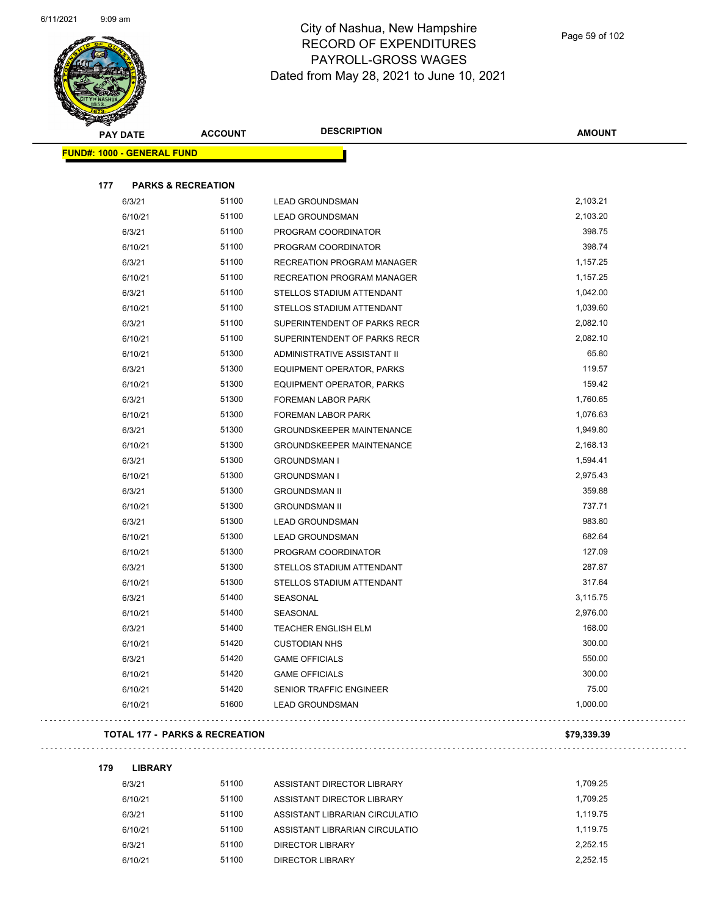# City of Nashua, New Hampshire
## RECORD OF EXPENDITURES
## PAYROLL-GROSS WAGES
## Dated from May 28, 2021 to June 10, 2021

| PAY DATE | ACCOUNT | DESCRIPTION | AMOUNT |
|---|---|---|---|

**FUND#: 1000 - GENERAL FUND**

**177 PARKS & RECREATION**

| PAY DATE | ACCOUNT | DESCRIPTION | AMOUNT |
|---|---|---|---|
| 6/3/21 | 51100 | LEAD GROUNDSMAN | 2,103.21 |
| 6/10/21 | 51100 | LEAD GROUNDSMAN | 2,103.20 |
| 6/3/21 | 51100 | PROGRAM COORDINATOR | 398.75 |
| 6/10/21 | 51100 | PROGRAM COORDINATOR | 398.74 |
| 6/3/21 | 51100 | RECREATION PROGRAM MANAGER | 1,157.25 |
| 6/10/21 | 51100 | RECREATION PROGRAM MANAGER | 1,157.25 |
| 6/3/21 | 51100 | STELLOS STADIUM ATTENDANT | 1,042.00 |
| 6/10/21 | 51100 | STELLOS STADIUM ATTENDANT | 1,039.60 |
| 6/3/21 | 51100 | SUPERINTENDENT OF PARKS RECR | 2,082.10 |
| 6/10/21 | 51100 | SUPERINTENDENT OF PARKS RECR | 2,082.10 |
| 6/10/21 | 51300 | ADMINISTRATIVE ASSISTANT II | 65.80 |
| 6/3/21 | 51300 | EQUIPMENT OPERATOR, PARKS | 119.57 |
| 6/10/21 | 51300 | EQUIPMENT OPERATOR, PARKS | 159.42 |
| 6/3/21 | 51300 | FOREMAN LABOR PARK | 1,760.65 |
| 6/10/21 | 51300 | FOREMAN LABOR PARK | 1,076.63 |
| 6/3/21 | 51300 | GROUNDSKEEPER MAINTENANCE | 1,949.80 |
| 6/10/21 | 51300 | GROUNDSKEEPER MAINTENANCE | 2,168.13 |
| 6/3/21 | 51300 | GROUNDSMAN I | 1,594.41 |
| 6/10/21 | 51300 | GROUNDSMAN I | 2,975.43 |
| 6/3/21 | 51300 | GROUNDSMAN II | 359.88 |
| 6/10/21 | 51300 | GROUNDSMAN II | 737.71 |
| 6/3/21 | 51300 | LEAD GROUNDSMAN | 983.80 |
| 6/10/21 | 51300 | LEAD GROUNDSMAN | 682.64 |
| 6/10/21 | 51300 | PROGRAM COORDINATOR | 127.09 |
| 6/3/21 | 51300 | STELLOS STADIUM ATTENDANT | 287.87 |
| 6/10/21 | 51300 | STELLOS STADIUM ATTENDANT | 317.64 |
| 6/3/21 | 51400 | SEASONAL | 3,115.75 |
| 6/10/21 | 51400 | SEASONAL | 2,976.00 |
| 6/3/21 | 51400 | TEACHER ENGLISH ELM | 168.00 |
| 6/10/21 | 51420 | CUSTODIAN NHS | 300.00 |
| 6/3/21 | 51420 | GAME OFFICIALS | 550.00 |
| 6/10/21 | 51420 | GAME OFFICIALS | 300.00 |
| 6/10/21 | 51420 | SENIOR TRAFFIC ENGINEER | 75.00 |
| 6/10/21 | 51600 | LEAD GROUNDSMAN | 1,000.00 |

**TOTAL 177 - PARKS & RECREATION** **$79,339.39**

**179 LIBRARY**

| PAY DATE | ACCOUNT | DESCRIPTION | AMOUNT |
|---|---|---|---|
| 6/3/21 | 51100 | ASSISTANT DIRECTOR LIBRARY | 1,709.25 |
| 6/10/21 | 51100 | ASSISTANT DIRECTOR LIBRARY | 1,709.25 |
| 6/3/21 | 51100 | ASSISTANT LIBRARIAN CIRCULATIO | 1,119.75 |
| 6/10/21 | 51100 | ASSISTANT LIBRARIAN CIRCULATIO | 1,119.75 |
| 6/3/21 | 51100 | DIRECTOR LIBRARY | 2,252.15 |
| 6/10/21 | 51100 | DIRECTOR LIBRARY | 2,252.15 |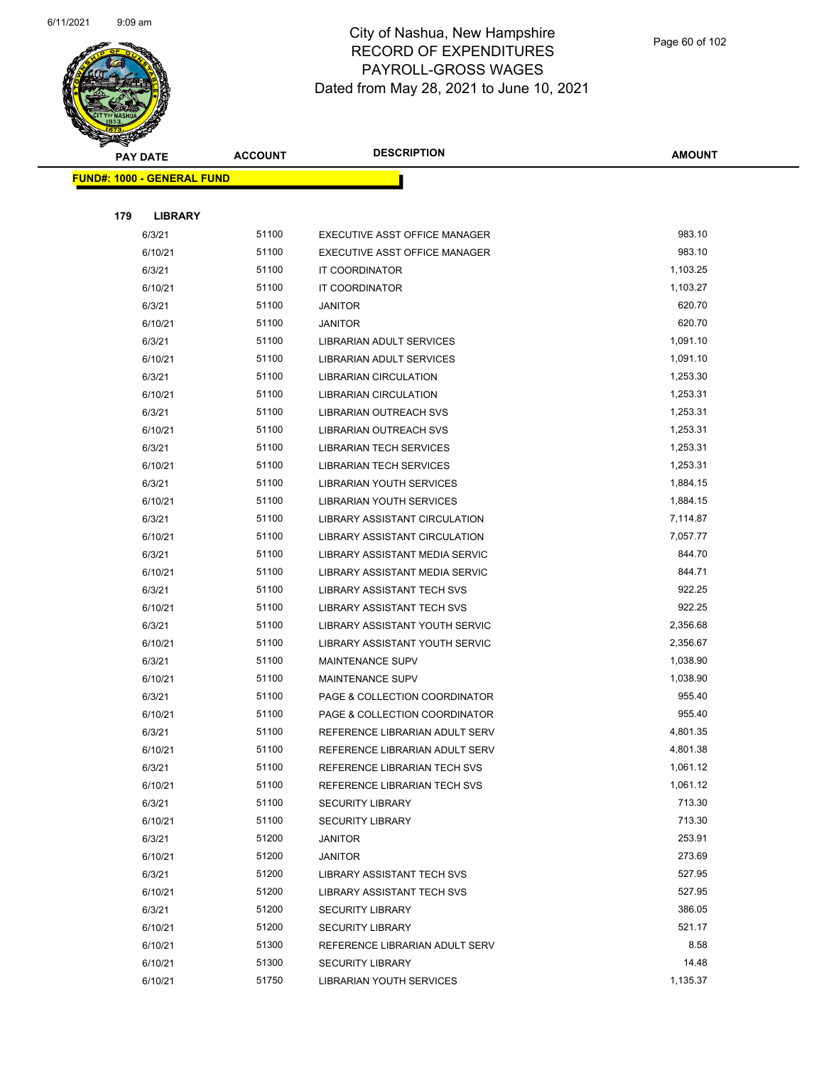# City of Nashua, New Hampshire
## RECORD OF EXPENDITURES
## PAYROLL-GROSS WAGES
### Dated from May 28, 2021 to June 10, 2021

| PAY DATE | ACCOUNT | DESCRIPTION | AMOUNT |
|---|---|---|---|
| **FUND#: 1000 - GENERAL FUND** | | | |
| **179 LIBRARY** | | | |
| 6/3/21 | 51100 | EXECUTIVE ASST OFFICE MANAGER | 983.10 |
| 6/10/21 | 51100 | EXECUTIVE ASST OFFICE MANAGER | 983.10 |
| 6/3/21 | 51100 | IT COORDINATOR | 1,103.25 |
| 6/10/21 | 51100 | IT COORDINATOR | 1,103.27 |
| 6/3/21 | 51100 | JANITOR | 620.70 |
| 6/10/21 | 51100 | JANITOR | 620.70 |
| 6/3/21 | 51100 | LIBRARIAN ADULT SERVICES | 1,091.10 |
| 6/10/21 | 51100 | LIBRARIAN ADULT SERVICES | 1,091.10 |
| 6/3/21 | 51100 | LIBRARIAN CIRCULATION | 1,253.30 |
| 6/10/21 | 51100 | LIBRARIAN CIRCULATION | 1,253.31 |
| 6/3/21 | 51100 | LIBRARIAN OUTREACH SVS | 1,253.31 |
| 6/10/21 | 51100 | LIBRARIAN OUTREACH SVS | 1,253.31 |
| 6/3/21 | 51100 | LIBRARIAN TECH SERVICES | 1,253.31 |
| 6/10/21 | 51100 | LIBRARIAN TECH SERVICES | 1,253.31 |
| 6/3/21 | 51100 | LIBRARIAN YOUTH SERVICES | 1,884.15 |
| 6/10/21 | 51100 | LIBRARIAN YOUTH SERVICES | 1,884.15 |
| 6/3/21 | 51100 | LIBRARY ASSISTANT CIRCULATION | 7,114.87 |
| 6/10/21 | 51100 | LIBRARY ASSISTANT CIRCULATION | 7,057.77 |
| 6/3/21 | 51100 | LIBRARY ASSISTANT MEDIA SERVIC | 844.70 |
| 6/10/21 | 51100 | LIBRARY ASSISTANT MEDIA SERVIC | 844.71 |
| 6/3/21 | 51100 | LIBRARY ASSISTANT TECH SVS | 922.25 |
| 6/10/21 | 51100 | LIBRARY ASSISTANT TECH SVS | 922.25 |
| 6/3/21 | 51100 | LIBRARY ASSISTANT YOUTH SERVIC | 2,356.68 |
| 6/10/21 | 51100 | LIBRARY ASSISTANT YOUTH SERVIC | 2,356.67 |
| 6/3/21 | 51100 | MAINTENANCE SUPV | 1,038.90 |
| 6/10/21 | 51100 | MAINTENANCE SUPV | 1,038.90 |
| 6/3/21 | 51100 | PAGE & COLLECTION COORDINATOR | 955.40 |
| 6/10/21 | 51100 | PAGE & COLLECTION COORDINATOR | 955.40 |
| 6/3/21 | 51100 | REFERENCE LIBRARIAN ADULT SERV | 4,801.35 |
| 6/10/21 | 51100 | REFERENCE LIBRARIAN ADULT SERV | 4,801.38 |
| 6/3/21 | 51100 | REFERENCE LIBRARIAN TECH SVS | 1,061.12 |
| 6/10/21 | 51100 | REFERENCE LIBRARIAN TECH SVS | 1,061.12 |
| 6/3/21 | 51100 | SECURITY LIBRARY | 713.30 |
| 6/10/21 | 51100 | SECURITY LIBRARY | 713.30 |
| 6/3/21 | 51200 | JANITOR | 253.91 |
| 6/10/21 | 51200 | JANITOR | 273.69 |
| 6/3/21 | 51200 | LIBRARY ASSISTANT TECH SVS | 527.95 |
| 6/10/21 | 51200 | LIBRARY ASSISTANT TECH SVS | 527.95 |
| 6/3/21 | 51200 | SECURITY LIBRARY | 386.05 |
| 6/10/21 | 51200 | SECURITY LIBRARY | 521.17 |
| 6/10/21 | 51300 | REFERENCE LIBRARIAN ADULT SERV | 8.58 |
| 6/10/21 | 51300 | SECURITY LIBRARY | 14.48 |
| 6/10/21 | 51750 | LIBRARIAN YOUTH SERVICES | 1,135.37 |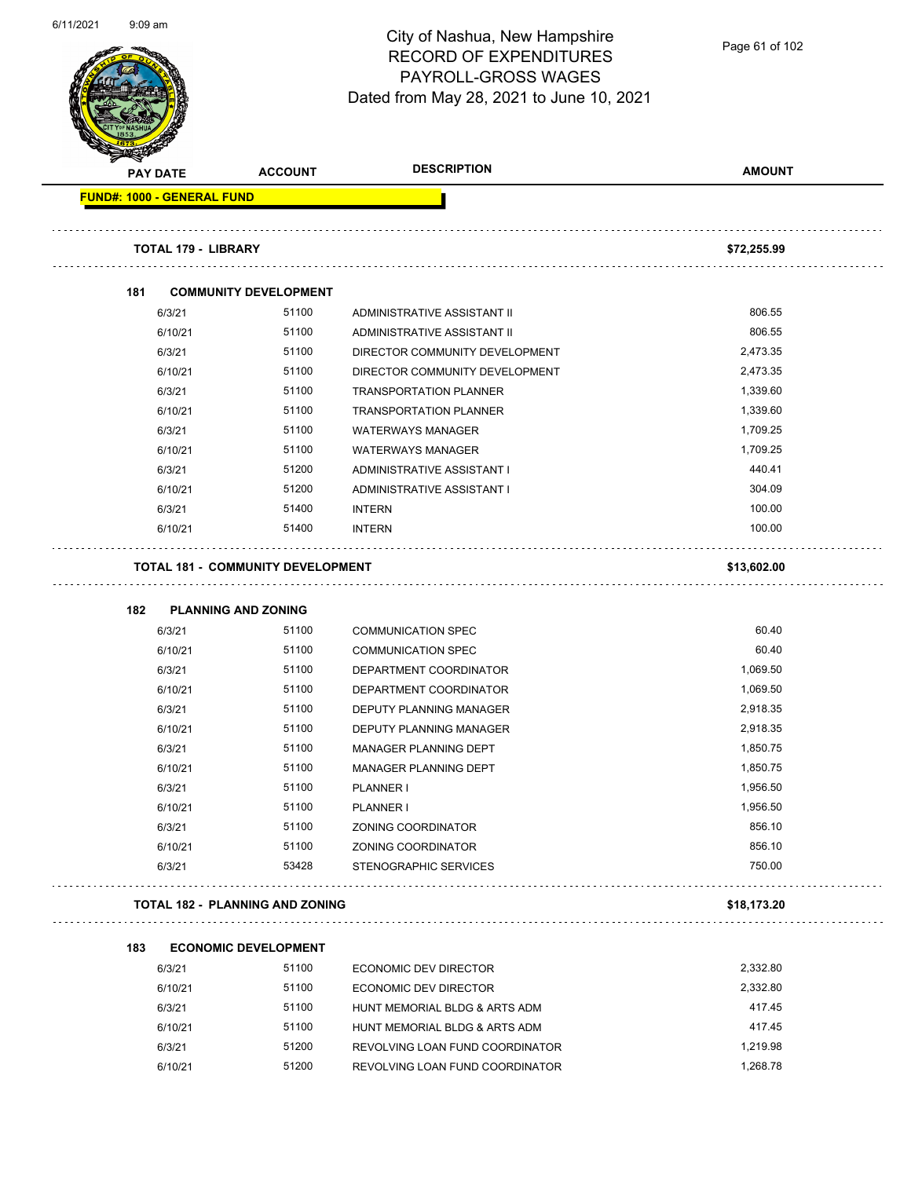# City of Nashua, New Hampshire
## RECORD OF EXPENDITURES
## PAYROLL-GROSS WAGES
## Dated from May 28, 2021 to June 10, 2021

| PAY DATE | ACCOUNT | DESCRIPTION | AMOUNT |
|---|---|---|---|
| **FUND#: 1000 - GENERAL FUND** | | | |
| **TOTAL 179 - LIBRARY** | | | **$72,255.99** |
| **181 COMMUNITY DEVELOPMENT** | | | |
| 6/3/21 | 51100 | ADMINISTRATIVE ASSISTANT II | 806.55 |
| 6/10/21 | 51100 | ADMINISTRATIVE ASSISTANT II | 806.55 |
| 6/3/21 | 51100 | DIRECTOR COMMUNITY DEVELOPMENT | 2,473.35 |
| 6/10/21 | 51100 | DIRECTOR COMMUNITY DEVELOPMENT | 2,473.35 |
| 6/3/21 | 51100 | TRANSPORTATION PLANNER | 1,339.60 |
| 6/10/21 | 51100 | TRANSPORTATION PLANNER | 1,339.60 |
| 6/3/21 | 51100 | WATERWAYS MANAGER | 1,709.25 |
| 6/10/21 | 51100 | WATERWAYS MANAGER | 1,709.25 |
| 6/3/21 | 51200 | ADMINISTRATIVE ASSISTANT I | 440.41 |
| 6/10/21 | 51200 | ADMINISTRATIVE ASSISTANT I | 304.09 |
| 6/3/21 | 51400 | INTERN | 100.00 |
| 6/10/21 | 51400 | INTERN | 100.00 |
| **TOTAL 181 - COMMUNITY DEVELOPMENT** | | | **$13,602.00** |
| **182 PLANNING AND ZONING** | | | |
| 6/3/21 | 51100 | COMMUNICATION SPEC | 60.40 |
| 6/10/21 | 51100 | COMMUNICATION SPEC | 60.40 |
| 6/3/21 | 51100 | DEPARTMENT COORDINATOR | 1,069.50 |
| 6/10/21 | 51100 | DEPARTMENT COORDINATOR | 1,069.50 |
| 6/3/21 | 51100 | DEPUTY PLANNING MANAGER | 2,918.35 |
| 6/10/21 | 51100 | DEPUTY PLANNING MANAGER | 2,918.35 |
| 6/3/21 | 51100 | MANAGER PLANNING DEPT | 1,850.75 |
| 6/10/21 | 51100 | MANAGER PLANNING DEPT | 1,850.75 |
| 6/3/21 | 51100 | PLANNER I | 1,956.50 |
| 6/10/21 | 51100 | PLANNER I | 1,956.50 |
| 6/3/21 | 51100 | ZONING COORDINATOR | 856.10 |
| 6/10/21 | 51100 | ZONING COORDINATOR | 856.10 |
| 6/3/21 | 53428 | STENOGRAPHIC SERVICES | 750.00 |
| **TOTAL 182 - PLANNING AND ZONING** | | | **$18,173.20** |
| **183 ECONOMIC DEVELOPMENT** | | | |
| 6/3/21 | 51100 | ECONOMIC DEV DIRECTOR | 2,332.80 |
| 6/10/21 | 51100 | ECONOMIC DEV DIRECTOR | 2,332.80 |
| 6/3/21 | 51100 | HUNT MEMORIAL BLDG & ARTS ADM | 417.45 |
| 6/10/21 | 51100 | HUNT MEMORIAL BLDG & ARTS ADM | 417.45 |
| 6/3/21 | 51200 | REVOLVING LOAN FUND COORDINATOR | 1,219.98 |
| 6/10/21 | 51200 | REVOLVING LOAN FUND COORDINATOR | 1,268.78 |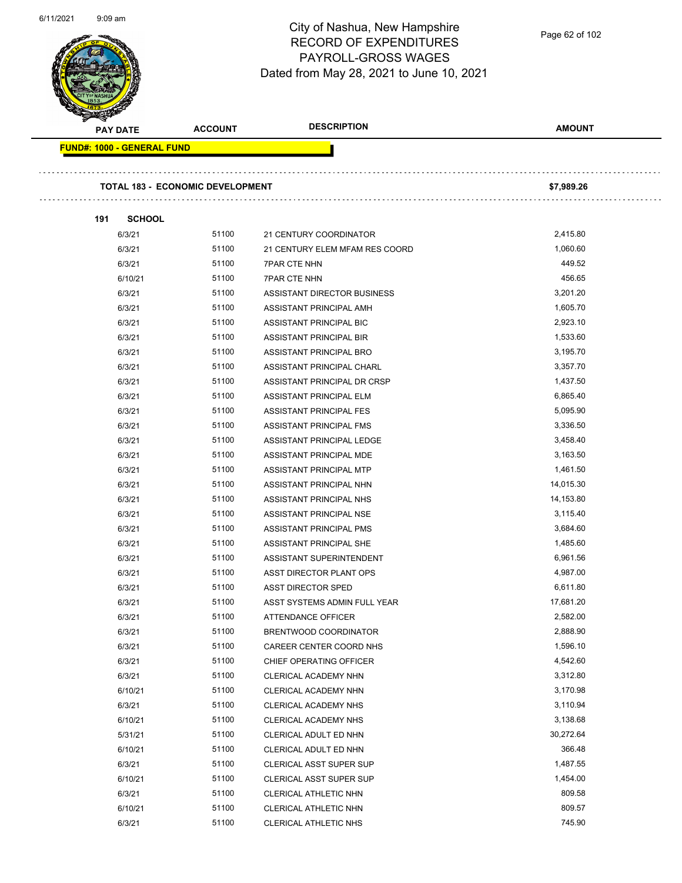# City of Nashua, New Hampshire
## RECORD OF EXPENDITURES
## PAYROLL-GROSS WAGES
### Dated from May 28, 2021 to June 10, 2021

| PAY DATE | ACCOUNT | DESCRIPTION | AMOUNT |
|---|---|---|---|
| **FUND#: 1000 - GENERAL FUND** | | | |
| **TOTAL 183 - ECONOMIC DEVELOPMENT** | | | **$7,989.26** |
| **191 SCHOOL** | | | |
| 6/3/21 | 51100 | 21 CENTURY COORDINATOR | 2,415.80 |
| 6/3/21 | 51100 | 21 CENTURY ELEM MFAM RES COORD | 1,060.60 |
| 6/3/21 | 51100 | 7PAR CTE NHN | 449.52 |
| 6/10/21 | 51100 | 7PAR CTE NHN | 456.65 |
| 6/3/21 | 51100 | ASSISTANT DIRECTOR BUSINESS | 3,201.20 |
| 6/3/21 | 51100 | ASSISTANT PRINCIPAL AMH | 1,605.70 |
| 6/3/21 | 51100 | ASSISTANT PRINCIPAL BIC | 2,923.10 |
| 6/3/21 | 51100 | ASSISTANT PRINCIPAL BIR | 1,533.60 |
| 6/3/21 | 51100 | ASSISTANT PRINCIPAL BRO | 3,195.70 |
| 6/3/21 | 51100 | ASSISTANT PRINCIPAL CHARL | 3,357.70 |
| 6/3/21 | 51100 | ASSISTANT PRINCIPAL DR CRSP | 1,437.50 |
| 6/3/21 | 51100 | ASSISTANT PRINCIPAL ELM | 6,865.40 |
| 6/3/21 | 51100 | ASSISTANT PRINCIPAL FES | 5,095.90 |
| 6/3/21 | 51100 | ASSISTANT PRINCIPAL FMS | 3,336.50 |
| 6/3/21 | 51100 | ASSISTANT PRINCIPAL LEDGE | 3,458.40 |
| 6/3/21 | 51100 | ASSISTANT PRINCIPAL MDE | 3,163.50 |
| 6/3/21 | 51100 | ASSISTANT PRINCIPAL MTP | 1,461.50 |
| 6/3/21 | 51100 | ASSISTANT PRINCIPAL NHN | 14,015.30 |
| 6/3/21 | 51100 | ASSISTANT PRINCIPAL NHS | 14,153.80 |
| 6/3/21 | 51100 | ASSISTANT PRINCIPAL NSE | 3,115.40 |
| 6/3/21 | 51100 | ASSISTANT PRINCIPAL PMS | 3,684.60 |
| 6/3/21 | 51100 | ASSISTANT PRINCIPAL SHE | 1,485.60 |
| 6/3/21 | 51100 | ASSISTANT SUPERINTENDENT | 6,961.56 |
| 6/3/21 | 51100 | ASST DIRECTOR PLANT OPS | 4,987.00 |
| 6/3/21 | 51100 | ASST DIRECTOR SPED | 6,611.80 |
| 6/3/21 | 51100 | ASST SYSTEMS ADMIN FULL YEAR | 17,681.20 |
| 6/3/21 | 51100 | ATTENDANCE OFFICER | 2,582.00 |
| 6/3/21 | 51100 | BRENTWOOD COORDINATOR | 2,888.90 |
| 6/3/21 | 51100 | CAREER CENTER COORD NHS | 1,596.10 |
| 6/3/21 | 51100 | CHIEF OPERATING OFFICER | 4,542.60 |
| 6/3/21 | 51100 | CLERICAL ACADEMY NHN | 3,312.80 |
| 6/10/21 | 51100 | CLERICAL ACADEMY NHN | 3,170.98 |
| 6/3/21 | 51100 | CLERICAL ACADEMY NHS | 3,110.94 |
| 6/10/21 | 51100 | CLERICAL ACADEMY NHS | 3,138.68 |
| 5/31/21 | 51100 | CLERICAL ADULT ED NHN | 30,272.64 |
| 6/10/21 | 51100 | CLERICAL ADULT ED NHN | 366.48 |
| 6/3/21 | 51100 | CLERICAL ASST SUPER SUP | 1,487.55 |
| 6/10/21 | 51100 | CLERICAL ASST SUPER SUP | 1,454.00 |
| 6/3/21 | 51100 | CLERICAL ATHLETIC NHN | 809.58 |
| 6/10/21 | 51100 | CLERICAL ATHLETIC NHN | 809.57 |
| 6/3/21 | 51100 | CLERICAL ATHLETIC NHS | 745.90 |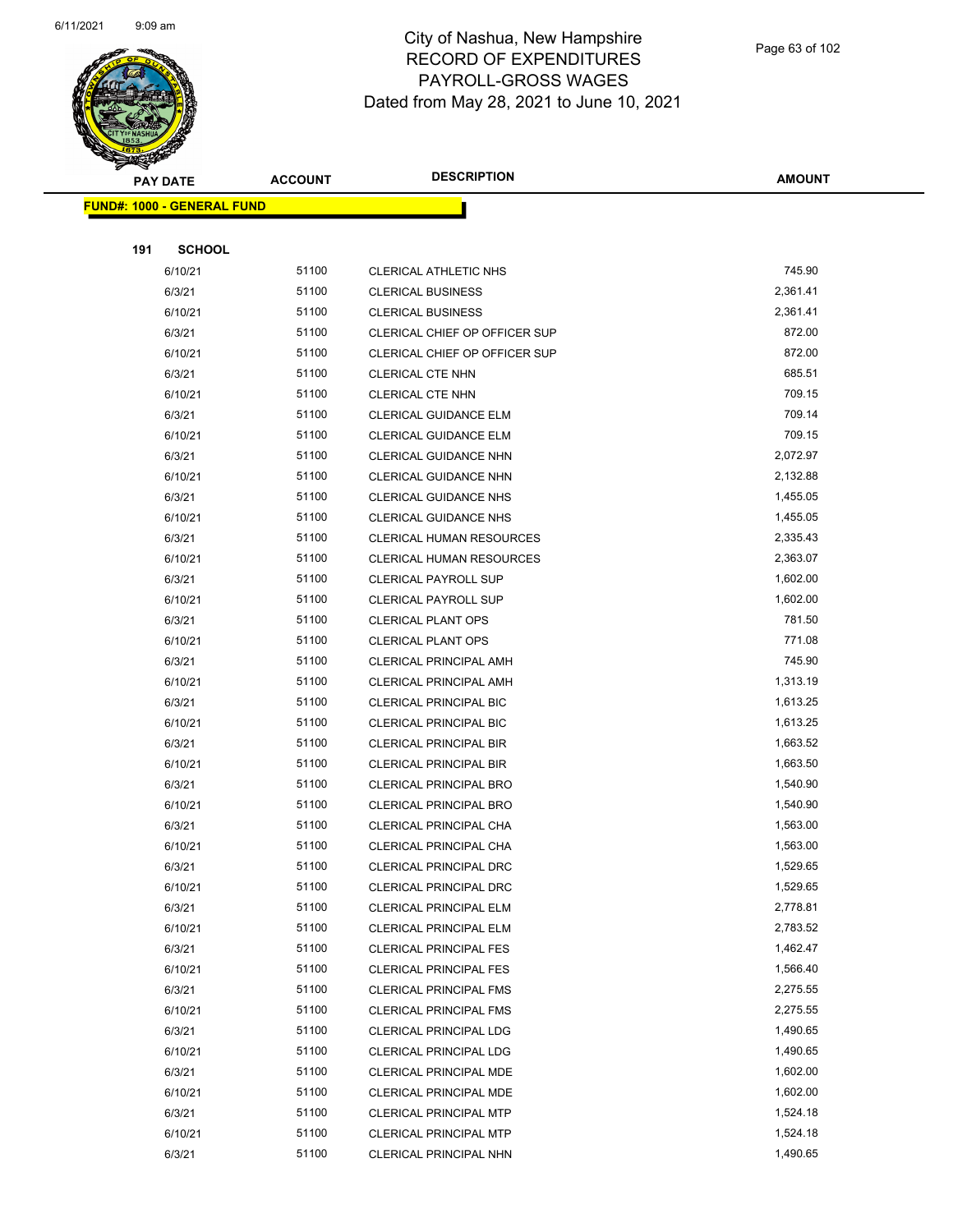# City of Nashua, New Hampshire
# RECORD OF EXPENDITURES
# PAYROLL-GROSS WAGES
# Dated from May 28, 2021 to June 10, 2021

| PAY DATE | ACCOUNT | DESCRIPTION | AMOUNT |
|---|---|---|---|
| **FUND#: 1000 - GENERAL FUND** | | | |
| **191 SCHOOL** | | | |
| 6/10/21 | 51100 | CLERICAL ATHLETIC NHS | 745.90 |
| 6/3/21 | 51100 | CLERICAL BUSINESS | 2,361.41 |
| 6/10/21 | 51100 | CLERICAL BUSINESS | 2,361.41 |
| 6/3/21 | 51100 | CLERICAL CHIEF OP OFFICER SUP | 872.00 |
| 6/10/21 | 51100 | CLERICAL CHIEF OP OFFICER SUP | 872.00 |
| 6/3/21 | 51100 | CLERICAL CTE NHN | 685.51 |
| 6/10/21 | 51100 | CLERICAL CTE NHN | 709.15 |
| 6/3/21 | 51100 | CLERICAL GUIDANCE ELM | 709.14 |
| 6/10/21 | 51100 | CLERICAL GUIDANCE ELM | 709.15 |
| 6/3/21 | 51100 | CLERICAL GUIDANCE NHN | 2,072.97 |
| 6/10/21 | 51100 | CLERICAL GUIDANCE NHN | 2,132.88 |
| 6/3/21 | 51100 | CLERICAL GUIDANCE NHS | 1,455.05 |
| 6/10/21 | 51100 | CLERICAL GUIDANCE NHS | 1,455.05 |
| 6/3/21 | 51100 | CLERICAL HUMAN RESOURCES | 2,335.43 |
| 6/10/21 | 51100 | CLERICAL HUMAN RESOURCES | 2,363.07 |
| 6/3/21 | 51100 | CLERICAL PAYROLL SUP | 1,602.00 |
| 6/10/21 | 51100 | CLERICAL PAYROLL SUP | 1,602.00 |
| 6/3/21 | 51100 | CLERICAL PLANT OPS | 781.50 |
| 6/10/21 | 51100 | CLERICAL PLANT OPS | 771.08 |
| 6/3/21 | 51100 | CLERICAL PRINCIPAL AMH | 745.90 |
| 6/10/21 | 51100 | CLERICAL PRINCIPAL AMH | 1,313.19 |
| 6/3/21 | 51100 | CLERICAL PRINCIPAL BIC | 1,613.25 |
| 6/10/21 | 51100 | CLERICAL PRINCIPAL BIC | 1,613.25 |
| 6/3/21 | 51100 | CLERICAL PRINCIPAL BIR | 1,663.52 |
| 6/10/21 | 51100 | CLERICAL PRINCIPAL BIR | 1,663.50 |
| 6/3/21 | 51100 | CLERICAL PRINCIPAL BRO | 1,540.90 |
| 6/10/21 | 51100 | CLERICAL PRINCIPAL BRO | 1,540.90 |
| 6/3/21 | 51100 | CLERICAL PRINCIPAL CHA | 1,563.00 |
| 6/10/21 | 51100 | CLERICAL PRINCIPAL CHA | 1,563.00 |
| 6/3/21 | 51100 | CLERICAL PRINCIPAL DRC | 1,529.65 |
| 6/10/21 | 51100 | CLERICAL PRINCIPAL DRC | 1,529.65 |
| 6/3/21 | 51100 | CLERICAL PRINCIPAL ELM | 2,778.81 |
| 6/10/21 | 51100 | CLERICAL PRINCIPAL ELM | 2,783.52 |
| 6/3/21 | 51100 | CLERICAL PRINCIPAL FES | 1,462.47 |
| 6/10/21 | 51100 | CLERICAL PRINCIPAL FES | 1,566.40 |
| 6/3/21 | 51100 | CLERICAL PRINCIPAL FMS | 2,275.55 |
| 6/10/21 | 51100 | CLERICAL PRINCIPAL FMS | 2,275.55 |
| 6/3/21 | 51100 | CLERICAL PRINCIPAL LDG | 1,490.65 |
| 6/10/21 | 51100 | CLERICAL PRINCIPAL LDG | 1,490.65 |
| 6/3/21 | 51100 | CLERICAL PRINCIPAL MDE | 1,602.00 |
| 6/10/21 | 51100 | CLERICAL PRINCIPAL MDE | 1,602.00 |
| 6/3/21 | 51100 | CLERICAL PRINCIPAL MTP | 1,524.18 |
| 6/10/21 | 51100 | CLERICAL PRINCIPAL MTP | 1,524.18 |
| 6/3/21 | 51100 | CLERICAL PRINCIPAL NHN | 1,490.65 |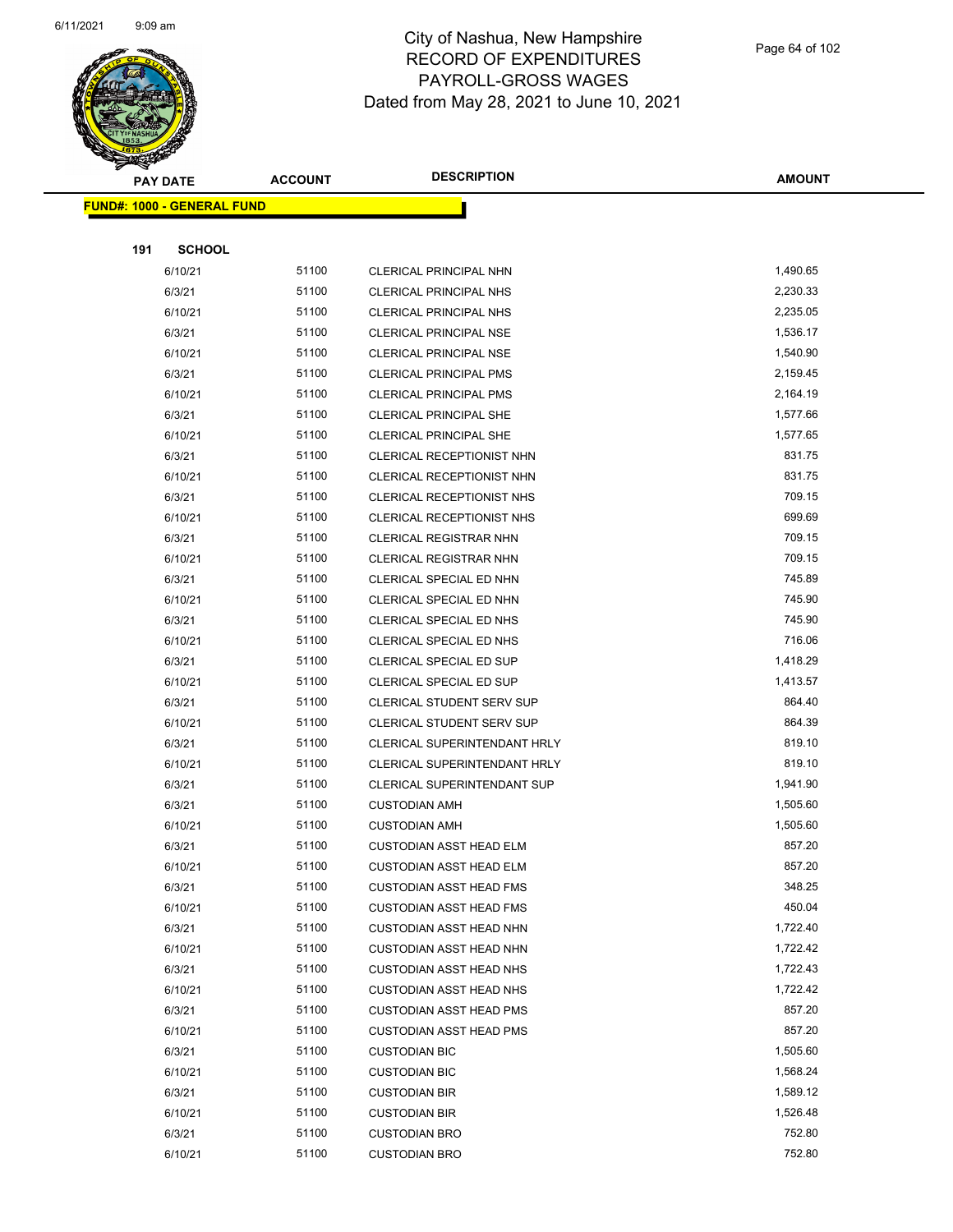# City of Nashua, New Hampshire
## RECORD OF EXPENDITURES
## PAYROLL-GROSS WAGES
Dated from May 28, 2021 to June 10, 2021

| PAY DATE | ACCOUNT | DESCRIPTION | AMOUNT |
|---|---|---|---|
| **FUND#: 1000 - GENERAL FUND** | | | |
| **191 SCHOOL** | | | |
| 6/10/21 | 51100 | CLERICAL PRINCIPAL NHN | 1,490.65 |
| 6/3/21 | 51100 | CLERICAL PRINCIPAL NHS | 2,230.33 |
| 6/10/21 | 51100 | CLERICAL PRINCIPAL NHS | 2,235.05 |
| 6/3/21 | 51100 | CLERICAL PRINCIPAL NSE | 1,536.17 |
| 6/10/21 | 51100 | CLERICAL PRINCIPAL NSE | 1,540.90 |
| 6/3/21 | 51100 | CLERICAL PRINCIPAL PMS | 2,159.45 |
| 6/10/21 | 51100 | CLERICAL PRINCIPAL PMS | 2,164.19 |
| 6/3/21 | 51100 | CLERICAL PRINCIPAL SHE | 1,577.66 |
| 6/10/21 | 51100 | CLERICAL PRINCIPAL SHE | 1,577.65 |
| 6/3/21 | 51100 | CLERICAL RECEPTIONIST NHN | 831.75 |
| 6/10/21 | 51100 | CLERICAL RECEPTIONIST NHN | 831.75 |
| 6/3/21 | 51100 | CLERICAL RECEPTIONIST NHS | 709.15 |
| 6/10/21 | 51100 | CLERICAL RECEPTIONIST NHS | 699.69 |
| 6/3/21 | 51100 | CLERICAL REGISTRAR NHN | 709.15 |
| 6/10/21 | 51100 | CLERICAL REGISTRAR NHN | 709.15 |
| 6/3/21 | 51100 | CLERICAL SPECIAL ED NHN | 745.89 |
| 6/10/21 | 51100 | CLERICAL SPECIAL ED NHN | 745.90 |
| 6/3/21 | 51100 | CLERICAL SPECIAL ED NHS | 745.90 |
| 6/10/21 | 51100 | CLERICAL SPECIAL ED NHS | 716.06 |
| 6/3/21 | 51100 | CLERICAL SPECIAL ED SUP | 1,418.29 |
| 6/10/21 | 51100 | CLERICAL SPECIAL ED SUP | 1,413.57 |
| 6/3/21 | 51100 | CLERICAL STUDENT SERV SUP | 864.40 |
| 6/10/21 | 51100 | CLERICAL STUDENT SERV SUP | 864.39 |
| 6/3/21 | 51100 | CLERICAL SUPERINTENDANT HRLY | 819.10 |
| 6/10/21 | 51100 | CLERICAL SUPERINTENDANT HRLY | 819.10 |
| 6/3/21 | 51100 | CLERICAL SUPERINTENDANT SUP | 1,941.90 |
| 6/3/21 | 51100 | CUSTODIAN AMH | 1,505.60 |
| 6/10/21 | 51100 | CUSTODIAN AMH | 1,505.60 |
| 6/3/21 | 51100 | CUSTODIAN ASST HEAD ELM | 857.20 |
| 6/10/21 | 51100 | CUSTODIAN ASST HEAD ELM | 857.20 |
| 6/3/21 | 51100 | CUSTODIAN ASST HEAD FMS | 348.25 |
| 6/10/21 | 51100 | CUSTODIAN ASST HEAD FMS | 450.04 |
| 6/3/21 | 51100 | CUSTODIAN ASST HEAD NHN | 1,722.40 |
| 6/10/21 | 51100 | CUSTODIAN ASST HEAD NHN | 1,722.42 |
| 6/3/21 | 51100 | CUSTODIAN ASST HEAD NHS | 1,722.43 |
| 6/10/21 | 51100 | CUSTODIAN ASST HEAD NHS | 1,722.42 |
| 6/3/21 | 51100 | CUSTODIAN ASST HEAD PMS | 857.20 |
| 6/10/21 | 51100 | CUSTODIAN ASST HEAD PMS | 857.20 |
| 6/3/21 | 51100 | CUSTODIAN BIC | 1,505.60 |
| 6/10/21 | 51100 | CUSTODIAN BIC | 1,568.24 |
| 6/3/21 | 51100 | CUSTODIAN BIR | 1,589.12 |
| 6/10/21 | 51100 | CUSTODIAN BIR | 1,526.48 |
| 6/3/21 | 51100 | CUSTODIAN BRO | 752.80 |
| 6/10/21 | 51100 | CUSTODIAN BRO | 752.80 |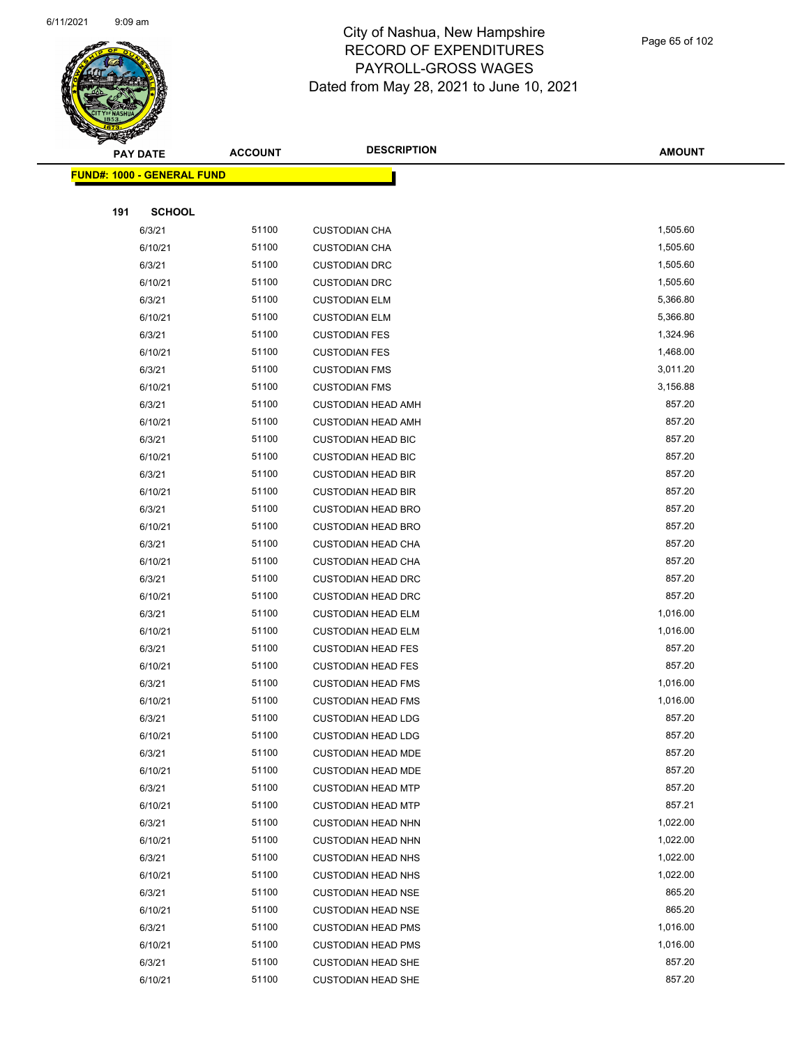# City of Nashua, New Hampshire
## RECORD OF EXPENDITURES
## PAYROLL-GROSS WAGES
Dated from May 28, 2021 to June 10, 2021

| PAY DATE | ACCOUNT | DESCRIPTION | AMOUNT |
|---|---|---|---|
| **FUND#: 1000 - GENERAL FUND** | | | |
| **191 SCHOOL** | | | |
| 6/3/21 | 51100 | CUSTODIAN CHA | 1,505.60 |
| 6/10/21 | 51100 | CUSTODIAN CHA | 1,505.60 |
| 6/3/21 | 51100 | CUSTODIAN DRC | 1,505.60 |
| 6/10/21 | 51100 | CUSTODIAN DRC | 1,505.60 |
| 6/3/21 | 51100 | CUSTODIAN ELM | 5,366.80 |
| 6/10/21 | 51100 | CUSTODIAN ELM | 5,366.80 |
| 6/3/21 | 51100 | CUSTODIAN FES | 1,324.96 |
| 6/10/21 | 51100 | CUSTODIAN FES | 1,468.00 |
| 6/3/21 | 51100 | CUSTODIAN FMS | 3,011.20 |
| 6/10/21 | 51100 | CUSTODIAN FMS | 3,156.88 |
| 6/3/21 | 51100 | CUSTODIAN HEAD AMH | 857.20 |
| 6/10/21 | 51100 | CUSTODIAN HEAD AMH | 857.20 |
| 6/3/21 | 51100 | CUSTODIAN HEAD BIC | 857.20 |
| 6/10/21 | 51100 | CUSTODIAN HEAD BIC | 857.20 |
| 6/3/21 | 51100 | CUSTODIAN HEAD BIR | 857.20 |
| 6/10/21 | 51100 | CUSTODIAN HEAD BIR | 857.20 |
| 6/3/21 | 51100 | CUSTODIAN HEAD BRO | 857.20 |
| 6/10/21 | 51100 | CUSTODIAN HEAD BRO | 857.20 |
| 6/3/21 | 51100 | CUSTODIAN HEAD CHA | 857.20 |
| 6/10/21 | 51100 | CUSTODIAN HEAD CHA | 857.20 |
| 6/3/21 | 51100 | CUSTODIAN HEAD DRC | 857.20 |
| 6/10/21 | 51100 | CUSTODIAN HEAD DRC | 857.20 |
| 6/3/21 | 51100 | CUSTODIAN HEAD ELM | 1,016.00 |
| 6/10/21 | 51100 | CUSTODIAN HEAD ELM | 1,016.00 |
| 6/3/21 | 51100 | CUSTODIAN HEAD FES | 857.20 |
| 6/10/21 | 51100 | CUSTODIAN HEAD FES | 857.20 |
| 6/3/21 | 51100 | CUSTODIAN HEAD FMS | 1,016.00 |
| 6/10/21 | 51100 | CUSTODIAN HEAD FMS | 1,016.00 |
| 6/3/21 | 51100 | CUSTODIAN HEAD LDG | 857.20 |
| 6/10/21 | 51100 | CUSTODIAN HEAD LDG | 857.20 |
| 6/3/21 | 51100 | CUSTODIAN HEAD MDE | 857.20 |
| 6/10/21 | 51100 | CUSTODIAN HEAD MDE | 857.20 |
| 6/3/21 | 51100 | CUSTODIAN HEAD MTP | 857.20 |
| 6/10/21 | 51100 | CUSTODIAN HEAD MTP | 857.21 |
| 6/3/21 | 51100 | CUSTODIAN HEAD NHN | 1,022.00 |
| 6/10/21 | 51100 | CUSTODIAN HEAD NHN | 1,022.00 |
| 6/3/21 | 51100 | CUSTODIAN HEAD NHS | 1,022.00 |
| 6/10/21 | 51100 | CUSTODIAN HEAD NHS | 1,022.00 |
| 6/3/21 | 51100 | CUSTODIAN HEAD NSE | 865.20 |
| 6/10/21 | 51100 | CUSTODIAN HEAD NSE | 865.20 |
| 6/3/21 | 51100 | CUSTODIAN HEAD PMS | 1,016.00 |
| 6/10/21 | 51100 | CUSTODIAN HEAD PMS | 1,016.00 |
| 6/3/21 | 51100 | CUSTODIAN HEAD SHE | 857.20 |
| 6/10/21 | 51100 | CUSTODIAN HEAD SHE | 857.20 |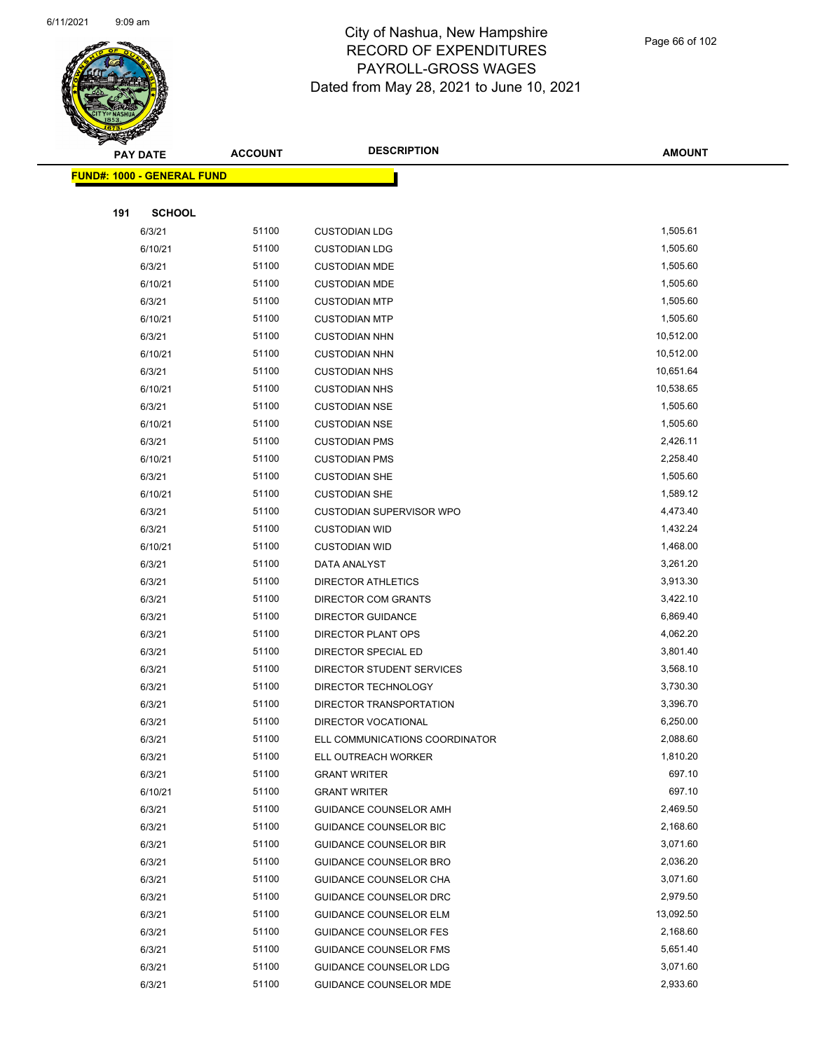City of Nashua, New Hampshire
RECORD OF EXPENDITURES
PAYROLL-GROSS WAGES
Dated from May 28, 2021 to June 10, 2021

**FUND#: 1000 - GENERAL FUND**

**191 SCHOOL**

| PAY DATE | ACCOUNT | DESCRIPTION | AMOUNT |
|---|---|---|---|
| 6/3/21 | 51100 | CUSTODIAN LDG | 1,505.61 |
| 6/10/21 | 51100 | CUSTODIAN LDG | 1,505.60 |
| 6/3/21 | 51100 | CUSTODIAN MDE | 1,505.60 |
| 6/10/21 | 51100 | CUSTODIAN MDE | 1,505.60 |
| 6/3/21 | 51100 | CUSTODIAN MTP | 1,505.60 |
| 6/10/21 | 51100 | CUSTODIAN MTP | 1,505.60 |
| 6/3/21 | 51100 | CUSTODIAN NHN | 10,512.00 |
| 6/10/21 | 51100 | CUSTODIAN NHN | 10,512.00 |
| 6/3/21 | 51100 | CUSTODIAN NHS | 10,651.64 |
| 6/10/21 | 51100 | CUSTODIAN NHS | 10,538.65 |
| 6/3/21 | 51100 | CUSTODIAN NSE | 1,505.60 |
| 6/10/21 | 51100 | CUSTODIAN NSE | 1,505.60 |
| 6/3/21 | 51100 | CUSTODIAN PMS | 2,426.11 |
| 6/10/21 | 51100 | CUSTODIAN PMS | 2,258.40 |
| 6/3/21 | 51100 | CUSTODIAN SHE | 1,505.60 |
| 6/10/21 | 51100 | CUSTODIAN SHE | 1,589.12 |
| 6/3/21 | 51100 | CUSTODIAN SUPERVISOR WPO | 4,473.40 |
| 6/3/21 | 51100 | CUSTODIAN WID | 1,432.24 |
| 6/10/21 | 51100 | CUSTODIAN WID | 1,468.00 |
| 6/3/21 | 51100 | DATA ANALYST | 3,261.20 |
| 6/3/21 | 51100 | DIRECTOR ATHLETICS | 3,913.30 |
| 6/3/21 | 51100 | DIRECTOR COM GRANTS | 3,422.10 |
| 6/3/21 | 51100 | DIRECTOR GUIDANCE | 6,869.40 |
| 6/3/21 | 51100 | DIRECTOR PLANT OPS | 4,062.20 |
| 6/3/21 | 51100 | DIRECTOR SPECIAL ED | 3,801.40 |
| 6/3/21 | 51100 | DIRECTOR STUDENT SERVICES | 3,568.10 |
| 6/3/21 | 51100 | DIRECTOR TECHNOLOGY | 3,730.30 |
| 6/3/21 | 51100 | DIRECTOR TRANSPORTATION | 3,396.70 |
| 6/3/21 | 51100 | DIRECTOR VOCATIONAL | 6,250.00 |
| 6/3/21 | 51100 | ELL COMMUNICATIONS COORDINATOR | 2,088.60 |
| 6/3/21 | 51100 | ELL OUTREACH WORKER | 1,810.20 |
| 6/3/21 | 51100 | GRANT WRITER | 697.10 |
| 6/10/21 | 51100 | GRANT WRITER | 697.10 |
| 6/3/21 | 51100 | GUIDANCE COUNSELOR AMH | 2,469.50 |
| 6/3/21 | 51100 | GUIDANCE COUNSELOR BIC | 2,168.60 |
| 6/3/21 | 51100 | GUIDANCE COUNSELOR BIR | 3,071.60 |
| 6/3/21 | 51100 | GUIDANCE COUNSELOR BRO | 2,036.20 |
| 6/3/21 | 51100 | GUIDANCE COUNSELOR CHA | 3,071.60 |
| 6/3/21 | 51100 | GUIDANCE COUNSELOR DRC | 2,979.50 |
| 6/3/21 | 51100 | GUIDANCE COUNSELOR ELM | 13,092.50 |
| 6/3/21 | 51100 | GUIDANCE COUNSELOR FES | 2,168.60 |
| 6/3/21 | 51100 | GUIDANCE COUNSELOR FMS | 5,651.40 |
| 6/3/21 | 51100 | GUIDANCE COUNSELOR LDG | 3,071.60 |
| 6/3/21 | 51100 | GUIDANCE COUNSELOR MDE | 2,933.60 |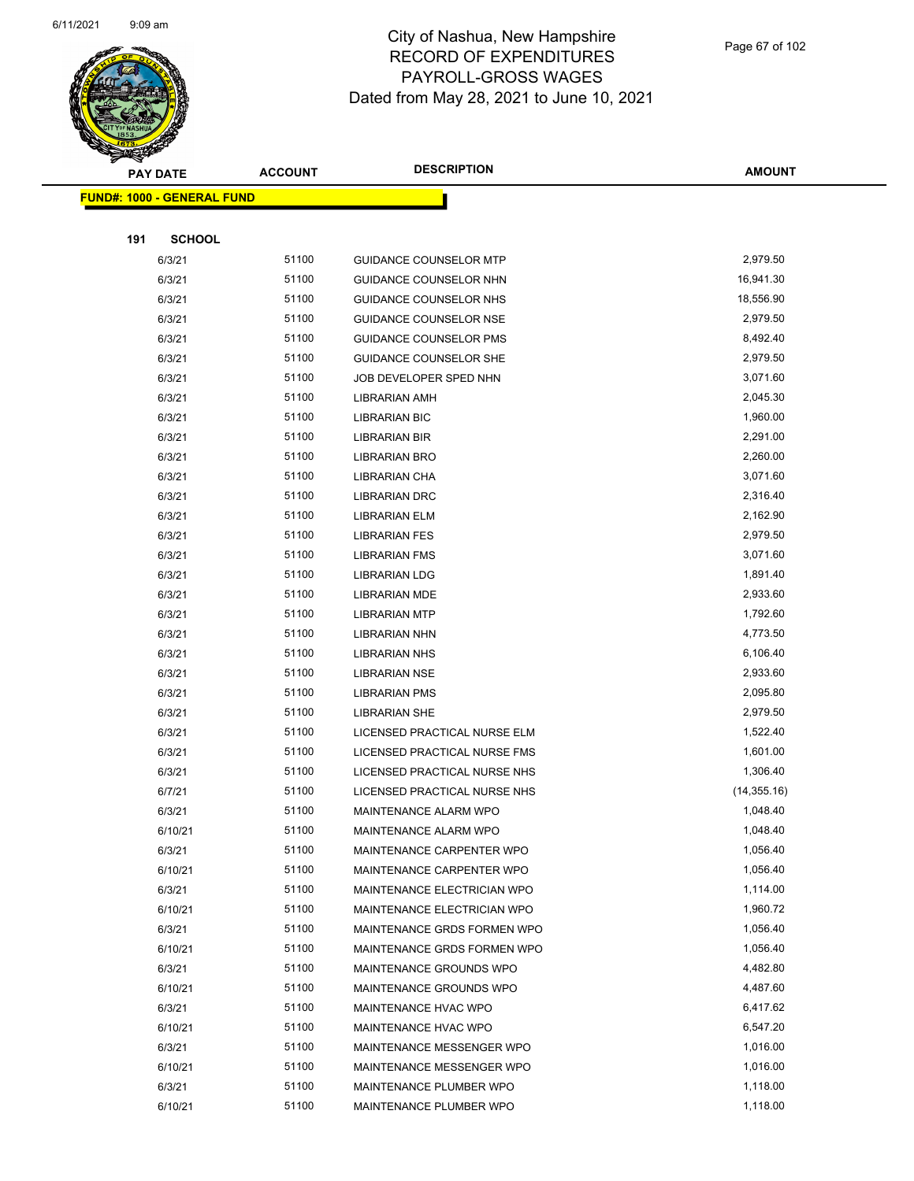# City of Nashua, New Hampshire
## RECORD OF EXPENDITURES
## PAYROLL-GROSS WAGES
## Dated from May 28, 2021 to June 10, 2021

| PAY DATE | ACCOUNT | DESCRIPTION | AMOUNT |
|---|---|---|---|
| **FUND#: 1000 - GENERAL FUND** | | | |
| **191 SCHOOL** | | | |
| 6/3/21 | 51100 | GUIDANCE COUNSELOR MTP | 2,979.50 |
| 6/3/21 | 51100 | GUIDANCE COUNSELOR NHN | 16,941.30 |
| 6/3/21 | 51100 | GUIDANCE COUNSELOR NHS | 18,556.90 |
| 6/3/21 | 51100 | GUIDANCE COUNSELOR NSE | 2,979.50 |
| 6/3/21 | 51100 | GUIDANCE COUNSELOR PMS | 8,492.40 |
| 6/3/21 | 51100 | GUIDANCE COUNSELOR SHE | 2,979.50 |
| 6/3/21 | 51100 | JOB DEVELOPER SPED NHN | 3,071.60 |
| 6/3/21 | 51100 | LIBRARIAN AMH | 2,045.30 |
| 6/3/21 | 51100 | LIBRARIAN BIC | 1,960.00 |
| 6/3/21 | 51100 | LIBRARIAN BIR | 2,291.00 |
| 6/3/21 | 51100 | LIBRARIAN BRO | 2,260.00 |
| 6/3/21 | 51100 | LIBRARIAN CHA | 3,071.60 |
| 6/3/21 | 51100 | LIBRARIAN DRC | 2,316.40 |
| 6/3/21 | 51100 | LIBRARIAN ELM | 2,162.90 |
| 6/3/21 | 51100 | LIBRARIAN FES | 2,979.50 |
| 6/3/21 | 51100 | LIBRARIAN FMS | 3,071.60 |
| 6/3/21 | 51100 | LIBRARIAN LDG | 1,891.40 |
| 6/3/21 | 51100 | LIBRARIAN MDE | 2,933.60 |
| 6/3/21 | 51100 | LIBRARIAN MTP | 1,792.60 |
| 6/3/21 | 51100 | LIBRARIAN NHN | 4,773.50 |
| 6/3/21 | 51100 | LIBRARIAN NHS | 6,106.40 |
| 6/3/21 | 51100 | LIBRARIAN NSE | 2,933.60 |
| 6/3/21 | 51100 | LIBRARIAN PMS | 2,095.80 |
| 6/3/21 | 51100 | LIBRARIAN SHE | 2,979.50 |
| 6/3/21 | 51100 | LICENSED PRACTICAL NURSE ELM | 1,522.40 |
| 6/3/21 | 51100 | LICENSED PRACTICAL NURSE FMS | 1,601.00 |
| 6/3/21 | 51100 | LICENSED PRACTICAL NURSE NHS | 1,306.40 |
| 6/7/21 | 51100 | LICENSED PRACTICAL NURSE NHS | (14,355.16) |
| 6/3/21 | 51100 | MAINTENANCE ALARM WPO | 1,048.40 |
| 6/10/21 | 51100 | MAINTENANCE ALARM WPO | 1,048.40 |
| 6/3/21 | 51100 | MAINTENANCE CARPENTER WPO | 1,056.40 |
| 6/10/21 | 51100 | MAINTENANCE CARPENTER WPO | 1,056.40 |
| 6/3/21 | 51100 | MAINTENANCE ELECTRICIAN WPO | 1,114.00 |
| 6/10/21 | 51100 | MAINTENANCE ELECTRICIAN WPO | 1,960.72 |
| 6/3/21 | 51100 | MAINTENANCE GRDS FORMEN WPO | 1,056.40 |
| 6/10/21 | 51100 | MAINTENANCE GRDS FORMEN WPO | 1,056.40 |
| 6/3/21 | 51100 | MAINTENANCE GROUNDS WPO | 4,482.80 |
| 6/10/21 | 51100 | MAINTENANCE GROUNDS WPO | 4,487.60 |
| 6/3/21 | 51100 | MAINTENANCE HVAC WPO | 6,417.62 |
| 6/10/21 | 51100 | MAINTENANCE HVAC WPO | 6,547.20 |
| 6/3/21 | 51100 | MAINTENANCE MESSENGER WPO | 1,016.00 |
| 6/10/21 | 51100 | MAINTENANCE MESSENGER WPO | 1,016.00 |
| 6/3/21 | 51100 | MAINTENANCE PLUMBER WPO | 1,118.00 |
| 6/10/21 | 51100 | MAINTENANCE PLUMBER WPO | 1,118.00 |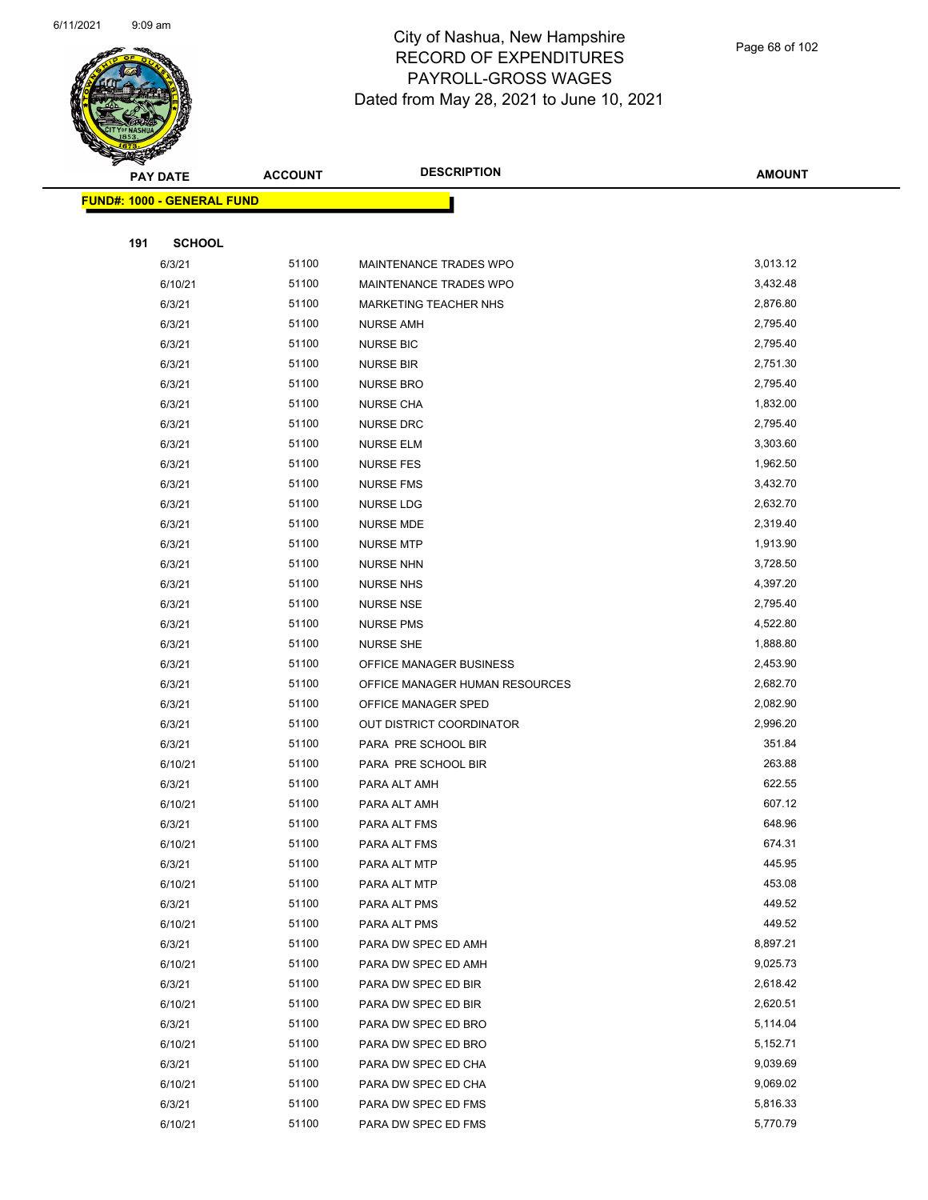# City of Nashua, New Hampshire
# RECORD OF EXPENDITURES
# PAYROLL-GROSS WAGES
Dated from May 28, 2021 to June 10, 2021

| PAY DATE | ACCOUNT | DESCRIPTION | AMOUNT |
|---|---|---|---|
| **FUND#: 1000 - GENERAL FUND** | | | |
| **191 SCHOOL** | | | |
| 6/3/21 | 51100 | MAINTENANCE TRADES WPO | 3,013.12 |
| 6/10/21 | 51100 | MAINTENANCE TRADES WPO | 3,432.48 |
| 6/3/21 | 51100 | MARKETING TEACHER NHS | 2,876.80 |
| 6/3/21 | 51100 | NURSE AMH | 2,795.40 |
| 6/3/21 | 51100 | NURSE BIC | 2,795.40 |
| 6/3/21 | 51100 | NURSE BIR | 2,751.30 |
| 6/3/21 | 51100 | NURSE BRO | 2,795.40 |
| 6/3/21 | 51100 | NURSE CHA | 1,832.00 |
| 6/3/21 | 51100 | NURSE DRC | 2,795.40 |
| 6/3/21 | 51100 | NURSE ELM | 3,303.60 |
| 6/3/21 | 51100 | NURSE FES | 1,962.50 |
| 6/3/21 | 51100 | NURSE FMS | 3,432.70 |
| 6/3/21 | 51100 | NURSE LDG | 2,632.70 |
| 6/3/21 | 51100 | NURSE MDE | 2,319.40 |
| 6/3/21 | 51100 | NURSE MTP | 1,913.90 |
| 6/3/21 | 51100 | NURSE NHN | 3,728.50 |
| 6/3/21 | 51100 | NURSE NHS | 4,397.20 |
| 6/3/21 | 51100 | NURSE NSE | 2,795.40 |
| 6/3/21 | 51100 | NURSE PMS | 4,522.80 |
| 6/3/21 | 51100 | NURSE SHE | 1,888.80 |
| 6/3/21 | 51100 | OFFICE MANAGER BUSINESS | 2,453.90 |
| 6/3/21 | 51100 | OFFICE MANAGER HUMAN RESOURCES | 2,682.70 |
| 6/3/21 | 51100 | OFFICE MANAGER SPED | 2,082.90 |
| 6/3/21 | 51100 | OUT DISTRICT COORDINATOR | 2,996.20 |
| 6/3/21 | 51100 | PARA PRE SCHOOL BIR | 351.84 |
| 6/10/21 | 51100 | PARA PRE SCHOOL BIR | 263.88 |
| 6/3/21 | 51100 | PARA ALT AMH | 622.55 |
| 6/10/21 | 51100 | PARA ALT AMH | 607.12 |
| 6/3/21 | 51100 | PARA ALT FMS | 648.96 |
| 6/10/21 | 51100 | PARA ALT FMS | 674.31 |
| 6/3/21 | 51100 | PARA ALT MTP | 445.95 |
| 6/10/21 | 51100 | PARA ALT MTP | 453.08 |
| 6/3/21 | 51100 | PARA ALT PMS | 449.52 |
| 6/10/21 | 51100 | PARA ALT PMS | 449.52 |
| 6/3/21 | 51100 | PARA DW SPEC ED AMH | 8,897.21 |
| 6/10/21 | 51100 | PARA DW SPEC ED AMH | 9,025.73 |
| 6/3/21 | 51100 | PARA DW SPEC ED BIR | 2,618.42 |
| 6/10/21 | 51100 | PARA DW SPEC ED BIR | 2,620.51 |
| 6/3/21 | 51100 | PARA DW SPEC ED BRO | 5,114.04 |
| 6/10/21 | 51100 | PARA DW SPEC ED BRO | 5,152.71 |
| 6/3/21 | 51100 | PARA DW SPEC ED CHA | 9,039.69 |
| 6/10/21 | 51100 | PARA DW SPEC ED CHA | 9,069.02 |
| 6/3/21 | 51100 | PARA DW SPEC ED FMS | 5,816.33 |
| 6/10/21 | 51100 | PARA DW SPEC ED FMS | 5,770.79 |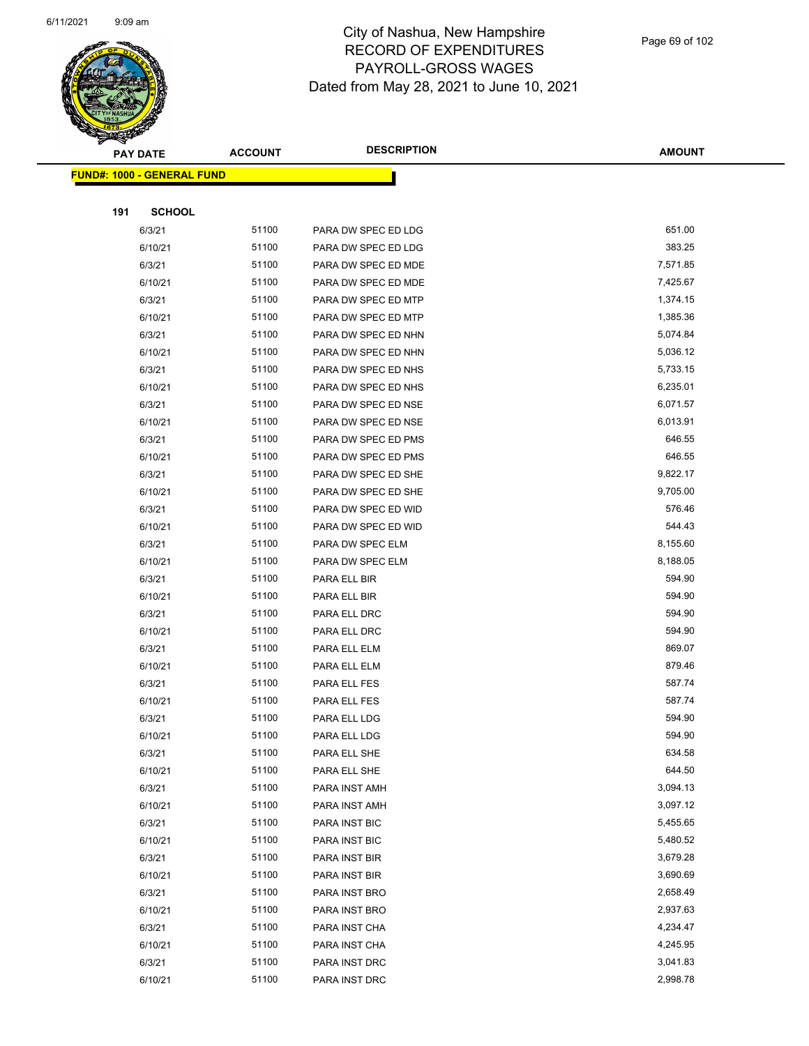# City of Nashua, New Hampshire
# RECORD OF EXPENDITURES
# PAYROLL-GROSS WAGES
# Dated from May 28, 2021 to June 10, 2021

| PAY DATE | ACCOUNT | DESCRIPTION | AMOUNT |
|---|---|---|---|
| **FUND#: 1000 - GENERAL FUND** | | | |
| **191 SCHOOL** | | | |
| 6/3/21 | 51100 | PARA DW SPEC ED LDG | 651.00 |
| 6/10/21 | 51100 | PARA DW SPEC ED LDG | 383.25 |
| 6/3/21 | 51100 | PARA DW SPEC ED MDE | 7,571.85 |
| 6/10/21 | 51100 | PARA DW SPEC ED MDE | 7,425.67 |
| 6/3/21 | 51100 | PARA DW SPEC ED MTP | 1,374.15 |
| 6/10/21 | 51100 | PARA DW SPEC ED MTP | 1,385.36 |
| 6/3/21 | 51100 | PARA DW SPEC ED NHN | 5,074.84 |
| 6/10/21 | 51100 | PARA DW SPEC ED NHN | 5,036.12 |
| 6/3/21 | 51100 | PARA DW SPEC ED NHS | 5,733.15 |
| 6/10/21 | 51100 | PARA DW SPEC ED NHS | 6,235.01 |
| 6/3/21 | 51100 | PARA DW SPEC ED NSE | 6,071.57 |
| 6/10/21 | 51100 | PARA DW SPEC ED NSE | 6,013.91 |
| 6/3/21 | 51100 | PARA DW SPEC ED PMS | 646.55 |
| 6/10/21 | 51100 | PARA DW SPEC ED PMS | 646.55 |
| 6/3/21 | 51100 | PARA DW SPEC ED SHE | 9,822.17 |
| 6/10/21 | 51100 | PARA DW SPEC ED SHE | 9,705.00 |
| 6/3/21 | 51100 | PARA DW SPEC ED WID | 576.46 |
| 6/10/21 | 51100 | PARA DW SPEC ED WID | 544.43 |
| 6/3/21 | 51100 | PARA DW SPEC ELM | 8,155.60 |
| 6/10/21 | 51100 | PARA DW SPEC ELM | 8,188.05 |
| 6/3/21 | 51100 | PARA ELL BIR | 594.90 |
| 6/10/21 | 51100 | PARA ELL BIR | 594.90 |
| 6/3/21 | 51100 | PARA ELL DRC | 594.90 |
| 6/10/21 | 51100 | PARA ELL DRC | 594.90 |
| 6/3/21 | 51100 | PARA ELL ELM | 869.07 |
| 6/10/21 | 51100 | PARA ELL ELM | 879.46 |
| 6/3/21 | 51100 | PARA ELL FES | 587.74 |
| 6/10/21 | 51100 | PARA ELL FES | 587.74 |
| 6/3/21 | 51100 | PARA ELL LDG | 594.90 |
| 6/10/21 | 51100 | PARA ELL LDG | 594.90 |
| 6/3/21 | 51100 | PARA ELL SHE | 634.58 |
| 6/10/21 | 51100 | PARA ELL SHE | 644.50 |
| 6/3/21 | 51100 | PARA INST AMH | 3,094.13 |
| 6/10/21 | 51100 | PARA INST AMH | 3,097.12 |
| 6/3/21 | 51100 | PARA INST BIC | 5,455.65 |
| 6/10/21 | 51100 | PARA INST BIC | 5,480.52 |
| 6/3/21 | 51100 | PARA INST BIR | 3,679.28 |
| 6/10/21 | 51100 | PARA INST BIR | 3,690.69 |
| 6/3/21 | 51100 | PARA INST BRO | 2,658.49 |
| 6/10/21 | 51100 | PARA INST BRO | 2,937.63 |
| 6/3/21 | 51100 | PARA INST CHA | 4,234.47 |
| 6/10/21 | 51100 | PARA INST CHA | 4,245.95 |
| 6/3/21 | 51100 | PARA INST DRC | 3,041.83 |
| 6/10/21 | 51100 | PARA INST DRC | 2,998.78 |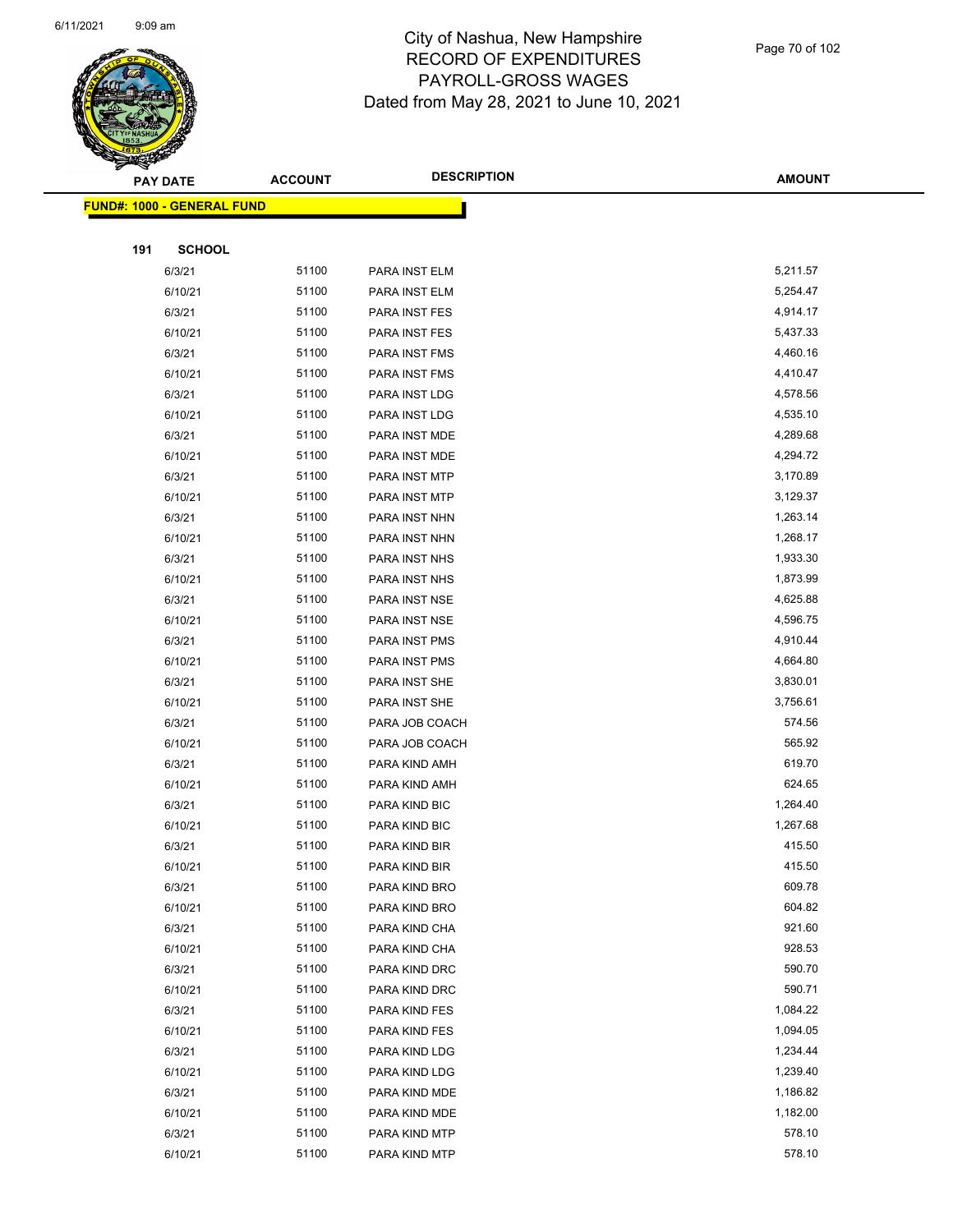# City of Nashua, New Hampshire
## RECORD OF EXPENDITURES
## PAYROLL-GROSS WAGES
### Dated from May 28, 2021 to June 10, 2021

| PAY DATE | ACCOUNT | DESCRIPTION | AMOUNT |
|---|---|---|---|
| **FUND#: 1000 - GENERAL FUND** | | | |
| **191 SCHOOL** | | | |
| 6/3/21 | 51100 | PARA INST ELM | 5,211.57 |
| 6/10/21 | 51100 | PARA INST ELM | 5,254.47 |
| 6/3/21 | 51100 | PARA INST FES | 4,914.17 |
| 6/10/21 | 51100 | PARA INST FES | 5,437.33 |
| 6/3/21 | 51100 | PARA INST FMS | 4,460.16 |
| 6/10/21 | 51100 | PARA INST FMS | 4,410.47 |
| 6/3/21 | 51100 | PARA INST LDG | 4,578.56 |
| 6/10/21 | 51100 | PARA INST LDG | 4,535.10 |
| 6/3/21 | 51100 | PARA INST MDE | 4,289.68 |
| 6/10/21 | 51100 | PARA INST MDE | 4,294.72 |
| 6/3/21 | 51100 | PARA INST MTP | 3,170.89 |
| 6/10/21 | 51100 | PARA INST MTP | 3,129.37 |
| 6/3/21 | 51100 | PARA INST NHN | 1,263.14 |
| 6/10/21 | 51100 | PARA INST NHN | 1,268.17 |
| 6/3/21 | 51100 | PARA INST NHS | 1,933.30 |
| 6/10/21 | 51100 | PARA INST NHS | 1,873.99 |
| 6/3/21 | 51100 | PARA INST NSE | 4,625.88 |
| 6/10/21 | 51100 | PARA INST NSE | 4,596.75 |
| 6/3/21 | 51100 | PARA INST PMS | 4,910.44 |
| 6/10/21 | 51100 | PARA INST PMS | 4,664.80 |
| 6/3/21 | 51100 | PARA INST SHE | 3,830.01 |
| 6/10/21 | 51100 | PARA INST SHE | 3,756.61 |
| 6/3/21 | 51100 | PARA JOB COACH | 574.56 |
| 6/10/21 | 51100 | PARA JOB COACH | 565.92 |
| 6/3/21 | 51100 | PARA KIND AMH | 619.70 |
| 6/10/21 | 51100 | PARA KIND AMH | 624.65 |
| 6/3/21 | 51100 | PARA KIND BIC | 1,264.40 |
| 6/10/21 | 51100 | PARA KIND BIC | 1,267.68 |
| 6/3/21 | 51100 | PARA KIND BIR | 415.50 |
| 6/10/21 | 51100 | PARA KIND BIR | 415.50 |
| 6/3/21 | 51100 | PARA KIND BRO | 609.78 |
| 6/10/21 | 51100 | PARA KIND BRO | 604.82 |
| 6/3/21 | 51100 | PARA KIND CHA | 921.60 |
| 6/10/21 | 51100 | PARA KIND CHA | 928.53 |
| 6/3/21 | 51100 | PARA KIND DRC | 590.70 |
| 6/10/21 | 51100 | PARA KIND DRC | 590.71 |
| 6/3/21 | 51100 | PARA KIND FES | 1,084.22 |
| 6/10/21 | 51100 | PARA KIND FES | 1,094.05 |
| 6/3/21 | 51100 | PARA KIND LDG | 1,234.44 |
| 6/10/21 | 51100 | PARA KIND LDG | 1,239.40 |
| 6/3/21 | 51100 | PARA KIND MDE | 1,186.82 |
| 6/10/21 | 51100 | PARA KIND MDE | 1,182.00 |
| 6/3/21 | 51100 | PARA KIND MTP | 578.10 |
| 6/10/21 | 51100 | PARA KIND MTP | 578.10 |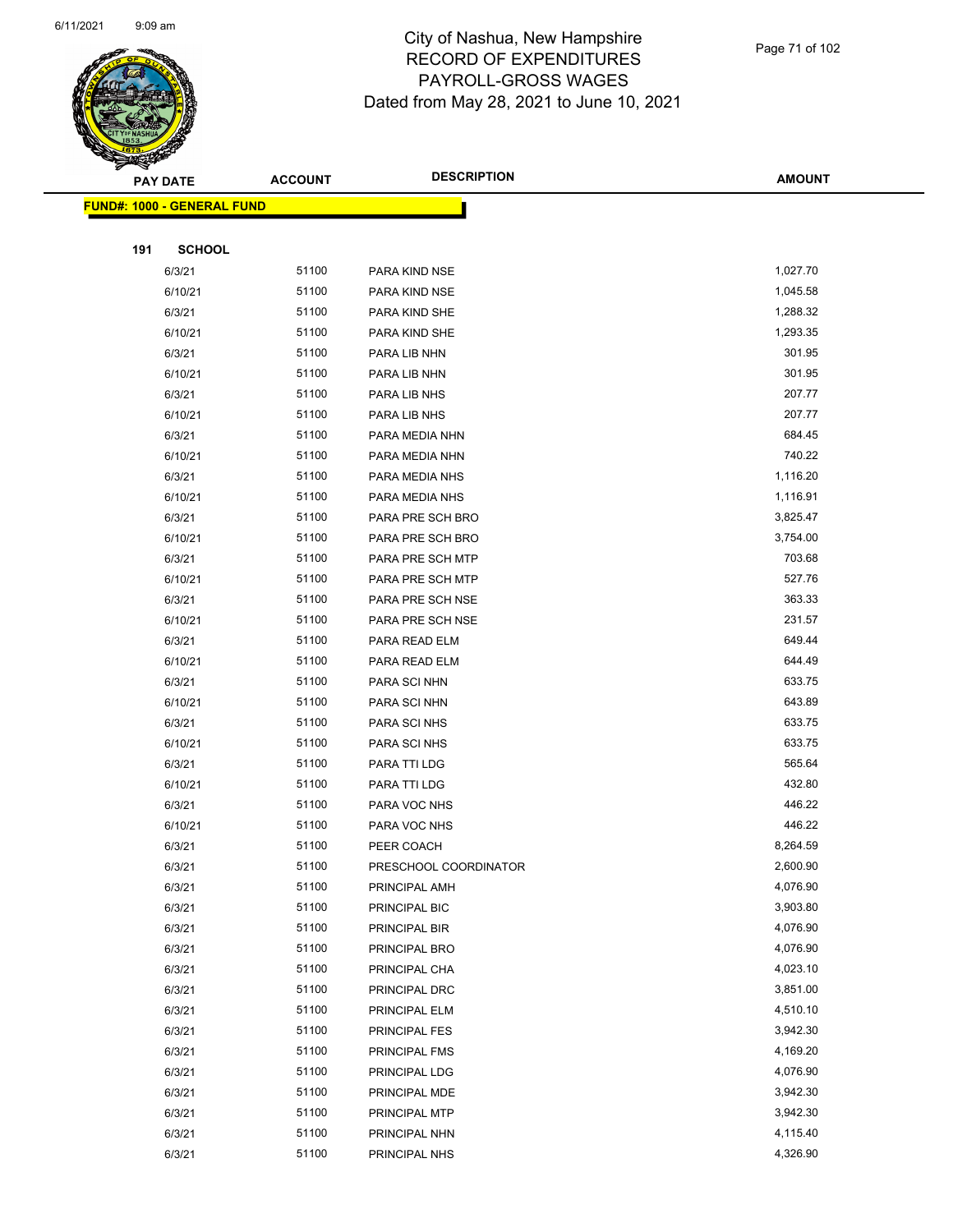# City of Nashua, New Hampshire
## RECORD OF EXPENDITURES
## PAYROLL-GROSS WAGES
## Dated from May 28, 2021 to June 10, 2021

| PAY DATE | ACCOUNT | DESCRIPTION | AMOUNT |
|---|---|---|---|
| **FUND#: 1000 - GENERAL FUND** | | | |
| **191 SCHOOL** | | | |
| 6/3/21 | 51100 | PARA KIND NSE | 1,027.70 |
| 6/10/21 | 51100 | PARA KIND NSE | 1,045.58 |
| 6/3/21 | 51100 | PARA KIND SHE | 1,288.32 |
| 6/10/21 | 51100 | PARA KIND SHE | 1,293.35 |
| 6/3/21 | 51100 | PARA LIB NHN | 301.95 |
| 6/10/21 | 51100 | PARA LIB NHN | 301.95 |
| 6/3/21 | 51100 | PARA LIB NHS | 207.77 |
| 6/10/21 | 51100 | PARA LIB NHS | 207.77 |
| 6/3/21 | 51100 | PARA MEDIA NHN | 684.45 |
| 6/10/21 | 51100 | PARA MEDIA NHN | 740.22 |
| 6/3/21 | 51100 | PARA MEDIA NHS | 1,116.20 |
| 6/10/21 | 51100 | PARA MEDIA NHS | 1,116.91 |
| 6/3/21 | 51100 | PARA PRE SCH BRO | 3,825.47 |
| 6/10/21 | 51100 | PARA PRE SCH BRO | 3,754.00 |
| 6/3/21 | 51100 | PARA PRE SCH MTP | 703.68 |
| 6/10/21 | 51100 | PARA PRE SCH MTP | 527.76 |
| 6/3/21 | 51100 | PARA PRE SCH NSE | 363.33 |
| 6/10/21 | 51100 | PARA PRE SCH NSE | 231.57 |
| 6/3/21 | 51100 | PARA READ ELM | 649.44 |
| 6/10/21 | 51100 | PARA READ ELM | 644.49 |
| 6/3/21 | 51100 | PARA SCI NHN | 633.75 |
| 6/10/21 | 51100 | PARA SCI NHN | 643.89 |
| 6/3/21 | 51100 | PARA SCI NHS | 633.75 |
| 6/10/21 | 51100 | PARA SCI NHS | 633.75 |
| 6/3/21 | 51100 | PARA TTI LDG | 565.64 |
| 6/10/21 | 51100 | PARA TTI LDG | 432.80 |
| 6/3/21 | 51100 | PARA VOC NHS | 446.22 |
| 6/10/21 | 51100 | PARA VOC NHS | 446.22 |
| 6/3/21 | 51100 | PEER COACH | 8,264.59 |
| 6/3/21 | 51100 | PRESCHOOL COORDINATOR | 2,600.90 |
| 6/3/21 | 51100 | PRINCIPAL AMH | 4,076.90 |
| 6/3/21 | 51100 | PRINCIPAL BIC | 3,903.80 |
| 6/3/21 | 51100 | PRINCIPAL BIR | 4,076.90 |
| 6/3/21 | 51100 | PRINCIPAL BRO | 4,076.90 |
| 6/3/21 | 51100 | PRINCIPAL CHA | 4,023.10 |
| 6/3/21 | 51100 | PRINCIPAL DRC | 3,851.00 |
| 6/3/21 | 51100 | PRINCIPAL ELM | 4,510.10 |
| 6/3/21 | 51100 | PRINCIPAL FES | 3,942.30 |
| 6/3/21 | 51100 | PRINCIPAL FMS | 4,169.20 |
| 6/3/21 | 51100 | PRINCIPAL LDG | 4,076.90 |
| 6/3/21 | 51100 | PRINCIPAL MDE | 3,942.30 |
| 6/3/21 | 51100 | PRINCIPAL MTP | 3,942.30 |
| 6/3/21 | 51100 | PRINCIPAL NHN | 4,115.40 |
| 6/3/21 | 51100 | PRINCIPAL NHS | 4,326.90 |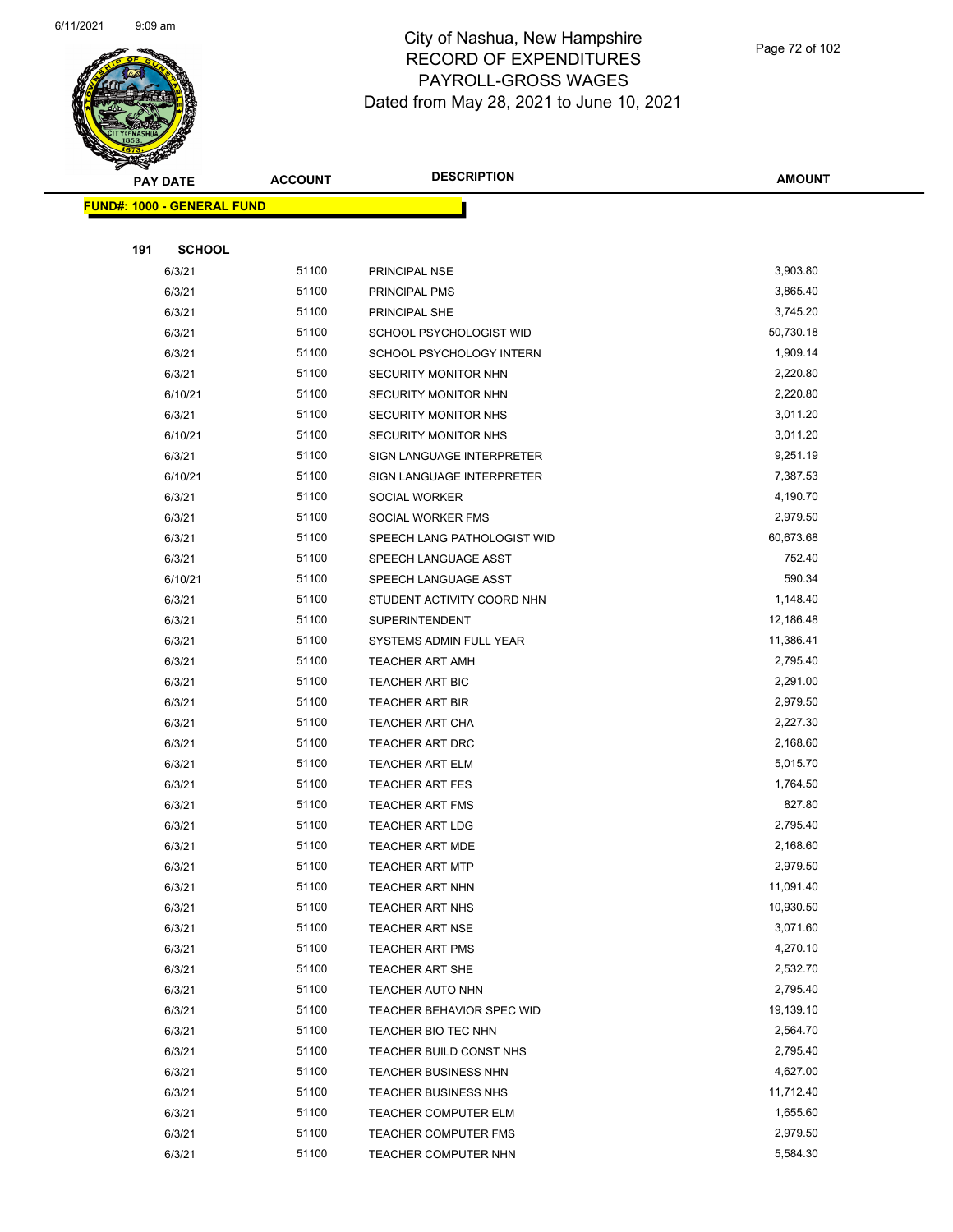# City of Nashua, New Hampshire
## RECORD OF EXPENDITURES
## PAYROLL-GROSS WAGES
## Dated from May 28, 2021 to June 10, 2021

**FUND#: 1000 - GENERAL FUND**

**191 SCHOOL**

| PAY DATE | ACCOUNT | DESCRIPTION | AMOUNT |
|---|---|---|---|
| 6/3/21 | 51100 | PRINCIPAL NSE | 3,903.80 |
| 6/3/21 | 51100 | PRINCIPAL PMS | 3,865.40 |
| 6/3/21 | 51100 | PRINCIPAL SHE | 3,745.20 |
| 6/3/21 | 51100 | SCHOOL PSYCHOLOGIST WID | 50,730.18 |
| 6/3/21 | 51100 | SCHOOL PSYCHOLOGY INTERN | 1,909.14 |
| 6/3/21 | 51100 | SECURITY MONITOR NHN | 2,220.80 |
| 6/10/21 | 51100 | SECURITY MONITOR NHN | 2,220.80 |
| 6/3/21 | 51100 | SECURITY MONITOR NHS | 3,011.20 |
| 6/10/21 | 51100 | SECURITY MONITOR NHS | 3,011.20 |
| 6/3/21 | 51100 | SIGN LANGUAGE INTERPRETER | 9,251.19 |
| 6/10/21 | 51100 | SIGN LANGUAGE INTERPRETER | 7,387.53 |
| 6/3/21 | 51100 | SOCIAL WORKER | 4,190.70 |
| 6/3/21 | 51100 | SOCIAL WORKER FMS | 2,979.50 |
| 6/3/21 | 51100 | SPEECH LANG PATHOLOGIST WID | 60,673.68 |
| 6/3/21 | 51100 | SPEECH LANGUAGE ASST | 752.40 |
| 6/10/21 | 51100 | SPEECH LANGUAGE ASST | 590.34 |
| 6/3/21 | 51100 | STUDENT ACTIVITY COORD NHN | 1,148.40 |
| 6/3/21 | 51100 | SUPERINTENDENT | 12,186.48 |
| 6/3/21 | 51100 | SYSTEMS ADMIN FULL YEAR | 11,386.41 |
| 6/3/21 | 51100 | TEACHER ART AMH | 2,795.40 |
| 6/3/21 | 51100 | TEACHER ART BIC | 2,291.00 |
| 6/3/21 | 51100 | TEACHER ART BIR | 2,979.50 |
| 6/3/21 | 51100 | TEACHER ART CHA | 2,227.30 |
| 6/3/21 | 51100 | TEACHER ART DRC | 2,168.60 |
| 6/3/21 | 51100 | TEACHER ART ELM | 5,015.70 |
| 6/3/21 | 51100 | TEACHER ART FES | 1,764.50 |
| 6/3/21 | 51100 | TEACHER ART FMS | 827.80 |
| 6/3/21 | 51100 | TEACHER ART LDG | 2,795.40 |
| 6/3/21 | 51100 | TEACHER ART MDE | 2,168.60 |
| 6/3/21 | 51100 | TEACHER ART MTP | 2,979.50 |
| 6/3/21 | 51100 | TEACHER ART NHN | 11,091.40 |
| 6/3/21 | 51100 | TEACHER ART NHS | 10,930.50 |
| 6/3/21 | 51100 | TEACHER ART NSE | 3,071.60 |
| 6/3/21 | 51100 | TEACHER ART PMS | 4,270.10 |
| 6/3/21 | 51100 | TEACHER ART SHE | 2,532.70 |
| 6/3/21 | 51100 | TEACHER AUTO NHN | 2,795.40 |
| 6/3/21 | 51100 | TEACHER BEHAVIOR SPEC WID | 19,139.10 |
| 6/3/21 | 51100 | TEACHER BIO TEC NHN | 2,564.70 |
| 6/3/21 | 51100 | TEACHER BUILD CONST NHS | 2,795.40 |
| 6/3/21 | 51100 | TEACHER BUSINESS NHN | 4,627.00 |
| 6/3/21 | 51100 | TEACHER BUSINESS NHS | 11,712.40 |
| 6/3/21 | 51100 | TEACHER COMPUTER ELM | 1,655.60 |
| 6/3/21 | 51100 | TEACHER COMPUTER FMS | 2,979.50 |
| 6/3/21 | 51100 | TEACHER COMPUTER NHN | 5,584.30 |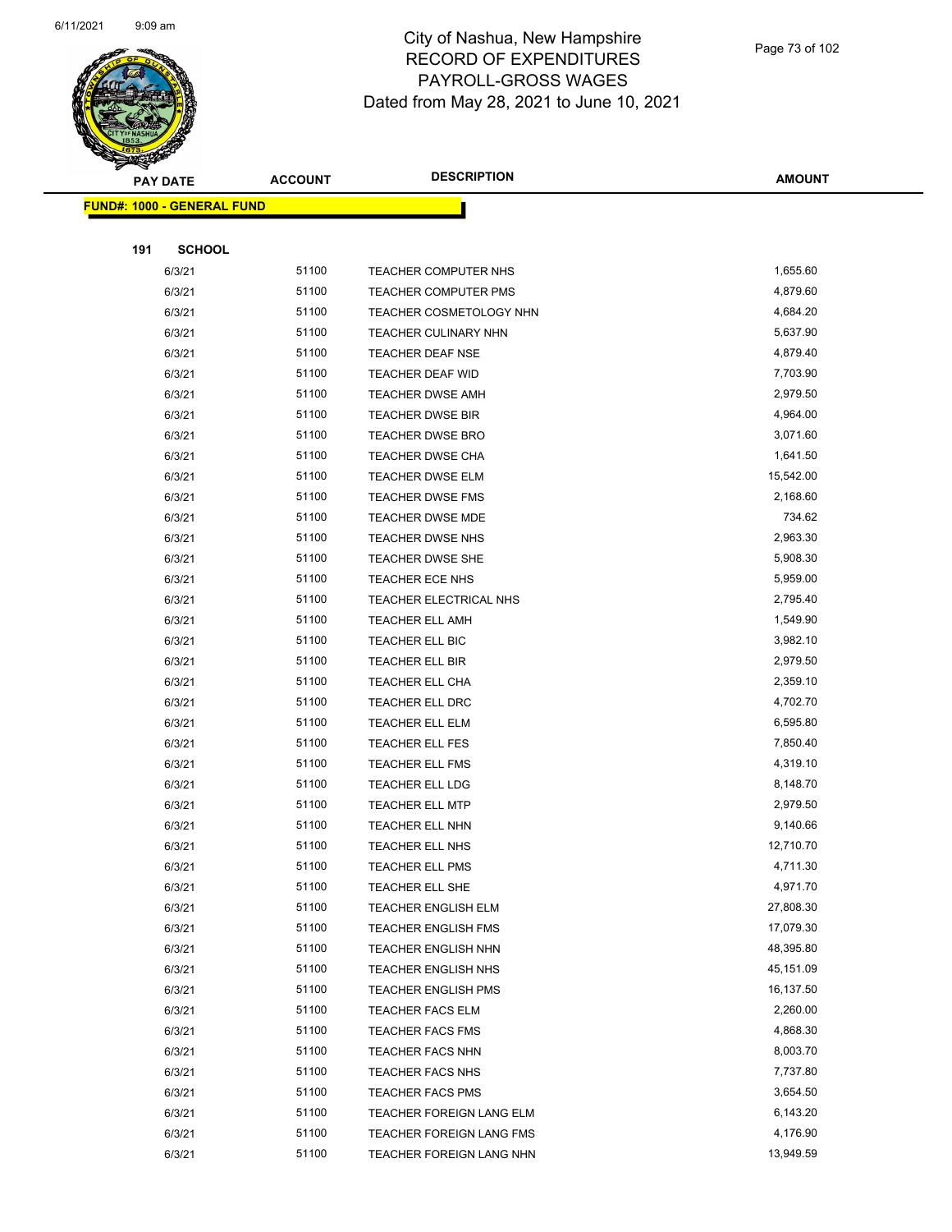# City of Nashua, New Hampshire
## RECORD OF EXPENDITURES
## PAYROLL-GROSS WAGES
## Dated from May 28, 2021 to June 10, 2021

| PAY DATE | ACCOUNT | DESCRIPTION | AMOUNT |
|---|---|---|---|
| **FUND#: 1000 - GENERAL FUND** | | | |
| **191 SCHOOL** | | | |
| 6/3/21 | 51100 | TEACHER COMPUTER NHS | 1,655.60 |
| 6/3/21 | 51100 | TEACHER COMPUTER PMS | 4,879.60 |
| 6/3/21 | 51100 | TEACHER COSMETOLOGY NHN | 4,684.20 |
| 6/3/21 | 51100 | TEACHER CULINARY NHN | 5,637.90 |
| 6/3/21 | 51100 | TEACHER DEAF NSE | 4,879.40 |
| 6/3/21 | 51100 | TEACHER DEAF WID | 7,703.90 |
| 6/3/21 | 51100 | TEACHER DWSE AMH | 2,979.50 |
| 6/3/21 | 51100 | TEACHER DWSE BIR | 4,964.00 |
| 6/3/21 | 51100 | TEACHER DWSE BRO | 3,071.60 |
| 6/3/21 | 51100 | TEACHER DWSE CHA | 1,641.50 |
| 6/3/21 | 51100 | TEACHER DWSE ELM | 15,542.00 |
| 6/3/21 | 51100 | TEACHER DWSE FMS | 2,168.60 |
| 6/3/21 | 51100 | TEACHER DWSE MDE | 734.62 |
| 6/3/21 | 51100 | TEACHER DWSE NHS | 2,963.30 |
| 6/3/21 | 51100 | TEACHER DWSE SHE | 5,908.30 |
| 6/3/21 | 51100 | TEACHER ECE NHS | 5,959.00 |
| 6/3/21 | 51100 | TEACHER ELECTRICAL NHS | 2,795.40 |
| 6/3/21 | 51100 | TEACHER ELL AMH | 1,549.90 |
| 6/3/21 | 51100 | TEACHER ELL BIC | 3,982.10 |
| 6/3/21 | 51100 | TEACHER ELL BIR | 2,979.50 |
| 6/3/21 | 51100 | TEACHER ELL CHA | 2,359.10 |
| 6/3/21 | 51100 | TEACHER ELL DRC | 4,702.70 |
| 6/3/21 | 51100 | TEACHER ELL ELM | 6,595.80 |
| 6/3/21 | 51100 | TEACHER ELL FES | 7,850.40 |
| 6/3/21 | 51100 | TEACHER ELL FMS | 4,319.10 |
| 6/3/21 | 51100 | TEACHER ELL LDG | 8,148.70 |
| 6/3/21 | 51100 | TEACHER ELL MTP | 2,979.50 |
| 6/3/21 | 51100 | TEACHER ELL NHN | 9,140.66 |
| 6/3/21 | 51100 | TEACHER ELL NHS | 12,710.70 |
| 6/3/21 | 51100 | TEACHER ELL PMS | 4,711.30 |
| 6/3/21 | 51100 | TEACHER ELL SHE | 4,971.70 |
| 6/3/21 | 51100 | TEACHER ENGLISH ELM | 27,808.30 |
| 6/3/21 | 51100 | TEACHER ENGLISH FMS | 17,079.30 |
| 6/3/21 | 51100 | TEACHER ENGLISH NHN | 48,395.80 |
| 6/3/21 | 51100 | TEACHER ENGLISH NHS | 45,151.09 |
| 6/3/21 | 51100 | TEACHER ENGLISH PMS | 16,137.50 |
| 6/3/21 | 51100 | TEACHER FACS ELM | 2,260.00 |
| 6/3/21 | 51100 | TEACHER FACS FMS | 4,868.30 |
| 6/3/21 | 51100 | TEACHER FACS NHN | 8,003.70 |
| 6/3/21 | 51100 | TEACHER FACS NHS | 7,737.80 |
| 6/3/21 | 51100 | TEACHER FACS PMS | 3,654.50 |
| 6/3/21 | 51100 | TEACHER FOREIGN LANG ELM | 6,143.20 |
| 6/3/21 | 51100 | TEACHER FOREIGN LANG FMS | 4,176.90 |
| 6/3/21 | 51100 | TEACHER FOREIGN LANG NHN | 13,949.59 |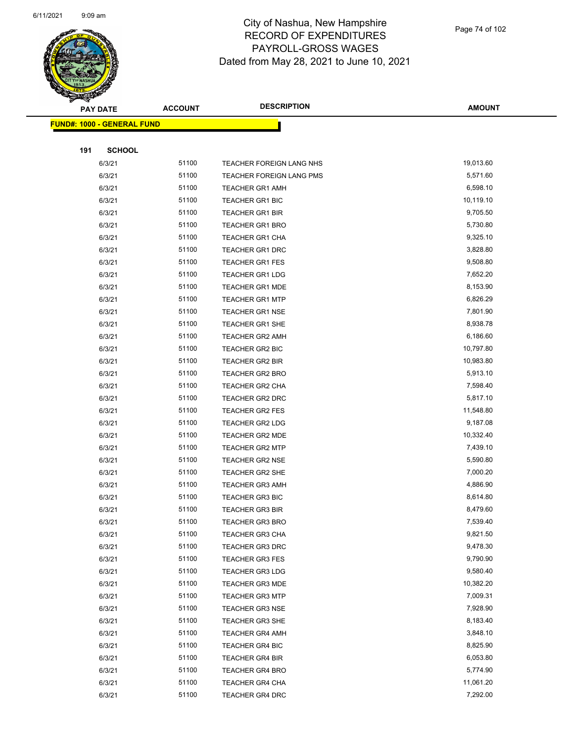# City of Nashua, New Hampshire
## RECORD OF EXPENDITURES
## PAYROLL-GROSS WAGES
### Dated from May 28, 2021 to June 10, 2021

| PAY DATE | ACCOUNT | DESCRIPTION | AMOUNT |
|---|---|---|---|

**FUND#: 1000 - GENERAL FUND**

**191 SCHOOL**

| PAY DATE | ACCOUNT | DESCRIPTION | AMOUNT |
|---|---|---|---|
| 6/3/21 | 51100 | TEACHER FOREIGN LANG NHS | 19,013.60 |
| 6/3/21 | 51100 | TEACHER FOREIGN LANG PMS | 5,571.60 |
| 6/3/21 | 51100 | TEACHER GR1 AMH | 6,598.10 |
| 6/3/21 | 51100 | TEACHER GR1 BIC | 10,119.10 |
| 6/3/21 | 51100 | TEACHER GR1 BIR | 9,705.50 |
| 6/3/21 | 51100 | TEACHER GR1 BRO | 5,730.80 |
| 6/3/21 | 51100 | TEACHER GR1 CHA | 9,325.10 |
| 6/3/21 | 51100 | TEACHER GR1 DRC | 3,828.80 |
| 6/3/21 | 51100 | TEACHER GR1 FES | 9,508.80 |
| 6/3/21 | 51100 | TEACHER GR1 LDG | 7,652.20 |
| 6/3/21 | 51100 | TEACHER GR1 MDE | 8,153.90 |
| 6/3/21 | 51100 | TEACHER GR1 MTP | 6,826.29 |
| 6/3/21 | 51100 | TEACHER GR1 NSE | 7,801.90 |
| 6/3/21 | 51100 | TEACHER GR1 SHE | 8,938.78 |
| 6/3/21 | 51100 | TEACHER GR2 AMH | 6,186.60 |
| 6/3/21 | 51100 | TEACHER GR2 BIC | 10,797.80 |
| 6/3/21 | 51100 | TEACHER GR2 BIR | 10,983.80 |
| 6/3/21 | 51100 | TEACHER GR2 BRO | 5,913.10 |
| 6/3/21 | 51100 | TEACHER GR2 CHA | 7,598.40 |
| 6/3/21 | 51100 | TEACHER GR2 DRC | 5,817.10 |
| 6/3/21 | 51100 | TEACHER GR2 FES | 11,548.80 |
| 6/3/21 | 51100 | TEACHER GR2 LDG | 9,187.08 |
| 6/3/21 | 51100 | TEACHER GR2 MDE | 10,332.40 |
| 6/3/21 | 51100 | TEACHER GR2 MTP | 7,439.10 |
| 6/3/21 | 51100 | TEACHER GR2 NSE | 5,590.80 |
| 6/3/21 | 51100 | TEACHER GR2 SHE | 7,000.20 |
| 6/3/21 | 51100 | TEACHER GR3 AMH | 4,886.90 |
| 6/3/21 | 51100 | TEACHER GR3 BIC | 8,614.80 |
| 6/3/21 | 51100 | TEACHER GR3 BIR | 8,479.60 |
| 6/3/21 | 51100 | TEACHER GR3 BRO | 7,539.40 |
| 6/3/21 | 51100 | TEACHER GR3 CHA | 9,821.50 |
| 6/3/21 | 51100 | TEACHER GR3 DRC | 9,478.30 |
| 6/3/21 | 51100 | TEACHER GR3 FES | 9,790.90 |
| 6/3/21 | 51100 | TEACHER GR3 LDG | 9,580.40 |
| 6/3/21 | 51100 | TEACHER GR3 MDE | 10,382.20 |
| 6/3/21 | 51100 | TEACHER GR3 MTP | 7,009.31 |
| 6/3/21 | 51100 | TEACHER GR3 NSE | 7,928.90 |
| 6/3/21 | 51100 | TEACHER GR3 SHE | 8,183.40 |
| 6/3/21 | 51100 | TEACHER GR4 AMH | 3,848.10 |
| 6/3/21 | 51100 | TEACHER GR4 BIC | 8,825.90 |
| 6/3/21 | 51100 | TEACHER GR4 BIR | 6,053.80 |
| 6/3/21 | 51100 | TEACHER GR4 BRO | 5,774.90 |
| 6/3/21 | 51100 | TEACHER GR4 CHA | 11,061.20 |
| 6/3/21 | 51100 | TEACHER GR4 DRC | 7,292.00 |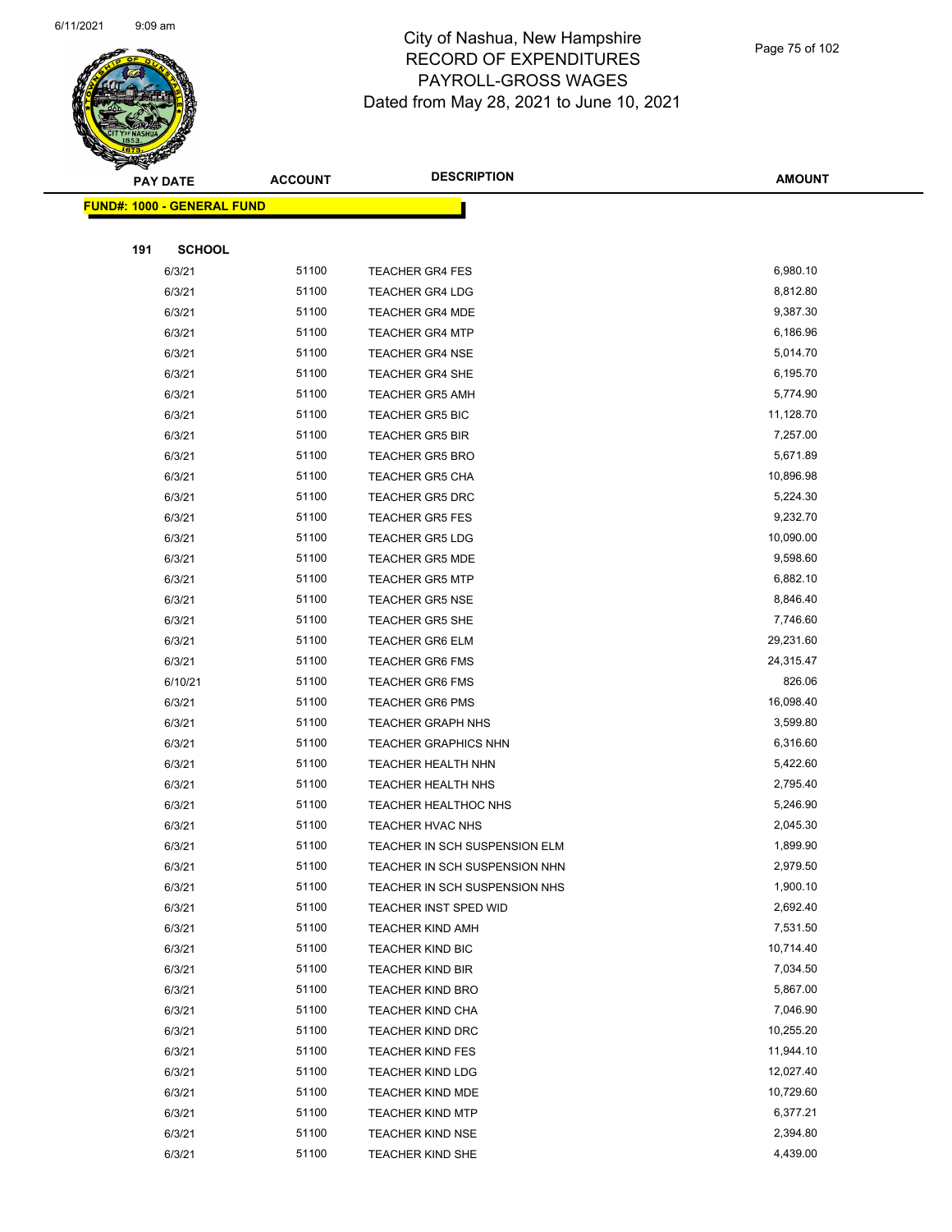**FUND#: 1000 - GENERAL FUND**

**191 SCHOOL**

| PAY DATE | ACCOUNT | DESCRIPTION | AMOUNT |
|---|---|---|---|
| 6/3/21 | 51100 | TEACHER GR4 FES | 6,980.10 |
| 6/3/21 | 51100 | TEACHER GR4 LDG | 8,812.80 |
| 6/3/21 | 51100 | TEACHER GR4 MDE | 9,387.30 |
| 6/3/21 | 51100 | TEACHER GR4 MTP | 6,186.96 |
| 6/3/21 | 51100 | TEACHER GR4 NSE | 5,014.70 |
| 6/3/21 | 51100 | TEACHER GR4 SHE | 6,195.70 |
| 6/3/21 | 51100 | TEACHER GR5 AMH | 5,774.90 |
| 6/3/21 | 51100 | TEACHER GR5 BIC | 11,128.70 |
| 6/3/21 | 51100 | TEACHER GR5 BIR | 7,257.00 |
| 6/3/21 | 51100 | TEACHER GR5 BRO | 5,671.89 |
| 6/3/21 | 51100 | TEACHER GR5 CHA | 10,896.98 |
| 6/3/21 | 51100 | TEACHER GR5 DRC | 5,224.30 |
| 6/3/21 | 51100 | TEACHER GR5 FES | 9,232.70 |
| 6/3/21 | 51100 | TEACHER GR5 LDG | 10,090.00 |
| 6/3/21 | 51100 | TEACHER GR5 MDE | 9,598.60 |
| 6/3/21 | 51100 | TEACHER GR5 MTP | 6,882.10 |
| 6/3/21 | 51100 | TEACHER GR5 NSE | 8,846.40 |
| 6/3/21 | 51100 | TEACHER GR5 SHE | 7,746.60 |
| 6/3/21 | 51100 | TEACHER GR6 ELM | 29,231.60 |
| 6/3/21 | 51100 | TEACHER GR6 FMS | 24,315.47 |
| 6/10/21 | 51100 | TEACHER GR6 FMS | 826.06 |
| 6/3/21 | 51100 | TEACHER GR6 PMS | 16,098.40 |
| 6/3/21 | 51100 | TEACHER GRAPH NHS | 3,599.80 |
| 6/3/21 | 51100 | TEACHER GRAPHICS NHN | 6,316.60 |
| 6/3/21 | 51100 | TEACHER HEALTH NHN | 5,422.60 |
| 6/3/21 | 51100 | TEACHER HEALTH NHS | 2,795.40 |
| 6/3/21 | 51100 | TEACHER HEALTHOC NHS | 5,246.90 |
| 6/3/21 | 51100 | TEACHER HVAC NHS | 2,045.30 |
| 6/3/21 | 51100 | TEACHER IN SCH SUSPENSION ELM | 1,899.90 |
| 6/3/21 | 51100 | TEACHER IN SCH SUSPENSION NHN | 2,979.50 |
| 6/3/21 | 51100 | TEACHER IN SCH SUSPENSION NHS | 1,900.10 |
| 6/3/21 | 51100 | TEACHER INST SPED WID | 2,692.40 |
| 6/3/21 | 51100 | TEACHER KIND AMH | 7,531.50 |
| 6/3/21 | 51100 | TEACHER KIND BIC | 10,714.40 |
| 6/3/21 | 51100 | TEACHER KIND BIR | 7,034.50 |
| 6/3/21 | 51100 | TEACHER KIND BRO | 5,867.00 |
| 6/3/21 | 51100 | TEACHER KIND CHA | 7,046.90 |
| 6/3/21 | 51100 | TEACHER KIND DRC | 10,255.20 |
| 6/3/21 | 51100 | TEACHER KIND FES | 11,944.10 |
| 6/3/21 | 51100 | TEACHER KIND LDG | 12,027.40 |
| 6/3/21 | 51100 | TEACHER KIND MDE | 10,729.60 |
| 6/3/21 | 51100 | TEACHER KIND MTP | 6,377.21 |
| 6/3/21 | 51100 | TEACHER KIND NSE | 2,394.80 |
| 6/3/21 | 51100 | TEACHER KIND SHE | 4,439.00 |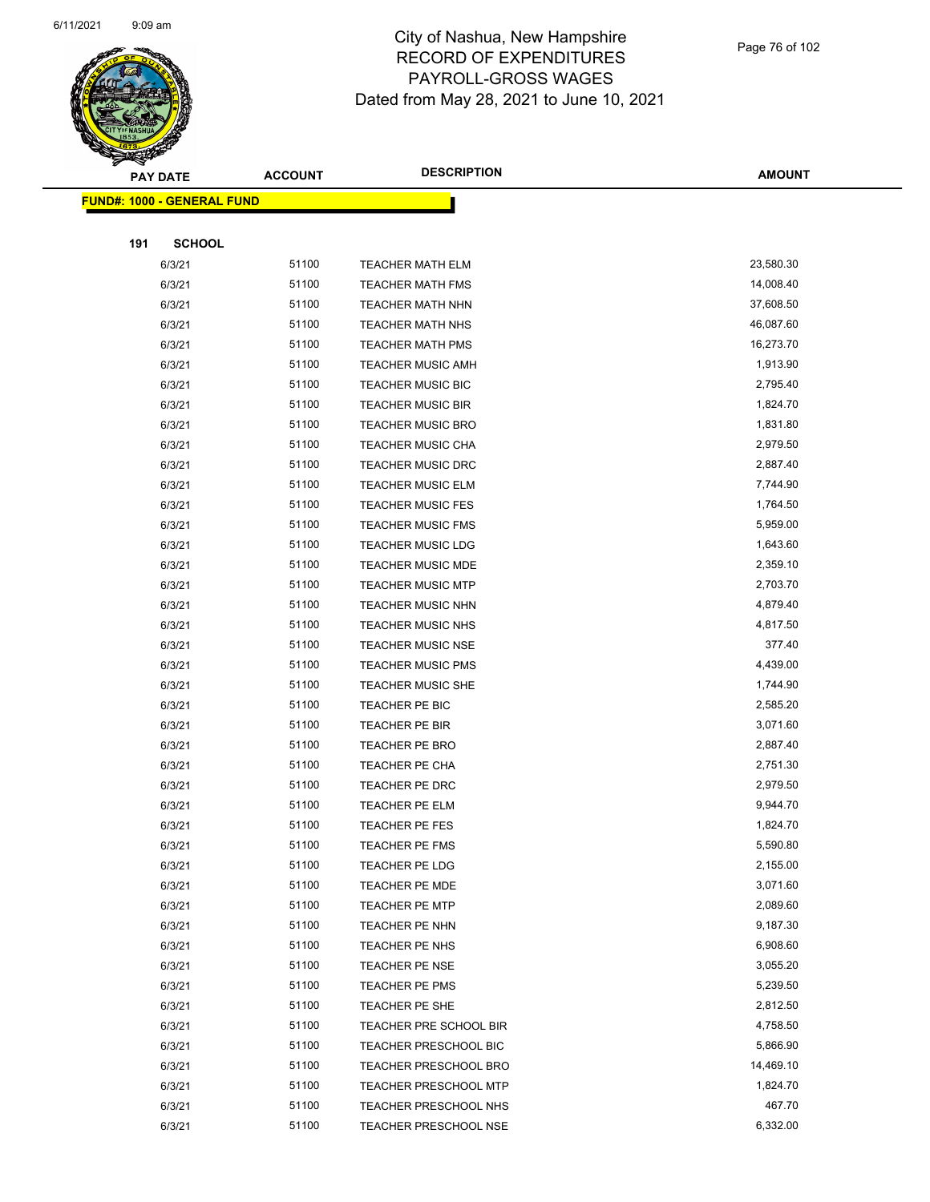# City of Nashua, New Hampshire
# RECORD OF EXPENDITURES
# PAYROLL-GROSS WAGES
# Dated from May 28, 2021 to June 10, 2021

| PAY DATE | ACCOUNT | DESCRIPTION | AMOUNT |
|---|---|---|---|
| **FUND#: 1000 - GENERAL FUND** | | | |
| **191 SCHOOL** | | | |
| 6/3/21 | 51100 | TEACHER MATH ELM | 23,580.30 |
| 6/3/21 | 51100 | TEACHER MATH FMS | 14,008.40 |
| 6/3/21 | 51100 | TEACHER MATH NHN | 37,608.50 |
| 6/3/21 | 51100 | TEACHER MATH NHS | 46,087.60 |
| 6/3/21 | 51100 | TEACHER MATH PMS | 16,273.70 |
| 6/3/21 | 51100 | TEACHER MUSIC AMH | 1,913.90 |
| 6/3/21 | 51100 | TEACHER MUSIC BIC | 2,795.40 |
| 6/3/21 | 51100 | TEACHER MUSIC BIR | 1,824.70 |
| 6/3/21 | 51100 | TEACHER MUSIC BRO | 1,831.80 |
| 6/3/21 | 51100 | TEACHER MUSIC CHA | 2,979.50 |
| 6/3/21 | 51100 | TEACHER MUSIC DRC | 2,887.40 |
| 6/3/21 | 51100 | TEACHER MUSIC ELM | 7,744.90 |
| 6/3/21 | 51100 | TEACHER MUSIC FES | 1,764.50 |
| 6/3/21 | 51100 | TEACHER MUSIC FMS | 5,959.00 |
| 6/3/21 | 51100 | TEACHER MUSIC LDG | 1,643.60 |
| 6/3/21 | 51100 | TEACHER MUSIC MDE | 2,359.10 |
| 6/3/21 | 51100 | TEACHER MUSIC MTP | 2,703.70 |
| 6/3/21 | 51100 | TEACHER MUSIC NHN | 4,879.40 |
| 6/3/21 | 51100 | TEACHER MUSIC NHS | 4,817.50 |
| 6/3/21 | 51100 | TEACHER MUSIC NSE | 377.40 |
| 6/3/21 | 51100 | TEACHER MUSIC PMS | 4,439.00 |
| 6/3/21 | 51100 | TEACHER MUSIC SHE | 1,744.90 |
| 6/3/21 | 51100 | TEACHER PE BIC | 2,585.20 |
| 6/3/21 | 51100 | TEACHER PE BIR | 3,071.60 |
| 6/3/21 | 51100 | TEACHER PE BRO | 2,887.40 |
| 6/3/21 | 51100 | TEACHER PE CHA | 2,751.30 |
| 6/3/21 | 51100 | TEACHER PE DRC | 2,979.50 |
| 6/3/21 | 51100 | TEACHER PE ELM | 9,944.70 |
| 6/3/21 | 51100 | TEACHER PE FES | 1,824.70 |
| 6/3/21 | 51100 | TEACHER PE FMS | 5,590.80 |
| 6/3/21 | 51100 | TEACHER PE LDG | 2,155.00 |
| 6/3/21 | 51100 | TEACHER PE MDE | 3,071.60 |
| 6/3/21 | 51100 | TEACHER PE MTP | 2,089.60 |
| 6/3/21 | 51100 | TEACHER PE NHN | 9,187.30 |
| 6/3/21 | 51100 | TEACHER PE NHS | 6,908.60 |
| 6/3/21 | 51100 | TEACHER PE NSE | 3,055.20 |
| 6/3/21 | 51100 | TEACHER PE PMS | 5,239.50 |
| 6/3/21 | 51100 | TEACHER PE SHE | 2,812.50 |
| 6/3/21 | 51100 | TEACHER PRE SCHOOL BIR | 4,758.50 |
| 6/3/21 | 51100 | TEACHER PRESCHOOL BIC | 5,866.90 |
| 6/3/21 | 51100 | TEACHER PRESCHOOL BRO | 14,469.10 |
| 6/3/21 | 51100 | TEACHER PRESCHOOL MTP | 1,824.70 |
| 6/3/21 | 51100 | TEACHER PRESCHOOL NHS | 467.70 |
| 6/3/21 | 51100 | TEACHER PRESCHOOL NSE | 6,332.00 |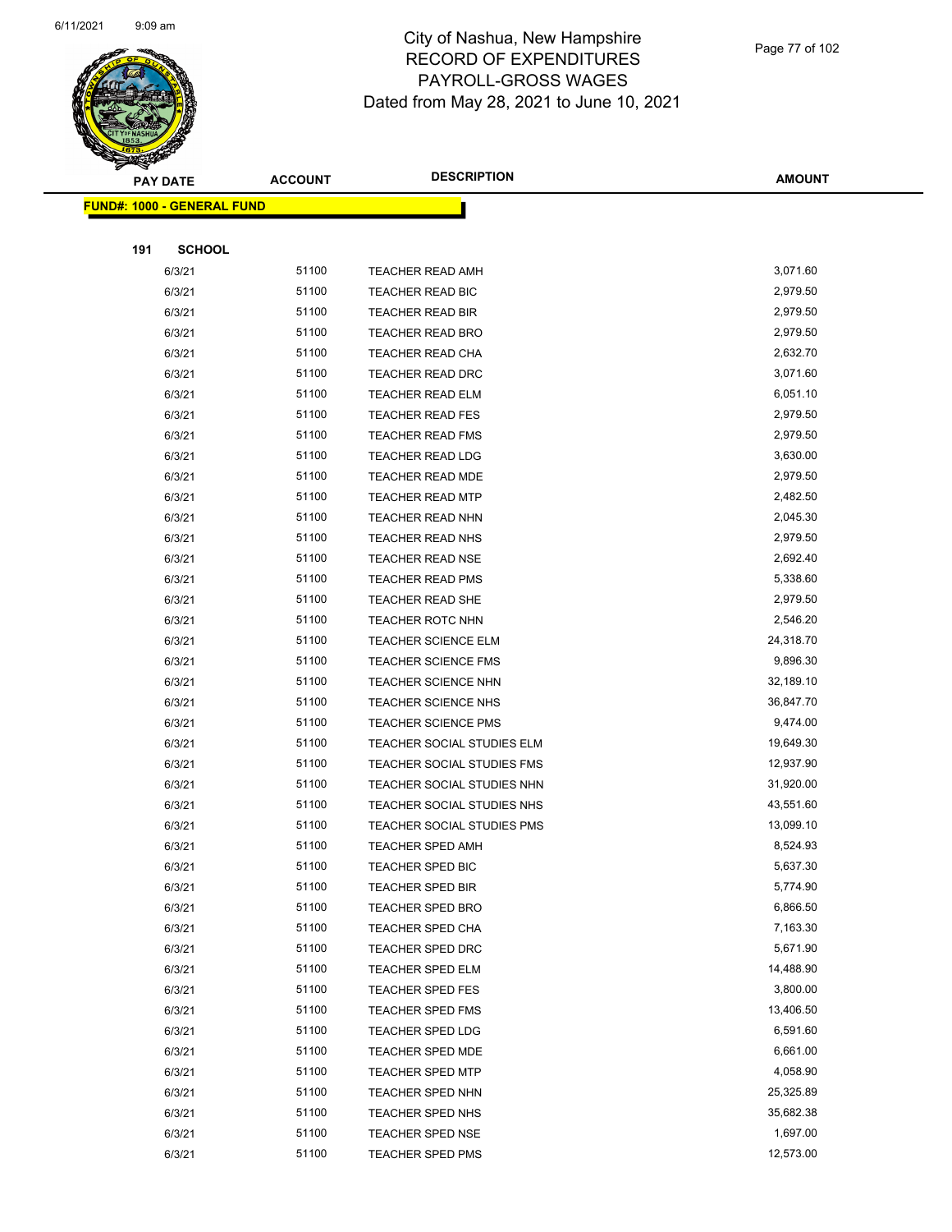# City of Nashua, New Hampshire
# RECORD OF EXPENDITURES
# PAYROLL-GROSS WAGES
# Dated from May 28, 2021 to June 10, 2021

**FUND#: 1000 - GENERAL FUND**

**191 SCHOOL**

| PAY DATE | ACCOUNT | DESCRIPTION | AMOUNT |
|---|---|---|---|
| 6/3/21 | 51100 | TEACHER READ AMH | 3,071.60 |
| 6/3/21 | 51100 | TEACHER READ BIC | 2,979.50 |
| 6/3/21 | 51100 | TEACHER READ BIR | 2,979.50 |
| 6/3/21 | 51100 | TEACHER READ BRO | 2,979.50 |
| 6/3/21 | 51100 | TEACHER READ CHA | 2,632.70 |
| 6/3/21 | 51100 | TEACHER READ DRC | 3,071.60 |
| 6/3/21 | 51100 | TEACHER READ ELM | 6,051.10 |
| 6/3/21 | 51100 | TEACHER READ FES | 2,979.50 |
| 6/3/21 | 51100 | TEACHER READ FMS | 2,979.50 |
| 6/3/21 | 51100 | TEACHER READ LDG | 3,630.00 |
| 6/3/21 | 51100 | TEACHER READ MDE | 2,979.50 |
| 6/3/21 | 51100 | TEACHER READ MTP | 2,482.50 |
| 6/3/21 | 51100 | TEACHER READ NHN | 2,045.30 |
| 6/3/21 | 51100 | TEACHER READ NHS | 2,979.50 |
| 6/3/21 | 51100 | TEACHER READ NSE | 2,692.40 |
| 6/3/21 | 51100 | TEACHER READ PMS | 5,338.60 |
| 6/3/21 | 51100 | TEACHER READ SHE | 2,979.50 |
| 6/3/21 | 51100 | TEACHER ROTC NHN | 2,546.20 |
| 6/3/21 | 51100 | TEACHER SCIENCE ELM | 24,318.70 |
| 6/3/21 | 51100 | TEACHER SCIENCE FMS | 9,896.30 |
| 6/3/21 | 51100 | TEACHER SCIENCE NHN | 32,189.10 |
| 6/3/21 | 51100 | TEACHER SCIENCE NHS | 36,847.70 |
| 6/3/21 | 51100 | TEACHER SCIENCE PMS | 9,474.00 |
| 6/3/21 | 51100 | TEACHER SOCIAL STUDIES ELM | 19,649.30 |
| 6/3/21 | 51100 | TEACHER SOCIAL STUDIES FMS | 12,937.90 |
| 6/3/21 | 51100 | TEACHER SOCIAL STUDIES NHN | 31,920.00 |
| 6/3/21 | 51100 | TEACHER SOCIAL STUDIES NHS | 43,551.60 |
| 6/3/21 | 51100 | TEACHER SOCIAL STUDIES PMS | 13,099.10 |
| 6/3/21 | 51100 | TEACHER SPED AMH | 8,524.93 |
| 6/3/21 | 51100 | TEACHER SPED BIC | 5,637.30 |
| 6/3/21 | 51100 | TEACHER SPED BIR | 5,774.90 |
| 6/3/21 | 51100 | TEACHER SPED BRO | 6,866.50 |
| 6/3/21 | 51100 | TEACHER SPED CHA | 7,163.30 |
| 6/3/21 | 51100 | TEACHER SPED DRC | 5,671.90 |
| 6/3/21 | 51100 | TEACHER SPED ELM | 14,488.90 |
| 6/3/21 | 51100 | TEACHER SPED FES | 3,800.00 |
| 6/3/21 | 51100 | TEACHER SPED FMS | 13,406.50 |
| 6/3/21 | 51100 | TEACHER SPED LDG | 6,591.60 |
| 6/3/21 | 51100 | TEACHER SPED MDE | 6,661.00 |
| 6/3/21 | 51100 | TEACHER SPED MTP | 4,058.90 |
| 6/3/21 | 51100 | TEACHER SPED NHN | 25,325.89 |
| 6/3/21 | 51100 | TEACHER SPED NHS | 35,682.38 |
| 6/3/21 | 51100 | TEACHER SPED NSE | 1,697.00 |
| 6/3/21 | 51100 | TEACHER SPED PMS | 12,573.00 |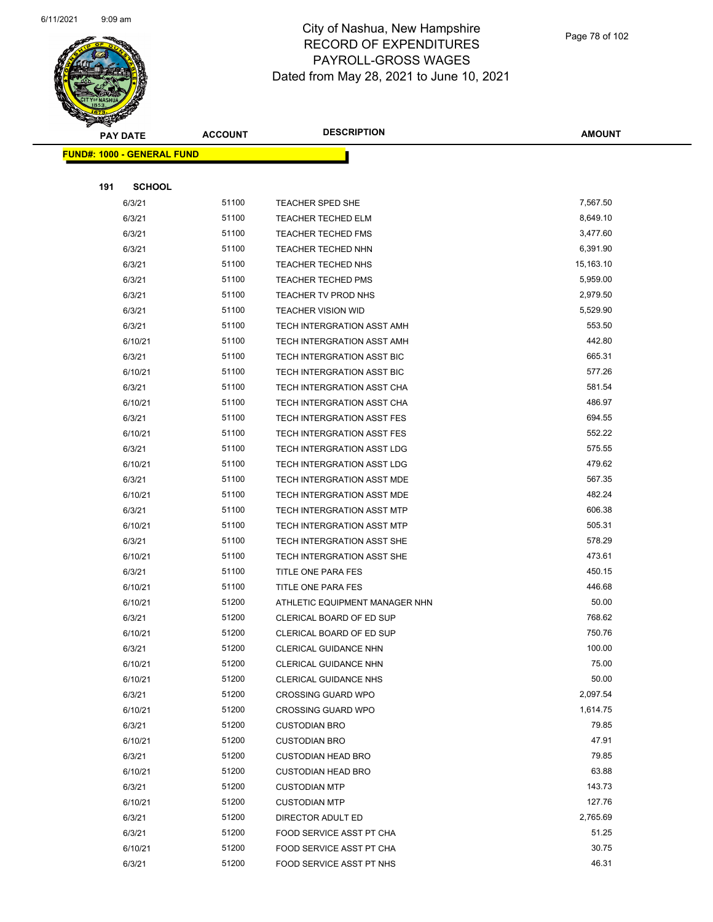# City of Nashua, New Hampshire
## RECORD OF EXPENDITURES
## PAYROLL-GROSS WAGES
Dated from May 28, 2021 to June 10, 2021

| PAY DATE | ACCOUNT | DESCRIPTION | AMOUNT |
|---|---|---|---|

**FUND#: 1000 - GENERAL FUND**

**191 SCHOOL**

| PAY DATE | ACCOUNT | DESCRIPTION | AMOUNT |
|---|---|---|---|
| 6/3/21 | 51100 | TEACHER SPED SHE | 7,567.50 |
| 6/3/21 | 51100 | TEACHER TECHED ELM | 8,649.10 |
| 6/3/21 | 51100 | TEACHER TECHED FMS | 3,477.60 |
| 6/3/21 | 51100 | TEACHER TECHED NHN | 6,391.90 |
| 6/3/21 | 51100 | TEACHER TECHED NHS | 15,163.10 |
| 6/3/21 | 51100 | TEACHER TECHED PMS | 5,959.00 |
| 6/3/21 | 51100 | TEACHER TV PROD NHS | 2,979.50 |
| 6/3/21 | 51100 | TEACHER VISION WID | 5,529.90 |
| 6/3/21 | 51100 | TECH INTERGRATION ASST AMH | 553.50 |
| 6/10/21 | 51100 | TECH INTERGRATION ASST AMH | 442.80 |
| 6/3/21 | 51100 | TECH INTERGRATION ASST BIC | 665.31 |
| 6/10/21 | 51100 | TECH INTERGRATION ASST BIC | 577.26 |
| 6/3/21 | 51100 | TECH INTERGRATION ASST CHA | 581.54 |
| 6/10/21 | 51100 | TECH INTERGRATION ASST CHA | 486.97 |
| 6/3/21 | 51100 | TECH INTERGRATION ASST FES | 694.55 |
| 6/10/21 | 51100 | TECH INTERGRATION ASST FES | 552.22 |
| 6/3/21 | 51100 | TECH INTERGRATION ASST LDG | 575.55 |
| 6/10/21 | 51100 | TECH INTERGRATION ASST LDG | 479.62 |
| 6/3/21 | 51100 | TECH INTERGRATION ASST MDE | 567.35 |
| 6/10/21 | 51100 | TECH INTERGRATION ASST MDE | 482.24 |
| 6/3/21 | 51100 | TECH INTERGRATION ASST MTP | 606.38 |
| 6/10/21 | 51100 | TECH INTERGRATION ASST MTP | 505.31 |
| 6/3/21 | 51100 | TECH INTERGRATION ASST SHE | 578.29 |
| 6/10/21 | 51100 | TECH INTERGRATION ASST SHE | 473.61 |
| 6/3/21 | 51100 | TITLE ONE PARA FES | 450.15 |
| 6/10/21 | 51100 | TITLE ONE PARA FES | 446.68 |
| 6/10/21 | 51200 | ATHLETIC EQUIPMENT MANAGER NHN | 50.00 |
| 6/3/21 | 51200 | CLERICAL BOARD OF ED SUP | 768.62 |
| 6/10/21 | 51200 | CLERICAL BOARD OF ED SUP | 750.76 |
| 6/3/21 | 51200 | CLERICAL GUIDANCE NHN | 100.00 |
| 6/10/21 | 51200 | CLERICAL GUIDANCE NHN | 75.00 |
| 6/10/21 | 51200 | CLERICAL GUIDANCE NHS | 50.00 |
| 6/3/21 | 51200 | CROSSING GUARD WPO | 2,097.54 |
| 6/10/21 | 51200 | CROSSING GUARD WPO | 1,614.75 |
| 6/3/21 | 51200 | CUSTODIAN BRO | 79.85 |
| 6/10/21 | 51200 | CUSTODIAN BRO | 47.91 |
| 6/3/21 | 51200 | CUSTODIAN HEAD BRO | 79.85 |
| 6/10/21 | 51200 | CUSTODIAN HEAD BRO | 63.88 |
| 6/3/21 | 51200 | CUSTODIAN MTP | 143.73 |
| 6/10/21 | 51200 | CUSTODIAN MTP | 127.76 |
| 6/3/21 | 51200 | DIRECTOR ADULT ED | 2,765.69 |
| 6/3/21 | 51200 | FOOD SERVICE ASST PT CHA | 51.25 |
| 6/10/21 | 51200 | FOOD SERVICE ASST PT CHA | 30.75 |
| 6/3/21 | 51200 | FOOD SERVICE ASST PT NHS | 46.31 |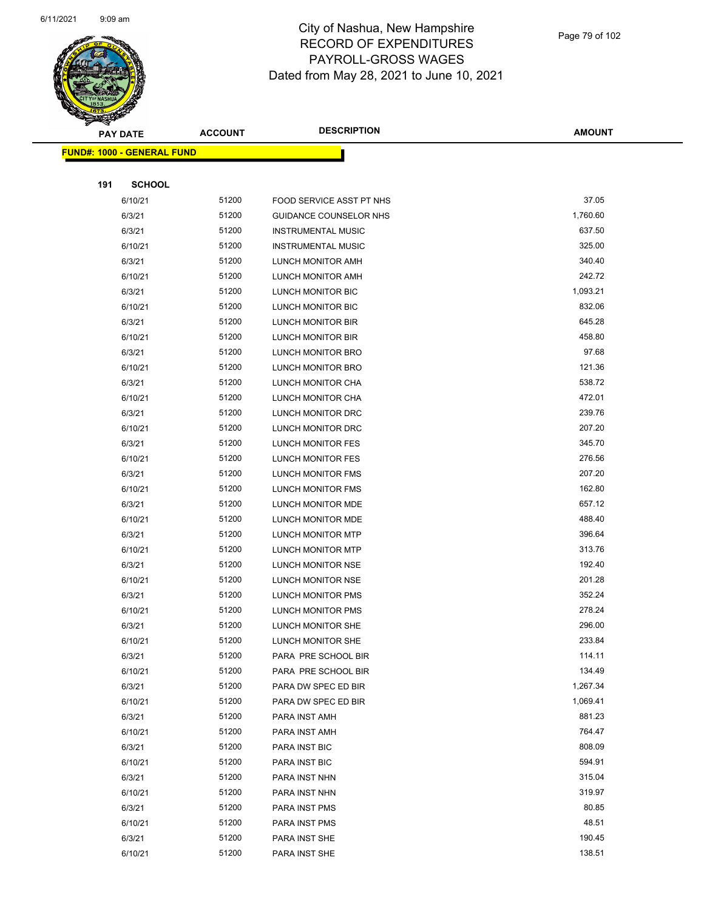City of Nashua, New Hampshire
RECORD OF EXPENDITURES
PAYROLL-GROSS WAGES
Dated from May 28, 2021 to June 10, 2021

| PAY DATE | ACCOUNT | DESCRIPTION | AMOUNT |
|---|---|---|---|
| **FUND#: 1000 - GENERAL FUND** | | | |
| **191 SCHOOL** | | | |
| 6/10/21 | 51200 | FOOD SERVICE ASST PT NHS | 37.05 |
| 6/3/21 | 51200 | GUIDANCE COUNSELOR NHS | 1,760.60 |
| 6/3/21 | 51200 | INSTRUMENTAL MUSIC | 637.50 |
| 6/10/21 | 51200 | INSTRUMENTAL MUSIC | 325.00 |
| 6/3/21 | 51200 | LUNCH MONITOR AMH | 340.40 |
| 6/10/21 | 51200 | LUNCH MONITOR AMH | 242.72 |
| 6/3/21 | 51200 | LUNCH MONITOR BIC | 1,093.21 |
| 6/10/21 | 51200 | LUNCH MONITOR BIC | 832.06 |
| 6/3/21 | 51200 | LUNCH MONITOR BIR | 645.28 |
| 6/10/21 | 51200 | LUNCH MONITOR BIR | 458.80 |
| 6/3/21 | 51200 | LUNCH MONITOR BRO | 97.68 |
| 6/10/21 | 51200 | LUNCH MONITOR BRO | 121.36 |
| 6/3/21 | 51200 | LUNCH MONITOR CHA | 538.72 |
| 6/10/21 | 51200 | LUNCH MONITOR CHA | 472.01 |
| 6/3/21 | 51200 | LUNCH MONITOR DRC | 239.76 |
| 6/10/21 | 51200 | LUNCH MONITOR DRC | 207.20 |
| 6/3/21 | 51200 | LUNCH MONITOR FES | 345.70 |
| 6/10/21 | 51200 | LUNCH MONITOR FES | 276.56 |
| 6/3/21 | 51200 | LUNCH MONITOR FMS | 207.20 |
| 6/10/21 | 51200 | LUNCH MONITOR FMS | 162.80 |
| 6/3/21 | 51200 | LUNCH MONITOR MDE | 657.12 |
| 6/10/21 | 51200 | LUNCH MONITOR MDE | 488.40 |
| 6/3/21 | 51200 | LUNCH MONITOR MTP | 396.64 |
| 6/10/21 | 51200 | LUNCH MONITOR MTP | 313.76 |
| 6/3/21 | 51200 | LUNCH MONITOR NSE | 192.40 |
| 6/10/21 | 51200 | LUNCH MONITOR NSE | 201.28 |
| 6/3/21 | 51200 | LUNCH MONITOR PMS | 352.24 |
| 6/10/21 | 51200 | LUNCH MONITOR PMS | 278.24 |
| 6/3/21 | 51200 | LUNCH MONITOR SHE | 296.00 |
| 6/10/21 | 51200 | LUNCH MONITOR SHE | 233.84 |
| 6/3/21 | 51200 | PARA PRE SCHOOL BIR | 114.11 |
| 6/10/21 | 51200 | PARA PRE SCHOOL BIR | 134.49 |
| 6/3/21 | 51200 | PARA DW SPEC ED BIR | 1,267.34 |
| 6/10/21 | 51200 | PARA DW SPEC ED BIR | 1,069.41 |
| 6/3/21 | 51200 | PARA INST AMH | 881.23 |
| 6/10/21 | 51200 | PARA INST AMH | 764.47 |
| 6/3/21 | 51200 | PARA INST BIC | 808.09 |
| 6/10/21 | 51200 | PARA INST BIC | 594.91 |
| 6/3/21 | 51200 | PARA INST NHN | 315.04 |
| 6/10/21 | 51200 | PARA INST NHN | 319.97 |
| 6/3/21 | 51200 | PARA INST PMS | 80.85 |
| 6/10/21 | 51200 | PARA INST PMS | 48.51 |
| 6/3/21 | 51200 | PARA INST SHE | 190.45 |
| 6/10/21 | 51200 | PARA INST SHE | 138.51 |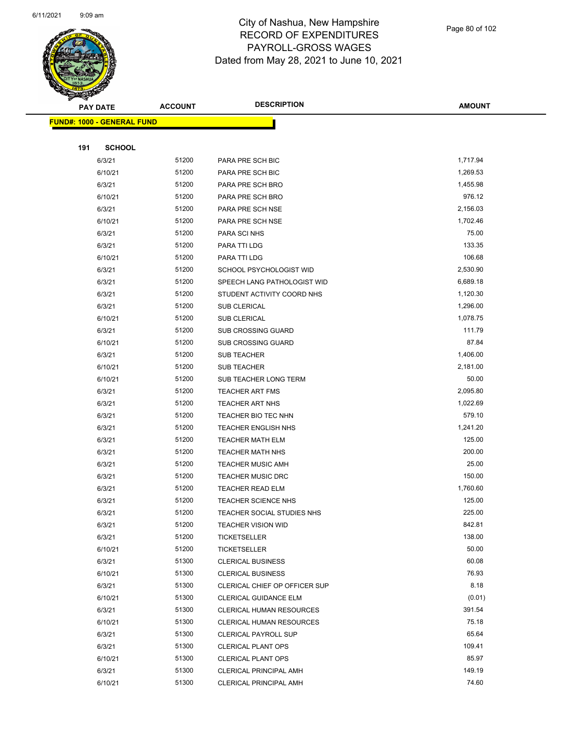# City of Nashua, New Hampshire
## RECORD OF EXPENDITURES
## PAYROLL-GROSS WAGES
## Dated from May 28, 2021 to June 10, 2021

| PAY DATE | ACCOUNT | DESCRIPTION | AMOUNT |
|---|---|---|---|
| **FUND#: 1000 - GENERAL FUND** | | | |
| **191 SCHOOL** | | | |
| 6/3/21 | 51200 | PARA PRE SCH BIC | 1,717.94 |
| 6/10/21 | 51200 | PARA PRE SCH BIC | 1,269.53 |
| 6/3/21 | 51200 | PARA PRE SCH BRO | 1,455.98 |
| 6/10/21 | 51200 | PARA PRE SCH BRO | 976.12 |
| 6/3/21 | 51200 | PARA PRE SCH NSE | 2,156.03 |
| 6/10/21 | 51200 | PARA PRE SCH NSE | 1,702.46 |
| 6/3/21 | 51200 | PARA SCI NHS | 75.00 |
| 6/3/21 | 51200 | PARA TTI LDG | 133.35 |
| 6/10/21 | 51200 | PARA TTI LDG | 106.68 |
| 6/3/21 | 51200 | SCHOOL PSYCHOLOGIST WID | 2,530.90 |
| 6/3/21 | 51200 | SPEECH LANG PATHOLOGIST WID | 6,689.18 |
| 6/3/21 | 51200 | STUDENT ACTIVITY COORD NHS | 1,120.30 |
| 6/3/21 | 51200 | SUB CLERICAL | 1,296.00 |
| 6/10/21 | 51200 | SUB CLERICAL | 1,078.75 |
| 6/3/21 | 51200 | SUB CROSSING GUARD | 111.79 |
| 6/10/21 | 51200 | SUB CROSSING GUARD | 87.84 |
| 6/3/21 | 51200 | SUB TEACHER | 1,406.00 |
| 6/10/21 | 51200 | SUB TEACHER | 2,181.00 |
| 6/10/21 | 51200 | SUB TEACHER LONG TERM | 50.00 |
| 6/3/21 | 51200 | TEACHER ART FMS | 2,095.80 |
| 6/3/21 | 51200 | TEACHER ART NHS | 1,022.69 |
| 6/3/21 | 51200 | TEACHER BIO TEC NHN | 579.10 |
| 6/3/21 | 51200 | TEACHER ENGLISH NHS | 1,241.20 |
| 6/3/21 | 51200 | TEACHER MATH ELM | 125.00 |
| 6/3/21 | 51200 | TEACHER MATH NHS | 200.00 |
| 6/3/21 | 51200 | TEACHER MUSIC AMH | 25.00 |
| 6/3/21 | 51200 | TEACHER MUSIC DRC | 150.00 |
| 6/3/21 | 51200 | TEACHER READ ELM | 1,760.60 |
| 6/3/21 | 51200 | TEACHER SCIENCE NHS | 125.00 |
| 6/3/21 | 51200 | TEACHER SOCIAL STUDIES NHS | 225.00 |
| 6/3/21 | 51200 | TEACHER VISION WID | 842.81 |
| 6/3/21 | 51200 | TICKETSELLER | 138.00 |
| 6/10/21 | 51200 | TICKETSELLER | 50.00 |
| 6/3/21 | 51300 | CLERICAL BUSINESS | 60.08 |
| 6/10/21 | 51300 | CLERICAL BUSINESS | 76.93 |
| 6/3/21 | 51300 | CLERICAL CHIEF OP OFFICER SUP | 8.18 |
| 6/10/21 | 51300 | CLERICAL GUIDANCE ELM | (0.01) |
| 6/3/21 | 51300 | CLERICAL HUMAN RESOURCES | 391.54 |
| 6/10/21 | 51300 | CLERICAL HUMAN RESOURCES | 75.18 |
| 6/3/21 | 51300 | CLERICAL PAYROLL SUP | 65.64 |
| 6/3/21 | 51300 | CLERICAL PLANT OPS | 109.41 |
| 6/10/21 | 51300 | CLERICAL PLANT OPS | 85.97 |
| 6/3/21 | 51300 | CLERICAL PRINCIPAL AMH | 149.19 |
| 6/10/21 | 51300 | CLERICAL PRINCIPAL AMH | 74.60 |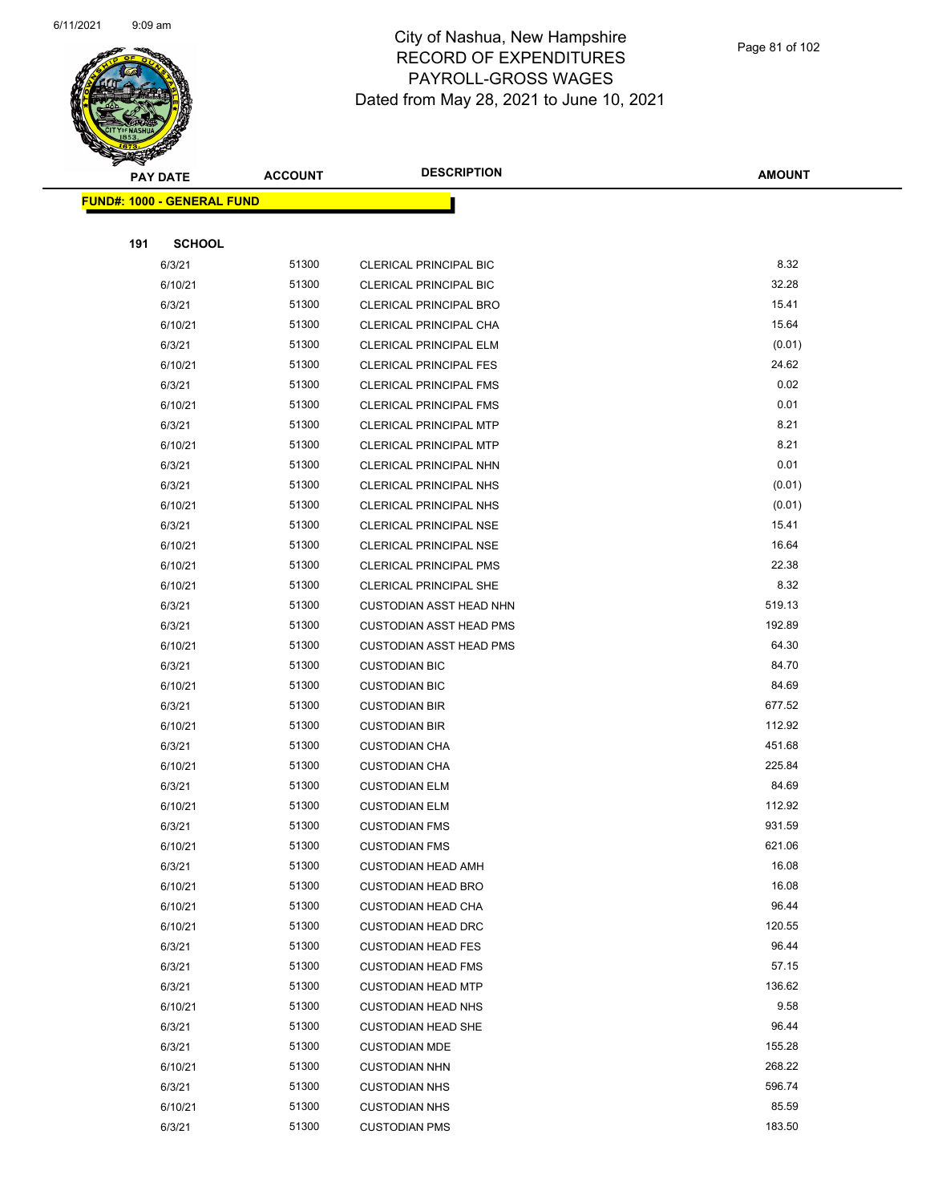# City of Nashua, New Hampshire
## RECORD OF EXPENDITURES
## PAYROLL-GROSS WAGES
## Dated from May 28, 2021 to June 10, 2021

| PAY DATE | ACCOUNT | DESCRIPTION | AMOUNT |
|---|---|---|---|
| **FUND#: 1000 - GENERAL FUND** | | | |
| **191 SCHOOL** | | | |
| 6/3/21 | 51300 | CLERICAL PRINCIPAL BIC | 8.32 |
| 6/10/21 | 51300 | CLERICAL PRINCIPAL BIC | 32.28 |
| 6/3/21 | 51300 | CLERICAL PRINCIPAL BRO | 15.41 |
| 6/10/21 | 51300 | CLERICAL PRINCIPAL CHA | 15.64 |
| 6/3/21 | 51300 | CLERICAL PRINCIPAL ELM | (0.01) |
| 6/10/21 | 51300 | CLERICAL PRINCIPAL FES | 24.62 |
| 6/3/21 | 51300 | CLERICAL PRINCIPAL FMS | 0.02 |
| 6/10/21 | 51300 | CLERICAL PRINCIPAL FMS | 0.01 |
| 6/3/21 | 51300 | CLERICAL PRINCIPAL MTP | 8.21 |
| 6/10/21 | 51300 | CLERICAL PRINCIPAL MTP | 8.21 |
| 6/3/21 | 51300 | CLERICAL PRINCIPAL NHN | 0.01 |
| 6/3/21 | 51300 | CLERICAL PRINCIPAL NHS | (0.01) |
| 6/10/21 | 51300 | CLERICAL PRINCIPAL NHS | (0.01) |
| 6/3/21 | 51300 | CLERICAL PRINCIPAL NSE | 15.41 |
| 6/10/21 | 51300 | CLERICAL PRINCIPAL NSE | 16.64 |
| 6/10/21 | 51300 | CLERICAL PRINCIPAL PMS | 22.38 |
| 6/10/21 | 51300 | CLERICAL PRINCIPAL SHE | 8.32 |
| 6/3/21 | 51300 | CUSTODIAN ASST HEAD NHN | 519.13 |
| 6/3/21 | 51300 | CUSTODIAN ASST HEAD PMS | 192.89 |
| 6/10/21 | 51300 | CUSTODIAN ASST HEAD PMS | 64.30 |
| 6/3/21 | 51300 | CUSTODIAN BIC | 84.70 |
| 6/10/21 | 51300 | CUSTODIAN BIC | 84.69 |
| 6/3/21 | 51300 | CUSTODIAN BIR | 677.52 |
| 6/10/21 | 51300 | CUSTODIAN BIR | 112.92 |
| 6/3/21 | 51300 | CUSTODIAN CHA | 451.68 |
| 6/10/21 | 51300 | CUSTODIAN CHA | 225.84 |
| 6/3/21 | 51300 | CUSTODIAN ELM | 84.69 |
| 6/10/21 | 51300 | CUSTODIAN ELM | 112.92 |
| 6/3/21 | 51300 | CUSTODIAN FMS | 931.59 |
| 6/10/21 | 51300 | CUSTODIAN FMS | 621.06 |
| 6/3/21 | 51300 | CUSTODIAN HEAD AMH | 16.08 |
| 6/10/21 | 51300 | CUSTODIAN HEAD BRO | 16.08 |
| 6/10/21 | 51300 | CUSTODIAN HEAD CHA | 96.44 |
| 6/10/21 | 51300 | CUSTODIAN HEAD DRC | 120.55 |
| 6/3/21 | 51300 | CUSTODIAN HEAD FES | 96.44 |
| 6/3/21 | 51300 | CUSTODIAN HEAD FMS | 57.15 |
| 6/3/21 | 51300 | CUSTODIAN HEAD MTP | 136.62 |
| 6/10/21 | 51300 | CUSTODIAN HEAD NHS | 9.58 |
| 6/3/21 | 51300 | CUSTODIAN HEAD SHE | 96.44 |
| 6/3/21 | 51300 | CUSTODIAN MDE | 155.28 |
| 6/10/21 | 51300 | CUSTODIAN NHN | 268.22 |
| 6/3/21 | 51300 | CUSTODIAN NHS | 596.74 |
| 6/10/21 | 51300 | CUSTODIAN NHS | 85.59 |
| 6/3/21 | 51300 | CUSTODIAN PMS | 183.50 |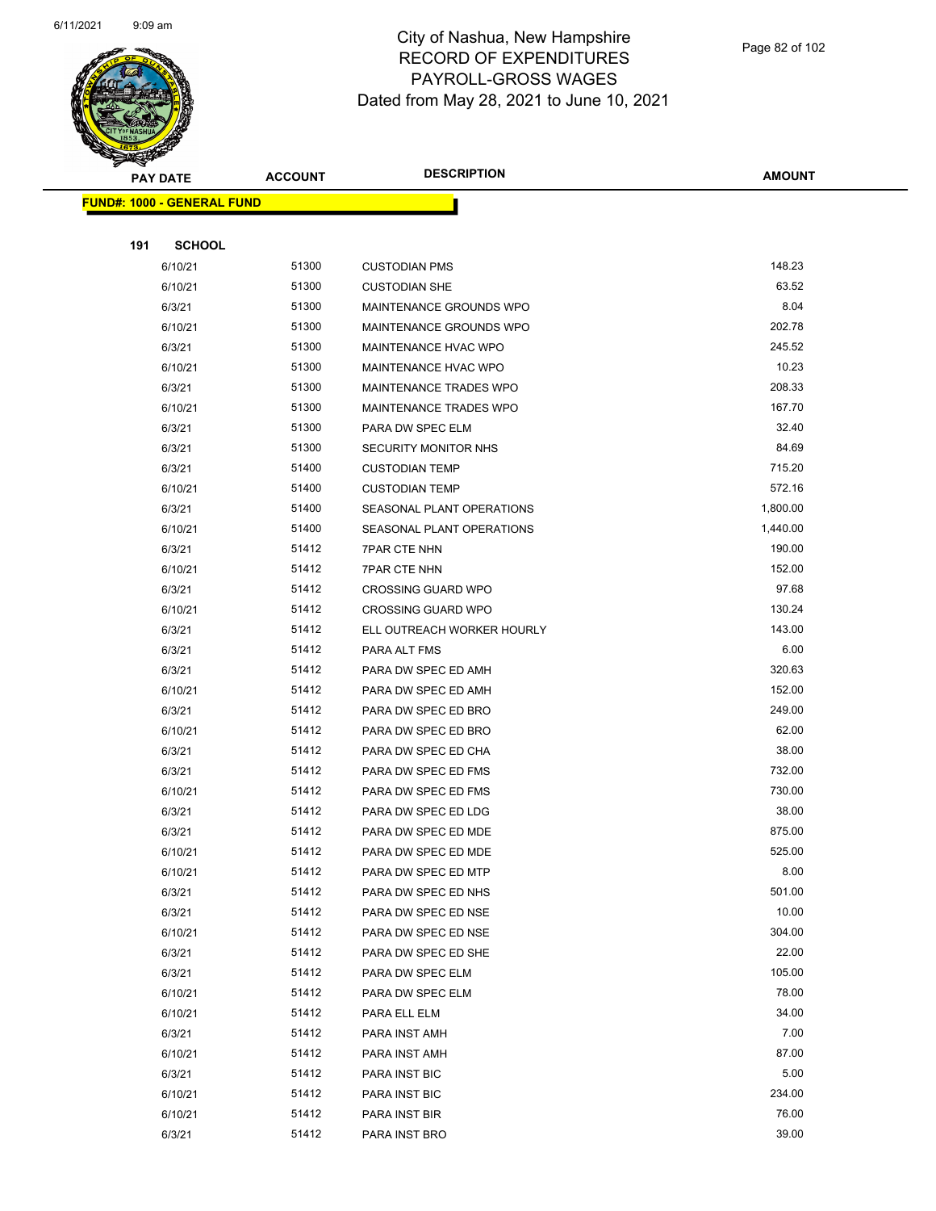# City of Nashua, New Hampshire
# RECORD OF EXPENDITURES
# PAYROLL-GROSS WAGES
# Dated from May 28, 2021 to June 10, 2021

**FUND#: 1000 - GENERAL FUND**

**191 SCHOOL**

| PAY DATE | ACCOUNT | DESCRIPTION | AMOUNT |
|---|---|---|---|
| 6/10/21 | 51300 | CUSTODIAN PMS | 148.23 |
| 6/10/21 | 51300 | CUSTODIAN SHE | 63.52 |
| 6/3/21 | 51300 | MAINTENANCE GROUNDS WPO | 8.04 |
| 6/10/21 | 51300 | MAINTENANCE GROUNDS WPO | 202.78 |
| 6/3/21 | 51300 | MAINTENANCE HVAC WPO | 245.52 |
| 6/10/21 | 51300 | MAINTENANCE HVAC WPO | 10.23 |
| 6/3/21 | 51300 | MAINTENANCE TRADES WPO | 208.33 |
| 6/10/21 | 51300 | MAINTENANCE TRADES WPO | 167.70 |
| 6/3/21 | 51300 | PARA DW SPEC ELM | 32.40 |
| 6/3/21 | 51300 | SECURITY MONITOR NHS | 84.69 |
| 6/3/21 | 51400 | CUSTODIAN TEMP | 715.20 |
| 6/10/21 | 51400 | CUSTODIAN TEMP | 572.16 |
| 6/3/21 | 51400 | SEASONAL PLANT OPERATIONS | 1,800.00 |
| 6/10/21 | 51400 | SEASONAL PLANT OPERATIONS | 1,440.00 |
| 6/3/21 | 51412 | 7PAR CTE NHN | 190.00 |
| 6/10/21 | 51412 | 7PAR CTE NHN | 152.00 |
| 6/3/21 | 51412 | CROSSING GUARD WPO | 97.68 |
| 6/10/21 | 51412 | CROSSING GUARD WPO | 130.24 |
| 6/3/21 | 51412 | ELL OUTREACH WORKER HOURLY | 143.00 |
| 6/3/21 | 51412 | PARA ALT FMS | 6.00 |
| 6/3/21 | 51412 | PARA DW SPEC ED AMH | 320.63 |
| 6/10/21 | 51412 | PARA DW SPEC ED AMH | 152.00 |
| 6/3/21 | 51412 | PARA DW SPEC ED BRO | 249.00 |
| 6/10/21 | 51412 | PARA DW SPEC ED BRO | 62.00 |
| 6/3/21 | 51412 | PARA DW SPEC ED CHA | 38.00 |
| 6/3/21 | 51412 | PARA DW SPEC ED FMS | 732.00 |
| 6/10/21 | 51412 | PARA DW SPEC ED FMS | 730.00 |
| 6/3/21 | 51412 | PARA DW SPEC ED LDG | 38.00 |
| 6/3/21 | 51412 | PARA DW SPEC ED MDE | 875.00 |
| 6/10/21 | 51412 | PARA DW SPEC ED MDE | 525.00 |
| 6/10/21 | 51412 | PARA DW SPEC ED MTP | 8.00 |
| 6/3/21 | 51412 | PARA DW SPEC ED NHS | 501.00 |
| 6/3/21 | 51412 | PARA DW SPEC ED NSE | 10.00 |
| 6/10/21 | 51412 | PARA DW SPEC ED NSE | 304.00 |
| 6/3/21 | 51412 | PARA DW SPEC ED SHE | 22.00 |
| 6/3/21 | 51412 | PARA DW SPEC ELM | 105.00 |
| 6/10/21 | 51412 | PARA DW SPEC ELM | 78.00 |
| 6/10/21 | 51412 | PARA ELL ELM | 34.00 |
| 6/3/21 | 51412 | PARA INST AMH | 7.00 |
| 6/10/21 | 51412 | PARA INST AMH | 87.00 |
| 6/3/21 | 51412 | PARA INST BIC | 5.00 |
| 6/10/21 | 51412 | PARA INST BIC | 234.00 |
| 6/10/21 | 51412 | PARA INST BIR | 76.00 |
| 6/3/21 | 51412 | PARA INST BRO | 39.00 |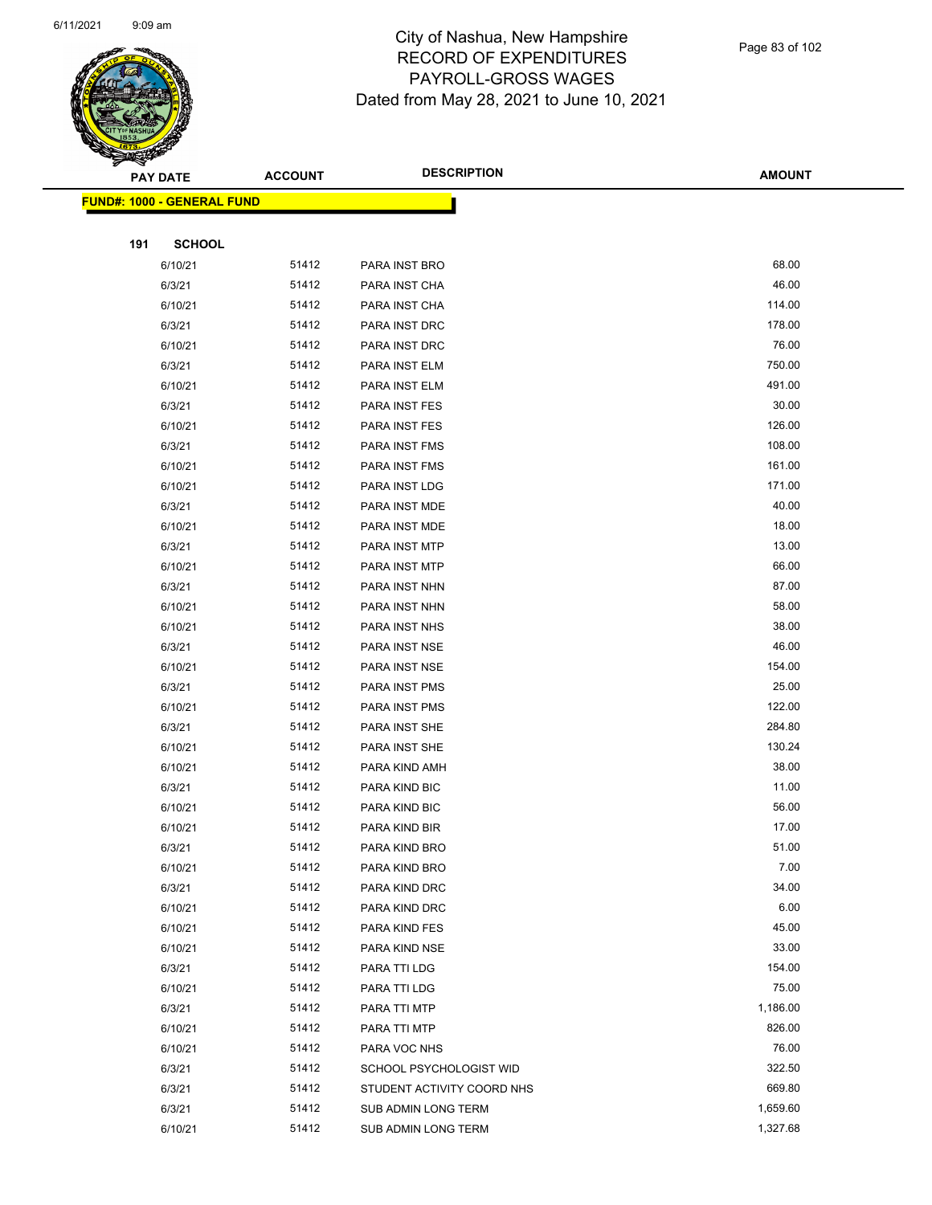# City of Nashua, New Hampshire
## RECORD OF EXPENDITURES
## PAYROLL-GROSS WAGES
## Dated from May 28, 2021 to June 10, 2021

**FUND#: 1000 - GENERAL FUND**

**191 SCHOOL**

| PAY DATE | ACCOUNT | DESCRIPTION | AMOUNT |
|---|---|---|---|
| 6/10/21 | 51412 | PARA INST BRO | 68.00 |
| 6/3/21 | 51412 | PARA INST CHA | 46.00 |
| 6/10/21 | 51412 | PARA INST CHA | 114.00 |
| 6/3/21 | 51412 | PARA INST DRC | 178.00 |
| 6/10/21 | 51412 | PARA INST DRC | 76.00 |
| 6/3/21 | 51412 | PARA INST ELM | 750.00 |
| 6/10/21 | 51412 | PARA INST ELM | 491.00 |
| 6/3/21 | 51412 | PARA INST FES | 30.00 |
| 6/10/21 | 51412 | PARA INST FES | 126.00 |
| 6/3/21 | 51412 | PARA INST FMS | 108.00 |
| 6/10/21 | 51412 | PARA INST FMS | 161.00 |
| 6/10/21 | 51412 | PARA INST LDG | 171.00 |
| 6/3/21 | 51412 | PARA INST MDE | 40.00 |
| 6/10/21 | 51412 | PARA INST MDE | 18.00 |
| 6/3/21 | 51412 | PARA INST MTP | 13.00 |
| 6/10/21 | 51412 | PARA INST MTP | 66.00 |
| 6/3/21 | 51412 | PARA INST NHN | 87.00 |
| 6/10/21 | 51412 | PARA INST NHN | 58.00 |
| 6/10/21 | 51412 | PARA INST NHS | 38.00 |
| 6/3/21 | 51412 | PARA INST NSE | 46.00 |
| 6/10/21 | 51412 | PARA INST NSE | 154.00 |
| 6/3/21 | 51412 | PARA INST PMS | 25.00 |
| 6/10/21 | 51412 | PARA INST PMS | 122.00 |
| 6/3/21 | 51412 | PARA INST SHE | 284.80 |
| 6/10/21 | 51412 | PARA INST SHE | 130.24 |
| 6/10/21 | 51412 | PARA KIND AMH | 38.00 |
| 6/3/21 | 51412 | PARA KIND BIC | 11.00 |
| 6/10/21 | 51412 | PARA KIND BIC | 56.00 |
| 6/10/21 | 51412 | PARA KIND BIR | 17.00 |
| 6/3/21 | 51412 | PARA KIND BRO | 51.00 |
| 6/10/21 | 51412 | PARA KIND BRO | 7.00 |
| 6/3/21 | 51412 | PARA KIND DRC | 34.00 |
| 6/10/21 | 51412 | PARA KIND DRC | 6.00 |
| 6/10/21 | 51412 | PARA KIND FES | 45.00 |
| 6/10/21 | 51412 | PARA KIND NSE | 33.00 |
| 6/3/21 | 51412 | PARA TTI LDG | 154.00 |
| 6/10/21 | 51412 | PARA TTI LDG | 75.00 |
| 6/3/21 | 51412 | PARA TTI MTP | 1,186.00 |
| 6/10/21 | 51412 | PARA TTI MTP | 826.00 |
| 6/10/21 | 51412 | PARA VOC NHS | 76.00 |
| 6/3/21 | 51412 | SCHOOL PSYCHOLOGIST WID | 322.50 |
| 6/3/21 | 51412 | STUDENT ACTIVITY COORD NHS | 669.80 |
| 6/3/21 | 51412 | SUB ADMIN LONG TERM | 1,659.60 |
| 6/10/21 | 51412 | SUB ADMIN LONG TERM | 1,327.68 |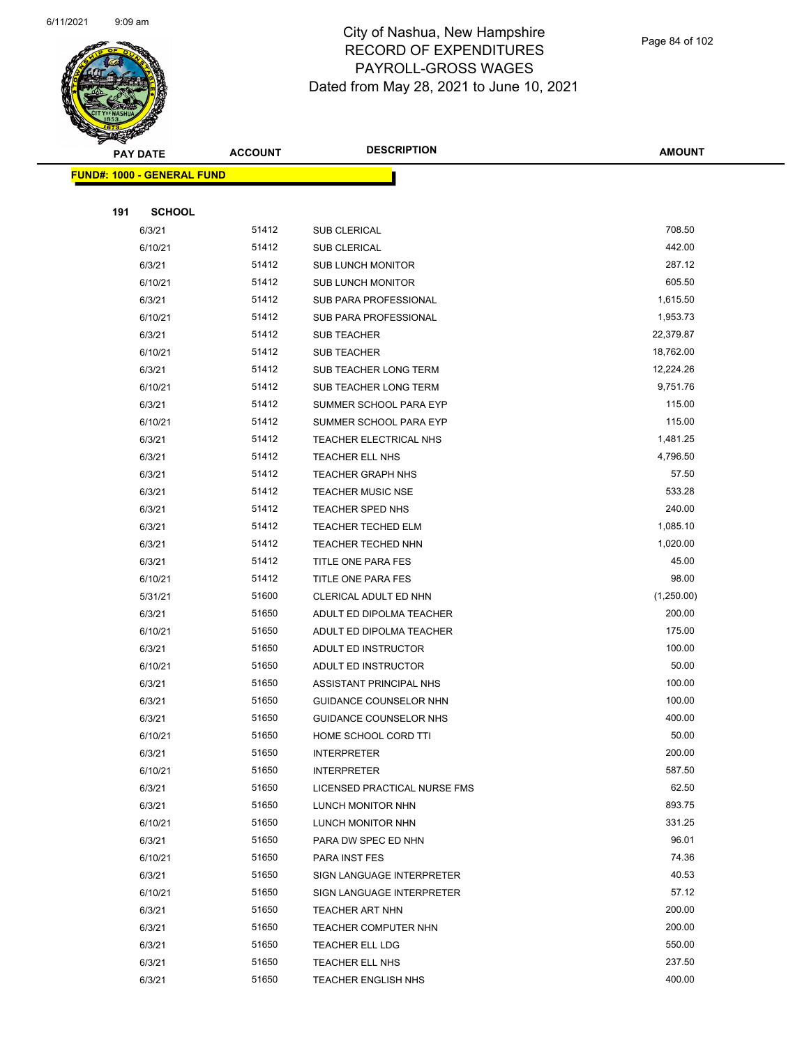# City of Nashua, New Hampshire
# RECORD OF EXPENDITURES
# PAYROLL-GROSS WAGES
Dated from May 28, 2021 to June 10, 2021

**FUND#: 1000 - GENERAL FUND**

**191 SCHOOL**

| PAY DATE | ACCOUNT | DESCRIPTION | AMOUNT |
|---|---|---|---|
| 6/3/21 | 51412 | SUB CLERICAL | 708.50 |
| 6/10/21 | 51412 | SUB CLERICAL | 442.00 |
| 6/3/21 | 51412 | SUB LUNCH MONITOR | 287.12 |
| 6/10/21 | 51412 | SUB LUNCH MONITOR | 605.50 |
| 6/3/21 | 51412 | SUB PARA PROFESSIONAL | 1,615.50 |
| 6/10/21 | 51412 | SUB PARA PROFESSIONAL | 1,953.73 |
| 6/3/21 | 51412 | SUB TEACHER | 22,379.87 |
| 6/10/21 | 51412 | SUB TEACHER | 18,762.00 |
| 6/3/21 | 51412 | SUB TEACHER LONG TERM | 12,224.26 |
| 6/10/21 | 51412 | SUB TEACHER LONG TERM | 9,751.76 |
| 6/3/21 | 51412 | SUMMER SCHOOL PARA EYP | 115.00 |
| 6/10/21 | 51412 | SUMMER SCHOOL PARA EYP | 115.00 |
| 6/3/21 | 51412 | TEACHER ELECTRICAL NHS | 1,481.25 |
| 6/3/21 | 51412 | TEACHER ELL NHS | 4,796.50 |
| 6/3/21 | 51412 | TEACHER GRAPH NHS | 57.50 |
| 6/3/21 | 51412 | TEACHER MUSIC NSE | 533.28 |
| 6/3/21 | 51412 | TEACHER SPED NHS | 240.00 |
| 6/3/21 | 51412 | TEACHER TECHED ELM | 1,085.10 |
| 6/3/21 | 51412 | TEACHER TECHED NHN | 1,020.00 |
| 6/3/21 | 51412 | TITLE ONE PARA FES | 45.00 |
| 6/10/21 | 51412 | TITLE ONE PARA FES | 98.00 |
| 5/31/21 | 51600 | CLERICAL ADULT ED NHN | (1,250.00) |
| 6/3/21 | 51650 | ADULT ED DIPOLMA TEACHER | 200.00 |
| 6/10/21 | 51650 | ADULT ED DIPOLMA TEACHER | 175.00 |
| 6/3/21 | 51650 | ADULT ED INSTRUCTOR | 100.00 |
| 6/10/21 | 51650 | ADULT ED INSTRUCTOR | 50.00 |
| 6/3/21 | 51650 | ASSISTANT PRINCIPAL NHS | 100.00 |
| 6/3/21 | 51650 | GUIDANCE COUNSELOR NHN | 100.00 |
| 6/3/21 | 51650 | GUIDANCE COUNSELOR NHS | 400.00 |
| 6/10/21 | 51650 | HOME SCHOOL CORD TTI | 50.00 |
| 6/3/21 | 51650 | INTERPRETER | 200.00 |
| 6/10/21 | 51650 | INTERPRETER | 587.50 |
| 6/3/21 | 51650 | LICENSED PRACTICAL NURSE FMS | 62.50 |
| 6/3/21 | 51650 | LUNCH MONITOR NHN | 893.75 |
| 6/10/21 | 51650 | LUNCH MONITOR NHN | 331.25 |
| 6/3/21 | 51650 | PARA DW SPEC ED NHN | 96.01 |
| 6/10/21 | 51650 | PARA INST FES | 74.36 |
| 6/3/21 | 51650 | SIGN LANGUAGE INTERPRETER | 40.53 |
| 6/10/21 | 51650 | SIGN LANGUAGE INTERPRETER | 57.12 |
| 6/3/21 | 51650 | TEACHER ART NHN | 200.00 |
| 6/3/21 | 51650 | TEACHER COMPUTER NHN | 200.00 |
| 6/3/21 | 51650 | TEACHER ELL LDG | 550.00 |
| 6/3/21 | 51650 | TEACHER ELL NHS | 237.50 |
| 6/3/21 | 51650 | TEACHER ENGLISH NHS | 400.00 |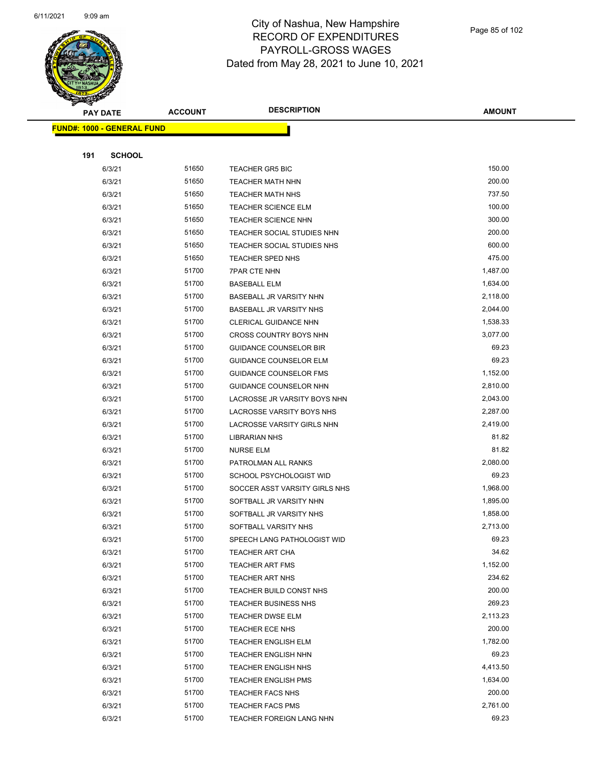# City of Nashua, New Hampshire
## RECORD OF EXPENDITURES
## PAYROLL-GROSS WAGES
### Dated from May 28, 2021 to June 10, 2021

**FUND#: 1000 - GENERAL FUND**

**191 SCHOOL**

| PAY DATE | ACCOUNT | DESCRIPTION | AMOUNT |
|---|---|---|---|
| 6/3/21 | 51650 | TEACHER GR5 BIC | 150.00 |
| 6/3/21 | 51650 | TEACHER MATH NHN | 200.00 |
| 6/3/21 | 51650 | TEACHER MATH NHS | 737.50 |
| 6/3/21 | 51650 | TEACHER SCIENCE ELM | 100.00 |
| 6/3/21 | 51650 | TEACHER SCIENCE NHN | 300.00 |
| 6/3/21 | 51650 | TEACHER SOCIAL STUDIES NHN | 200.00 |
| 6/3/21 | 51650 | TEACHER SOCIAL STUDIES NHS | 600.00 |
| 6/3/21 | 51650 | TEACHER SPED NHS | 475.00 |
| 6/3/21 | 51700 | 7PAR CTE NHN | 1,487.00 |
| 6/3/21 | 51700 | BASEBALL ELM | 1,634.00 |
| 6/3/21 | 51700 | BASEBALL JR VARSITY NHN | 2,118.00 |
| 6/3/21 | 51700 | BASEBALL JR VARSITY NHS | 2,044.00 |
| 6/3/21 | 51700 | CLERICAL GUIDANCE NHN | 1,538.33 |
| 6/3/21 | 51700 | CROSS COUNTRY BOYS NHN | 3,077.00 |
| 6/3/21 | 51700 | GUIDANCE COUNSELOR BIR | 69.23 |
| 6/3/21 | 51700 | GUIDANCE COUNSELOR ELM | 69.23 |
| 6/3/21 | 51700 | GUIDANCE COUNSELOR FMS | 1,152.00 |
| 6/3/21 | 51700 | GUIDANCE COUNSELOR NHN | 2,810.00 |
| 6/3/21 | 51700 | LACROSSE JR VARSITY BOYS NHN | 2,043.00 |
| 6/3/21 | 51700 | LACROSSE VARSITY BOYS NHS | 2,287.00 |
| 6/3/21 | 51700 | LACROSSE VARSITY GIRLS NHN | 2,419.00 |
| 6/3/21 | 51700 | LIBRARIAN NHS | 81.82 |
| 6/3/21 | 51700 | NURSE ELM | 81.82 |
| 6/3/21 | 51700 | PATROLMAN ALL RANKS | 2,080.00 |
| 6/3/21 | 51700 | SCHOOL PSYCHOLOGIST WID | 69.23 |
| 6/3/21 | 51700 | SOCCER ASST VARSITY GIRLS NHS | 1,968.00 |
| 6/3/21 | 51700 | SOFTBALL JR VARSITY NHN | 1,895.00 |
| 6/3/21 | 51700 | SOFTBALL JR VARSITY NHS | 1,858.00 |
| 6/3/21 | 51700 | SOFTBALL VARSITY NHS | 2,713.00 |
| 6/3/21 | 51700 | SPEECH LANG PATHOLOGIST WID | 69.23 |
| 6/3/21 | 51700 | TEACHER ART CHA | 34.62 |
| 6/3/21 | 51700 | TEACHER ART FMS | 1,152.00 |
| 6/3/21 | 51700 | TEACHER ART NHS | 234.62 |
| 6/3/21 | 51700 | TEACHER BUILD CONST NHS | 200.00 |
| 6/3/21 | 51700 | TEACHER BUSINESS NHS | 269.23 |
| 6/3/21 | 51700 | TEACHER DWSE ELM | 2,113.23 |
| 6/3/21 | 51700 | TEACHER ECE NHS | 200.00 |
| 6/3/21 | 51700 | TEACHER ENGLISH ELM | 1,782.00 |
| 6/3/21 | 51700 | TEACHER ENGLISH NHN | 69.23 |
| 6/3/21 | 51700 | TEACHER ENGLISH NHS | 4,413.50 |
| 6/3/21 | 51700 | TEACHER ENGLISH PMS | 1,634.00 |
| 6/3/21 | 51700 | TEACHER FACS NHS | 200.00 |
| 6/3/21 | 51700 | TEACHER FACS PMS | 2,761.00 |
| 6/3/21 | 51700 | TEACHER FOREIGN LANG NHN | 69.23 |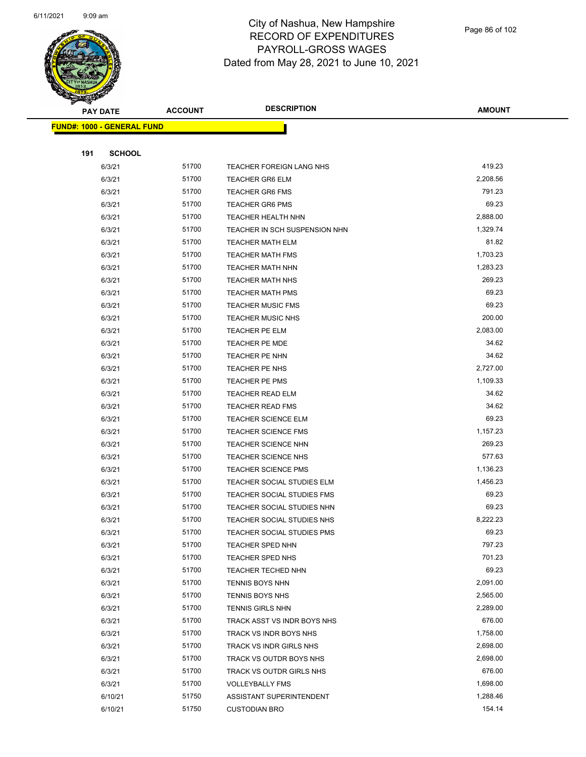# City of Nashua, New Hampshire
## RECORD OF EXPENDITURES
## PAYROLL-GROSS WAGES
## Dated from May 28, 2021 to June 10, 2021

| PAY DATE | ACCOUNT | DESCRIPTION | AMOUNT |
|---|---|---|---|

**FUND#: 1000 - GENERAL FUND**

**191 SCHOOL**

| PAY DATE | ACCOUNT | DESCRIPTION | AMOUNT |
|---|---|---|---|
| 6/3/21 | 51700 | TEACHER FOREIGN LANG NHS | 419.23 |
| 6/3/21 | 51700 | TEACHER GR6 ELM | 2,208.56 |
| 6/3/21 | 51700 | TEACHER GR6 FMS | 791.23 |
| 6/3/21 | 51700 | TEACHER GR6 PMS | 69.23 |
| 6/3/21 | 51700 | TEACHER HEALTH NHN | 2,888.00 |
| 6/3/21 | 51700 | TEACHER IN SCH SUSPENSION NHN | 1,329.74 |
| 6/3/21 | 51700 | TEACHER MATH ELM | 81.82 |
| 6/3/21 | 51700 | TEACHER MATH FMS | 1,703.23 |
| 6/3/21 | 51700 | TEACHER MATH NHN | 1,283.23 |
| 6/3/21 | 51700 | TEACHER MATH NHS | 269.23 |
| 6/3/21 | 51700 | TEACHER MATH PMS | 69.23 |
| 6/3/21 | 51700 | TEACHER MUSIC FMS | 69.23 |
| 6/3/21 | 51700 | TEACHER MUSIC NHS | 200.00 |
| 6/3/21 | 51700 | TEACHER PE ELM | 2,083.00 |
| 6/3/21 | 51700 | TEACHER PE MDE | 34.62 |
| 6/3/21 | 51700 | TEACHER PE NHN | 34.62 |
| 6/3/21 | 51700 | TEACHER PE NHS | 2,727.00 |
| 6/3/21 | 51700 | TEACHER PE PMS | 1,109.33 |
| 6/3/21 | 51700 | TEACHER READ ELM | 34.62 |
| 6/3/21 | 51700 | TEACHER READ FMS | 34.62 |
| 6/3/21 | 51700 | TEACHER SCIENCE ELM | 69.23 |
| 6/3/21 | 51700 | TEACHER SCIENCE FMS | 1,157.23 |
| 6/3/21 | 51700 | TEACHER SCIENCE NHN | 269.23 |
| 6/3/21 | 51700 | TEACHER SCIENCE NHS | 577.63 |
| 6/3/21 | 51700 | TEACHER SCIENCE PMS | 1,136.23 |
| 6/3/21 | 51700 | TEACHER SOCIAL STUDIES ELM | 1,456.23 |
| 6/3/21 | 51700 | TEACHER SOCIAL STUDIES FMS | 69.23 |
| 6/3/21 | 51700 | TEACHER SOCIAL STUDIES NHN | 69.23 |
| 6/3/21 | 51700 | TEACHER SOCIAL STUDIES NHS | 8,222.23 |
| 6/3/21 | 51700 | TEACHER SOCIAL STUDIES PMS | 69.23 |
| 6/3/21 | 51700 | TEACHER SPED NHN | 797.23 |
| 6/3/21 | 51700 | TEACHER SPED NHS | 701.23 |
| 6/3/21 | 51700 | TEACHER TECHED NHN | 69.23 |
| 6/3/21 | 51700 | TENNIS BOYS NHN | 2,091.00 |
| 6/3/21 | 51700 | TENNIS BOYS NHS | 2,565.00 |
| 6/3/21 | 51700 | TENNIS GIRLS NHN | 2,289.00 |
| 6/3/21 | 51700 | TRACK ASST VS INDR BOYS NHS | 676.00 |
| 6/3/21 | 51700 | TRACK VS INDR BOYS NHS | 1,758.00 |
| 6/3/21 | 51700 | TRACK VS INDR GIRLS NHS | 2,698.00 |
| 6/3/21 | 51700 | TRACK VS OUTDR BOYS NHS | 2,698.00 |
| 6/3/21 | 51700 | TRACK VS OUTDR GIRLS NHS | 676.00 |
| 6/3/21 | 51700 | VOLLEYBALLY FMS | 1,698.00 |
| 6/10/21 | 51750 | ASSISTANT SUPERINTENDENT | 1,288.46 |
| 6/10/21 | 51750 | CUSTODIAN BRO | 154.14 |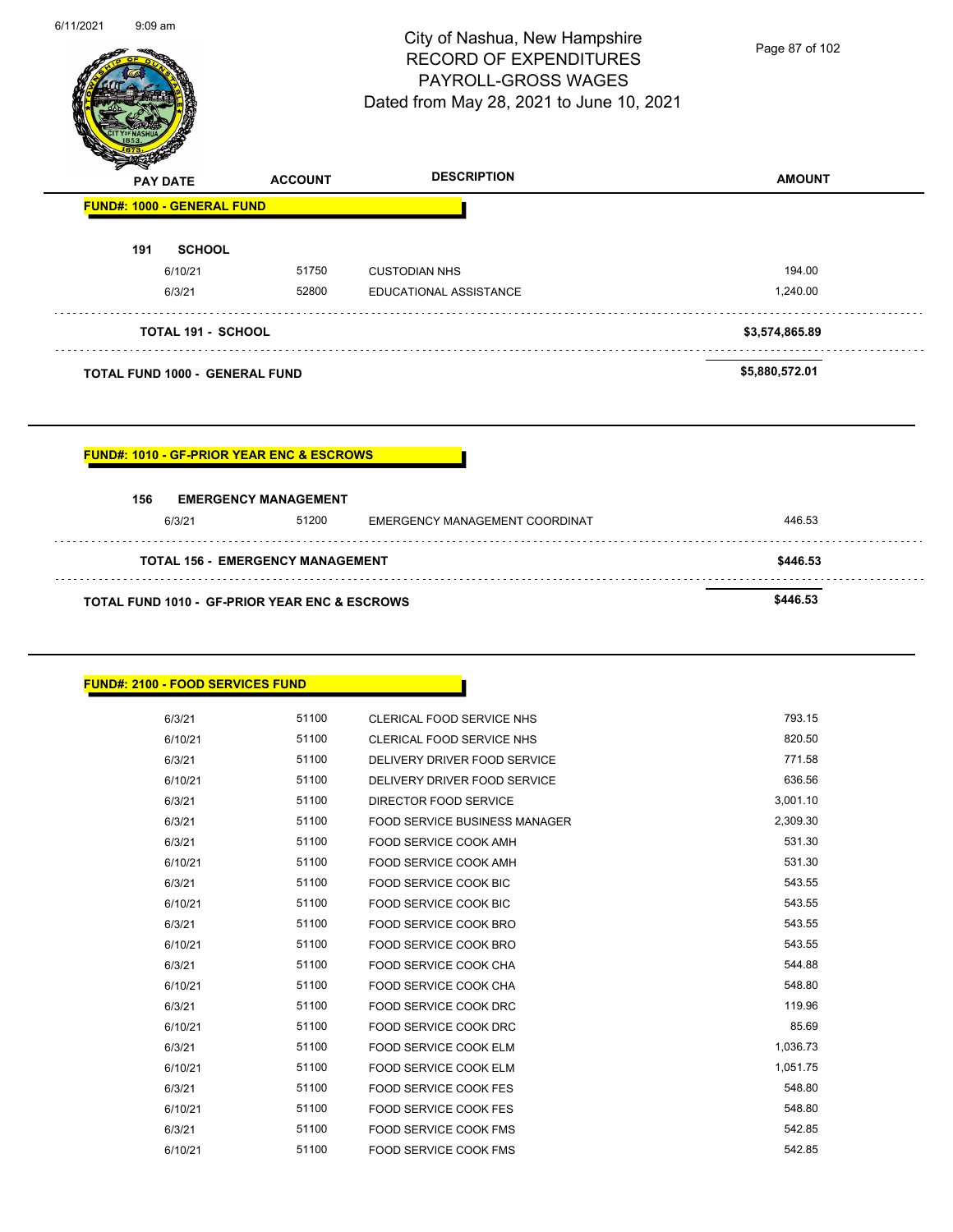# City of Nashua, New Hampshire
## RECORD OF EXPENDITURES
## PAYROLL-GROSS WAGES
### Dated from May 28, 2021 to June 10, 2021

| PAY DATE | ACCOUNT | DESCRIPTION | AMOUNT |
|---|---|---|---|
| **FUND#: 1000 - GENERAL FUND** | | | |
| **191 SCHOOL** | | | |
| 6/10/21 | 51750 | CUSTODIAN NHS | 194.00 |
| 6/3/21 | 52800 | EDUCATIONAL ASSISTANCE | 1,240.00 |
| **TOTAL 191 - SCHOOL** | | | **$3,574,865.89** |
| **TOTAL FUND 1000 - GENERAL FUND** | | | **$5,880,572.01** |

| PAY DATE | ACCOUNT | DESCRIPTION | AMOUNT |
|---|---|---|---|
| **FUND#: 1010 - GF-PRIOR YEAR ENC & ESCROWS** | | | |
| **156 EMERGENCY MANAGEMENT** | | | |
| 6/3/21 | 51200 | EMERGENCY MANAGEMENT COORDINAT | 446.53 |
| **TOTAL 156 - EMERGENCY MANAGEMENT** | | | **$446.53** |
| **TOTAL FUND 1010 - GF-PRIOR YEAR ENC & ESCROWS** | | | **$446.53** |

| PAY DATE | ACCOUNT | DESCRIPTION | AMOUNT |
|---|---|---|---|
| **FUND#: 2100 - FOOD SERVICES FUND** | | | |
| 6/3/21 | 51100 | CLERICAL FOOD SERVICE NHS | 793.15 |
| 6/10/21 | 51100 | CLERICAL FOOD SERVICE NHS | 820.50 |
| 6/3/21 | 51100 | DELIVERY DRIVER FOOD SERVICE | 771.58 |
| 6/10/21 | 51100 | DELIVERY DRIVER FOOD SERVICE | 636.56 |
| 6/3/21 | 51100 | DIRECTOR FOOD SERVICE | 3,001.10 |
| 6/3/21 | 51100 | FOOD SERVICE BUSINESS MANAGER | 2,309.30 |
| 6/3/21 | 51100 | FOOD SERVICE COOK AMH | 531.30 |
| 6/10/21 | 51100 | FOOD SERVICE COOK AMH | 531.30 |
| 6/3/21 | 51100 | FOOD SERVICE COOK BIC | 543.55 |
| 6/10/21 | 51100 | FOOD SERVICE COOK BIC | 543.55 |
| 6/3/21 | 51100 | FOOD SERVICE COOK BRO | 543.55 |
| 6/10/21 | 51100 | FOOD SERVICE COOK BRO | 543.55 |
| 6/3/21 | 51100 | FOOD SERVICE COOK CHA | 544.88 |
| 6/10/21 | 51100 | FOOD SERVICE COOK CHA | 548.80 |
| 6/3/21 | 51100 | FOOD SERVICE COOK DRC | 119.96 |
| 6/10/21 | 51100 | FOOD SERVICE COOK DRC | 85.69 |
| 6/3/21 | 51100 | FOOD SERVICE COOK ELM | 1,036.73 |
| 6/10/21 | 51100 | FOOD SERVICE COOK ELM | 1,051.75 |
| 6/3/21 | 51100 | FOOD SERVICE COOK FES | 548.80 |
| 6/10/21 | 51100 | FOOD SERVICE COOK FES | 548.80 |
| 6/3/21 | 51100 | FOOD SERVICE COOK FMS | 542.85 |
| 6/10/21 | 51100 | FOOD SERVICE COOK FMS | 542.85 |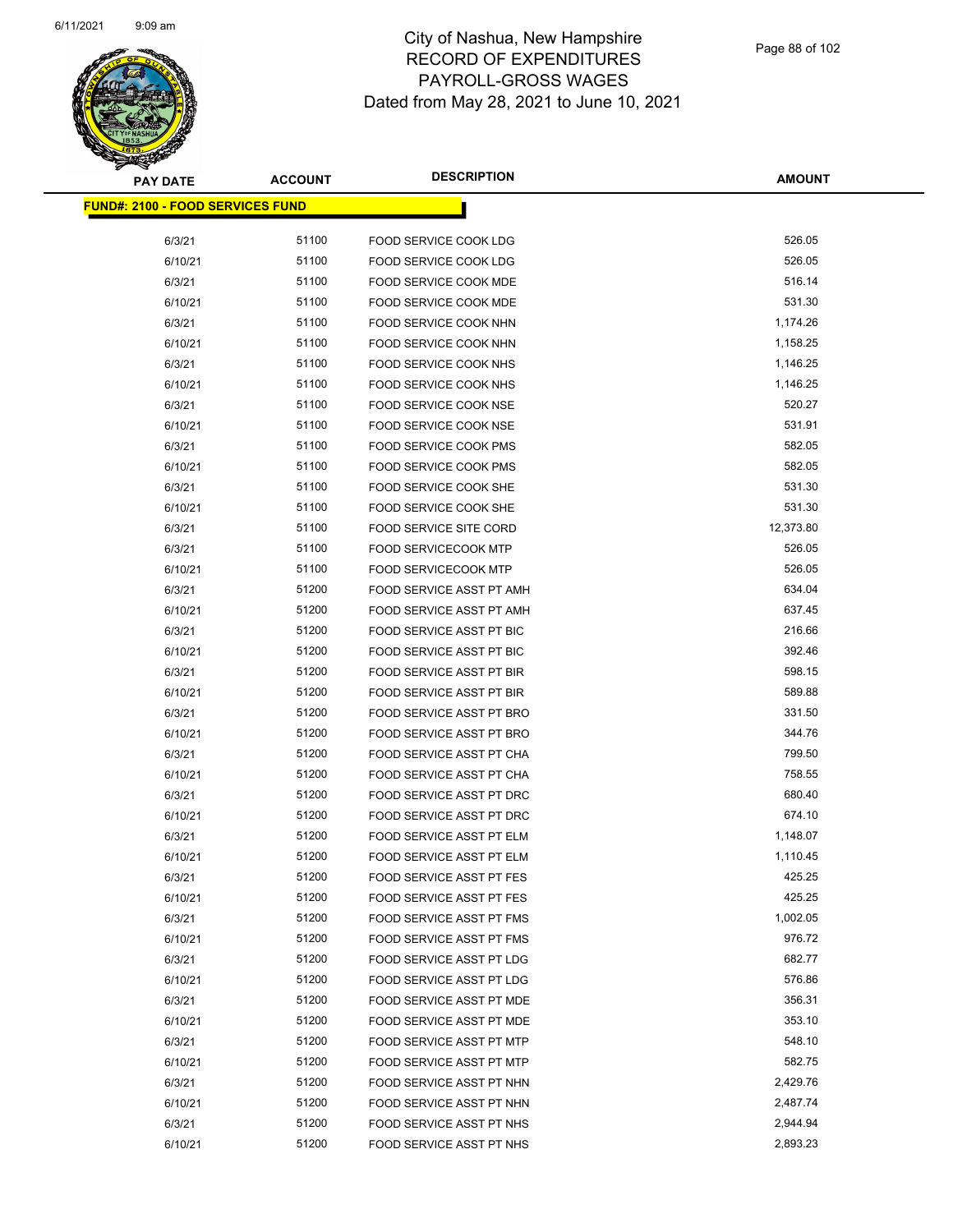City of Nashua, New Hampshire
RECORD OF EXPENDITURES
PAYROLL-GROSS WAGES
Dated from May 28, 2021 to June 10, 2021

| PAY DATE | ACCOUNT | DESCRIPTION | AMOUNT |
|---|---|---|---|
| **FUND#: 2100 - FOOD SERVICES FUND** | | | |
| 6/3/21 | 51100 | FOOD SERVICE COOK LDG | 526.05 |
| 6/10/21 | 51100 | FOOD SERVICE COOK LDG | 526.05 |
| 6/3/21 | 51100 | FOOD SERVICE COOK MDE | 516.14 |
| 6/10/21 | 51100 | FOOD SERVICE COOK MDE | 531.30 |
| 6/3/21 | 51100 | FOOD SERVICE COOK NHN | 1,174.26 |
| 6/10/21 | 51100 | FOOD SERVICE COOK NHN | 1,158.25 |
| 6/3/21 | 51100 | FOOD SERVICE COOK NHS | 1,146.25 |
| 6/10/21 | 51100 | FOOD SERVICE COOK NHS | 1,146.25 |
| 6/3/21 | 51100 | FOOD SERVICE COOK NSE | 520.27 |
| 6/10/21 | 51100 | FOOD SERVICE COOK NSE | 531.91 |
| 6/3/21 | 51100 | FOOD SERVICE COOK PMS | 582.05 |
| 6/10/21 | 51100 | FOOD SERVICE COOK PMS | 582.05 |
| 6/3/21 | 51100 | FOOD SERVICE COOK SHE | 531.30 |
| 6/10/21 | 51100 | FOOD SERVICE COOK SHE | 531.30 |
| 6/3/21 | 51100 | FOOD SERVICE SITE CORD | 12,373.80 |
| 6/3/21 | 51100 | FOOD SERVICECOOK MTP | 526.05 |
| 6/10/21 | 51100 | FOOD SERVICECOOK MTP | 526.05 |
| 6/3/21 | 51200 | FOOD SERVICE ASST PT AMH | 634.04 |
| 6/10/21 | 51200 | FOOD SERVICE ASST PT AMH | 637.45 |
| 6/3/21 | 51200 | FOOD SERVICE ASST PT BIC | 216.66 |
| 6/10/21 | 51200 | FOOD SERVICE ASST PT BIC | 392.46 |
| 6/3/21 | 51200 | FOOD SERVICE ASST PT BIR | 598.15 |
| 6/10/21 | 51200 | FOOD SERVICE ASST PT BIR | 589.88 |
| 6/3/21 | 51200 | FOOD SERVICE ASST PT BRO | 331.50 |
| 6/10/21 | 51200 | FOOD SERVICE ASST PT BRO | 344.76 |
| 6/3/21 | 51200 | FOOD SERVICE ASST PT CHA | 799.50 |
| 6/10/21 | 51200 | FOOD SERVICE ASST PT CHA | 758.55 |
| 6/3/21 | 51200 | FOOD SERVICE ASST PT DRC | 680.40 |
| 6/10/21 | 51200 | FOOD SERVICE ASST PT DRC | 674.10 |
| 6/3/21 | 51200 | FOOD SERVICE ASST PT ELM | 1,148.07 |
| 6/10/21 | 51200 | FOOD SERVICE ASST PT ELM | 1,110.45 |
| 6/3/21 | 51200 | FOOD SERVICE ASST PT FES | 425.25 |
| 6/10/21 | 51200 | FOOD SERVICE ASST PT FES | 425.25 |
| 6/3/21 | 51200 | FOOD SERVICE ASST PT FMS | 1,002.05 |
| 6/10/21 | 51200 | FOOD SERVICE ASST PT FMS | 976.72 |
| 6/3/21 | 51200 | FOOD SERVICE ASST PT LDG | 682.77 |
| 6/10/21 | 51200 | FOOD SERVICE ASST PT LDG | 576.86 |
| 6/3/21 | 51200 | FOOD SERVICE ASST PT MDE | 356.31 |
| 6/10/21 | 51200 | FOOD SERVICE ASST PT MDE | 353.10 |
| 6/3/21 | 51200 | FOOD SERVICE ASST PT MTP | 548.10 |
| 6/10/21 | 51200 | FOOD SERVICE ASST PT MTP | 582.75 |
| 6/3/21 | 51200 | FOOD SERVICE ASST PT NHN | 2,429.76 |
| 6/10/21 | 51200 | FOOD SERVICE ASST PT NHN | 2,487.74 |
| 6/3/21 | 51200 | FOOD SERVICE ASST PT NHS | 2,944.94 |
| 6/10/21 | 51200 | FOOD SERVICE ASST PT NHS | 2,893.23 |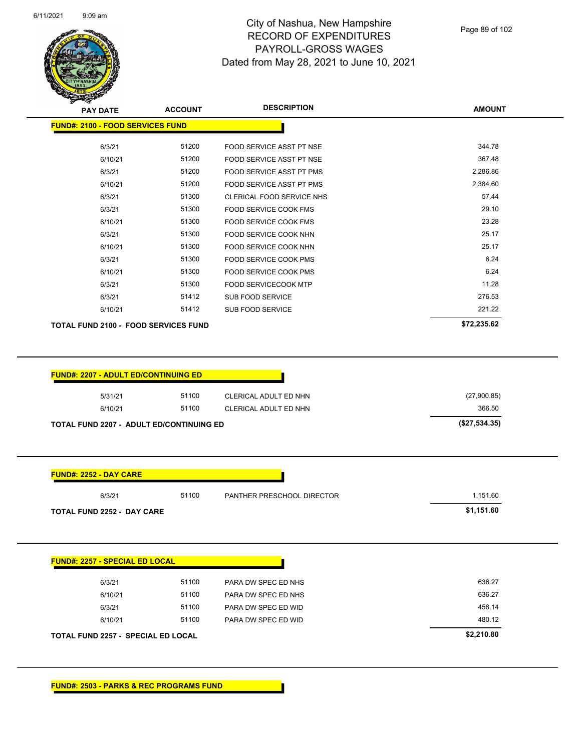# City of Nashua, New Hampshire
## RECORD OF EXPENDITURES
## PAYROLL-GROSS WAGES
## Dated from May 28, 2021 to June 10, 2021

| PAY DATE | ACCOUNT | DESCRIPTION | AMOUNT |
|---|---|---|---|
| **FUND#: 2100 - FOOD SERVICES FUND** | | | |
| 6/3/21 | 51200 | FOOD SERVICE ASST PT NSE | 344.78 |
| 6/10/21 | 51200 | FOOD SERVICE ASST PT NSE | 367.48 |
| 6/3/21 | 51200 | FOOD SERVICE ASST PT PMS | 2,286.86 |
| 6/10/21 | 51200 | FOOD SERVICE ASST PT PMS | 2,384.60 |
| 6/3/21 | 51300 | CLERICAL FOOD SERVICE NHS | 57.44 |
| 6/3/21 | 51300 | FOOD SERVICE COOK FMS | 29.10 |
| 6/10/21 | 51300 | FOOD SERVICE COOK FMS | 23.28 |
| 6/3/21 | 51300 | FOOD SERVICE COOK NHN | 25.17 |
| 6/10/21 | 51300 | FOOD SERVICE COOK NHN | 25.17 |
| 6/3/21 | 51300 | FOOD SERVICE COOK PMS | 6.24 |
| 6/10/21 | 51300 | FOOD SERVICE COOK PMS | 6.24 |
| 6/3/21 | 51300 | FOOD SERVICECOOK MTP | 11.28 |
| 6/3/21 | 51412 | SUB FOOD SERVICE | 276.53 |
| 6/10/21 | 51412 | SUB FOOD SERVICE | 221.22 |
| **TOTAL FUND 2100 - FOOD SERVICES FUND** | | | **$72,235.62** |

| PAY DATE | ACCOUNT | DESCRIPTION | AMOUNT |
|---|---|---|---|
| **FUND#: 2207 - ADULT ED/CONTINUING ED** | | | |
| 5/31/21 | 51100 | CLERICAL ADULT ED NHN | (27,900.85) |
| 6/10/21 | 51100 | CLERICAL ADULT ED NHN | 366.50 |
| **TOTAL FUND 2207 - ADULT ED/CONTINUING ED** | | | **($27,534.35)** |

| PAY DATE | ACCOUNT | DESCRIPTION | AMOUNT |
|---|---|---|---|
| **FUND#: 2252 - DAY CARE** | | | |
| 6/3/21 | 51100 | PANTHER PRESCHOOL DIRECTOR | 1,151.60 |
| **TOTAL FUND 2252 - DAY CARE** | | | **$1,151.60** |

| PAY DATE | ACCOUNT | DESCRIPTION | AMOUNT |
|---|---|---|---|
| **FUND#: 2257 - SPECIAL ED LOCAL** | | | |
| 6/3/21 | 51100 | PARA DW SPEC ED NHS | 636.27 |
| 6/10/21 | 51100 | PARA DW SPEC ED NHS | 636.27 |
| 6/3/21 | 51100 | PARA DW SPEC ED WID | 458.14 |
| 6/10/21 | 51100 | PARA DW SPEC ED WID | 480.12 |
| **TOTAL FUND 2257 - SPECIAL ED LOCAL** | | | **$2,210.80** |

**FUND#: 2503 - PARKS & REC PROGRAMS FUND**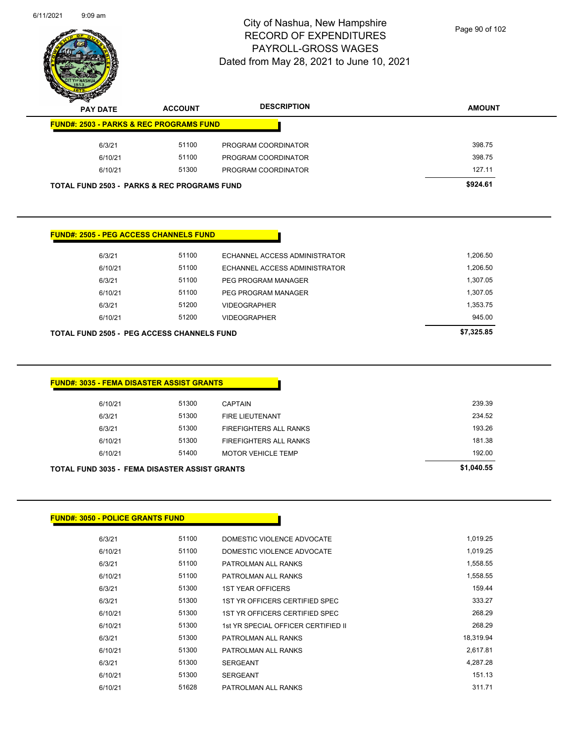# City of Nashua, New Hampshire
## RECORD OF EXPENDITURES
## PAYROLL-GROSS WAGES
### Dated from May 28, 2021 to June 10, 2021

| PAY DATE | ACCOUNT | DESCRIPTION | AMOUNT |
|---|---|---|---|
| **FUND#: 2503 - PARKS & REC PROGRAMS FUND** | | | |
| 6/3/21 | 51100 | PROGRAM COORDINATOR | 398.75 |
| 6/10/21 | 51100 | PROGRAM COORDINATOR | 398.75 |
| 6/10/21 | 51300 | PROGRAM COORDINATOR | 127.11 |
| **TOTAL FUND 2503 - PARKS & REC PROGRAMS FUND** | | | **$924.61** |

| PAY DATE | ACCOUNT | DESCRIPTION | AMOUNT |
|---|---|---|---|
| **FUND#: 2505 - PEG ACCESS CHANNELS FUND** | | | |
| 6/3/21 | 51100 | ECHANNEL ACCESS ADMINISTRATOR | 1,206.50 |
| 6/10/21 | 51100 | ECHANNEL ACCESS ADMINISTRATOR | 1,206.50 |
| 6/3/21 | 51100 | PEG PROGRAM MANAGER | 1,307.05 |
| 6/10/21 | 51100 | PEG PROGRAM MANAGER | 1,307.05 |
| 6/3/21 | 51200 | VIDEOGRAPHER | 1,353.75 |
| 6/10/21 | 51200 | VIDEOGRAPHER | 945.00 |
| **TOTAL FUND 2505 - PEG ACCESS CHANNELS FUND** | | | **$7,325.85** |

| PAY DATE | ACCOUNT | DESCRIPTION | AMOUNT |
|---|---|---|---|
| **FUND#: 3035 - FEMA DISASTER ASSIST GRANTS** | | | |
| 6/10/21 | 51300 | CAPTAIN | 239.39 |
| 6/3/21 | 51300 | FIRE LIEUTENANT | 234.52 |
| 6/3/21 | 51300 | FIREFIGHTERS ALL RANKS | 193.26 |
| 6/10/21 | 51300 | FIREFIGHTERS ALL RANKS | 181.38 |
| 6/10/21 | 51400 | MOTOR VEHICLE TEMP | 192.00 |
| **TOTAL FUND 3035 - FEMA DISASTER ASSIST GRANTS** | | | **$1,040.55** |

| PAY DATE | ACCOUNT | DESCRIPTION | AMOUNT |
|---|---|---|---|
| **FUND#: 3050 - POLICE GRANTS FUND** | | | |
| 6/3/21 | 51100 | DOMESTIC VIOLENCE ADVOCATE | 1,019.25 |
| 6/10/21 | 51100 | DOMESTIC VIOLENCE ADVOCATE | 1,019.25 |
| 6/3/21 | 51100 | PATROLMAN ALL RANKS | 1,558.55 |
| 6/10/21 | 51100 | PATROLMAN ALL RANKS | 1,558.55 |
| 6/3/21 | 51300 | 1ST YEAR OFFICERS | 159.44 |
| 6/3/21 | 51300 | 1ST YR OFFICERS CERTIFIED SPEC | 333.27 |
| 6/10/21 | 51300 | 1ST YR OFFICERS CERTIFIED SPEC | 268.29 |
| 6/10/21 | 51300 | 1st YR SPECIAL OFFICER CERTIFIED II | 268.29 |
| 6/3/21 | 51300 | PATROLMAN ALL RANKS | 18,319.94 |
| 6/10/21 | 51300 | PATROLMAN ALL RANKS | 2,617.81 |
| 6/3/21 | 51300 | SERGEANT | 4,287.28 |
| 6/10/21 | 51300 | SERGEANT | 151.13 |
| 6/10/21 | 51628 | PATROLMAN ALL RANKS | 311.71 |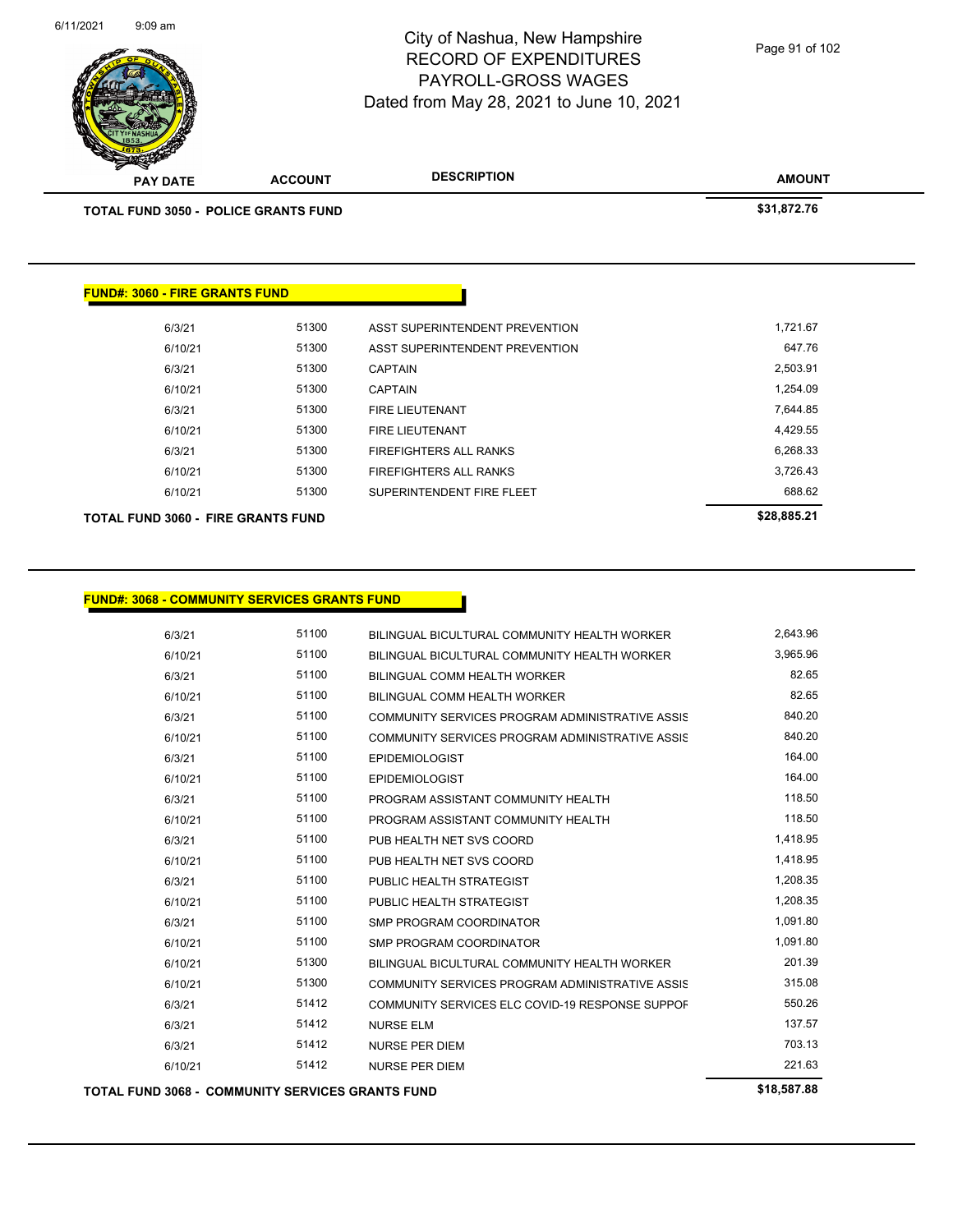# City of Nashua, New Hampshire
## RECORD OF EXPENDITURES
## PAYROLL-GROSS WAGES
## Dated from May 28, 2021 to June 10, 2021

| PAY DATE | ACCOUNT | DESCRIPTION | AMOUNT |
|---|---|---|---|
| **TOTAL FUND 3050 - POLICE GRANTS FUND** | | | **$31,872.76** |

**FUND#: 3060 - FIRE GRANTS FUND**

| PAY DATE | ACCOUNT | DESCRIPTION | AMOUNT |
|---|---|---|---|
| 6/3/21 | 51300 | ASST SUPERINTENDENT PREVENTION | 1,721.67 |
| 6/10/21 | 51300 | ASST SUPERINTENDENT PREVENTION | 647.76 |
| 6/3/21 | 51300 | CAPTAIN | 2,503.91 |
| 6/10/21 | 51300 | CAPTAIN | 1,254.09 |
| 6/3/21 | 51300 | FIRE LIEUTENANT | 7,644.85 |
| 6/10/21 | 51300 | FIRE LIEUTENANT | 4,429.55 |
| 6/3/21 | 51300 | FIREFIGHTERS ALL RANKS | 6,268.33 |
| 6/10/21 | 51300 | FIREFIGHTERS ALL RANKS | 3,726.43 |
| 6/10/21 | 51300 | SUPERINTENDENT FIRE FLEET | 688.62 |
| **TOTAL FUND 3060 - FIRE GRANTS FUND** | | | **$28,885.21** |

**FUND#: 3068 - COMMUNITY SERVICES GRANTS FUND**

| PAY DATE | ACCOUNT | DESCRIPTION | AMOUNT |
|---|---|---|---|
| 6/3/21 | 51100 | BILINGUAL BICULTURAL COMMUNITY HEALTH WORKER | 2,643.96 |
| 6/10/21 | 51100 | BILINGUAL BICULTURAL COMMUNITY HEALTH WORKER | 3,965.96 |
| 6/3/21 | 51100 | BILINGUAL COMM HEALTH WORKER | 82.65 |
| 6/10/21 | 51100 | BILINGUAL COMM HEALTH WORKER | 82.65 |
| 6/3/21 | 51100 | COMMUNITY SERVICES PROGRAM ADMINISTRATIVE ASSIS | 840.20 |
| 6/10/21 | 51100 | COMMUNITY SERVICES PROGRAM ADMINISTRATIVE ASSIS | 840.20 |
| 6/3/21 | 51100 | EPIDEMIOLOGIST | 164.00 |
| 6/10/21 | 51100 | EPIDEMIOLOGIST | 164.00 |
| 6/3/21 | 51100 | PROGRAM ASSISTANT COMMUNITY HEALTH | 118.50 |
| 6/10/21 | 51100 | PROGRAM ASSISTANT COMMUNITY HEALTH | 118.50 |
| 6/3/21 | 51100 | PUB HEALTH NET SVS COORD | 1,418.95 |
| 6/10/21 | 51100 | PUB HEALTH NET SVS COORD | 1,418.95 |
| 6/3/21 | 51100 | PUBLIC HEALTH STRATEGIST | 1,208.35 |
| 6/10/21 | 51100 | PUBLIC HEALTH STRATEGIST | 1,208.35 |
| 6/3/21 | 51100 | SMP PROGRAM COORDINATOR | 1,091.80 |
| 6/10/21 | 51100 | SMP PROGRAM COORDINATOR | 1,091.80 |
| 6/10/21 | 51300 | BILINGUAL BICULTURAL COMMUNITY HEALTH WORKER | 201.39 |
| 6/10/21 | 51300 | COMMUNITY SERVICES PROGRAM ADMINISTRATIVE ASSIS | 315.08 |
| 6/3/21 | 51412 | COMMUNITY SERVICES ELC COVID-19 RESPONSE SUPPOF | 550.26 |
| 6/3/21 | 51412 | NURSE ELM | 137.57 |
| 6/3/21 | 51412 | NURSE PER DIEM | 703.13 |
| 6/10/21 | 51412 | NURSE PER DIEM | 221.63 |
| **TOTAL FUND 3068 - COMMUNITY SERVICES GRANTS FUND** | | | **$18,587.88** |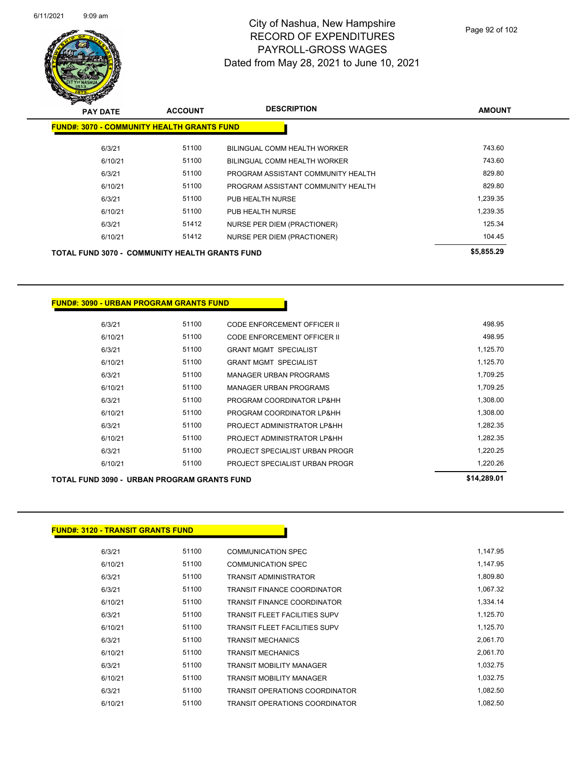# City of Nashua, New Hampshire
## RECORD OF EXPENDITURES
## PAYROLL-GROSS WAGES
### Dated from May 28, 2021 to June 10, 2021

| PAY DATE | ACCOUNT | DESCRIPTION | AMOUNT |
|---|---|---|---|
| **FUND#: 3070 - COMMUNITY HEALTH GRANTS FUND** | | | |
| 6/3/21 | 51100 | BILINGUAL COMM HEALTH WORKER | 743.60 |
| 6/10/21 | 51100 | BILINGUAL COMM HEALTH WORKER | 743.60 |
| 6/3/21 | 51100 | PROGRAM ASSISTANT COMMUNITY HEALTH | 829.80 |
| 6/10/21 | 51100 | PROGRAM ASSISTANT COMMUNITY HEALTH | 829.80 |
| 6/3/21 | 51100 | PUB HEALTH NURSE | 1,239.35 |
| 6/10/21 | 51100 | PUB HEALTH NURSE | 1,239.35 |
| 6/3/21 | 51412 | NURSE PER DIEM (PRACTIONER) | 125.34 |
| 6/10/21 | 51412 | NURSE PER DIEM (PRACTIONER) | 104.45 |
| **TOTAL FUND 3070 - COMMUNITY HEALTH GRANTS FUND** | | | **$5,855.29** |

| PAY DATE | ACCOUNT | DESCRIPTION | AMOUNT |
|---|---|---|---|
| **FUND#: 3090 - URBAN PROGRAM GRANTS FUND** | | | |
| 6/3/21 | 51100 | CODE ENFORCEMENT OFFICER II | 498.95 |
| 6/10/21 | 51100 | CODE ENFORCEMENT OFFICER II | 498.95 |
| 6/3/21 | 51100 | GRANT MGMT SPECIALIST | 1,125.70 |
| 6/10/21 | 51100 | GRANT MGMT SPECIALIST | 1,125.70 |
| 6/3/21 | 51100 | MANAGER URBAN PROGRAMS | 1,709.25 |
| 6/10/21 | 51100 | MANAGER URBAN PROGRAMS | 1,709.25 |
| 6/3/21 | 51100 | PROGRAM COORDINATOR LP&HH | 1,308.00 |
| 6/10/21 | 51100 | PROGRAM COORDINATOR LP&HH | 1,308.00 |
| 6/3/21 | 51100 | PROJECT ADMINISTRATOR LP&HH | 1,282.35 |
| 6/10/21 | 51100 | PROJECT ADMINISTRATOR LP&HH | 1,282.35 |
| 6/3/21 | 51100 | PROJECT SPECIALIST URBAN PROGR | 1,220.25 |
| 6/10/21 | 51100 | PROJECT SPECIALIST URBAN PROGR | 1,220.26 |
| **TOTAL FUND 3090 - URBAN PROGRAM GRANTS FUND** | | | **$14,289.01** |

| PAY DATE | ACCOUNT | DESCRIPTION | AMOUNT |
|---|---|---|---|
| **FUND#: 3120 - TRANSIT GRANTS FUND** | | | |
| 6/3/21 | 51100 | COMMUNICATION SPEC | 1,147.95 |
| 6/10/21 | 51100 | COMMUNICATION SPEC | 1,147.95 |
| 6/3/21 | 51100 | TRANSIT ADMINISTRATOR | 1,809.80 |
| 6/3/21 | 51100 | TRANSIT FINANCE COORDINATOR | 1,067.32 |
| 6/10/21 | 51100 | TRANSIT FINANCE COORDINATOR | 1,334.14 |
| 6/3/21 | 51100 | TRANSIT FLEET FACILITIES SUPV | 1,125.70 |
| 6/10/21 | 51100 | TRANSIT FLEET FACILITIES SUPV | 1,125.70 |
| 6/3/21 | 51100 | TRANSIT MECHANICS | 2,061.70 |
| 6/10/21 | 51100 | TRANSIT MECHANICS | 2,061.70 |
| 6/3/21 | 51100 | TRANSIT MOBILITY MANAGER | 1,032.75 |
| 6/10/21 | 51100 | TRANSIT MOBILITY MANAGER | 1,032.75 |
| 6/3/21 | 51100 | TRANSIT OPERATIONS COORDINATOR | 1,082.50 |
| 6/10/21 | 51100 | TRANSIT OPERATIONS COORDINATOR | 1,082.50 |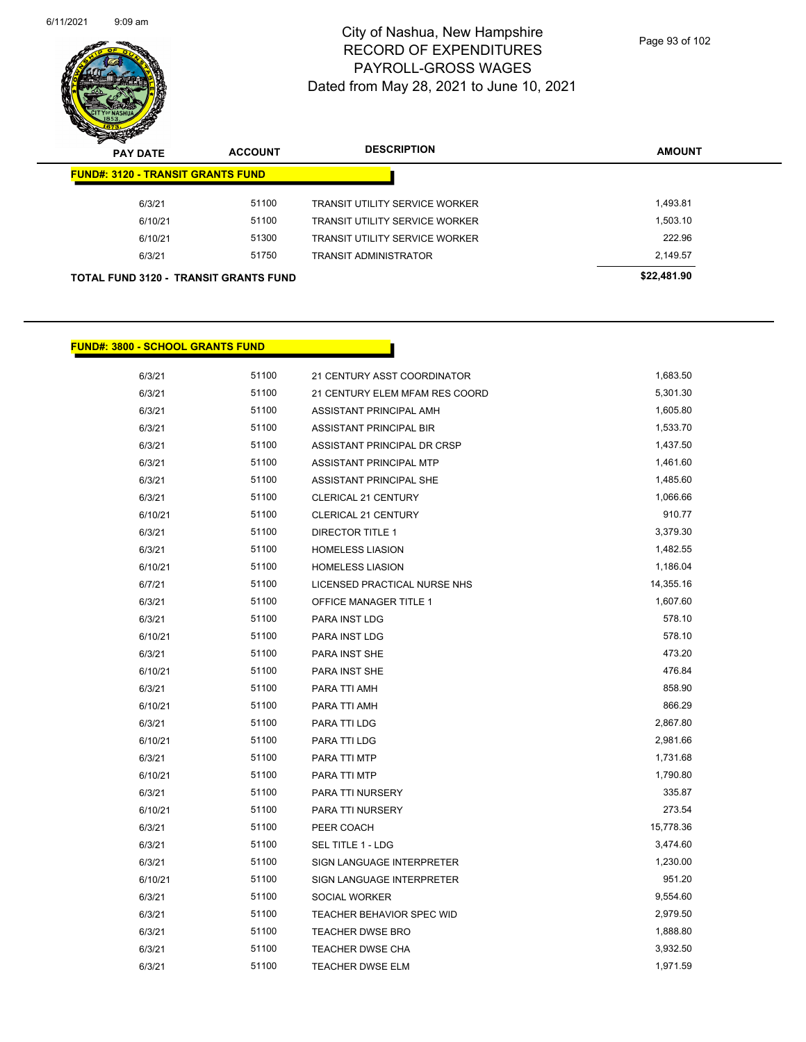# City of Nashua, New Hampshire
## RECORD OF EXPENDITURES
## PAYROLL-GROSS WAGES
## Dated from May 28, 2021 to June 10, 2021

| PAY DATE | ACCOUNT | DESCRIPTION | AMOUNT |
|---|---|---|---|
| **FUND#: 3120 - TRANSIT GRANTS FUND** | | | |
| 6/3/21 | 51100 | TRANSIT UTILITY SERVICE WORKER | 1,493.81 |
| 6/10/21 | 51100 | TRANSIT UTILITY SERVICE WORKER | 1,503.10 |
| 6/10/21 | 51300 | TRANSIT UTILITY SERVICE WORKER | 222.96 |
| 6/3/21 | 51750 | TRANSIT ADMINISTRATOR | 2,149.57 |
| **TOTAL FUND 3120 - TRANSIT GRANTS FUND** | | | **$22,481.90** |

| PAY DATE | ACCOUNT | DESCRIPTION | AMOUNT |
|---|---|---|---|
| **FUND#: 3800 - SCHOOL GRANTS FUND** | | | |
| 6/3/21 | 51100 | 21 CENTURY ASST COORDINATOR | 1,683.50 |
| 6/3/21 | 51100 | 21 CENTURY ELEM MFAM RES COORD | 5,301.30 |
| 6/3/21 | 51100 | ASSISTANT PRINCIPAL AMH | 1,605.80 |
| 6/3/21 | 51100 | ASSISTANT PRINCIPAL BIR | 1,533.70 |
| 6/3/21 | 51100 | ASSISTANT PRINCIPAL DR CRSP | 1,437.50 |
| 6/3/21 | 51100 | ASSISTANT PRINCIPAL MTP | 1,461.60 |
| 6/3/21 | 51100 | ASSISTANT PRINCIPAL SHE | 1,485.60 |
| 6/3/21 | 51100 | CLERICAL 21 CENTURY | 1,066.66 |
| 6/10/21 | 51100 | CLERICAL 21 CENTURY | 910.77 |
| 6/3/21 | 51100 | DIRECTOR TITLE 1 | 3,379.30 |
| 6/3/21 | 51100 | HOMELESS LIASION | 1,482.55 |
| 6/10/21 | 51100 | HOMELESS LIASION | 1,186.04 |
| 6/7/21 | 51100 | LICENSED PRACTICAL NURSE NHS | 14,355.16 |
| 6/3/21 | 51100 | OFFICE MANAGER TITLE 1 | 1,607.60 |
| 6/3/21 | 51100 | PARA INST LDG | 578.10 |
| 6/10/21 | 51100 | PARA INST LDG | 578.10 |
| 6/3/21 | 51100 | PARA INST SHE | 473.20 |
| 6/10/21 | 51100 | PARA INST SHE | 476.84 |
| 6/3/21 | 51100 | PARA TTI AMH | 858.90 |
| 6/10/21 | 51100 | PARA TTI AMH | 866.29 |
| 6/3/21 | 51100 | PARA TTI LDG | 2,867.80 |
| 6/10/21 | 51100 | PARA TTI LDG | 2,981.66 |
| 6/3/21 | 51100 | PARA TTI MTP | 1,731.68 |
| 6/10/21 | 51100 | PARA TTI MTP | 1,790.80 |
| 6/3/21 | 51100 | PARA TTI NURSERY | 335.87 |
| 6/10/21 | 51100 | PARA TTI NURSERY | 273.54 |
| 6/3/21 | 51100 | PEER COACH | 15,778.36 |
| 6/3/21 | 51100 | SEL TITLE 1 - LDG | 3,474.60 |
| 6/3/21 | 51100 | SIGN LANGUAGE INTERPRETER | 1,230.00 |
| 6/10/21 | 51100 | SIGN LANGUAGE INTERPRETER | 951.20 |
| 6/3/21 | 51100 | SOCIAL WORKER | 9,554.60 |
| 6/3/21 | 51100 | TEACHER BEHAVIOR SPEC WID | 2,979.50 |
| 6/3/21 | 51100 | TEACHER DWSE BRO | 1,888.80 |
| 6/3/21 | 51100 | TEACHER DWSE CHA | 3,932.50 |
| 6/3/21 | 51100 | TEACHER DWSE ELM | 1,971.59 |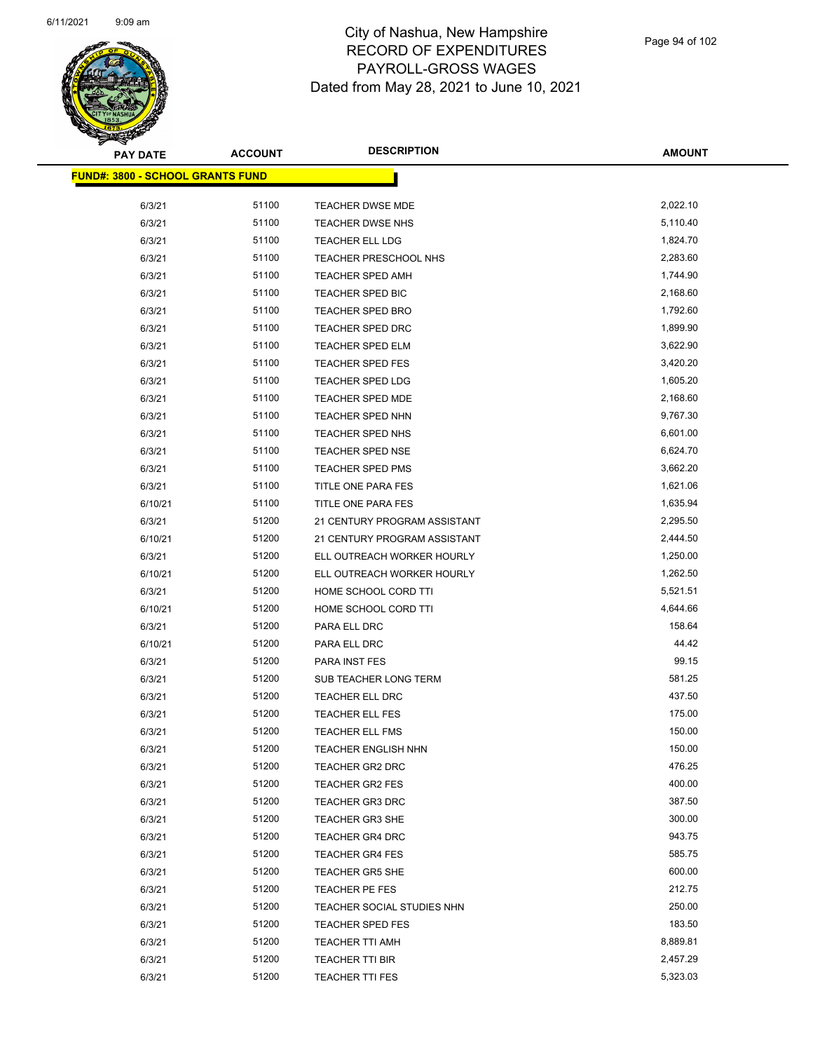# City of Nashua, New Hampshire
# RECORD OF EXPENDITURES
# PAYROLL-GROSS WAGES
# Dated from May 28, 2021 to June 10, 2021

**FUND#: 3800 - SCHOOL GRANTS FUND**

| PAY DATE | ACCOUNT | DESCRIPTION | AMOUNT |
|---|---|---|---|
| 6/3/21 | 51100 | TEACHER DWSE MDE | 2,022.10 |
| 6/3/21 | 51100 | TEACHER DWSE NHS | 5,110.40 |
| 6/3/21 | 51100 | TEACHER ELL LDG | 1,824.70 |
| 6/3/21 | 51100 | TEACHER PRESCHOOL NHS | 2,283.60 |
| 6/3/21 | 51100 | TEACHER SPED AMH | 1,744.90 |
| 6/3/21 | 51100 | TEACHER SPED BIC | 2,168.60 |
| 6/3/21 | 51100 | TEACHER SPED BRO | 1,792.60 |
| 6/3/21 | 51100 | TEACHER SPED DRC | 1,899.90 |
| 6/3/21 | 51100 | TEACHER SPED ELM | 3,622.90 |
| 6/3/21 | 51100 | TEACHER SPED FES | 3,420.20 |
| 6/3/21 | 51100 | TEACHER SPED LDG | 1,605.20 |
| 6/3/21 | 51100 | TEACHER SPED MDE | 2,168.60 |
| 6/3/21 | 51100 | TEACHER SPED NHN | 9,767.30 |
| 6/3/21 | 51100 | TEACHER SPED NHS | 6,601.00 |
| 6/3/21 | 51100 | TEACHER SPED NSE | 6,624.70 |
| 6/3/21 | 51100 | TEACHER SPED PMS | 3,662.20 |
| 6/3/21 | 51100 | TITLE ONE PARA FES | 1,621.06 |
| 6/10/21 | 51100 | TITLE ONE PARA FES | 1,635.94 |
| 6/3/21 | 51200 | 21 CENTURY PROGRAM ASSISTANT | 2,295.50 |
| 6/10/21 | 51200 | 21 CENTURY PROGRAM ASSISTANT | 2,444.50 |
| 6/3/21 | 51200 | ELL OUTREACH WORKER HOURLY | 1,250.00 |
| 6/10/21 | 51200 | ELL OUTREACH WORKER HOURLY | 1,262.50 |
| 6/3/21 | 51200 | HOME SCHOOL CORD TTI | 5,521.51 |
| 6/10/21 | 51200 | HOME SCHOOL CORD TTI | 4,644.66 |
| 6/3/21 | 51200 | PARA ELL DRC | 158.64 |
| 6/10/21 | 51200 | PARA ELL DRC | 44.42 |
| 6/3/21 | 51200 | PARA INST FES | 99.15 |
| 6/3/21 | 51200 | SUB TEACHER LONG TERM | 581.25 |
| 6/3/21 | 51200 | TEACHER ELL DRC | 437.50 |
| 6/3/21 | 51200 | TEACHER ELL FES | 175.00 |
| 6/3/21 | 51200 | TEACHER ELL FMS | 150.00 |
| 6/3/21 | 51200 | TEACHER ENGLISH NHN | 150.00 |
| 6/3/21 | 51200 | TEACHER GR2 DRC | 476.25 |
| 6/3/21 | 51200 | TEACHER GR2 FES | 400.00 |
| 6/3/21 | 51200 | TEACHER GR3 DRC | 387.50 |
| 6/3/21 | 51200 | TEACHER GR3 SHE | 300.00 |
| 6/3/21 | 51200 | TEACHER GR4 DRC | 943.75 |
| 6/3/21 | 51200 | TEACHER GR4 FES | 585.75 |
| 6/3/21 | 51200 | TEACHER GR5 SHE | 600.00 |
| 6/3/21 | 51200 | TEACHER PE FES | 212.75 |
| 6/3/21 | 51200 | TEACHER SOCIAL STUDIES NHN | 250.00 |
| 6/3/21 | 51200 | TEACHER SPED FES | 183.50 |
| 6/3/21 | 51200 | TEACHER TTI AMH | 8,889.81 |
| 6/3/21 | 51200 | TEACHER TTI BIR | 2,457.29 |
| 6/3/21 | 51200 | TEACHER TTI FES | 5,323.03 |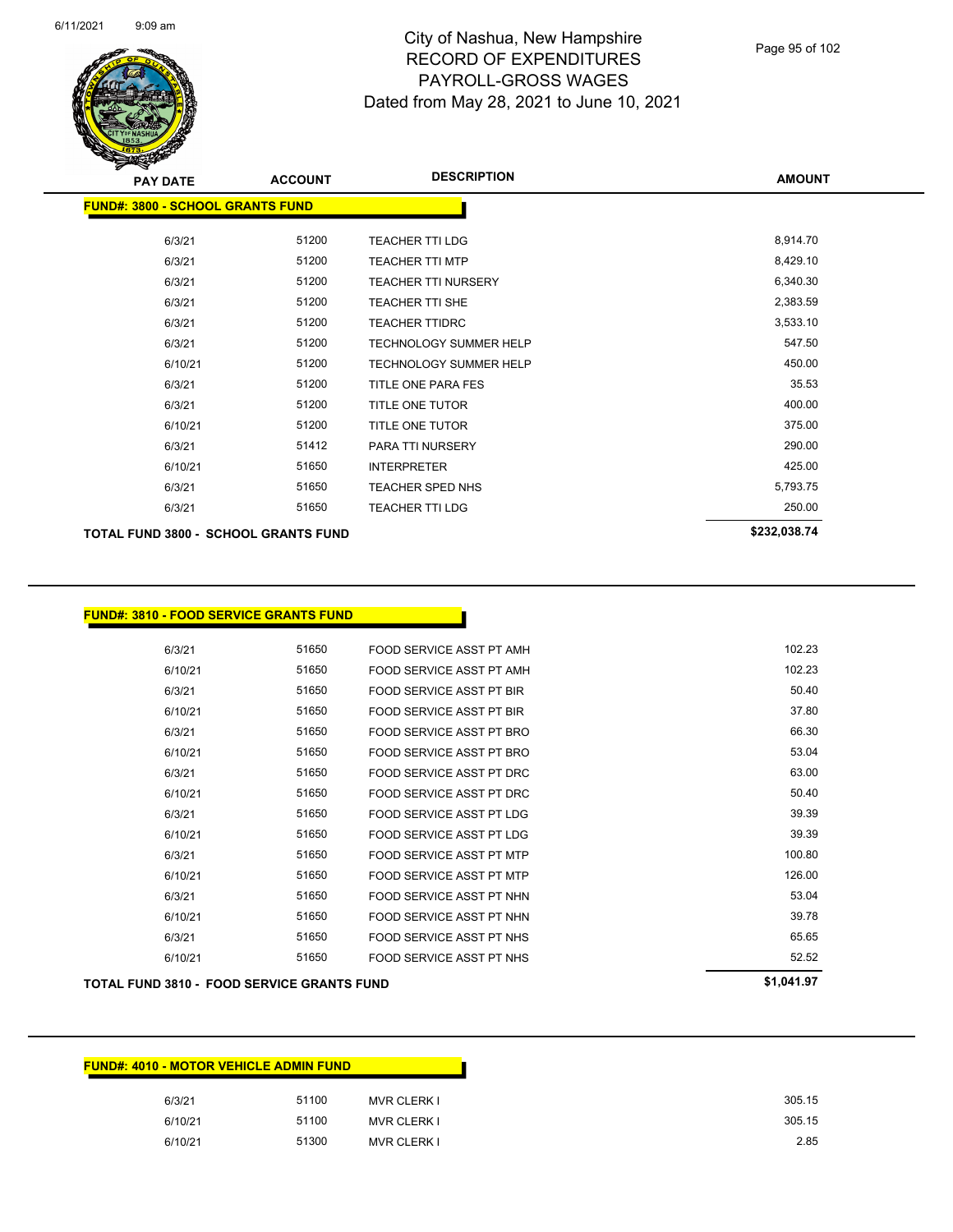# City of Nashua, New Hampshire
## RECORD OF EXPENDITURES
## PAYROLL-GROSS WAGES
## Dated from May 28, 2021 to June 10, 2021

| PAY DATE | ACCOUNT | DESCRIPTION | AMOUNT |
|---|---|---|---|
| **FUND#: 3800 - SCHOOL GRANTS FUND** | | | |
| 6/3/21 | 51200 | TEACHER TTI LDG | 8,914.70 |
| 6/3/21 | 51200 | TEACHER TTI MTP | 8,429.10 |
| 6/3/21 | 51200 | TEACHER TTI NURSERY | 6,340.30 |
| 6/3/21 | 51200 | TEACHER TTI SHE | 2,383.59 |
| 6/3/21 | 51200 | TEACHER TTIDRC | 3,533.10 |
| 6/3/21 | 51200 | TECHNOLOGY SUMMER HELP | 547.50 |
| 6/10/21 | 51200 | TECHNOLOGY SUMMER HELP | 450.00 |
| 6/3/21 | 51200 | TITLE ONE PARA FES | 35.53 |
| 6/3/21 | 51200 | TITLE ONE TUTOR | 400.00 |
| 6/10/21 | 51200 | TITLE ONE TUTOR | 375.00 |
| 6/3/21 | 51412 | PARA TTI NURSERY | 290.00 |
| 6/10/21 | 51650 | INTERPRETER | 425.00 |
| 6/3/21 | 51650 | TEACHER SPED NHS | 5,793.75 |
| 6/3/21 | 51650 | TEACHER TTI LDG | 250.00 |
| **TOTAL FUND 3800 - SCHOOL GRANTS FUND** | | | **$232,038.74** |

| PAY DATE | ACCOUNT | DESCRIPTION | AMOUNT |
|---|---|---|---|
| **FUND#: 3810 - FOOD SERVICE GRANTS FUND** | | | |
| 6/3/21 | 51650 | FOOD SERVICE ASST PT AMH | 102.23 |
| 6/10/21 | 51650 | FOOD SERVICE ASST PT AMH | 102.23 |
| 6/3/21 | 51650 | FOOD SERVICE ASST PT BIR | 50.40 |
| 6/10/21 | 51650 | FOOD SERVICE ASST PT BIR | 37.80 |
| 6/3/21 | 51650 | FOOD SERVICE ASST PT BRO | 66.30 |
| 6/10/21 | 51650 | FOOD SERVICE ASST PT BRO | 53.04 |
| 6/3/21 | 51650 | FOOD SERVICE ASST PT DRC | 63.00 |
| 6/10/21 | 51650 | FOOD SERVICE ASST PT DRC | 50.40 |
| 6/3/21 | 51650 | FOOD SERVICE ASST PT LDG | 39.39 |
| 6/10/21 | 51650 | FOOD SERVICE ASST PT LDG | 39.39 |
| 6/3/21 | 51650 | FOOD SERVICE ASST PT MTP | 100.80 |
| 6/10/21 | 51650 | FOOD SERVICE ASST PT MTP | 126.00 |
| 6/3/21 | 51650 | FOOD SERVICE ASST PT NHN | 53.04 |
| 6/10/21 | 51650 | FOOD SERVICE ASST PT NHN | 39.78 |
| 6/3/21 | 51650 | FOOD SERVICE ASST PT NHS | 65.65 |
| 6/10/21 | 51650 | FOOD SERVICE ASST PT NHS | 52.52 |
| **TOTAL FUND 3810 - FOOD SERVICE GRANTS FUND** | | | **$1,041.97** |

| PAY DATE | ACCOUNT | DESCRIPTION | AMOUNT |
|---|---|---|---|
| **FUND#: 4010 - MOTOR VEHICLE ADMIN FUND** | | | |
| 6/3/21 | 51100 | MVR CLERK I | 305.15 |
| 6/10/21 | 51100 | MVR CLERK I | 305.15 |
| 6/10/21 | 51300 | MVR CLERK I | 2.85 |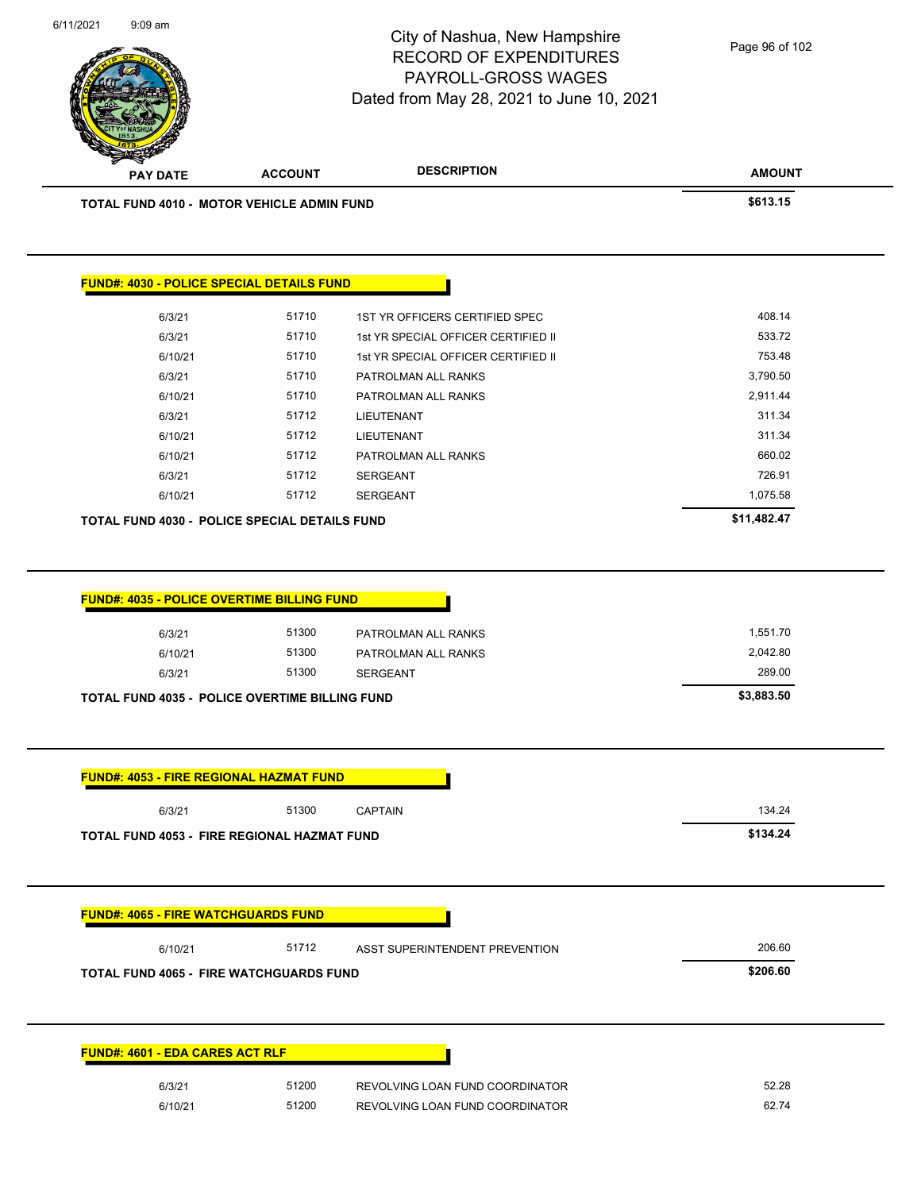| PAY DATE | ACCOUNT | DESCRIPTION | AMOUNT |
|---|---|---|---|
| **TOTAL FUND 4010 - MOTOR VEHICLE ADMIN FUND** | | | **$613.15** |

**FUND#: 4030 - POLICE SPECIAL DETAILS FUND**

| PAY DATE | ACCOUNT | DESCRIPTION | AMOUNT |
|---|---|---|---|
| 6/3/21 | 51710 | 1ST YR OFFICERS CERTIFIED SPEC | 408.14 |
| 6/3/21 | 51710 | 1st YR SPECIAL OFFICER CERTIFIED II | 533.72 |
| 6/10/21 | 51710 | 1st YR SPECIAL OFFICER CERTIFIED II | 753.48 |
| 6/3/21 | 51710 | PATROLMAN ALL RANKS | 3,790.50 |
| 6/10/21 | 51710 | PATROLMAN ALL RANKS | 2,911.44 |
| 6/3/21 | 51712 | LIEUTENANT | 311.34 |
| 6/10/21 | 51712 | LIEUTENANT | 311.34 |
| 6/10/21 | 51712 | PATROLMAN ALL RANKS | 660.02 |
| 6/3/21 | 51712 | SERGEANT | 726.91 |
| 6/10/21 | 51712 | SERGEANT | 1,075.58 |
| **TOTAL FUND 4030 - POLICE SPECIAL DETAILS FUND** | | | **$11,482.47** |

**FUND#: 4035 - POLICE OVERTIME BILLING FUND**

| PAY DATE | ACCOUNT | DESCRIPTION | AMOUNT |
|---|---|---|---|
| 6/3/21 | 51300 | PATROLMAN ALL RANKS | 1,551.70 |
| 6/10/21 | 51300 | PATROLMAN ALL RANKS | 2,042.80 |
| 6/3/21 | 51300 | SERGEANT | 289.00 |
| **TOTAL FUND 4035 - POLICE OVERTIME BILLING FUND** | | | **$3,883.50** |

**FUND#: 4053 - FIRE REGIONAL HAZMAT FUND**

| PAY DATE | ACCOUNT | DESCRIPTION | AMOUNT |
|---|---|---|---|
| 6/3/21 | 51300 | CAPTAIN | 134.24 |
| **TOTAL FUND 4053 - FIRE REGIONAL HAZMAT FUND** | | | **$134.24** |

**FUND#: 4065 - FIRE WATCHGUARDS FUND**

| PAY DATE | ACCOUNT | DESCRIPTION | AMOUNT |
|---|---|---|---|
| 6/10/21 | 51712 | ASST SUPERINTENDENT PREVENTION | 206.60 |
| **TOTAL FUND 4065 - FIRE WATCHGUARDS FUND** | | | **$206.60** |

**FUND#: 4601 - EDA CARES ACT RLF**

| PAY DATE | ACCOUNT | DESCRIPTION | AMOUNT |
|---|---|---|---|
| 6/3/21 | 51200 | REVOLVING LOAN FUND COORDINATOR | 52.28 |
| 6/10/21 | 51200 | REVOLVING LOAN FUND COORDINATOR | 62.74 |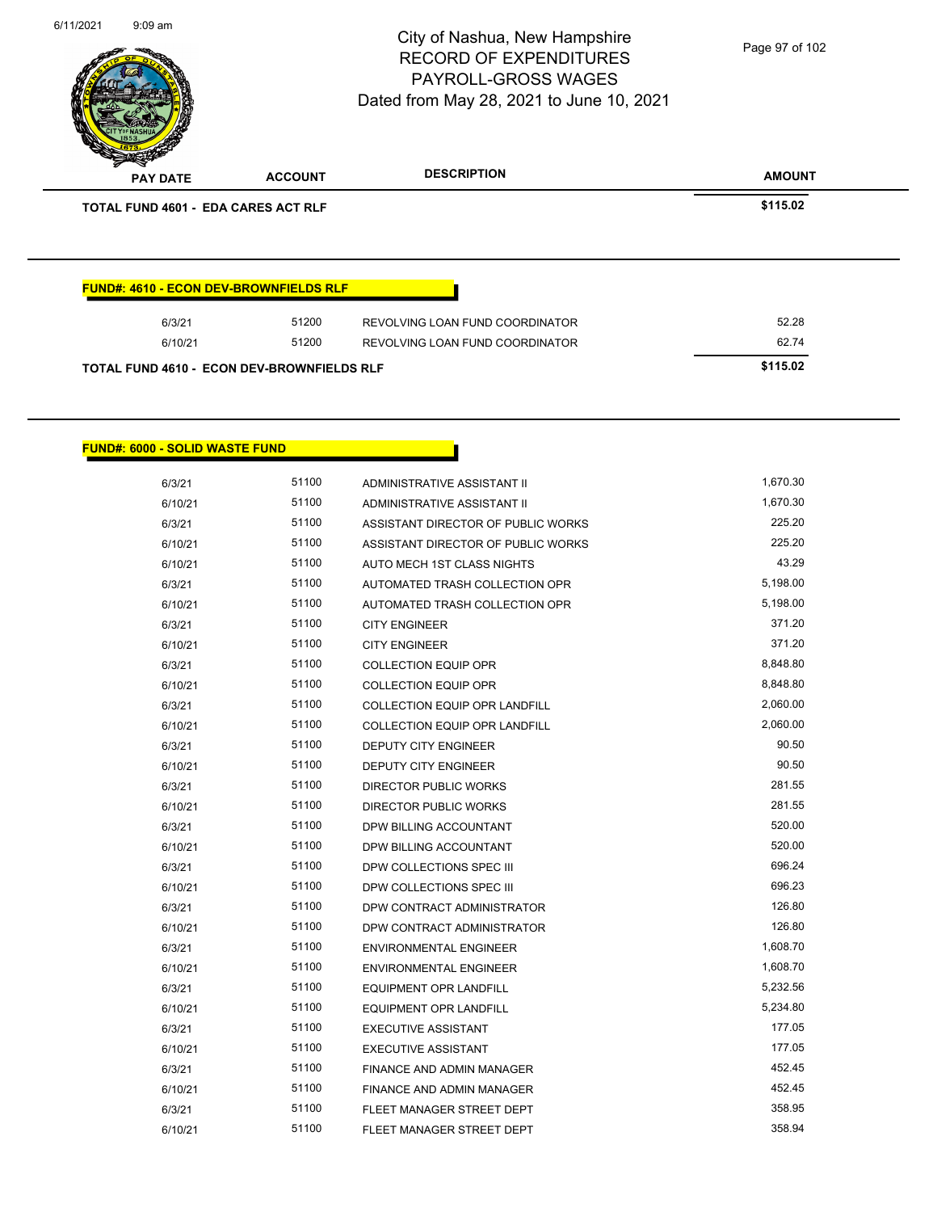# City of Nashua, New Hampshire
## RECORD OF EXPENDITURES
## PAYROLL-GROSS WAGES
### Dated from May 28, 2021 to June 10, 2021

| PAY DATE | ACCOUNT | DESCRIPTION | AMOUNT |
|---|---|---|---|
| **TOTAL FUND 4601 - EDA CARES ACT RLF** | | | **$115.02** |

**FUND#: 4610 - ECON DEV-BROWNFIELDS RLF**

| PAY DATE | ACCOUNT | DESCRIPTION | AMOUNT |
|---|---|---|---|
| 6/3/21 | 51200 | REVOLVING LOAN FUND COORDINATOR | 52.28 |
| 6/10/21 | 51200 | REVOLVING LOAN FUND COORDINATOR | 62.74 |
| **TOTAL FUND 4610 - ECON DEV-BROWNFIELDS RLF** | | | **$115.02** |

**FUND#: 6000 - SOLID WASTE FUND**

| PAY DATE | ACCOUNT | DESCRIPTION | AMOUNT |
|---|---|---|---|
| 6/3/21 | 51100 | ADMINISTRATIVE ASSISTANT II | 1,670.30 |
| 6/10/21 | 51100 | ADMINISTRATIVE ASSISTANT II | 1,670.30 |
| 6/3/21 | 51100 | ASSISTANT DIRECTOR OF PUBLIC WORKS | 225.20 |
| 6/10/21 | 51100 | ASSISTANT DIRECTOR OF PUBLIC WORKS | 225.20 |
| 6/10/21 | 51100 | AUTO MECH 1ST CLASS NIGHTS | 43.29 |
| 6/3/21 | 51100 | AUTOMATED TRASH COLLECTION OPR | 5,198.00 |
| 6/10/21 | 51100 | AUTOMATED TRASH COLLECTION OPR | 5,198.00 |
| 6/3/21 | 51100 | CITY ENGINEER | 371.20 |
| 6/10/21 | 51100 | CITY ENGINEER | 371.20 |
| 6/3/21 | 51100 | COLLECTION EQUIP OPR | 8,848.80 |
| 6/10/21 | 51100 | COLLECTION EQUIP OPR | 8,848.80 |
| 6/3/21 | 51100 | COLLECTION EQUIP OPR LANDFILL | 2,060.00 |
| 6/10/21 | 51100 | COLLECTION EQUIP OPR LANDFILL | 2,060.00 |
| 6/3/21 | 51100 | DEPUTY CITY ENGINEER | 90.50 |
| 6/10/21 | 51100 | DEPUTY CITY ENGINEER | 90.50 |
| 6/3/21 | 51100 | DIRECTOR PUBLIC WORKS | 281.55 |
| 6/10/21 | 51100 | DIRECTOR PUBLIC WORKS | 281.55 |
| 6/3/21 | 51100 | DPW BILLING ACCOUNTANT | 520.00 |
| 6/10/21 | 51100 | DPW BILLING ACCOUNTANT | 520.00 |
| 6/3/21 | 51100 | DPW COLLECTIONS SPEC III | 696.24 |
| 6/10/21 | 51100 | DPW COLLECTIONS SPEC III | 696.23 |
| 6/3/21 | 51100 | DPW CONTRACT ADMINISTRATOR | 126.80 |
| 6/10/21 | 51100 | DPW CONTRACT ADMINISTRATOR | 126.80 |
| 6/3/21 | 51100 | ENVIRONMENTAL ENGINEER | 1,608.70 |
| 6/10/21 | 51100 | ENVIRONMENTAL ENGINEER | 1,608.70 |
| 6/3/21 | 51100 | EQUIPMENT OPR LANDFILL | 5,232.56 |
| 6/10/21 | 51100 | EQUIPMENT OPR LANDFILL | 5,234.80 |
| 6/3/21 | 51100 | EXECUTIVE ASSISTANT | 177.05 |
| 6/10/21 | 51100 | EXECUTIVE ASSISTANT | 177.05 |
| 6/3/21 | 51100 | FINANCE AND ADMIN MANAGER | 452.45 |
| 6/10/21 | 51100 | FINANCE AND ADMIN MANAGER | 452.45 |
| 6/3/21 | 51100 | FLEET MANAGER STREET DEPT | 358.95 |
| 6/10/21 | 51100 | FLEET MANAGER STREET DEPT | 358.94 |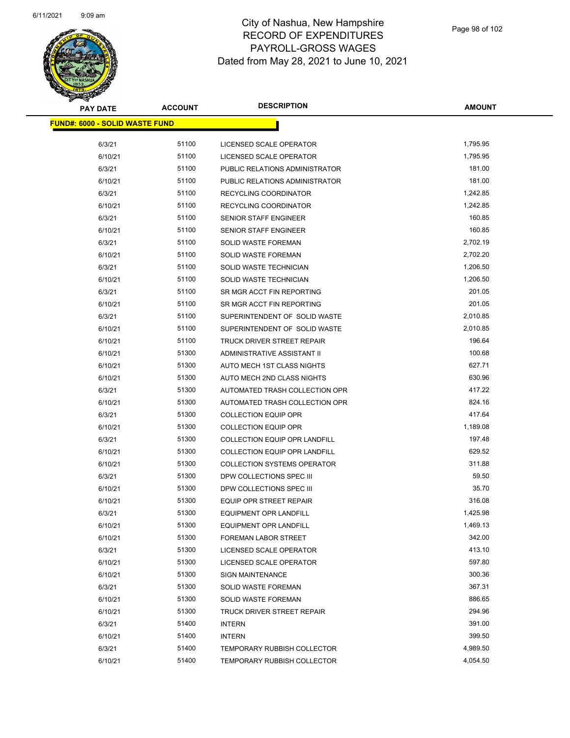# City of Nashua, New Hampshire
## RECORD OF EXPENDITURES
## PAYROLL-GROSS WAGES
### Dated from May 28, 2021 to June 10, 2021

| PAY DATE | ACCOUNT | DESCRIPTION | AMOUNT |
|---|---|---|---|
| **FUND#: 6000 - SOLID WASTE FUND** | | | |
| 6/3/21 | 51100 | LICENSED SCALE OPERATOR | 1,795.95 |
| 6/10/21 | 51100 | LICENSED SCALE OPERATOR | 1,795.95 |
| 6/3/21 | 51100 | PUBLIC RELATIONS ADMINISTRATOR | 181.00 |
| 6/10/21 | 51100 | PUBLIC RELATIONS ADMINISTRATOR | 181.00 |
| 6/3/21 | 51100 | RECYCLING COORDINATOR | 1,242.85 |
| 6/10/21 | 51100 | RECYCLING COORDINATOR | 1,242.85 |
| 6/3/21 | 51100 | SENIOR STAFF ENGINEER | 160.85 |
| 6/10/21 | 51100 | SENIOR STAFF ENGINEER | 160.85 |
| 6/3/21 | 51100 | SOLID WASTE FOREMAN | 2,702.19 |
| 6/10/21 | 51100 | SOLID WASTE FOREMAN | 2,702.20 |
| 6/3/21 | 51100 | SOLID WASTE TECHNICIAN | 1,206.50 |
| 6/10/21 | 51100 | SOLID WASTE TECHNICIAN | 1,206.50 |
| 6/3/21 | 51100 | SR MGR ACCT FIN REPORTING | 201.05 |
| 6/10/21 | 51100 | SR MGR ACCT FIN REPORTING | 201.05 |
| 6/3/21 | 51100 | SUPERINTENDENT OF SOLID WASTE | 2,010.85 |
| 6/10/21 | 51100 | SUPERINTENDENT OF SOLID WASTE | 2,010.85 |
| 6/10/21 | 51100 | TRUCK DRIVER STREET REPAIR | 196.64 |
| 6/10/21 | 51300 | ADMINISTRATIVE ASSISTANT II | 100.68 |
| 6/10/21 | 51300 | AUTO MECH 1ST CLASS NIGHTS | 627.71 |
| 6/10/21 | 51300 | AUTO MECH 2ND CLASS NIGHTS | 630.96 |
| 6/3/21 | 51300 | AUTOMATED TRASH COLLECTION OPR | 417.22 |
| 6/10/21 | 51300 | AUTOMATED TRASH COLLECTION OPR | 824.16 |
| 6/3/21 | 51300 | COLLECTION EQUIP OPR | 417.64 |
| 6/10/21 | 51300 | COLLECTION EQUIP OPR | 1,189.08 |
| 6/3/21 | 51300 | COLLECTION EQUIP OPR LANDFILL | 197.48 |
| 6/10/21 | 51300 | COLLECTION EQUIP OPR LANDFILL | 629.52 |
| 6/10/21 | 51300 | COLLECTION SYSTEMS OPERATOR | 311.88 |
| 6/3/21 | 51300 | DPW COLLECTIONS SPEC III | 59.50 |
| 6/10/21 | 51300 | DPW COLLECTIONS SPEC III | 35.70 |
| 6/10/21 | 51300 | EQUIP OPR STREET REPAIR | 316.08 |
| 6/3/21 | 51300 | EQUIPMENT OPR LANDFILL | 1,425.98 |
| 6/10/21 | 51300 | EQUIPMENT OPR LANDFILL | 1,469.13 |
| 6/10/21 | 51300 | FOREMAN LABOR STREET | 342.00 |
| 6/3/21 | 51300 | LICENSED SCALE OPERATOR | 413.10 |
| 6/10/21 | 51300 | LICENSED SCALE OPERATOR | 597.80 |
| 6/10/21 | 51300 | SIGN MAINTENANCE | 300.36 |
| 6/3/21 | 51300 | SOLID WASTE FOREMAN | 367.31 |
| 6/10/21 | 51300 | SOLID WASTE FOREMAN | 886.65 |
| 6/10/21 | 51300 | TRUCK DRIVER STREET REPAIR | 294.96 |
| 6/3/21 | 51400 | INTERN | 391.00 |
| 6/10/21 | 51400 | INTERN | 399.50 |
| 6/3/21 | 51400 | TEMPORARY RUBBISH COLLECTOR | 4,989.50 |
| 6/10/21 | 51400 | TEMPORARY RUBBISH COLLECTOR | 4,054.50 |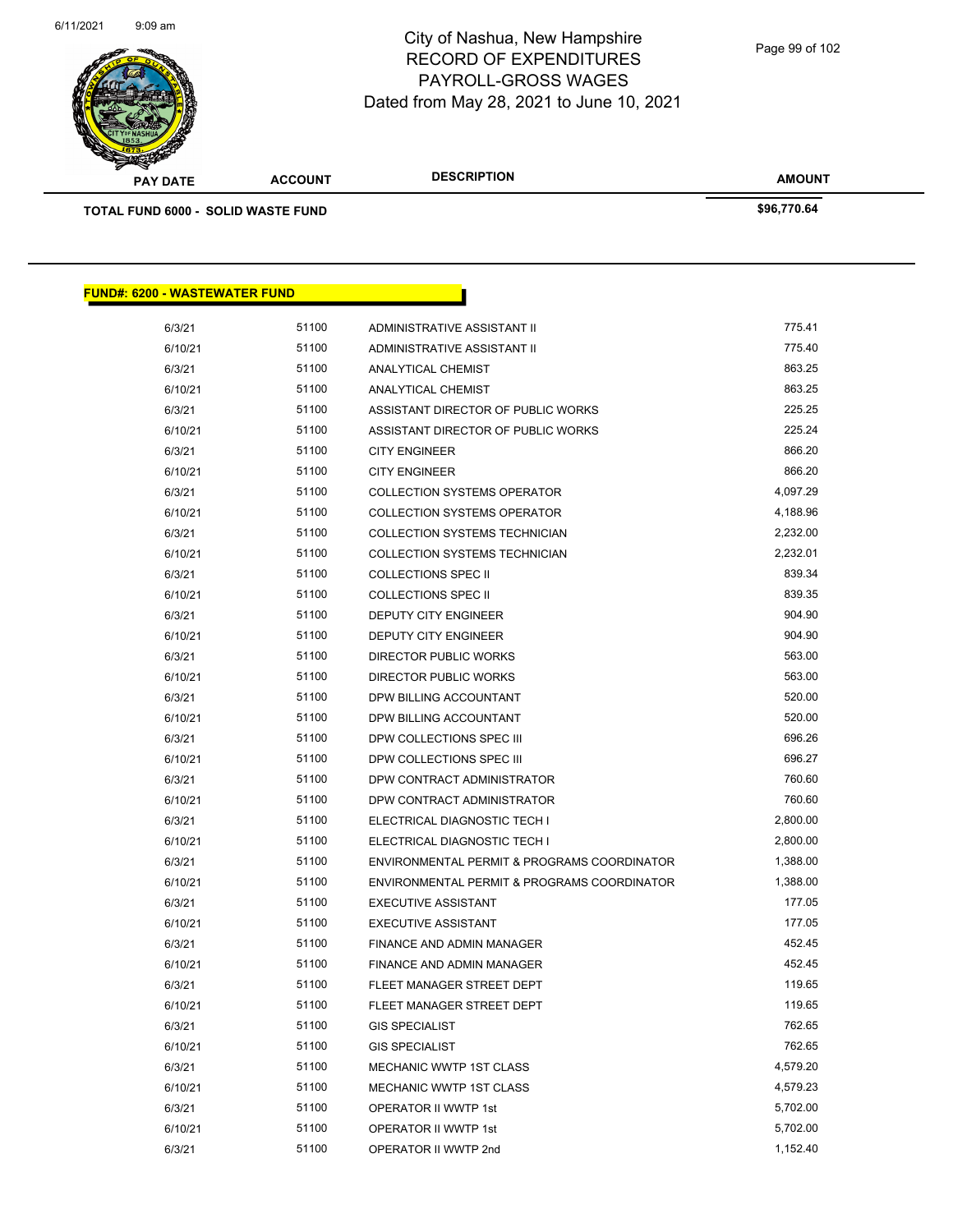# City of Nashua, New Hampshire
## RECORD OF EXPENDITURES
## PAYROLL-GROSS WAGES
### Dated from May 28, 2021 to June 10, 2021

| PAY DATE | ACCOUNT | DESCRIPTION | AMOUNT |
|---|---|---|---|
| **TOTAL FUND 6000 - SOLID WASTE FUND** | | | **$96,770.64** |

**FUND#: 6200 - WASTEWATER FUND**

| PAY DATE | ACCOUNT | DESCRIPTION | AMOUNT |
|---|---|---|---|
| 6/3/21 | 51100 | ADMINISTRATIVE ASSISTANT II | 775.41 |
| 6/10/21 | 51100 | ADMINISTRATIVE ASSISTANT II | 775.40 |
| 6/3/21 | 51100 | ANALYTICAL CHEMIST | 863.25 |
| 6/10/21 | 51100 | ANALYTICAL CHEMIST | 863.25 |
| 6/3/21 | 51100 | ASSISTANT DIRECTOR OF PUBLIC WORKS | 225.25 |
| 6/10/21 | 51100 | ASSISTANT DIRECTOR OF PUBLIC WORKS | 225.24 |
| 6/3/21 | 51100 | CITY ENGINEER | 866.20 |
| 6/10/21 | 51100 | CITY ENGINEER | 866.20 |
| 6/3/21 | 51100 | COLLECTION SYSTEMS OPERATOR | 4,097.29 |
| 6/10/21 | 51100 | COLLECTION SYSTEMS OPERATOR | 4,188.96 |
| 6/3/21 | 51100 | COLLECTION SYSTEMS TECHNICIAN | 2,232.00 |
| 6/10/21 | 51100 | COLLECTION SYSTEMS TECHNICIAN | 2,232.01 |
| 6/3/21 | 51100 | COLLECTIONS SPEC II | 839.34 |
| 6/10/21 | 51100 | COLLECTIONS SPEC II | 839.35 |
| 6/3/21 | 51100 | DEPUTY CITY ENGINEER | 904.90 |
| 6/10/21 | 51100 | DEPUTY CITY ENGINEER | 904.90 |
| 6/3/21 | 51100 | DIRECTOR PUBLIC WORKS | 563.00 |
| 6/10/21 | 51100 | DIRECTOR PUBLIC WORKS | 563.00 |
| 6/3/21 | 51100 | DPW BILLING ACCOUNTANT | 520.00 |
| 6/10/21 | 51100 | DPW BILLING ACCOUNTANT | 520.00 |
| 6/3/21 | 51100 | DPW COLLECTIONS SPEC III | 696.26 |
| 6/10/21 | 51100 | DPW COLLECTIONS SPEC III | 696.27 |
| 6/3/21 | 51100 | DPW CONTRACT ADMINISTRATOR | 760.60 |
| 6/10/21 | 51100 | DPW CONTRACT ADMINISTRATOR | 760.60 |
| 6/3/21 | 51100 | ELECTRICAL DIAGNOSTIC TECH I | 2,800.00 |
| 6/10/21 | 51100 | ELECTRICAL DIAGNOSTIC TECH I | 2,800.00 |
| 6/3/21 | 51100 | ENVIRONMENTAL PERMIT & PROGRAMS COORDINATOR | 1,388.00 |
| 6/10/21 | 51100 | ENVIRONMENTAL PERMIT & PROGRAMS COORDINATOR | 1,388.00 |
| 6/3/21 | 51100 | EXECUTIVE ASSISTANT | 177.05 |
| 6/10/21 | 51100 | EXECUTIVE ASSISTANT | 177.05 |
| 6/3/21 | 51100 | FINANCE AND ADMIN MANAGER | 452.45 |
| 6/10/21 | 51100 | FINANCE AND ADMIN MANAGER | 452.45 |
| 6/3/21 | 51100 | FLEET MANAGER STREET DEPT | 119.65 |
| 6/10/21 | 51100 | FLEET MANAGER STREET DEPT | 119.65 |
| 6/3/21 | 51100 | GIS SPECIALIST | 762.65 |
| 6/10/21 | 51100 | GIS SPECIALIST | 762.65 |
| 6/3/21 | 51100 | MECHANIC WWTP 1ST CLASS | 4,579.20 |
| 6/10/21 | 51100 | MECHANIC WWTP 1ST CLASS | 4,579.23 |
| 6/3/21 | 51100 | OPERATOR II WWTP 1st | 5,702.00 |
| 6/10/21 | 51100 | OPERATOR II WWTP 1st | 5,702.00 |
| 6/3/21 | 51100 | OPERATOR II WWTP 2nd | 1,152.40 |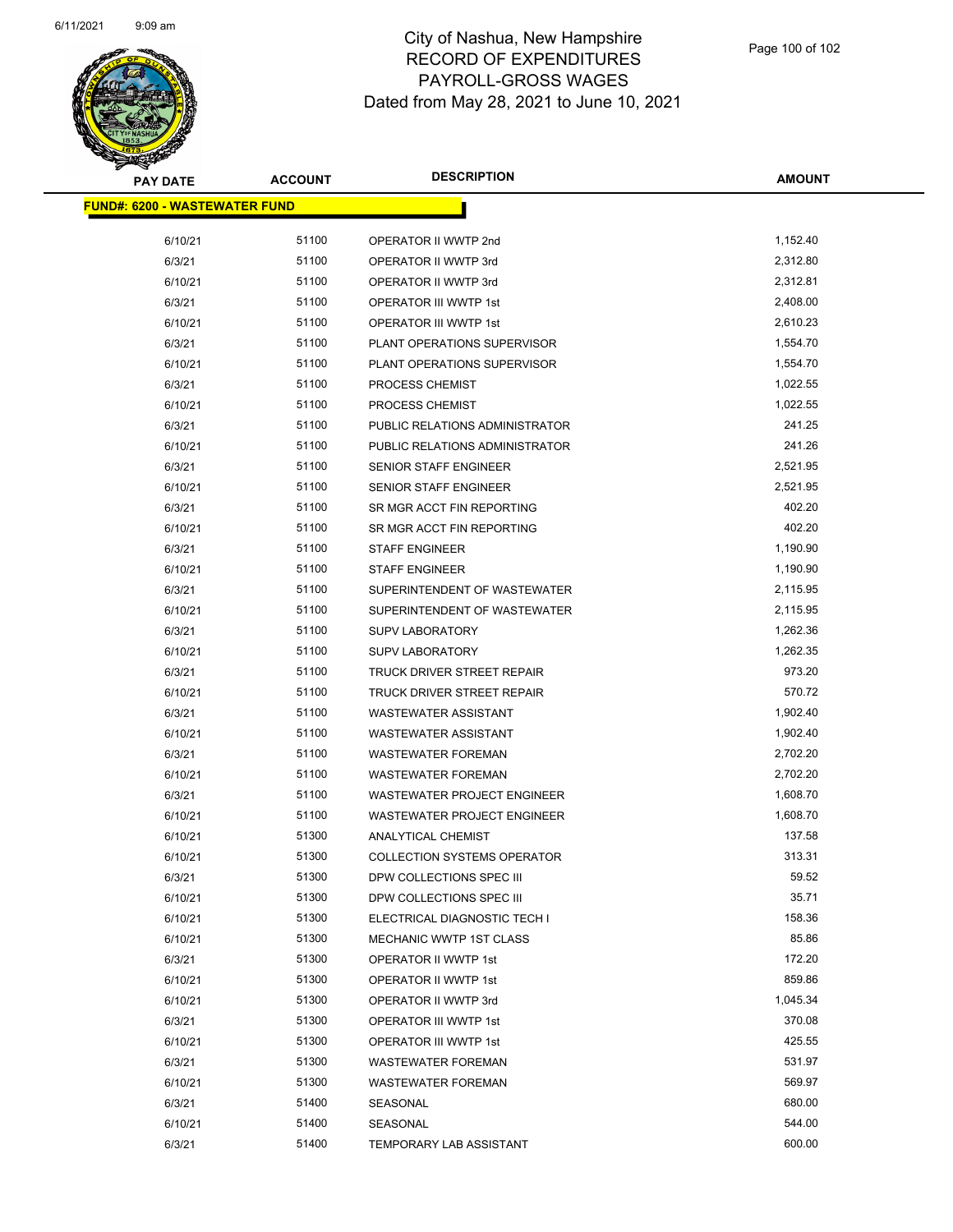# City of Nashua, New Hampshire
## RECORD OF EXPENDITURES
## PAYROLL-GROSS WAGES
## Dated from May 28, 2021 to June 10, 2021

| PAY DATE | ACCOUNT | DESCRIPTION | AMOUNT |
|---|---|---|---|
| **FUND#: 6200 - WASTEWATER FUND** | | | |
| 6/10/21 | 51100 | OPERATOR II WWTP 2nd | 1,152.40 |
| 6/3/21 | 51100 | OPERATOR II WWTP 3rd | 2,312.80 |
| 6/10/21 | 51100 | OPERATOR II WWTP 3rd | 2,312.81 |
| 6/3/21 | 51100 | OPERATOR III WWTP 1st | 2,408.00 |
| 6/10/21 | 51100 | OPERATOR III WWTP 1st | 2,610.23 |
| 6/3/21 | 51100 | PLANT OPERATIONS SUPERVISOR | 1,554.70 |
| 6/10/21 | 51100 | PLANT OPERATIONS SUPERVISOR | 1,554.70 |
| 6/3/21 | 51100 | PROCESS CHEMIST | 1,022.55 |
| 6/10/21 | 51100 | PROCESS CHEMIST | 1,022.55 |
| 6/3/21 | 51100 | PUBLIC RELATIONS ADMINISTRATOR | 241.25 |
| 6/10/21 | 51100 | PUBLIC RELATIONS ADMINISTRATOR | 241.26 |
| 6/3/21 | 51100 | SENIOR STAFF ENGINEER | 2,521.95 |
| 6/10/21 | 51100 | SENIOR STAFF ENGINEER | 2,521.95 |
| 6/3/21 | 51100 | SR MGR ACCT FIN REPORTING | 402.20 |
| 6/10/21 | 51100 | SR MGR ACCT FIN REPORTING | 402.20 |
| 6/3/21 | 51100 | STAFF ENGINEER | 1,190.90 |
| 6/10/21 | 51100 | STAFF ENGINEER | 1,190.90 |
| 6/3/21 | 51100 | SUPERINTENDENT OF WASTEWATER | 2,115.95 |
| 6/10/21 | 51100 | SUPERINTENDENT OF WASTEWATER | 2,115.95 |
| 6/3/21 | 51100 | SUPV LABORATORY | 1,262.36 |
| 6/10/21 | 51100 | SUPV LABORATORY | 1,262.35 |
| 6/3/21 | 51100 | TRUCK DRIVER STREET REPAIR | 973.20 |
| 6/10/21 | 51100 | TRUCK DRIVER STREET REPAIR | 570.72 |
| 6/3/21 | 51100 | WASTEWATER ASSISTANT | 1,902.40 |
| 6/10/21 | 51100 | WASTEWATER ASSISTANT | 1,902.40 |
| 6/3/21 | 51100 | WASTEWATER FOREMAN | 2,702.20 |
| 6/10/21 | 51100 | WASTEWATER FOREMAN | 2,702.20 |
| 6/3/21 | 51100 | WASTEWATER PROJECT ENGINEER | 1,608.70 |
| 6/10/21 | 51100 | WASTEWATER PROJECT ENGINEER | 1,608.70 |
| 6/10/21 | 51300 | ANALYTICAL CHEMIST | 137.58 |
| 6/10/21 | 51300 | COLLECTION SYSTEMS OPERATOR | 313.31 |
| 6/3/21 | 51300 | DPW COLLECTIONS SPEC III | 59.52 |
| 6/10/21 | 51300 | DPW COLLECTIONS SPEC III | 35.71 |
| 6/10/21 | 51300 | ELECTRICAL DIAGNOSTIC TECH I | 158.36 |
| 6/10/21 | 51300 | MECHANIC WWTP 1ST CLASS | 85.86 |
| 6/3/21 | 51300 | OPERATOR II WWTP 1st | 172.20 |
| 6/10/21 | 51300 | OPERATOR II WWTP 1st | 859.86 |
| 6/10/21 | 51300 | OPERATOR II WWTP 3rd | 1,045.34 |
| 6/3/21 | 51300 | OPERATOR III WWTP 1st | 370.08 |
| 6/10/21 | 51300 | OPERATOR III WWTP 1st | 425.55 |
| 6/3/21 | 51300 | WASTEWATER FOREMAN | 531.97 |
| 6/10/21 | 51300 | WASTEWATER FOREMAN | 569.97 |
| 6/3/21 | 51400 | SEASONAL | 680.00 |
| 6/10/21 | 51400 | SEASONAL | 544.00 |
| 6/3/21 | 51400 | TEMPORARY LAB ASSISTANT | 600.00 |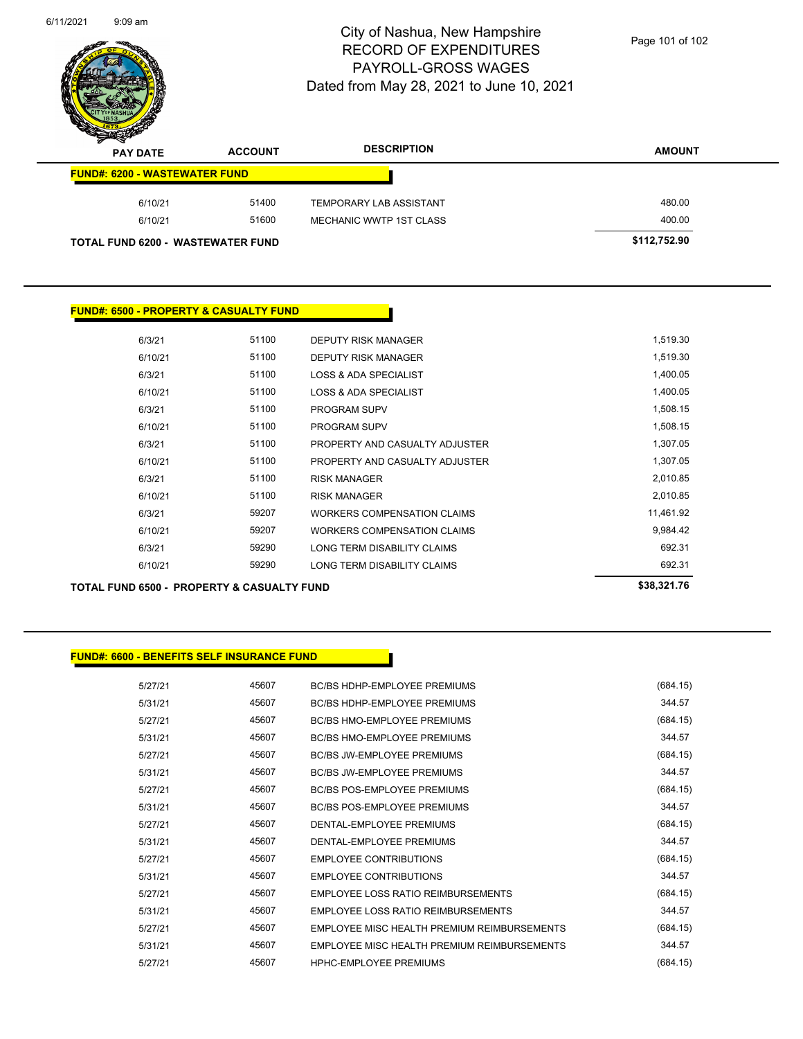# City of Nashua, New Hampshire
# RECORD OF EXPENDITURES
# PAYROLL-GROSS WAGES
## Dated from May 28, 2021 to June 10, 2021

| PAY DATE | ACCOUNT | DESCRIPTION | AMOUNT |
|---|---|---|---|
| **FUND#: 6200 - WASTEWATER FUND** | | | |
| 6/10/21 | 51400 | TEMPORARY LAB ASSISTANT | 480.00 |
| 6/10/21 | 51600 | MECHANIC WWTP 1ST CLASS | 400.00 |
| **TOTAL FUND 6200 - WASTEWATER FUND** | | | **$112,752.90** |

| PAY DATE | ACCOUNT | DESCRIPTION | AMOUNT |
|---|---|---|---|
| **FUND#: 6500 - PROPERTY & CASUALTY FUND** | | | |
| 6/3/21 | 51100 | DEPUTY RISK MANAGER | 1,519.30 |
| 6/10/21 | 51100 | DEPUTY RISK MANAGER | 1,519.30 |
| 6/3/21 | 51100 | LOSS & ADA SPECIALIST | 1,400.05 |
| 6/10/21 | 51100 | LOSS & ADA SPECIALIST | 1,400.05 |
| 6/3/21 | 51100 | PROGRAM SUPV | 1,508.15 |
| 6/10/21 | 51100 | PROGRAM SUPV | 1,508.15 |
| 6/3/21 | 51100 | PROPERTY AND CASUALTY ADJUSTER | 1,307.05 |
| 6/10/21 | 51100 | PROPERTY AND CASUALTY ADJUSTER | 1,307.05 |
| 6/3/21 | 51100 | RISK MANAGER | 2,010.85 |
| 6/10/21 | 51100 | RISK MANAGER | 2,010.85 |
| 6/3/21 | 59207 | WORKERS COMPENSATION CLAIMS | 11,461.92 |
| 6/10/21 | 59207 | WORKERS COMPENSATION CLAIMS | 9,984.42 |
| 6/3/21 | 59290 | LONG TERM DISABILITY CLAIMS | 692.31 |
| 6/10/21 | 59290 | LONG TERM DISABILITY CLAIMS | 692.31 |
| **TOTAL FUND 6500 - PROPERTY & CASUALTY FUND** | | | **$38,321.76** |

| PAY DATE | ACCOUNT | DESCRIPTION | AMOUNT |
|---|---|---|---|
| **FUND#: 6600 - BENEFITS SELF INSURANCE FUND** | | | |
| 5/27/21 | 45607 | BC/BS HDHP-EMPLOYEE PREMIUMS | (684.15) |
| 5/31/21 | 45607 | BC/BS HDHP-EMPLOYEE PREMIUMS | 344.57 |
| 5/27/21 | 45607 | BC/BS HMO-EMPLOYEE PREMIUMS | (684.15) |
| 5/31/21 | 45607 | BC/BS HMO-EMPLOYEE PREMIUMS | 344.57 |
| 5/27/21 | 45607 | BC/BS JW-EMPLOYEE PREMIUMS | (684.15) |
| 5/31/21 | 45607 | BC/BS JW-EMPLOYEE PREMIUMS | 344.57 |
| 5/27/21 | 45607 | BC/BS POS-EMPLOYEE PREMIUMS | (684.15) |
| 5/31/21 | 45607 | BC/BS POS-EMPLOYEE PREMIUMS | 344.57 |
| 5/27/21 | 45607 | DENTAL-EMPLOYEE PREMIUMS | (684.15) |
| 5/31/21 | 45607 | DENTAL-EMPLOYEE PREMIUMS | 344.57 |
| 5/27/21 | 45607 | EMPLOYEE CONTRIBUTIONS | (684.15) |
| 5/31/21 | 45607 | EMPLOYEE CONTRIBUTIONS | 344.57 |
| 5/27/21 | 45607 | EMPLOYEE LOSS RATIO REIMBURSEMENTS | (684.15) |
| 5/31/21 | 45607 | EMPLOYEE LOSS RATIO REIMBURSEMENTS | 344.57 |
| 5/27/21 | 45607 | EMPLOYEE MISC HEALTH PREMIUM REIMBURSEMENTS | (684.15) |
| 5/31/21 | 45607 | EMPLOYEE MISC HEALTH PREMIUM REIMBURSEMENTS | 344.57 |
| 5/27/21 | 45607 | HPHC-EMPLOYEE PREMIUMS | (684.15) |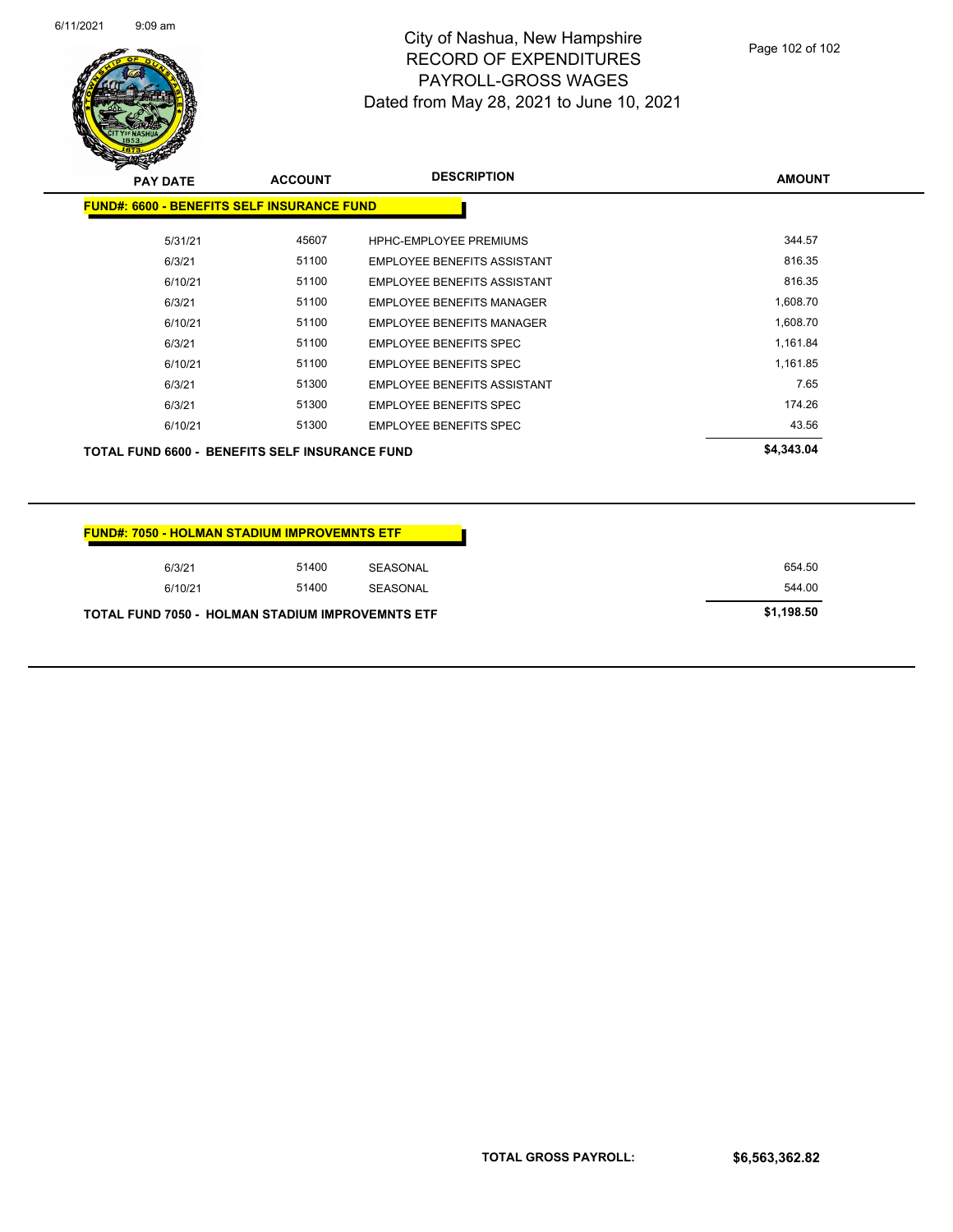# City of Nashua, New Hampshire
## RECORD OF EXPENDITURES
## PAYROLL-GROSS WAGES
### Dated from May 28, 2021 to June 10, 2021

| PAY DATE | ACCOUNT | DESCRIPTION | AMOUNT |
|---|---|---|---|
| **FUND#: 6600 - BENEFITS SELF INSURANCE FUND** | | | |
| 5/31/21 | 45607 | HPHC-EMPLOYEE PREMIUMS | 344.57 |
| 6/3/21 | 51100 | EMPLOYEE BENEFITS ASSISTANT | 816.35 |
| 6/10/21 | 51100 | EMPLOYEE BENEFITS ASSISTANT | 816.35 |
| 6/3/21 | 51100 | EMPLOYEE BENEFITS MANAGER | 1,608.70 |
| 6/10/21 | 51100 | EMPLOYEE BENEFITS MANAGER | 1,608.70 |
| 6/3/21 | 51100 | EMPLOYEE BENEFITS SPEC | 1,161.84 |
| 6/10/21 | 51100 | EMPLOYEE BENEFITS SPEC | 1,161.85 |
| 6/3/21 | 51300 | EMPLOYEE BENEFITS ASSISTANT | 7.65 |
| 6/3/21 | 51300 | EMPLOYEE BENEFITS SPEC | 174.26 |
| 6/10/21 | 51300 | EMPLOYEE BENEFITS SPEC | 43.56 |
| **TOTAL FUND 6600 - BENEFITS SELF INSURANCE FUND** | | | **$4,343.04** |

| PAY DATE | ACCOUNT | DESCRIPTION | AMOUNT |
|---|---|---|---|
| **FUND#: 7050 - HOLMAN STADIUM IMPROVEMNTS ETF** | | | |
| 6/3/21 | 51400 | SEASONAL | 654.50 |
| 6/10/21 | 51400 | SEASONAL | 544.00 |
| **TOTAL FUND 7050 - HOLMAN STADIUM IMPROVEMNTS ETF** | | | **$1,198.50** |

**TOTAL GROSS PAYROLL: $6,563,362.82**